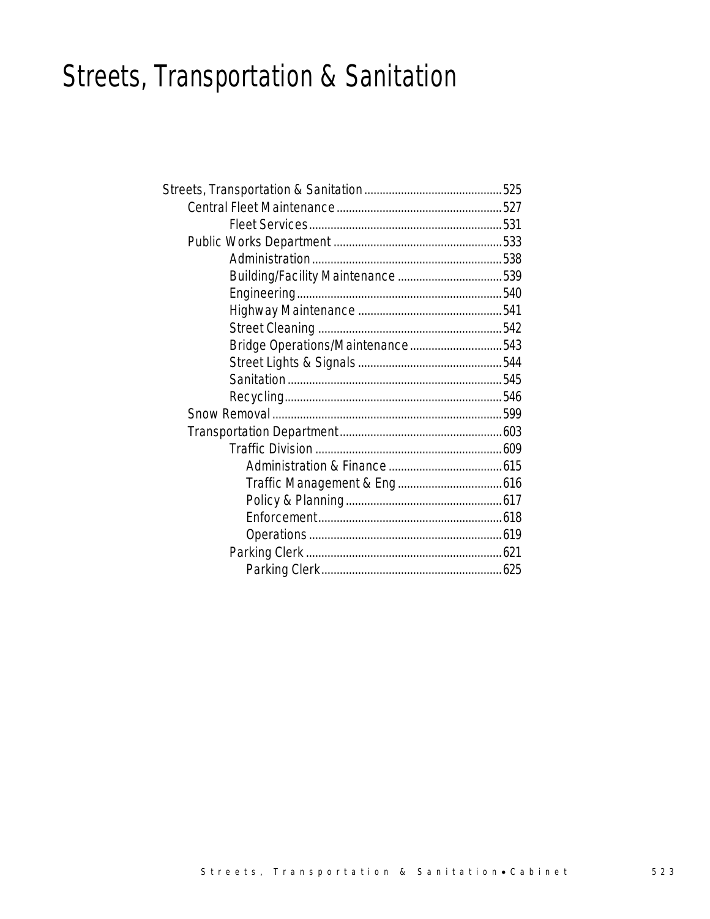# Streets, Transportation & Sanitation

- Streets, Transportation & Sanitation ... 525
  - Central Fleet Maintenance ... 527
    - Fleet Services ... 531
  - Public Works Department ... 533
    - Administration ... 538
    - Building/Facility Maintenance ... 539
    - Engineering ... 540
    - Highway Maintenance ... 541
    - Street Cleaning ... 542
    - Bridge Operations/Maintenance ... 543
    - Street Lights & Signals ... 544
    - Sanitation ... 545
    - Recycling ... 546
  - Snow Removal ... 599
  - Transportation Department ... 603
    - Traffic Division ... 609
      - Administration & Finance ... 615
      - Traffic Management & Eng ... 616
      - Policy & Planning ... 617
      - Enforcement ... 618
      - Operations ... 619
    - Parking Clerk ... 621
      - Parking Clerk ... 625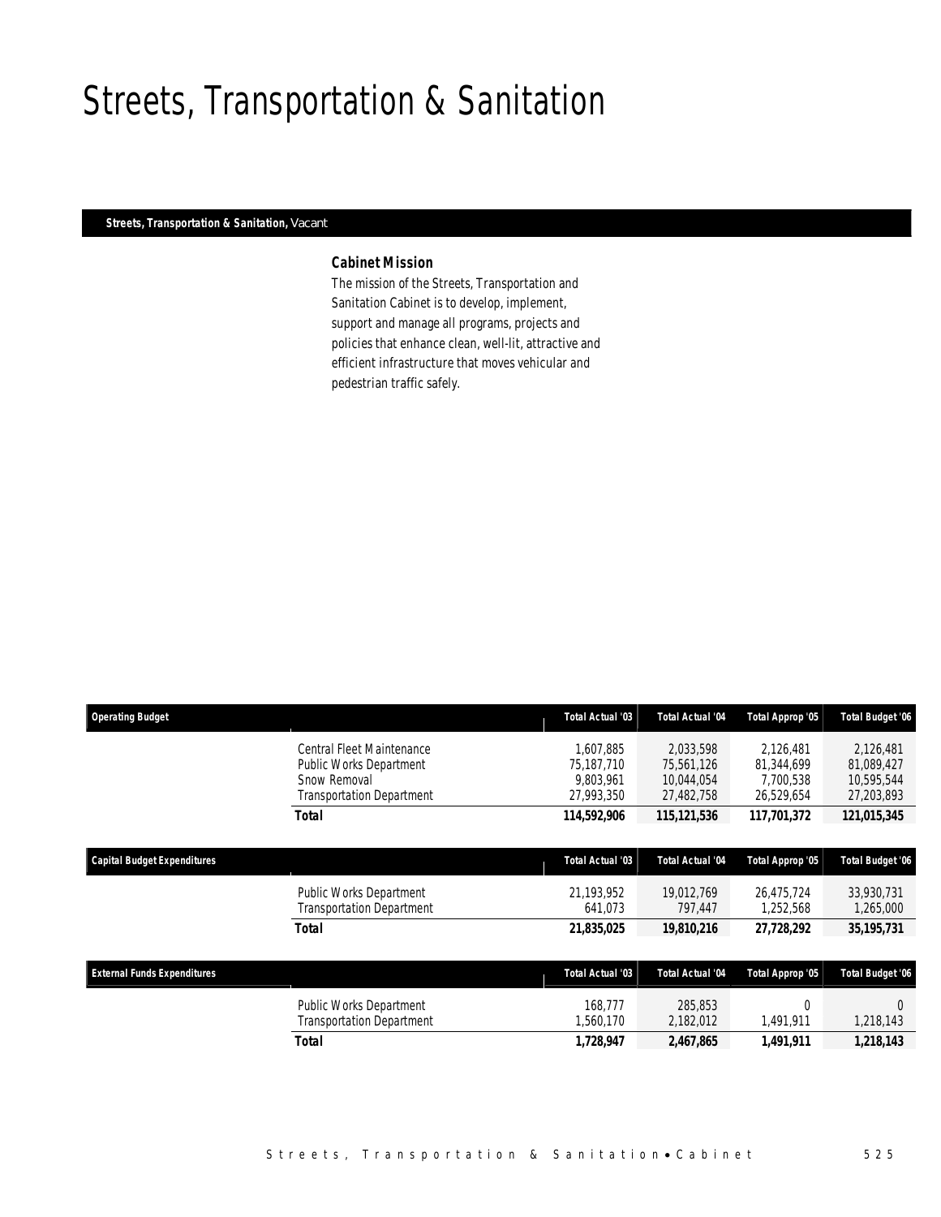# Streets, Transportation & Sanitation

**Streets, Transportation & Sanitation,** Vacant

### Cabinet Mission

The mission of the Streets, Transportation and Sanitation Cabinet is to develop, implement, support and manage all programs, projects and policies that enhance clean, well-lit, attractive and efficient infrastructure that moves vehicular and pedestrian traffic safely.

| Operating Budget | | Total Actual '03 | Total Actual '04 | Total Approp '05 | Total Budget '06 |
|---|---|---|---|---|---|
| | Central Fleet Maintenance | 1,607,885 | 2,033,598 | 2,126,481 | 2,126,481 |
| | Public Works Department | 75,187,710 | 75,561,126 | 81,344,699 | 81,089,427 |
| | Snow Removal | 9,803,961 | 10,044,054 | 7,700,538 | 10,595,544 |
| | Transportation Department | 27,993,350 | 27,482,758 | 26,529,654 | 27,203,893 |
| | **Total** | **114,592,906** | **115,121,536** | **117,701,372** | **121,015,345** |

| Capital Budget Expenditures | | Total Actual '03 | Total Actual '04 | Total Approp '05 | Total Budget '06 |
|---|---|---|---|---|---|
| | Public Works Department | 21,193,952 | 19,012,769 | 26,475,724 | 33,930,731 |
| | Transportation Department | 641,073 | 797,447 | 1,252,568 | 1,265,000 |
| | **Total** | **21,835,025** | **19,810,216** | **27,728,292** | **35,195,731** |

| External Funds Expenditures | | Total Actual '03 | Total Actual '04 | Total Approp '05 | Total Budget '06 |
|---|---|---|---|---|---|
| | Public Works Department | 168,777 | 285,853 | 0 | 0 |
| | Transportation Department | 1,560,170 | 2,182,012 | 1,491,911 | 1,218,143 |
| | **Total** | **1,728,947** | **2,467,865** | **1,491,911** | **1,218,143** |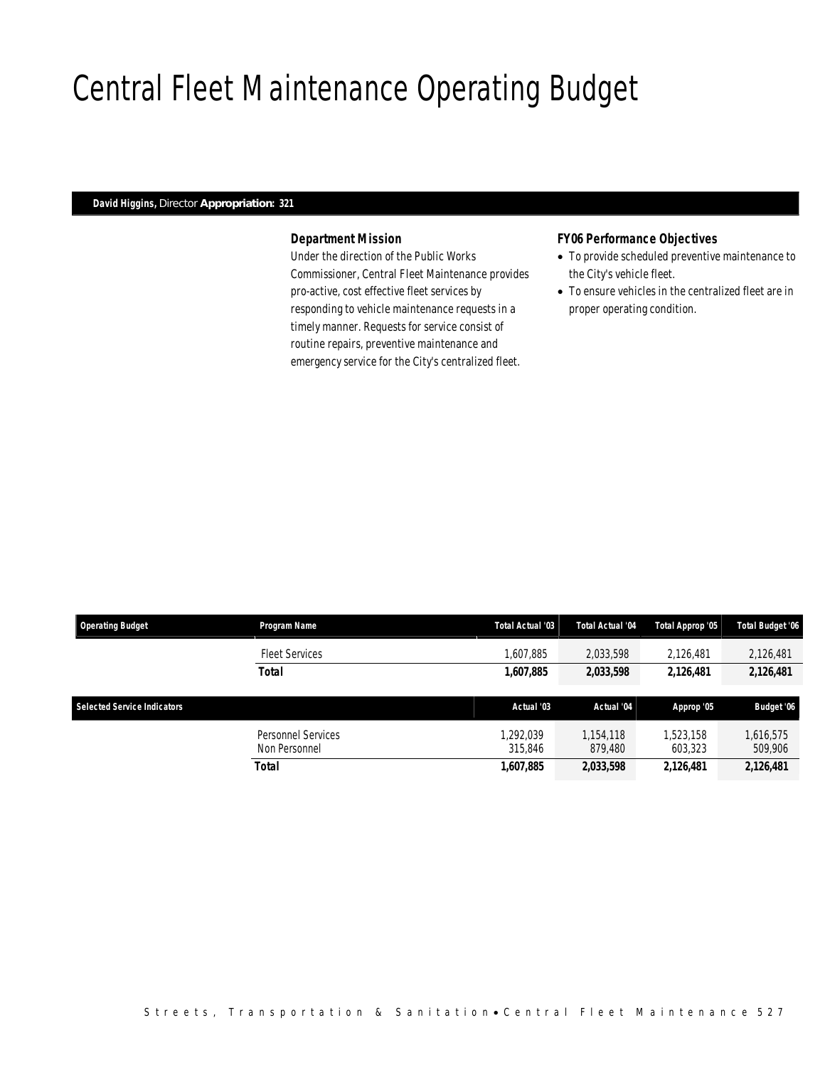# Central Fleet Maintenance Operating Budget

**David Higgins,** Director **Appropriation: 321**

### Department Mission

Under the direction of the Public Works Commissioner, Central Fleet Maintenance provides pro-active, cost effective fleet services by responding to vehicle maintenance requests in a timely manner. Requests for service consist of routine repairs, preventive maintenance and emergency service for the City's centralized fleet.

### FY06 Performance Objectives

- To provide scheduled preventive maintenance to the City's vehicle fleet.
- To ensure vehicles in the centralized fleet are in proper operating condition.

| Operating Budget | Program Name | Total Actual '03 | Total Actual '04 | Total Approp '05 | Total Budget '06 |
|---|---|---|---|---|---|
| | Fleet Services | 1,607,885 | 2,033,598 | 2,126,481 | 2,126,481 |
| | **Total** | **1,607,885** | **2,033,598** | **2,126,481** | **2,126,481** |

| Selected Service Indicators | | Actual '03 | Actual '04 | Approp '05 | Budget '06 |
|---|---|---|---|---|---|
| | Personnel Services | 1,292,039 | 1,154,118 | 1,523,158 | 1,616,575 |
| | Non Personnel | 315,846 | 879,480 | 603,323 | 509,906 |
| | **Total** | **1,607,885** | **2,033,598** | **2,126,481** | **2,126,481** |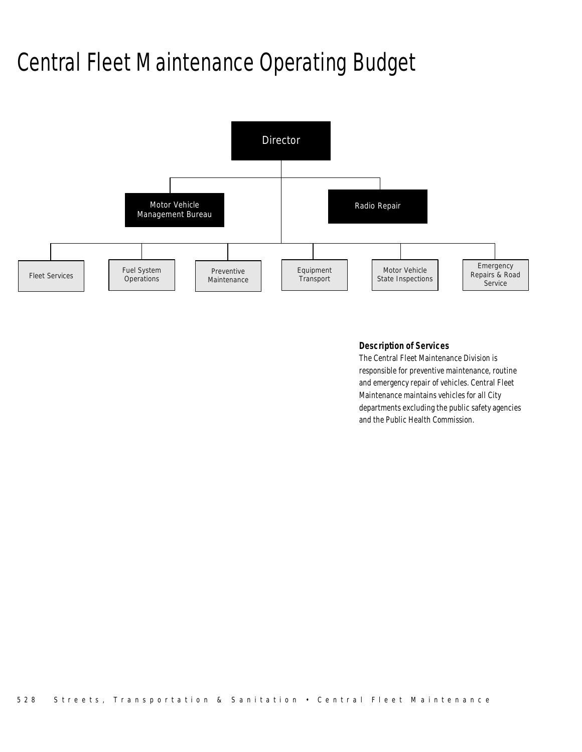# Central Fleet Maintenance Operating Budget

Director

Motor Vehicle Management Bureau

Radio Repair

Fleet Services

Fuel System Operations

Preventive Maintenance

Equipment Transport

Motor Vehicle State Inspections

Emergency Repairs & Road Service

**Description of Services**

The Central Fleet Maintenance Division is responsible for preventive maintenance, routine and emergency repair of vehicles. Central Fleet Maintenance maintains vehicles for all City departments excluding the public safety agencies and the Public Health Commission.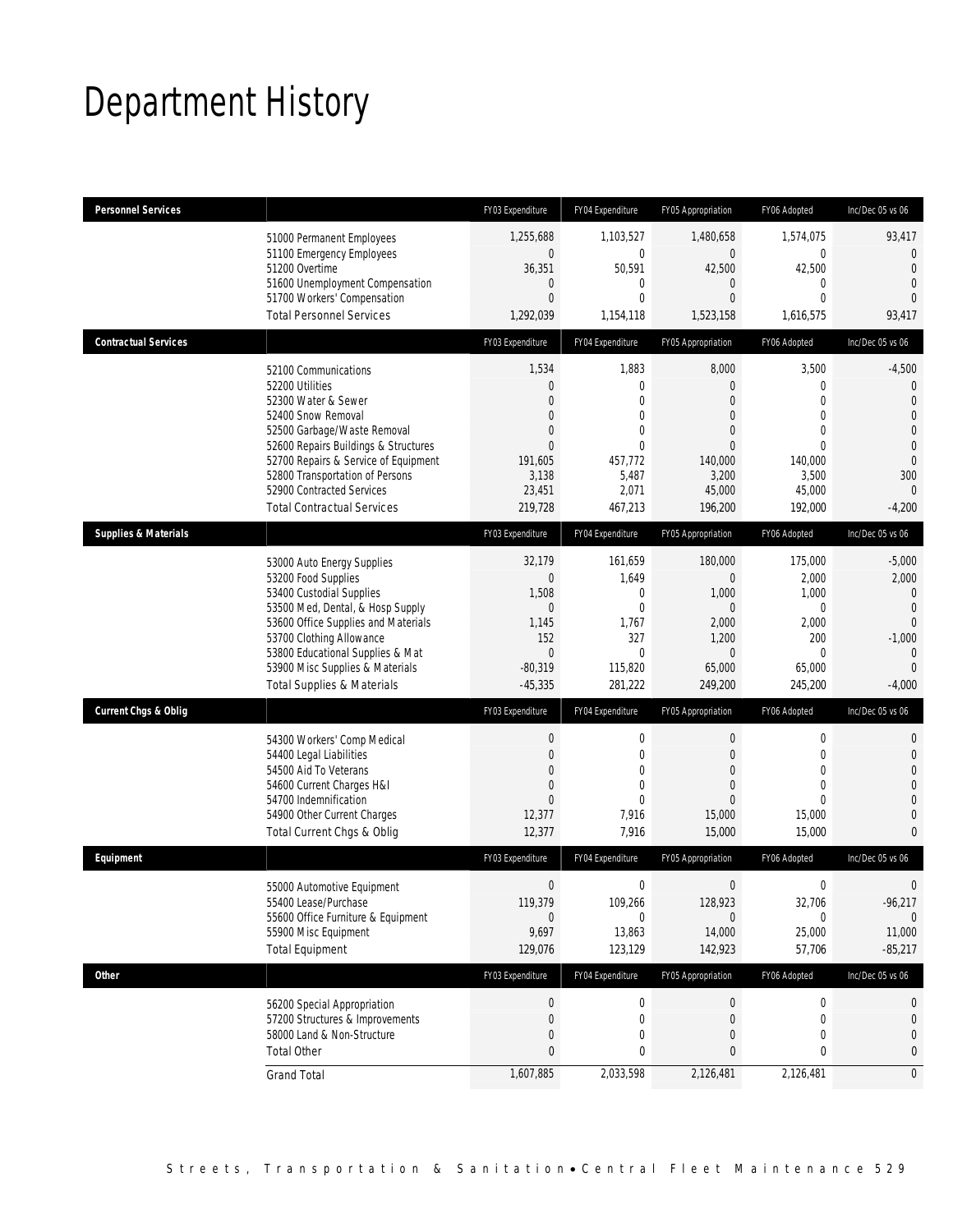# Department History

| Personnel Services | | FY03 Expenditure | FY04 Expenditure | FY05 Appropriation | FY06 Adopted | Inc/Dec 05 vs 06 |
|---|---|---|---|---|---|---|
| | 51000 Permanent Employees | 1,255,688 | 1,103,527 | 1,480,658 | 1,574,075 | 93,417 |
| | 51100 Emergency Employees | 0 | 0 | 0 | 0 | 0 |
| | 51200 Overtime | 36,351 | 50,591 | 42,500 | 42,500 | 0 |
| | 51600 Unemployment Compensation | 0 | 0 | 0 | 0 | 0 |
| | 51700 Workers' Compensation | 0 | 0 | 0 | 0 | 0 |
| | Total Personnel Services | 1,292,039 | 1,154,118 | 1,523,158 | 1,616,575 | 93,417 |
| **Contractual Services** | | FY03 Expenditure | FY04 Expenditure | FY05 Appropriation | FY06 Adopted | Inc/Dec 05 vs 06 |
| | 52100 Communications | 1,534 | 1,883 | 8,000 | 3,500 | -4,500 |
| | 52200 Utilities | 0 | 0 | 0 | 0 | 0 |
| | 52300 Water & Sewer | 0 | 0 | 0 | 0 | 0 |
| | 52400 Snow Removal | 0 | 0 | 0 | 0 | 0 |
| | 52500 Garbage/Waste Removal | 0 | 0 | 0 | 0 | 0 |
| | 52600 Repairs Buildings & Structures | 0 | 0 | 0 | 0 | 0 |
| | 52700 Repairs & Service of Equipment | 191,605 | 457,772 | 140,000 | 140,000 | 0 |
| | 52800 Transportation of Persons | 3,138 | 5,487 | 3,200 | 3,500 | 300 |
| | 52900 Contracted Services | 23,451 | 2,071 | 45,000 | 45,000 | 0 |
| | Total Contractual Services | 219,728 | 467,213 | 196,200 | 192,000 | -4,200 |
| **Supplies & Materials** | | FY03 Expenditure | FY04 Expenditure | FY05 Appropriation | FY06 Adopted | Inc/Dec 05 vs 06 |
| | 53000 Auto Energy Supplies | 32,179 | 161,659 | 180,000 | 175,000 | -5,000 |
| | 53200 Food Supplies | 0 | 1,649 | 0 | 2,000 | 2,000 |
| | 53400 Custodial Supplies | 1,508 | 0 | 1,000 | 1,000 | 0 |
| | 53500 Med, Dental, & Hosp Supply | 0 | 0 | 0 | 0 | 0 |
| | 53600 Office Supplies and Materials | 1,145 | 1,767 | 2,000 | 2,000 | 0 |
| | 53700 Clothing Allowance | 152 | 327 | 1,200 | 200 | -1,000 |
| | 53800 Educational Supplies & Mat | 0 | 0 | 0 | 0 | 0 |
| | 53900 Misc Supplies & Materials | -80,319 | 115,820 | 65,000 | 65,000 | 0 |
| | Total Supplies & Materials | -45,335 | 281,222 | 249,200 | 245,200 | -4,000 |
| **Current Chgs & Oblig** | | FY03 Expenditure | FY04 Expenditure | FY05 Appropriation | FY06 Adopted | Inc/Dec 05 vs 06 |
| | 54300 Workers' Comp Medical | 0 | 0 | 0 | 0 | 0 |
| | 54400 Legal Liabilities | 0 | 0 | 0 | 0 | 0 |
| | 54500 Aid To Veterans | 0 | 0 | 0 | 0 | 0 |
| | 54600 Current Charges H&I | 0 | 0 | 0 | 0 | 0 |
| | 54700 Indemnification | 0 | 0 | 0 | 0 | 0 |
| | 54900 Other Current Charges | 12,377 | 7,916 | 15,000 | 15,000 | 0 |
| | Total Current Chgs & Oblig | 12,377 | 7,916 | 15,000 | 15,000 | 0 |
| **Equipment** | | FY03 Expenditure | FY04 Expenditure | FY05 Appropriation | FY06 Adopted | Inc/Dec 05 vs 06 |
| | 55000 Automotive Equipment | 0 | 0 | 0 | 0 | 0 |
| | 55400 Lease/Purchase | 119,379 | 109,266 | 128,923 | 32,706 | -96,217 |
| | 55600 Office Furniture & Equipment | 0 | 0 | 0 | 0 | 0 |
| | 55900 Misc Equipment | 9,697 | 13,863 | 14,000 | 25,000 | 11,000 |
| | Total Equipment | 129,076 | 123,129 | 142,923 | 57,706 | -85,217 |
| **Other** | | FY03 Expenditure | FY04 Expenditure | FY05 Appropriation | FY06 Adopted | Inc/Dec 05 vs 06 |
| | 56200 Special Appropriation | 0 | 0 | 0 | 0 | 0 |
| | 57200 Structures & Improvements | 0 | 0 | 0 | 0 | 0 |
| | 58000 Land & Non-Structure | 0 | 0 | 0 | 0 | 0 |
| | Total Other | 0 | 0 | 0 | 0 | 0 |
| | Grand Total | 1,607,885 | 2,033,598 | 2,126,481 | 2,126,481 | 0 |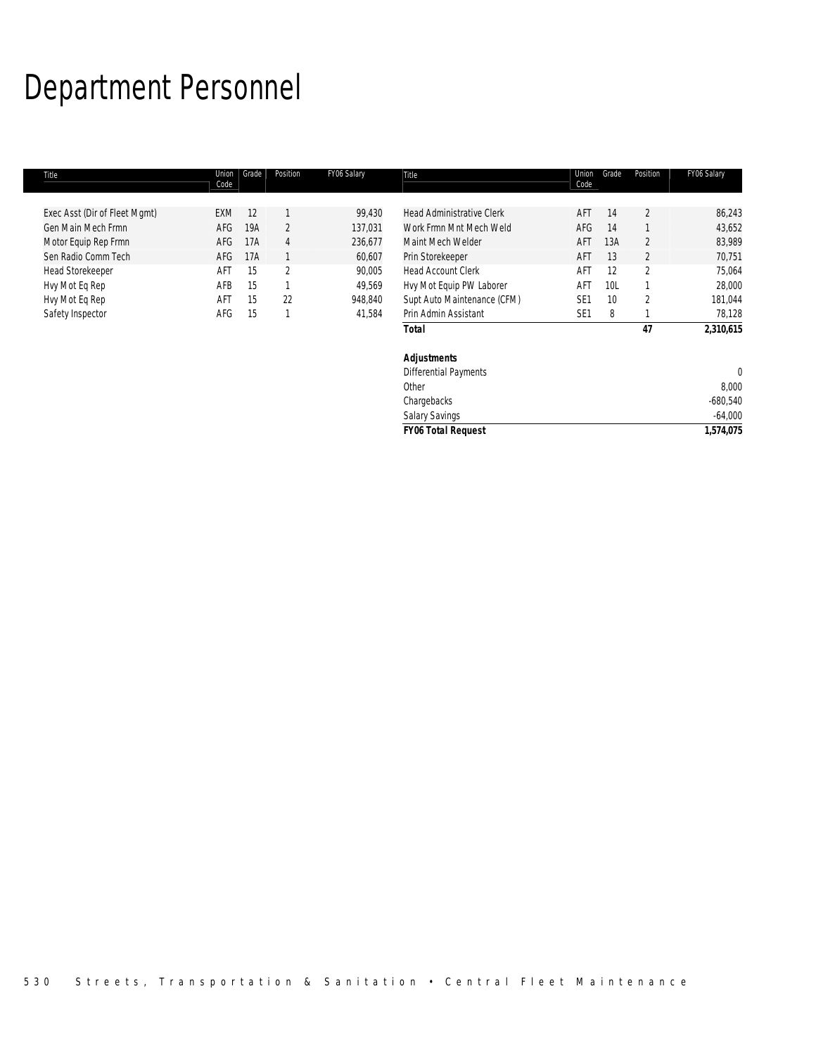# Department Personnel

| Title | Union Code | Grade | Position | FY06 Salary | Title | Union Code | Grade | Position | FY06 Salary |
|---|---|---|---|---|---|---|---|---|---|
| Exec Asst (Dir of Fleet Mgmt) | EXM | 12 | 1 | 99,430 | Head Administrative Clerk | AFT | 14 | 2 | 86,243 |
| Gen Main Mech Frmn | AFG | 19A | 2 | 137,031 | Work Frmn Mnt Mech Weld | AFG | 14 | 1 | 43,652 |
| Motor Equip Rep Frmn | AFG | 17A | 4 | 236,677 | Maint Mech Welder | AFT | 13A | 2 | 83,989 |
| Sen Radio Comm Tech | AFG | 17A | 1 | 60,607 | Prin Storekeeper | AFT | 13 | 2 | 70,751 |
| Head Storekeeper | AFT | 15 | 2 | 90,005 | Head Account Clerk | AFT | 12 | 2 | 75,064 |
| Hvy Mot Eq Rep | AFB | 15 | 1 | 49,569 | Hvy Mot Equip PW Laborer | AFT | 10L | 1 | 28,000 |
| Hvy Mot Eq Rep | AFT | 15 | 22 | 948,840 | Supt Auto Maintenance (CFM) | SE1 | 10 | 2 | 181,044 |
| Safety Inspector | AFG | 15 | 1 | 41,584 | Prin Admin Assistant | SE1 | 8 | 1 | 78,128 |
| | | | | | **Total** | | | **47** | **2,310,615** |
| | | | | | | | | | |
| | | | | | **Adjustments** | | | | |
| | | | | | Differential Payments | | | | 0 |
| | | | | | Other | | | | 8,000 |
| | | | | | Chargebacks | | | | -680,540 |
| | | | | | Salary Savings | | | | -64,000 |
| | | | | | ***FY06 Total Request*** | | | | **1,574,075** |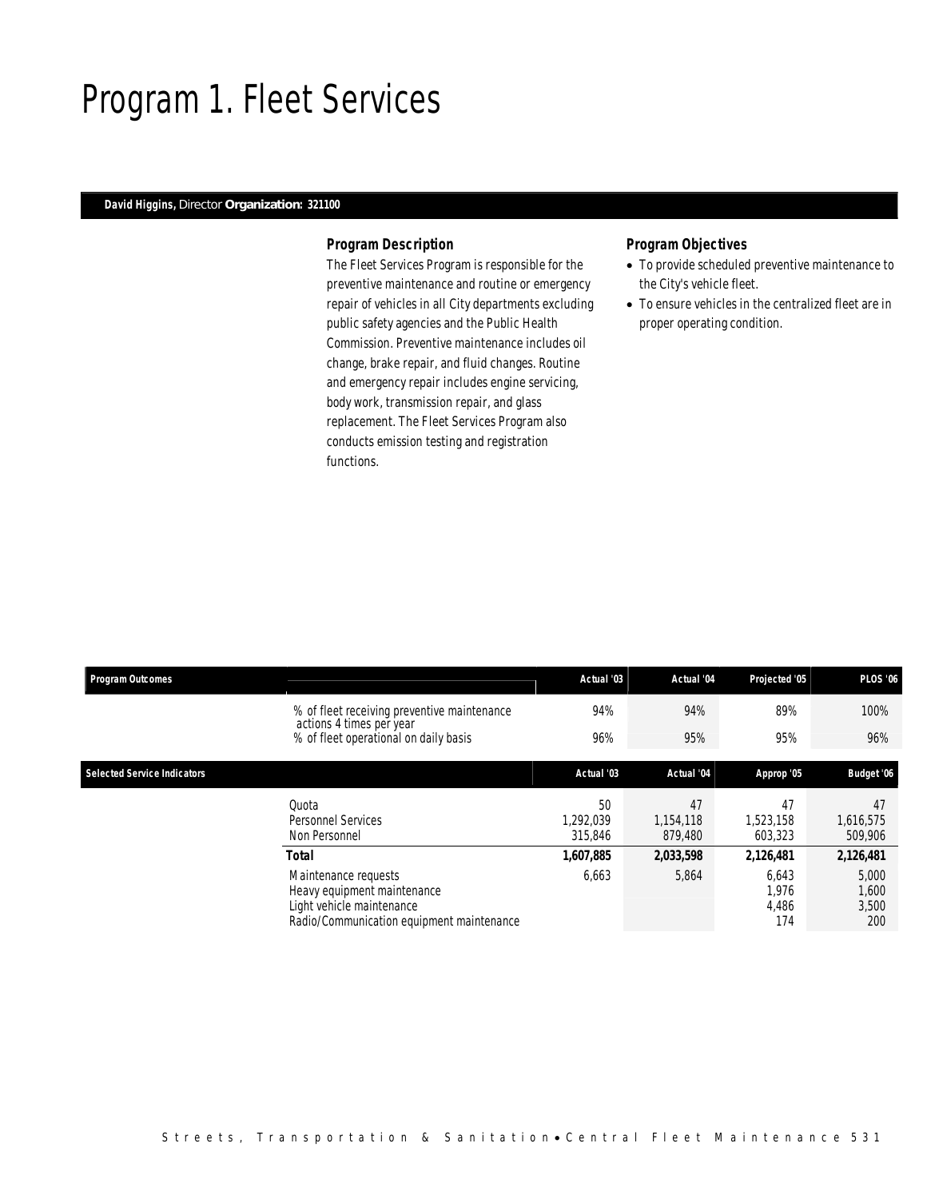# Program 1. Fleet Services

**David Higgins,** Director **Organization: 321100**

### *Program Description*

The Fleet Services Program is responsible for the preventive maintenance and routine or emergency repair of vehicles in all City departments excluding public safety agencies and the Public Health Commission. Preventive maintenance includes oil change, brake repair, and fluid changes. Routine and emergency repair includes engine servicing, body work, transmission repair, and glass replacement. The Fleet Services Program also conducts emission testing and registration functions.

### *Program Objectives*

- To provide scheduled preventive maintenance to the City's vehicle fleet.
- To ensure vehicles in the centralized fleet are in proper operating condition.

| Program Outcomes | Actual '03 | Actual '04 | Projected '05 | PLOS '06 |
|---|---|---|---|---|
| % of fleet receiving preventive maintenance actions 4 times per year | 94% | 94% | 89% | 100% |
| % of fleet operational on daily basis | 96% | 95% | 95% | 96% |

| Selected Service Indicators | Actual '03 | Actual '04 | Approp '05 | Budget '06 |
|---|---|---|---|---|
| Quota | 50 | 47 | 47 | 47 |
| Personnel Services | 1,292,039 | 1,154,118 | 1,523,158 | 1,616,575 |
| Non Personnel | 315,846 | 879,480 | 603,323 | 509,906 |
| **Total** | **1,607,885** | **2,033,598** | **2,126,481** | **2,126,481** |
| Maintenance requests | 6,663 | 5,864 | 6,643 | 5,000 |
| Heavy equipment maintenance | | | 1,976 | 1,600 |
| Light vehicle maintenance | | | 4,486 | 3,500 |
| Radio/Communication equipment maintenance | | | 174 | 200 |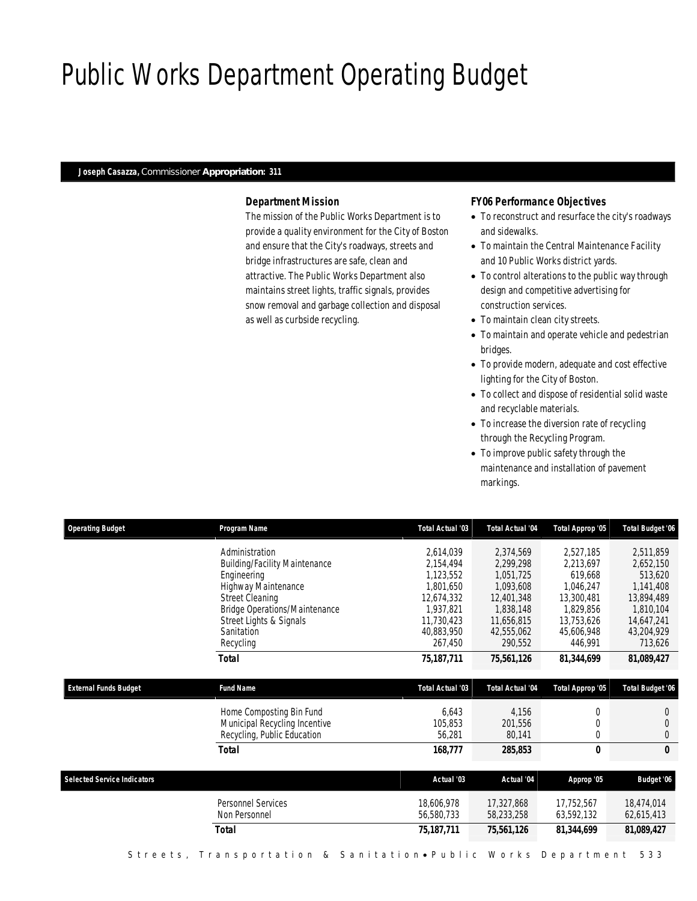# Public Works Department Operating Budget

**Joseph Casazza,** Commissioner **Appropriation: 311**

### Department Mission

The mission of the Public Works Department is to provide a quality environment for the City of Boston and ensure that the City's roadways, streets and bridge infrastructures are safe, clean and attractive. The Public Works Department also maintains street lights, traffic signals, provides snow removal and garbage collection and disposal as well as curbside recycling.

### FY06 Performance Objectives

- To reconstruct and resurface the city's roadways and sidewalks.
- To maintain the Central Maintenance Facility and 10 Public Works district yards.
- To control alterations to the public way through design and competitive advertising for construction services.
- To maintain clean city streets.
- To maintain and operate vehicle and pedestrian bridges.
- To provide modern, adequate and cost effective lighting for the City of Boston.
- To collect and dispose of residential solid waste and recyclable materials.
- To increase the diversion rate of recycling through the Recycling Program.
- To improve public safety through the maintenance and installation of pavement markings.

| Operating Budget | Program Name | Total Actual '03 | Total Actual '04 | Total Approp '05 | Total Budget '06 |
|---|---|---|---|---|---|
| | Administration | 2,614,039 | 2,374,569 | 2,527,185 | 2,511,859 |
| | Building/Facility Maintenance | 2,154,494 | 2,299,298 | 2,213,697 | 2,652,150 |
| | Engineering | 1,123,552 | 1,051,725 | 619,668 | 513,620 |
| | Highway Maintenance | 1,801,650 | 1,093,608 | 1,046,247 | 1,141,408 |
| | Street Cleaning | 12,674,332 | 12,401,348 | 13,300,481 | 13,894,489 |
| | Bridge Operations/Maintenance | 1,937,821 | 1,838,148 | 1,829,856 | 1,810,104 |
| | Street Lights & Signals | 11,730,423 | 11,656,815 | 13,753,626 | 14,647,241 |
| | Sanitation | 40,883,950 | 42,555,062 | 45,606,948 | 43,204,929 |
| | Recycling | 267,450 | 290,552 | 446,991 | 713,626 |
| | **Total** | **75,187,711** | **75,561,126** | **81,344,699** | **81,089,427** |

| External Funds Budget | Fund Name | Total Actual '03 | Total Actual '04 | Total Approp '05 | Total Budget '06 |
|---|---|---|---|---|---|
| | Home Composting Bin Fund | 6,643 | 4,156 | 0 | 0 |
| | Municipal Recycling Incentive | 105,853 | 201,556 | 0 | 0 |
| | Recycling, Public Education | 56,281 | 80,141 | 0 | 0 |
| | **Total** | **168,777** | **285,853** | **0** | **0** |

| Selected Service Indicators | | Actual '03 | Actual '04 | Approp '05 | Budget '06 |
|---|---|---|---|---|---|
| | Personnel Services | 18,606,978 | 17,327,868 | 17,752,567 | 18,474,014 |
| | Non Personnel | 56,580,733 | 58,233,258 | 63,592,132 | 62,615,413 |
| | **Total** | **75,187,711** | **75,561,126** | **81,344,699** | **81,089,427** |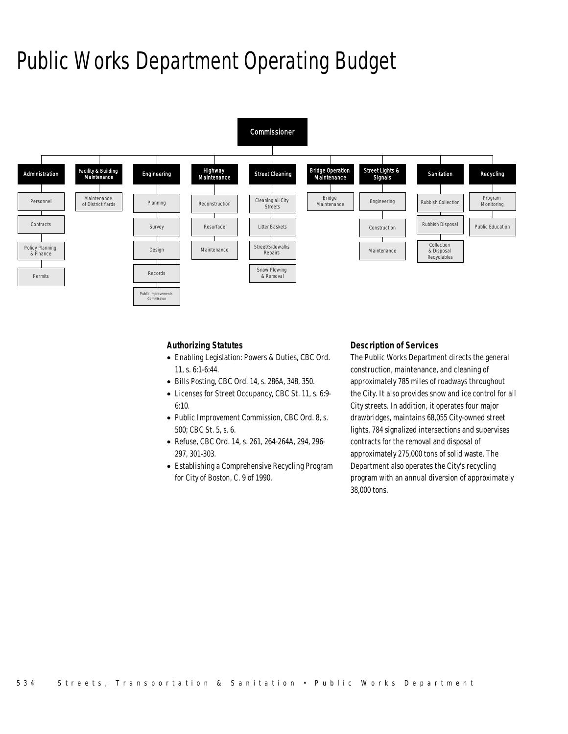# Public Works Department Operating Budget

- Commissioner
  - Administration
    - Personnel
    - Contracts
    - Policy Planning & Finance
    - Permits
  - Facility & Building Maintenance
    - Maintenance of District Yards
  - Engineering
    - Planning
    - Survey
    - Design
    - Records
    - Public Improvements Commission
  - Highway Maintenance
    - Reconstruction
    - Resurface
    - Maintenance
  - Street Cleaning
    - Cleaning all City Streets
    - Litter Baskets
    - Street/Sidewalks Repairs
    - Snow Plowing & Removal
  - Bridge Operation Maintenance
    - Bridge Maintenance
  - Street Lights & Signals
    - Engineering
    - Construction
    - Maintenance
  - Sanitation
    - Rubbish Collection
    - Rubbish Disposal
    - Collection & Disposal Recyclables
  - Recycling
    - Program Monitoring
    - Public Education

### Authorizing Statutes

- Enabling Legislation: Powers & Duties, CBC Ord. 11, s. 6:1-6:44.
- Bills Posting, CBC Ord. 14, s. 286A, 348, 350.
- Licenses for Street Occupancy, CBC St. 11, s. 6:9-6:10.
- Public Improvement Commission, CBC Ord. 8, s. 500; CBC St. 5, s. 6.
- Refuse, CBC Ord. 14, s. 261, 264-264A, 294, 296-297, 301-303.
- Establishing a Comprehensive Recycling Program for City of Boston, C. 9 of 1990.

### Description of Services

The Public Works Department directs the general construction, maintenance, and cleaning of approximately 785 miles of roadways throughout the City. It also provides snow and ice control for all City streets. In addition, it operates four major drawbridges, maintains 68,055 City-owned street lights, 784 signalized intersections and supervises contracts for the removal and disposal of approximately 275,000 tons of solid waste. The Department also operates the City's recycling program with an annual diversion of approximately 38,000 tons.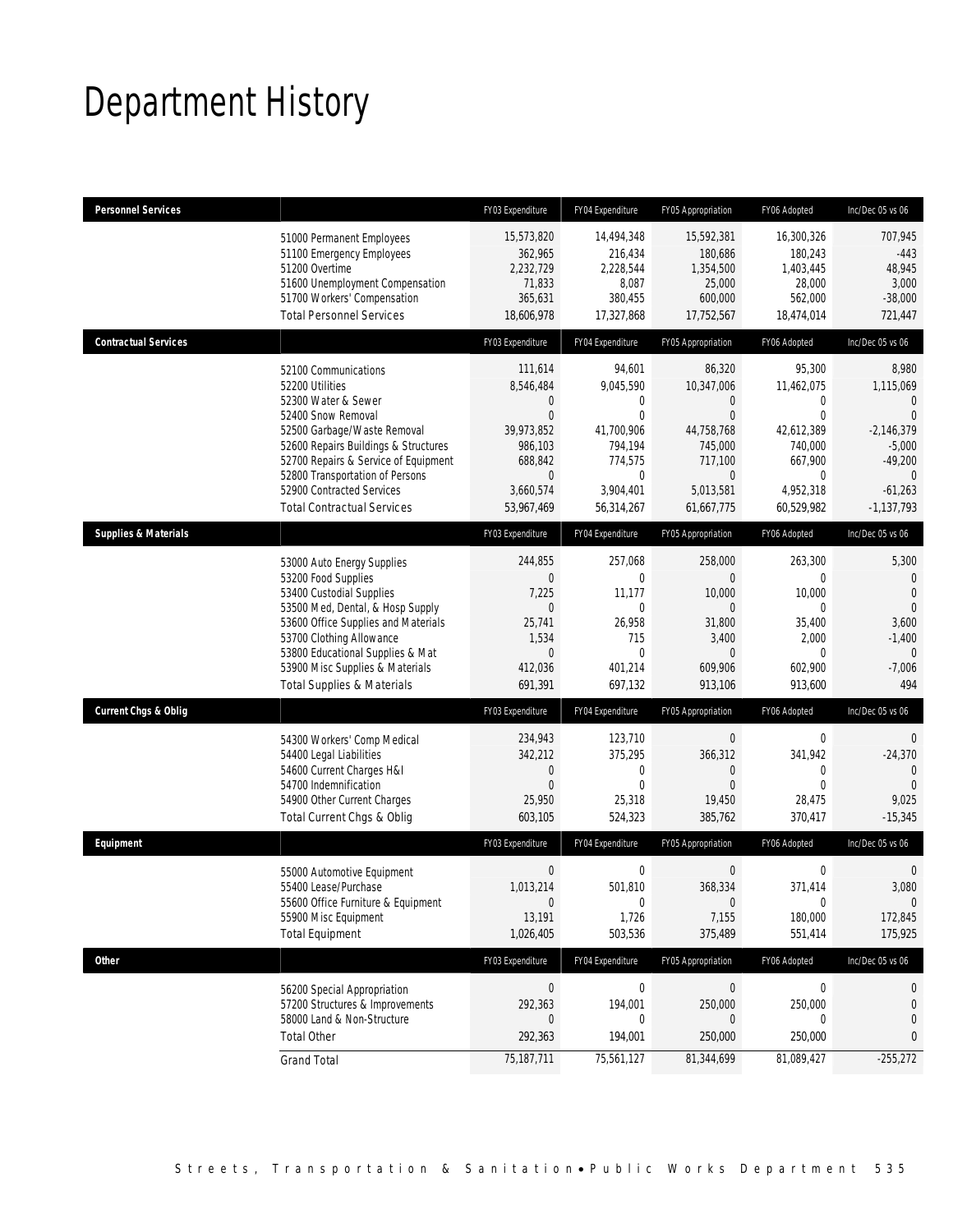# Department History

| Personnel Services | | FY03 Expenditure | FY04 Expenditure | FY05 Appropriation | FY06 Adopted | Inc/Dec 05 vs 06 |
|---|---|---|---|---|---|---|
| | 51000 Permanent Employees | 15,573,820 | 14,494,348 | 15,592,381 | 16,300,326 | 707,945 |
| | 51100 Emergency Employees | 362,965 | 216,434 | 180,686 | 180,243 | -443 |
| | 51200 Overtime | 2,232,729 | 2,228,544 | 1,354,500 | 1,403,445 | 48,945 |
| | 51600 Unemployment Compensation | 71,833 | 8,087 | 25,000 | 28,000 | 3,000 |
| | 51700 Workers' Compensation | 365,631 | 380,455 | 600,000 | 562,000 | -38,000 |
| | Total Personnel Services | 18,606,978 | 17,327,868 | 17,752,567 | 18,474,014 | 721,447 |
| **Contractual Services** | | FY03 Expenditure | FY04 Expenditure | FY05 Appropriation | FY06 Adopted | Inc/Dec 05 vs 06 |
| | 52100 Communications | 111,614 | 94,601 | 86,320 | 95,300 | 8,980 |
| | 52200 Utilities | 8,546,484 | 9,045,590 | 10,347,006 | 11,462,075 | 1,115,069 |
| | 52300 Water & Sewer | 0 | 0 | 0 | 0 | 0 |
| | 52400 Snow Removal | 0 | 0 | 0 | 0 | 0 |
| | 52500 Garbage/Waste Removal | 39,973,852 | 41,700,906 | 44,758,768 | 42,612,389 | -2,146,379 |
| | 52600 Repairs Buildings & Structures | 986,103 | 794,194 | 745,000 | 740,000 | -5,000 |
| | 52700 Repairs & Service of Equipment | 688,842 | 774,575 | 717,100 | 667,900 | -49,200 |
| | 52800 Transportation of Persons | 0 | 0 | 0 | 0 | 0 |
| | 52900 Contracted Services | 3,660,574 | 3,904,401 | 5,013,581 | 4,952,318 | -61,263 |
| | Total Contractual Services | 53,967,469 | 56,314,267 | 61,667,775 | 60,529,982 | -1,137,793 |
| **Supplies & Materials** | | FY03 Expenditure | FY04 Expenditure | FY05 Appropriation | FY06 Adopted | Inc/Dec 05 vs 06 |
| | 53000 Auto Energy Supplies | 244,855 | 257,068 | 258,000 | 263,300 | 5,300 |
| | 53200 Food Supplies | 0 | 0 | 0 | 0 | 0 |
| | 53400 Custodial Supplies | 7,225 | 11,177 | 10,000 | 10,000 | 0 |
| | 53500 Med, Dental, & Hosp Supply | 0 | 0 | 0 | 0 | 0 |
| | 53600 Office Supplies and Materials | 25,741 | 26,958 | 31,800 | 35,400 | 3,600 |
| | 53700 Clothing Allowance | 1,534 | 715 | 3,400 | 2,000 | -1,400 |
| | 53800 Educational Supplies & Mat | 0 | 0 | 0 | 0 | 0 |
| | 53900 Misc Supplies & Materials | 412,036 | 401,214 | 609,906 | 602,900 | -7,006 |
| | Total Supplies & Materials | 691,391 | 697,132 | 913,106 | 913,600 | 494 |
| **Current Chgs & Oblig** | | FY03 Expenditure | FY04 Expenditure | FY05 Appropriation | FY06 Adopted | Inc/Dec 05 vs 06 |
| | 54300 Workers' Comp Medical | 234,943 | 123,710 | 0 | 0 | 0 |
| | 54400 Legal Liabilities | 342,212 | 375,295 | 366,312 | 341,942 | -24,370 |
| | 54600 Current Charges H&I | 0 | 0 | 0 | 0 | 0 |
| | 54700 Indemnification | 0 | 0 | 0 | 0 | 0 |
| | 54900 Other Current Charges | 25,950 | 25,318 | 19,450 | 28,475 | 9,025 |
| | Total Current Chgs & Oblig | 603,105 | 524,323 | 385,762 | 370,417 | -15,345 |
| **Equipment** | | FY03 Expenditure | FY04 Expenditure | FY05 Appropriation | FY06 Adopted | Inc/Dec 05 vs 06 |
| | 55000 Automotive Equipment | 0 | 0 | 0 | 0 | 0 |
| | 55400 Lease/Purchase | 1,013,214 | 501,810 | 368,334 | 371,414 | 3,080 |
| | 55600 Office Furniture & Equipment | 0 | 0 | 0 | 0 | 0 |
| | 55900 Misc Equipment | 13,191 | 1,726 | 7,155 | 180,000 | 172,845 |
| | Total Equipment | 1,026,405 | 503,536 | 375,489 | 551,414 | 175,925 |
| **Other** | | FY03 Expenditure | FY04 Expenditure | FY05 Appropriation | FY06 Adopted | Inc/Dec 05 vs 06 |
| | 56200 Special Appropriation | 0 | 0 | 0 | 0 | 0 |
| | 57200 Structures & Improvements | 292,363 | 194,001 | 250,000 | 250,000 | 0 |
| | 58000 Land & Non-Structure | 0 | 0 | 0 | 0 | 0 |
| | Total Other | 292,363 | 194,001 | 250,000 | 250,000 | 0 |
| | Grand Total | 75,187,711 | 75,561,127 | 81,344,699 | 81,089,427 | -255,272 |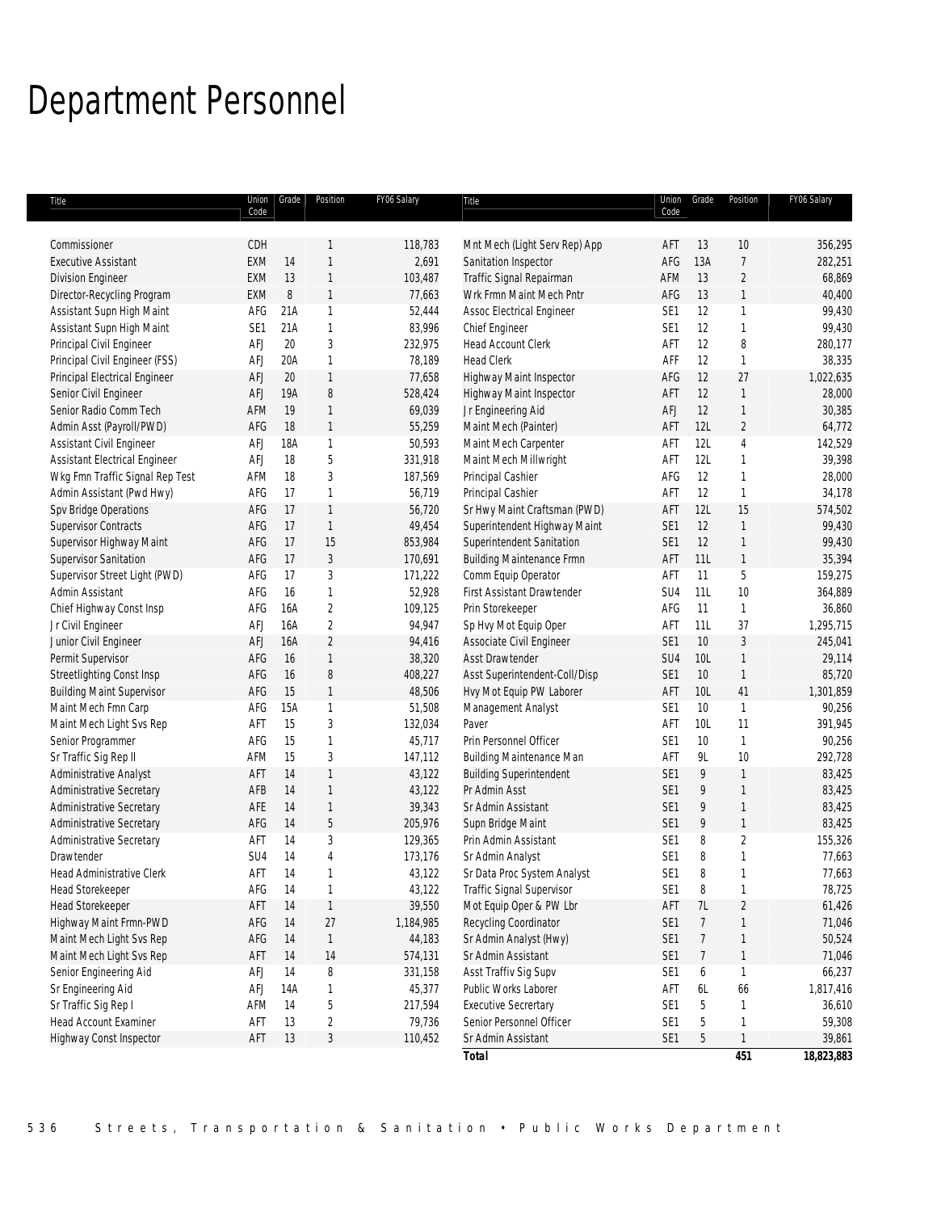# Department Personnel

| Title | Union Code | Grade | Position | FY06 Salary | Title | Union Code | Grade | Position | FY06 Salary |
|---|---|---|---|---|---|---|---|---|---|
| Commissioner | CDH | | 1 | 118,783 | Mnt Mech (Light Serv Rep) App | AFT | 13 | 10 | 356,295 |
| Executive Assistant | EXM | 14 | 1 | 2,691 | Sanitation Inspector | AFG | 13A | 7 | 282,251 |
| Division Engineer | EXM | 13 | 1 | 103,487 | Traffic Signal Repairman | AFM | 13 | 2 | 68,869 |
| Director-Recycling Program | EXM | 8 | 1 | 77,663 | Wrk Frmn Maint Mech Pntr | AFG | 13 | 1 | 40,400 |
| Assistant Supn High Maint | AFG | 21A | 1 | 52,444 | Assoc Electrical Engineer | SE1 | 12 | 1 | 99,430 |
| Assistant Supn High Maint | SE1 | 21A | 1 | 83,996 | Chief Engineer | SE1 | 12 | 1 | 99,430 |
| Principal Civil Engineer | AFJ | 20 | 3 | 232,975 | Head Account Clerk | AFT | 12 | 8 | 280,177 |
| Principal Civil Engineer (FSS) | AFJ | 20A | 1 | 78,189 | Head Clerk | AFF | 12 | 1 | 38,335 |
| Principal Electrical Engineer | AFJ | 20 | 1 | 77,658 | Highway Maint Inspector | AFG | 12 | 27 | 1,022,635 |
| Senior Civil Engineer | AFJ | 19A | 8 | 528,424 | Highway Maint Inspector | AFT | 12 | 1 | 28,000 |
| Senior Radio Comm Tech | AFM | 19 | 1 | 69,039 | Jr Engineering Aid | AFJ | 12 | 1 | 30,385 |
| Admin Asst (Payroll/PWD) | AFG | 18 | 1 | 55,259 | Maint Mech (Painter) | AFT | 12L | 2 | 64,772 |
| Assistant Civil Engineer | AFJ | 18A | 1 | 50,593 | Maint Mech Carpenter | AFT | 12L | 4 | 142,529 |
| Assistant Electrical Engineer | AFJ | 18 | 5 | 331,918 | Maint Mech Millwright | AFT | 12L | 1 | 39,398 |
| Wkg Fmn Traffic Signal Rep Test | AFM | 18 | 3 | 187,569 | Principal Cashier | AFG | 12 | 1 | 28,000 |
| Admin Assistant (Pwd Hwy) | AFG | 17 | 1 | 56,719 | Principal Cashier | AFT | 12 | 1 | 34,178 |
| Spv Bridge Operations | AFG | 17 | 1 | 56,720 | Sr Hwy Maint Craftsman (PWD) | AFT | 12L | 15 | 574,502 |
| Supervisor Contracts | AFG | 17 | 1 | 49,454 | Superintendent Highway Maint | SE1 | 12 | 1 | 99,430 |
| Supervisor Highway Maint | AFG | 17 | 15 | 853,984 | Superintendent Sanitation | SE1 | 12 | 1 | 99,430 |
| Supervisor Sanitation | AFG | 17 | 3 | 170,691 | Building Maintenance Frmn | AFT | 11L | 1 | 35,394 |
| Supervisor Street Light (PWD) | AFG | 17 | 3 | 171,222 | Comm Equip Operator | AFT | 11 | 5 | 159,275 |
| Admin Assistant | AFG | 16 | 1 | 52,928 | First Assistant Drawtender | SU4 | 11L | 10 | 364,889 |
| Chief Highway Const Insp | AFG | 16A | 2 | 109,125 | Prin Storekeeper | AFG | 11 | 1 | 36,860 |
| Jr Civil Engineer | AFJ | 16A | 2 | 94,947 | Sp Hvy Mot Equip Oper | AFT | 11L | 37 | 1,295,715 |
| Junior Civil Engineer | AFJ | 16A | 2 | 94,416 | Associate Civil Engineer | SE1 | 10 | 3 | 245,041 |
| Permit Supervisor | AFG | 16 | 1 | 38,320 | Asst Drawtender | SU4 | 10L | 1 | 29,114 |
| Streetlighting Const Insp | AFG | 16 | 8 | 408,227 | Asst Superintendent-Coll/Disp | SE1 | 10 | 1 | 85,720 |
| Building Maint Supervisor | AFG | 15 | 1 | 48,506 | Hvy Mot Equip PW Laborer | AFT | 10L | 41 | 1,301,859 |
| Maint Mech Fmn Carp | AFG | 15A | 1 | 51,508 | Management Analyst | SE1 | 10 | 1 | 90,256 |
| Maint Mech Light Svs Rep | AFT | 15 | 3 | 132,034 | Paver | AFT | 10L | 11 | 391,945 |
| Senior Programmer | AFG | 15 | 1 | 45,717 | Prin Personnel Officer | SE1 | 10 | 1 | 90,256 |
| Sr Traffic Sig Rep II | AFM | 15 | 3 | 147,112 | Building Maintenance Man | AFT | 9L | 10 | 292,728 |
| Administrative Analyst | AFT | 14 | 1 | 43,122 | Building Superintendent | SE1 | 9 | 1 | 83,425 |
| Administrative Secretary | AFB | 14 | 1 | 43,122 | Pr Admin Asst | SE1 | 9 | 1 | 83,425 |
| Administrative Secretary | AFE | 14 | 1 | 39,343 | Sr Admin Assistant | SE1 | 9 | 1 | 83,425 |
| Administrative Secretary | AFG | 14 | 5 | 205,976 | Supn Bridge Maint | SE1 | 9 | 1 | 83,425 |
| Administrative Secretary | AFT | 14 | 3 | 129,365 | Prin Admin Assistant | SE1 | 8 | 2 | 155,326 |
| Drawtender | SU4 | 14 | 4 | 173,176 | Sr Admin Analyst | SE1 | 8 | 1 | 77,663 |
| Head Administrative Clerk | AFT | 14 | 1 | 43,122 | Sr Data Proc System Analyst | SE1 | 8 | 1 | 77,663 |
| Head Storekeeper | AFG | 14 | 1 | 43,122 | Traffic Signal Supervisor | SE1 | 8 | 1 | 78,725 |
| Head Storekeeper | AFT | 14 | 1 | 39,550 | Mot Equip Oper & PW Lbr | AFT | 7L | 2 | 61,426 |
| Highway Maint Frmn-PWD | AFG | 14 | 27 | 1,184,985 | Recycling Coordinator | SE1 | 7 | 1 | 71,046 |
| Maint Mech Light Svs Rep | AFG | 14 | 1 | 44,183 | Sr Admin Analyst (Hwy) | SE1 | 7 | 1 | 50,524 |
| Maint Mech Light Svs Rep | AFT | 14 | 14 | 574,131 | Sr Admin Assistant | SE1 | 7 | 1 | 71,046 |
| Senior Engineering Aid | AFJ | 14 | 8 | 331,158 | Asst Traffiv Sig Supv | SE1 | 6 | 1 | 66,237 |
| Sr Engineering Aid | AFJ | 14A | 1 | 45,377 | Public Works Laborer | AFT | 6L | 66 | 1,817,416 |
| Sr Traffic Sig Rep I | AFM | 14 | 5 | 217,594 | Executive Secrertary | SE1 | 5 | 1 | 36,610 |
| Head Account Examiner | AFT | 13 | 2 | 79,736 | Senior Personnel Officer | SE1 | 5 | 1 | 59,308 |
| Highway Const Inspector | AFT | 13 | 3 | 110,452 | Sr Admin Assistant | SE1 | 5 | 1 | 39,861 |
| | | | | | **Total** | | | **451** | **18,823,883** |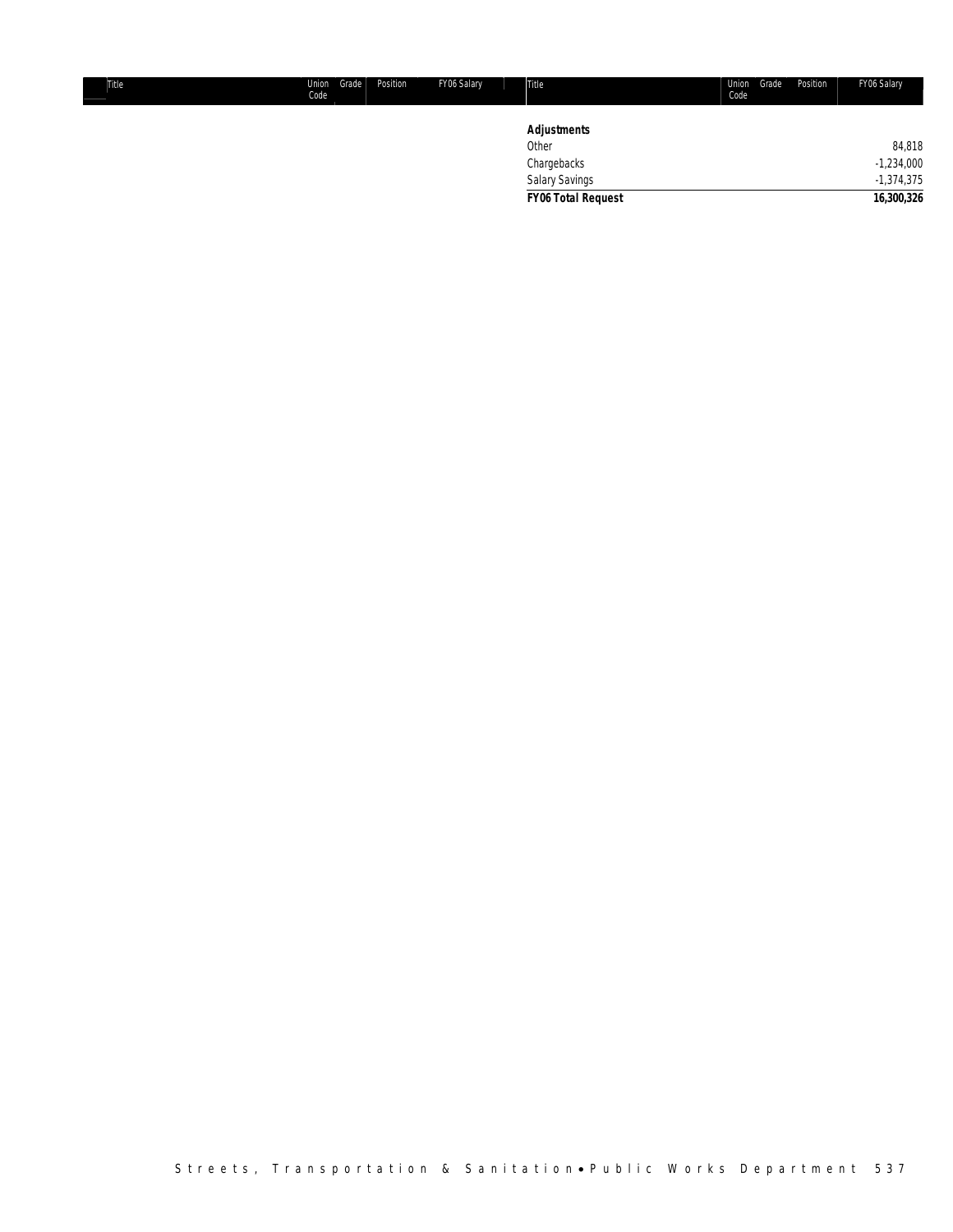| Title | Union Code | Grade | Position | FY06 Salary | Title | Union Code | Grade | Position | FY06 Salary |
|---|---|---|---|---|---|---|---|---|---|
| | | | | | **Adjustments** | | | | |
| | | | | | Other | | | | 84,818 |
| | | | | | Chargebacks | | | | -1,234,000 |
| | | | | | Salary Savings | | | | -1,374,375 |
| | | | | | **FY06 Total Request** | | | | **16,300,326** |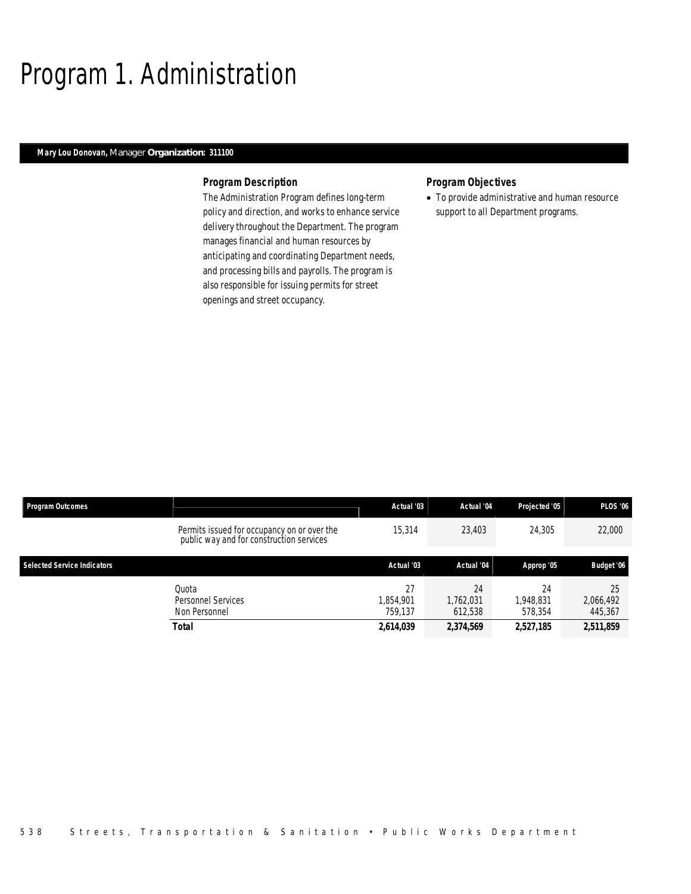# Program 1. Administration

**Mary Lou Donovan,** Manager **Organization: 311100**

### Program Description

The Administration Program defines long-term policy and direction, and works to enhance service delivery throughout the Department. The program manages financial and human resources by anticipating and coordinating Department needs, and processing bills and payrolls. The program is also responsible for issuing permits for street openings and street occupancy.

### Program Objectives

- To provide administrative and human resource support to all Department programs.

| Program Outcomes | | Actual '03 | Actual '04 | Projected '05 | PLOS '06 |
|---|---|---|---|---|---|
| | Permits issued for occupancy on or over the public way and for construction services | 15,314 | 23,403 | 24,305 | 22,000 |

| Selected Service Indicators | | Actual '03 | Actual '04 | Approp '05 | Budget '06 |
|---|---|---|---|---|---|
| | Quota | 27 | 24 | 24 | 25 |
| | Personnel Services | 1,854,901 | 1,762,031 | 1,948,831 | 2,066,492 |
| | Non Personnel | 759,137 | 612,538 | 578,354 | 445,367 |
| | **Total** | **2,614,039** | **2,374,569** | **2,527,185** | **2,511,859** |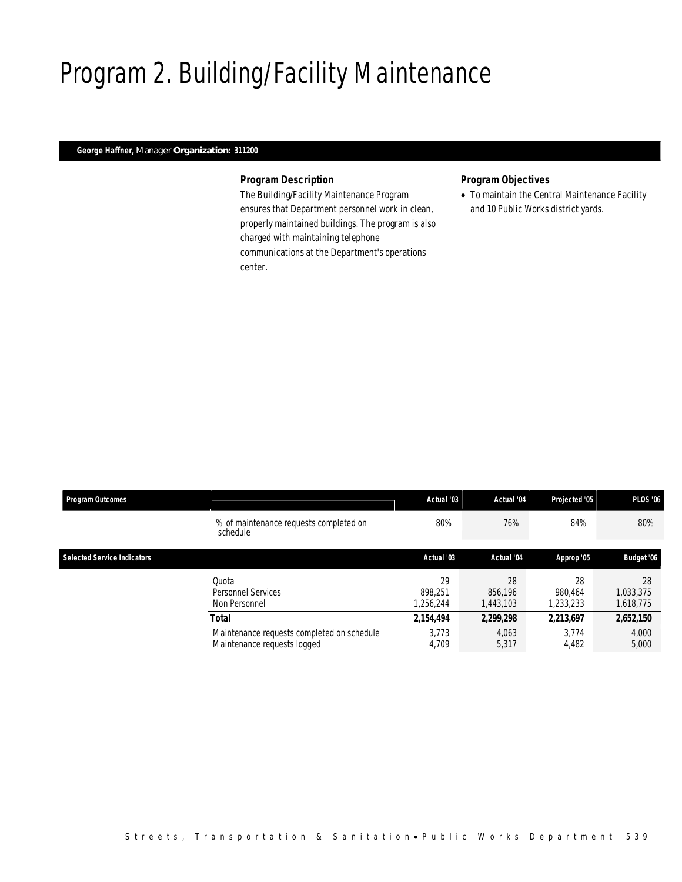# Program 2. Building/Facility Maintenance

**George Haffner,** Manager **Organization: 311200**

### Program Description

The Building/Facility Maintenance Program ensures that Department personnel work in clean, properly maintained buildings. The program is also charged with maintaining telephone communications at the Department's operations center.

### Program Objectives

- To maintain the Central Maintenance Facility and 10 Public Works district yards.

| Program Outcomes | | Actual '03 | Actual '04 | Projected '05 | PLOS '06 |
|---|---|---|---|---|---|
| | % of maintenance requests completed on schedule | 80% | 76% | 84% | 80% |

| Selected Service Indicators | | Actual '03 | Actual '04 | Approp '05 | Budget '06 |
|---|---|---|---|---|---|
| | Quota | 29 | 28 | 28 | 28 |
| | Personnel Services | 898,251 | 856,196 | 980,464 | 1,033,375 |
| | Non Personnel | 1,256,244 | 1,443,103 | 1,233,233 | 1,618,775 |
| | **Total** | **2,154,494** | **2,299,298** | **2,213,697** | **2,652,150** |
| | Maintenance requests completed on schedule | 3,773 | 4,063 | 3,774 | 4,000 |
| | Maintenance requests logged | 4,709 | 5,317 | 4,482 | 5,000 |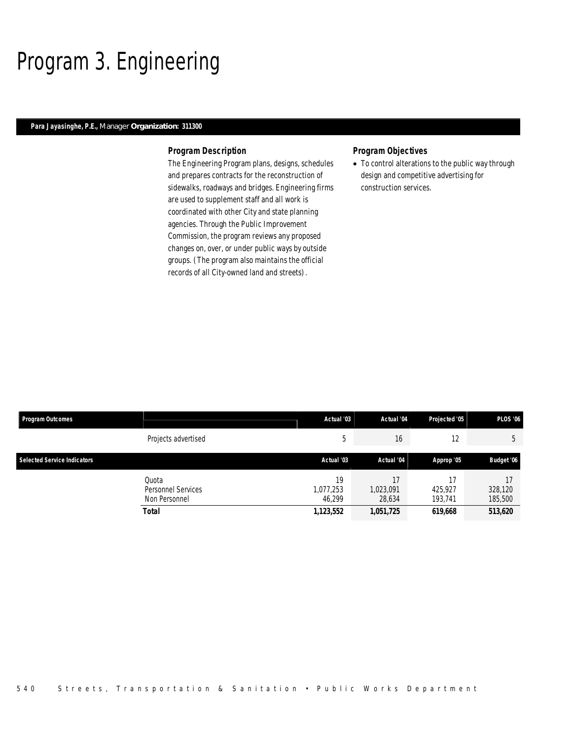# Program 3. Engineering

**Para Jayasinghe, P.E.,** Manager **Organization: 311300**

### Program Description

The Engineering Program plans, designs, schedules and prepares contracts for the reconstruction of sidewalks, roadways and bridges. Engineering firms are used to supplement staff and all work is coordinated with other City and state planning agencies. Through the Public Improvement Commission, the program reviews any proposed changes on, over, or under public ways by outside groups. (The program also maintains the official records of all City-owned land and streets).

### Program Objectives

- To control alterations to the public way through design and competitive advertising for construction services.

| Program Outcomes | | Actual '03 | Actual '04 | Projected '05 | PLOS '06 |
|---|---|---|---|---|---|
| | Projects advertised | 5 | 16 | 12 | 5 |

| Selected Service Indicators | | Actual '03 | Actual '04 | Approp '05 | Budget '06 |
|---|---|---|---|---|---|
| | Quota | 19 | 17 | 17 | 17 |
| | Personnel Services | 1,077,253 | 1,023,091 | 425,927 | 328,120 |
| | Non Personnel | 46,299 | 28,634 | 193,741 | 185,500 |
| | **Total** | **1,123,552** | **1,051,725** | **619,668** | **513,620** |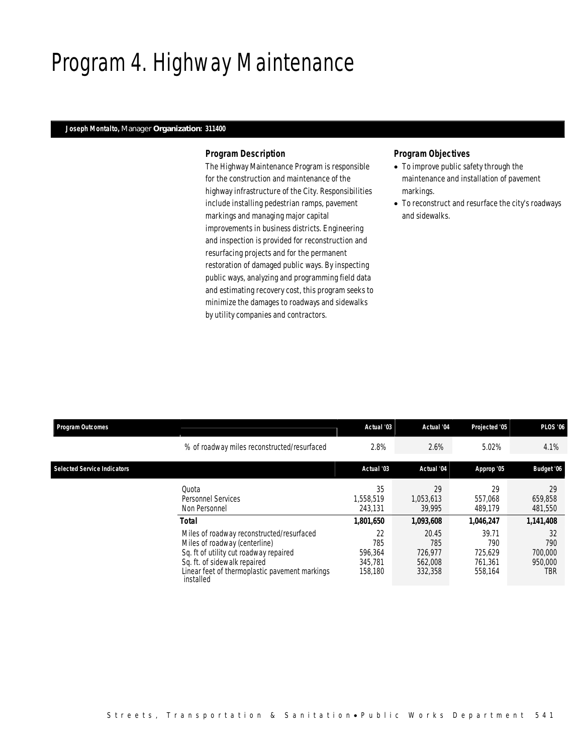# Program 4. Highway Maintenance

**Joseph Montalto,** Manager **Organization: 311400**

### Program Description

The Highway Maintenance Program is responsible for the construction and maintenance of the highway infrastructure of the City. Responsibilities include installing pedestrian ramps, pavement markings and managing major capital improvements in business districts. Engineering and inspection is provided for reconstruction and resurfacing projects and for the permanent restoration of damaged public ways. By inspecting public ways, analyzing and programming field data and estimating recovery cost, this program seeks to minimize the damages to roadways and sidewalks by utility companies and contractors.

### Program Objectives

- To improve public safety through the maintenance and installation of pavement markings.
- To reconstruct and resurface the city's roadways and sidewalks.

| Program Outcomes | | Actual '03 | Actual '04 | Projected '05 | PLOS '06 |
|---|---|---|---|---|---|
| | % of roadway miles reconstructed/resurfaced | 2.8% | 2.6% | 5.02% | 4.1% |

| Selected Service Indicators | | Actual '03 | Actual '04 | Approp '05 | Budget '06 |
|---|---|---|---|---|---|
| | Quota | 35 | 29 | 29 | 29 |
| | Personnel Services | 1,558,519 | 1,053,613 | 557,068 | 659,858 |
| | Non Personnel | 243,131 | 39,995 | 489,179 | 481,550 |
| | **Total** | **1,801,650** | **1,093,608** | **1,046,247** | **1,141,408** |
| | Miles of roadway reconstructed/resurfaced | 22 | 20.45 | 39.71 | 32 |
| | Miles of roadway (centerline) | 785 | 785 | 790 | 790 |
| | Sq. ft of utility cut roadway repaired | 596,364 | 726,977 | 725,629 | 700,000 |
| | Sq. ft. of sidewalk repaired | 345,781 | 562,008 | 761,361 | 950,000 |
| | Linear feet of thermoplastic pavement markings installed | 158,180 | 332,358 | 558,164 | TBR |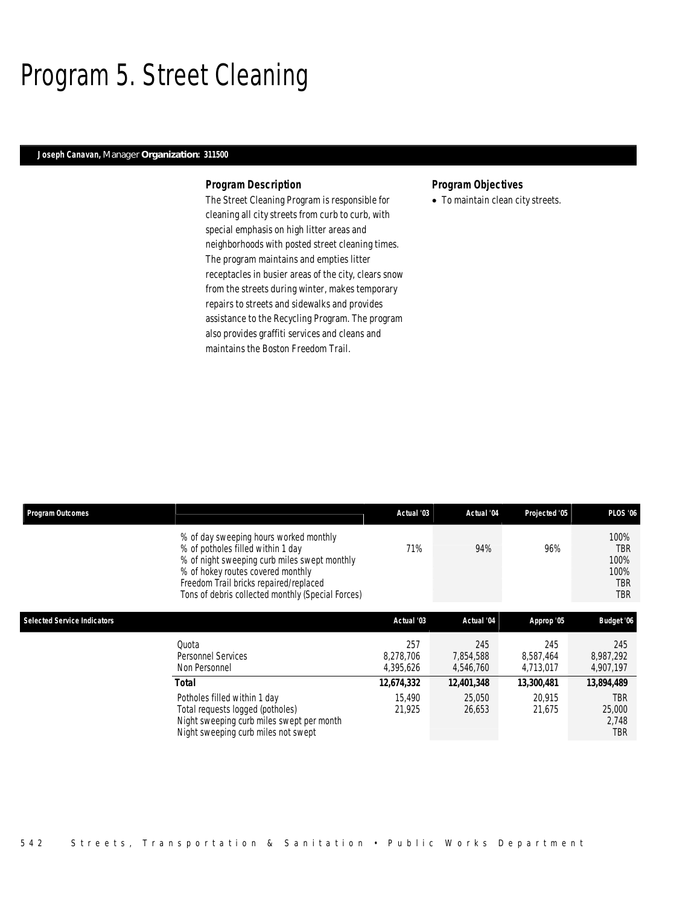# Program 5. Street Cleaning

**Joseph Canavan,** Manager **Organization: 311500**

### Program Description

The Street Cleaning Program is responsible for cleaning all city streets from curb to curb, with special emphasis on high litter areas and neighborhoods with posted street cleaning times. The program maintains and empties litter receptacles in busier areas of the city, clears snow from the streets during winter, makes temporary repairs to streets and sidewalks and provides assistance to the Recycling Program. The program also provides graffiti services and cleans and maintains the Boston Freedom Trail.

### Program Objectives

- To maintain clean city streets.

| Program Outcomes | Actual '03 | Actual '04 | Projected '05 | PLOS '06 |
|---|---|---|---|---|
| % of day sweeping hours worked monthly | | | | 100% |
| % of potholes filled within 1 day | 71% | 94% | 96% | TBR |
| % of night sweeping curb miles swept monthly | | | | 100% |
| % of hokey routes covered monthly | | | | 100% |
| Freedom Trail bricks repaired/replaced | | | | TBR |
| Tons of debris collected monthly (Special Forces) | | | | TBR |

| Selected Service Indicators | Actual '03 | Actual '04 | Approp '05 | Budget '06 |
|---|---|---|---|---|
| Quota | 257 | 245 | 245 | 245 |
| Personnel Services | 8,278,706 | 7,854,588 | 8,587,464 | 8,987,292 |
| Non Personnel | 4,395,626 | 4,546,760 | 4,713,017 | 4,907,197 |
| **Total** | **12,674,332** | **12,401,348** | **13,300,481** | **13,894,489** |
| Potholes filled within 1 day | 15,490 | 25,050 | 20,915 | TBR |
| Total requests logged (potholes) | 21,925 | 26,653 | 21,675 | 25,000 |
| Night sweeping curb miles swept per month | | | | 2,748 |
| Night sweeping curb miles not swept | | | | TBR |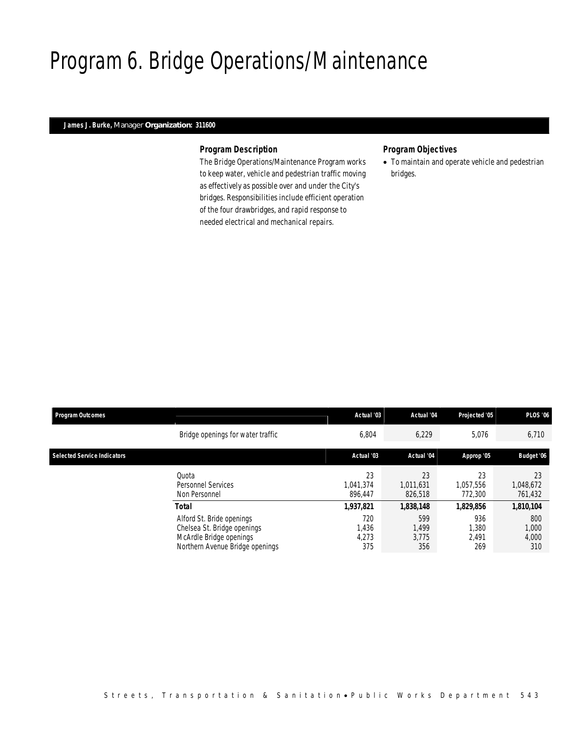# Program 6. Bridge Operations/Maintenance

**James J. Burke,** Manager **Organization: 311600**

### *Program Description*

The Bridge Operations/Maintenance Program works to keep water, vehicle and pedestrian traffic moving as effectively as possible over and under the City's bridges. Responsibilities include efficient operation of the four drawbridges, and rapid response to needed electrical and mechanical repairs.

### *Program Objectives*

- To maintain and operate vehicle and pedestrian bridges.

| Program Outcomes | | Actual '03 | Actual '04 | Projected '05 | PLOS '06 |
|---|---|---|---|---|---|
| | Bridge openings for water traffic | 6,804 | 6,229 | 5,076 | 6,710 |

| Selected Service Indicators | | Actual '03 | Actual '04 | Approp '05 | Budget '06 |
|---|---|---|---|---|---|
| | Quota | 23 | 23 | 23 | 23 |
| | Personnel Services | 1,041,374 | 1,011,631 | 1,057,556 | 1,048,672 |
| | Non Personnel | 896,447 | 826,518 | 772,300 | 761,432 |
| | **Total** | **1,937,821** | **1,838,148** | **1,829,856** | **1,810,104** |
| | Alford St. Bride openings | 720 | 599 | 936 | 800 |
| | Chelsea St. Bridge openings | 1,436 | 1,499 | 1,380 | 1,000 |
| | McArdle Bridge openings | 4,273 | 3,775 | 2,491 | 4,000 |
| | Northern Avenue Bridge openings | 375 | 356 | 269 | 310 |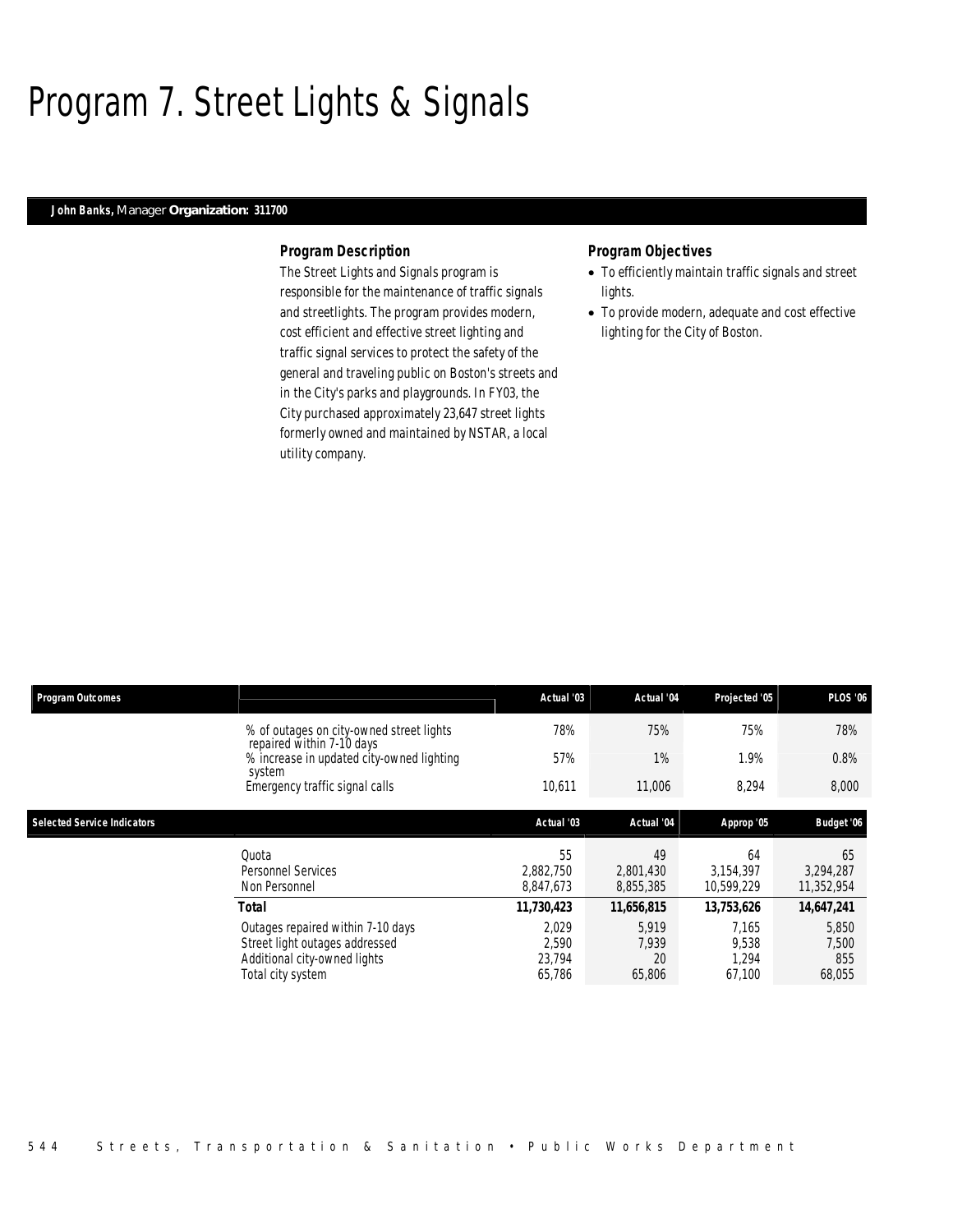# Program 7. Street Lights & Signals

**John Banks,** Manager **Organization: 311700**

### Program Description

The Street Lights and Signals program is responsible for the maintenance of traffic signals and streetlights. The program provides modern, cost efficient and effective street lighting and traffic signal services to protect the safety of the general and traveling public on Boston's streets and in the City's parks and playgrounds. In FY03, the City purchased approximately 23,647 street lights formerly owned and maintained by NSTAR, a local utility company.

### Program Objectives

- To efficiently maintain traffic signals and street lights.
- To provide modern, adequate and cost effective lighting for the City of Boston.

| Program Outcomes | | Actual '03 | Actual '04 | Projected '05 | PLOS '06 |
|---|---|---|---|---|---|
| | % of outages on city-owned street lights repaired within 7-10 days | 78% | 75% | 75% | 78% |
| | % increase in updated city-owned lighting system | 57% | 1% | 1.9% | 0.8% |
| | Emergency traffic signal calls | 10,611 | 11,006 | 8,294 | 8,000 |

| Selected Service Indicators | | Actual '03 | Actual '04 | Approp '05 | Budget '06 |
|---|---|---|---|---|---|
| | Quota | 55 | 49 | 64 | 65 |
| | Personnel Services | 2,882,750 | 2,801,430 | 3,154,397 | 3,294,287 |
| | Non Personnel | 8,847,673 | 8,855,385 | 10,599,229 | 11,352,954 |
| | **Total** | **11,730,423** | **11,656,815** | **13,753,626** | **14,647,241** |
| | Outages repaired within 7-10 days | 2,029 | 5,919 | 7,165 | 5,850 |
| | Street light outages addressed | 2,590 | 7,939 | 9,538 | 7,500 |
| | Additional city-owned lights | 23,794 | 20 | 1,294 | 855 |
| | Total city system | 65,786 | 65,806 | 67,100 | 68,055 |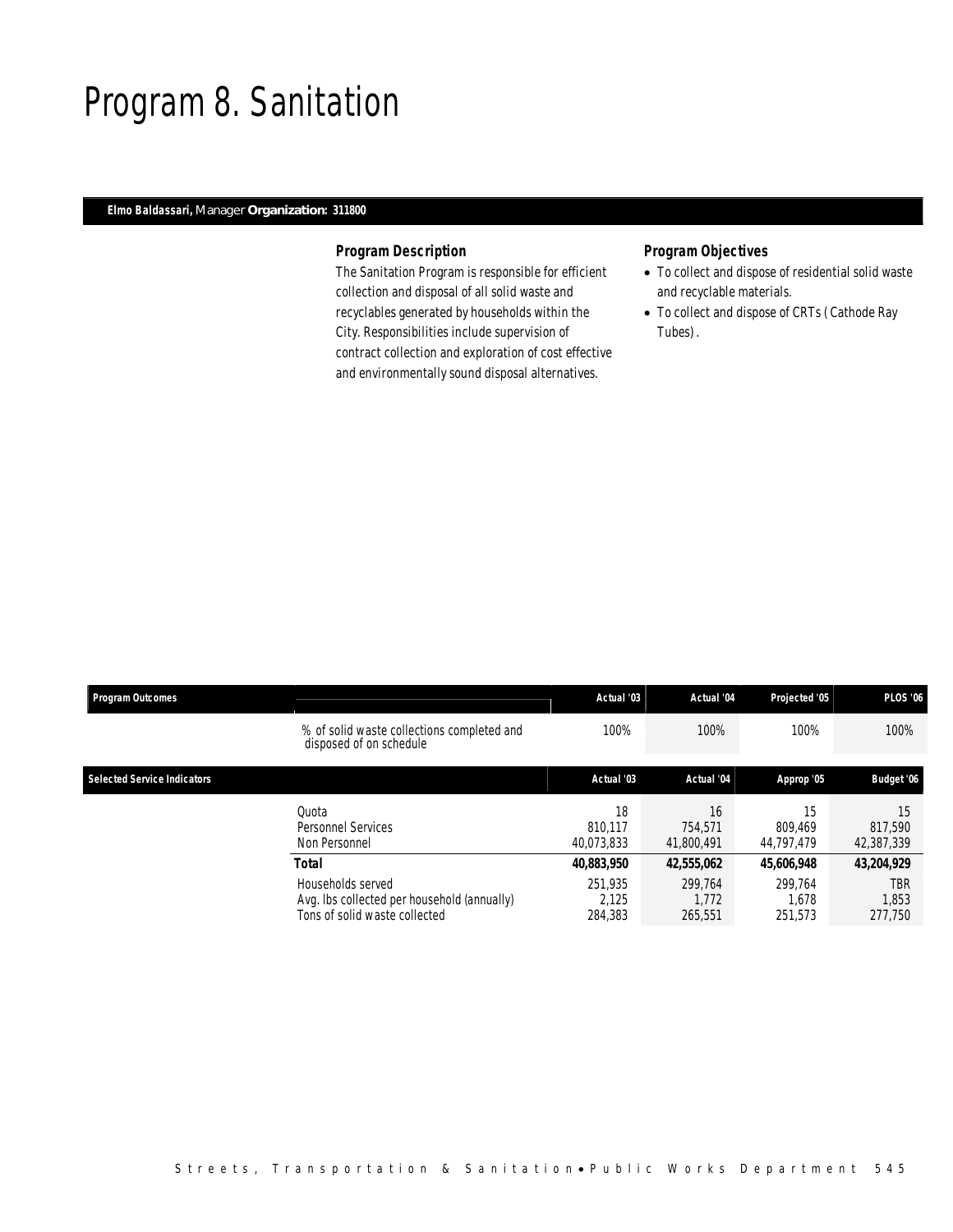# Program 8. Sanitation

**Elmo Baldassari,** Manager **Organization: 311800**

### Program Description

The Sanitation Program is responsible for efficient collection and disposal of all solid waste and recyclables generated by households within the City. Responsibilities include supervision of contract collection and exploration of cost effective and environmentally sound disposal alternatives.

### Program Objectives

- To collect and dispose of residential solid waste and recyclable materials.
- To collect and dispose of CRTs (Cathode Ray Tubes).

| Program Outcomes | | Actual '03 | Actual '04 | Projected '05 | PLOS '06 |
|---|---|---|---|---|---|
| | % of solid waste collections completed and disposed of on schedule | 100% | 100% | 100% | 100% |

| Selected Service Indicators | | Actual '03 | Actual '04 | Approp '05 | Budget '06 |
|---|---|---|---|---|---|
| | Quota | 18 | 16 | 15 | 15 |
| | Personnel Services | 810,117 | 754,571 | 809,469 | 817,590 |
| | Non Personnel | 40,073,833 | 41,800,491 | 44,797,479 | 42,387,339 |
| | **Total** | **40,883,950** | **42,555,062** | **45,606,948** | **43,204,929** |
| | Households served | 251,935 | 299,764 | 299,764 | TBR |
| | Avg. lbs collected per household (annually) | 2,125 | 1,772 | 1,678 | 1,853 |
| | Tons of solid waste collected | 284,383 | 265,551 | 251,573 | 277,750 |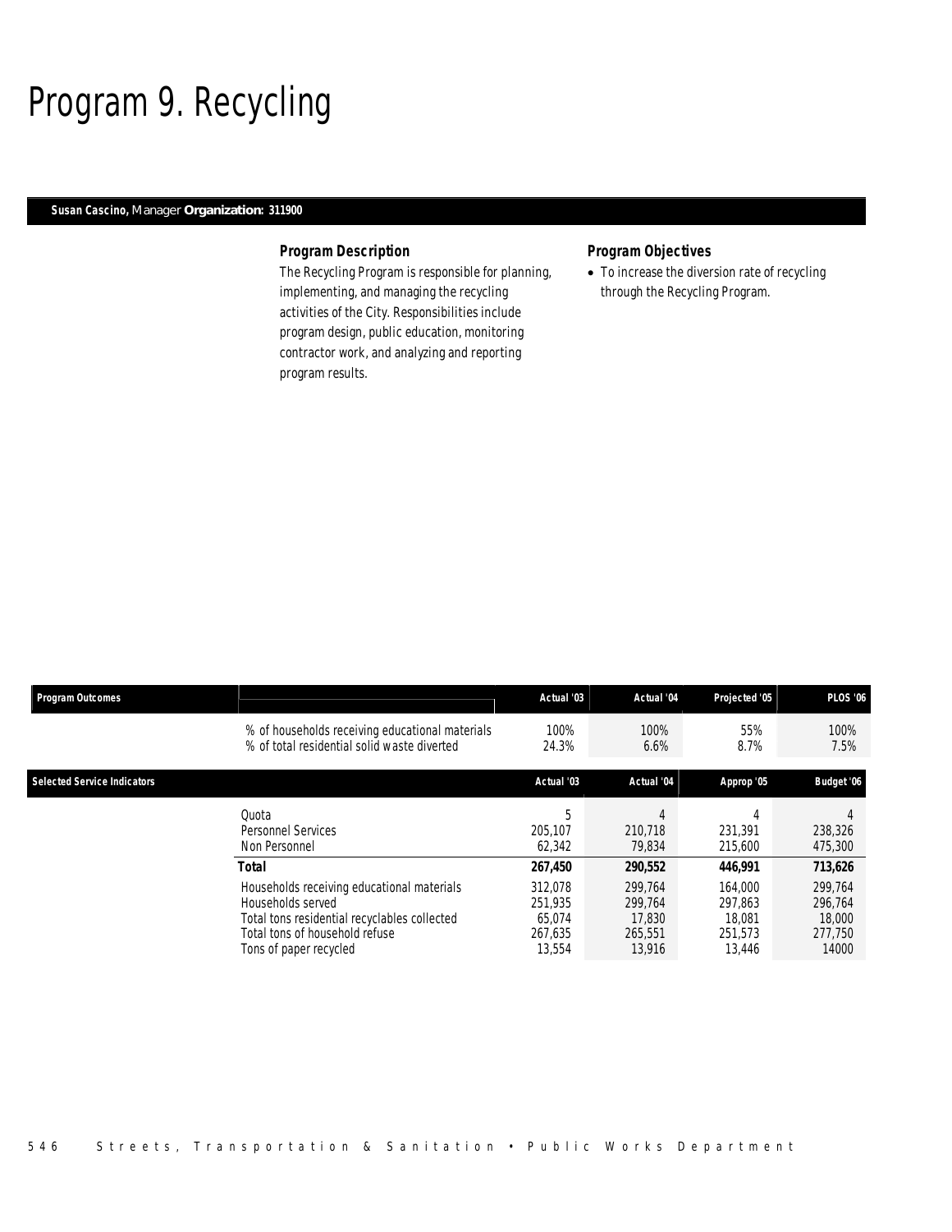# Program 9. Recycling

**Susan Cascino,** Manager **Organization: 311900**

### Program Description

The Recycling Program is responsible for planning, implementing, and managing the recycling activities of the City. Responsibilities include program design, public education, monitoring contractor work, and analyzing and reporting program results.

### Program Objectives

- To increase the diversion rate of recycling through the Recycling Program.

| Program Outcomes | | Actual '03 | Actual '04 | Projected '05 | PLOS '06 |
|---|---|---|---|---|---|
| | % of households receiving educational materials | 100% | 100% | 55% | 100% |
| | % of total residential solid waste diverted | 24.3% | 6.6% | 8.7% | 7.5% |

| Selected Service Indicators | | Actual '03 | Actual '04 | Approp '05 | Budget '06 |
|---|---|---|---|---|---|
| | Quota | 5 | 4 | 4 | 4 |
| | Personnel Services | 205,107 | 210,718 | 231,391 | 238,326 |
| | Non Personnel | 62,342 | 79,834 | 215,600 | 475,300 |
| | **Total** | **267,450** | **290,552** | **446,991** | **713,626** |
| | Households receiving educational materials | 312,078 | 299,764 | 164,000 | 299,764 |
| | Households served | 251,935 | 299,764 | 297,863 | 296,764 |
| | Total tons residential recyclables collected | 65,074 | 17,830 | 18,081 | 18,000 |
| | Total tons of household refuse | 267,635 | 265,551 | 251,573 | 277,750 |
| | Tons of paper recycled | 13,554 | 13,916 | 13,446 | 14000 |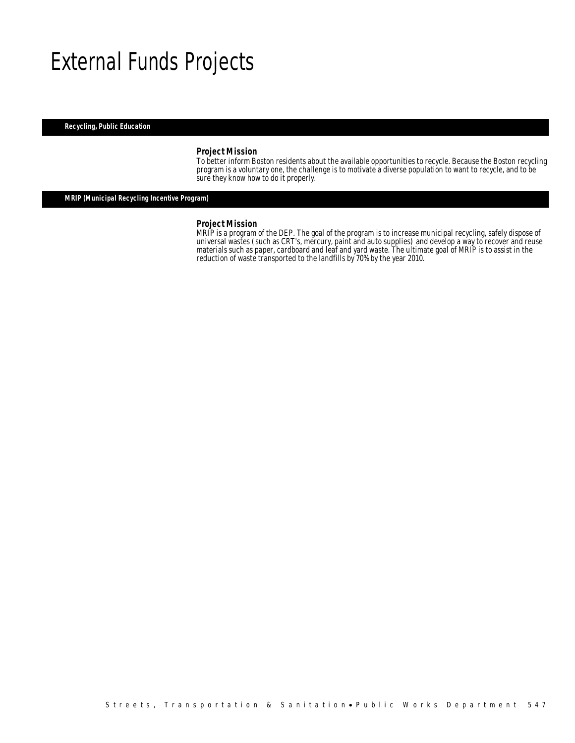# External Funds Projects

## Recycling, Public Education

### Project Mission

To better inform Boston residents about the available opportunities to recycle. Because the Boston recycling program is a voluntary one, the challenge is to motivate a diverse population to want to recycle, and to be sure they know how to do it properly.

## MRIP (Municipal Recycling Incentive Program)

### Project Mission

MRIP is a program of the DEP. The goal of the program is to increase municipal recycling, safely dispose of universal wastes (such as CRT's, mercury, paint and auto supplies) and develop a way to recover and reuse materials such as paper, cardboard and leaf and yard waste. The ultimate goal of MRIP is to assist in the reduction of waste transported to the landfills by 70% by the year 2010.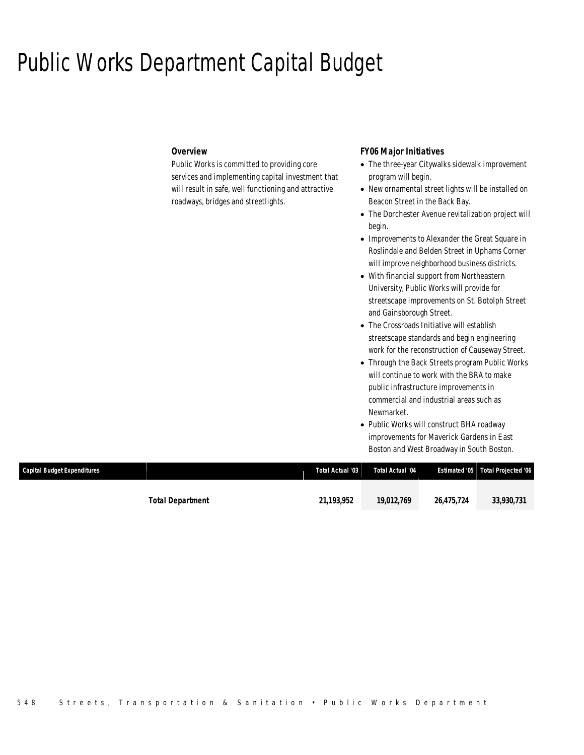# Public Works Department Capital Budget

### Overview

Public Works is committed to providing core services and implementing capital investment that will result in safe, well functioning and attractive roadways, bridges and streetlights.

### FY06 Major Initiatives

- The three-year Citywalks sidewalk improvement program will begin.
- New ornamental street lights will be installed on Beacon Street in the Back Bay.
- The Dorchester Avenue revitalization project will begin.
- Improvements to Alexander the Great Square in Roslindale and Belden Street in Uphams Corner will improve neighborhood business districts.
- With financial support from Northeastern University, Public Works will provide for streetscape improvements on St. Botolph Street and Gainsborough Street.
- The Crossroads Initiative will establish streetscape standards and begin engineering work for the reconstruction of Causeway Street.
- Through the Back Streets program Public Works will continue to work with the BRA to make public infrastructure improvements in commercial and industrial areas such as Newmarket.
- Public Works will construct BHA roadway improvements for Maverick Gardens in East Boston and West Broadway in South Boston.

| Capital Budget Expenditures | | Total Actual '03 | Total Actual '04 | Estimated '05 | Total Projected '06 |
|---|---|---|---|---|---|
| | **Total Department** | **21,193,952** | **19,012,769** | **26,475,724** | **33,930,731** |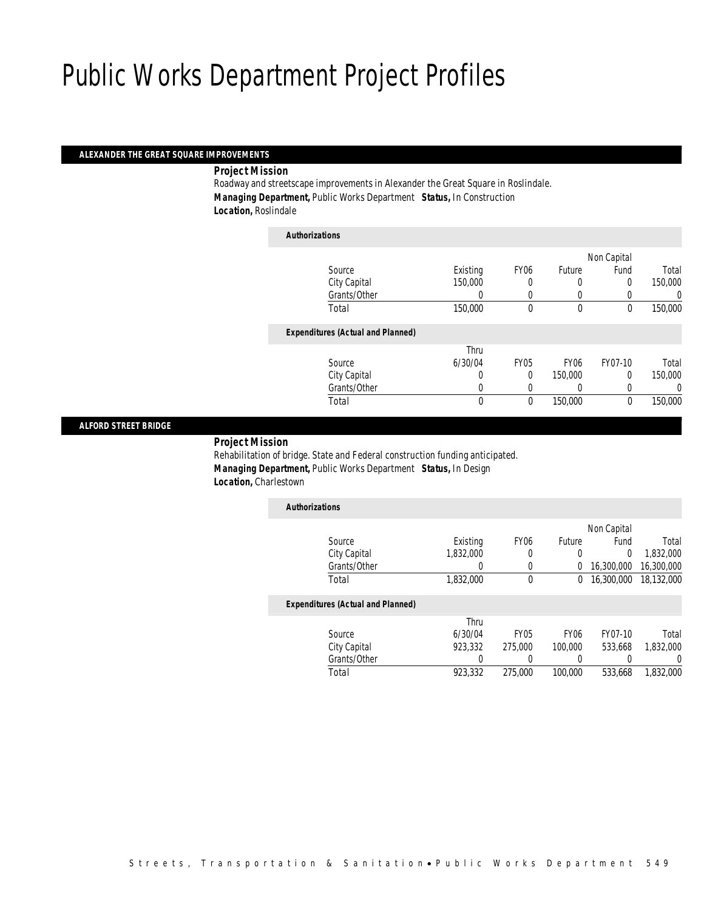# Public Works Department Project Profiles

## ALEXANDER THE GREAT SQUARE IMPROVEMENTS

***Project Mission***

Roadway and streetscape improvements in Alexander the Great Square in Roslindale.

***Managing Department,*** Public Works Department ***Status,*** In Construction

***Location,*** Roslindale

***Authorizations***

| Source | Existing | FY06 | Future | Non Capital Fund | Total |
|---|---|---|---|---|---|
| City Capital | 150,000 | 0 | 0 | 0 | 150,000 |
| Grants/Other | 0 | 0 | 0 | 0 | 0 |
| Total | 150,000 | 0 | 0 | 0 | 150,000 |

***Expenditures (Actual and Planned)***

| Source | Thru 6/30/04 | FY05 | FY06 | FY07-10 | Total |
|---|---|---|---|---|---|
| City Capital | 0 | 0 | 150,000 | 0 | 150,000 |
| Grants/Other | 0 | 0 | 0 | 0 | 0 |
| Total | 0 | 0 | 150,000 | 0 | 150,000 |

## ALFORD STREET BRIDGE

***Project Mission***

Rehabilitation of bridge. State and Federal construction funding anticipated.

***Managing Department,*** Public Works Department ***Status,*** In Design

***Location,*** Charlestown

***Authorizations***

| Source | Existing | FY06 | Future | Non Capital Fund | Total |
|---|---|---|---|---|---|
| City Capital | 1,832,000 | 0 | 0 | 0 | 1,832,000 |
| Grants/Other | 0 | 0 | 0 | 16,300,000 | 16,300,000 |
| Total | 1,832,000 | 0 | 0 | 16,300,000 | 18,132,000 |

***Expenditures (Actual and Planned)***

| Source | Thru 6/30/04 | FY05 | FY06 | FY07-10 | Total |
|---|---|---|---|---|---|
| City Capital | 923,332 | 275,000 | 100,000 | 533,668 | 1,832,000 |
| Grants/Other | 0 | 0 | 0 | 0 | 0 |
| Total | 923,332 | 275,000 | 100,000 | 533,668 | 1,832,000 |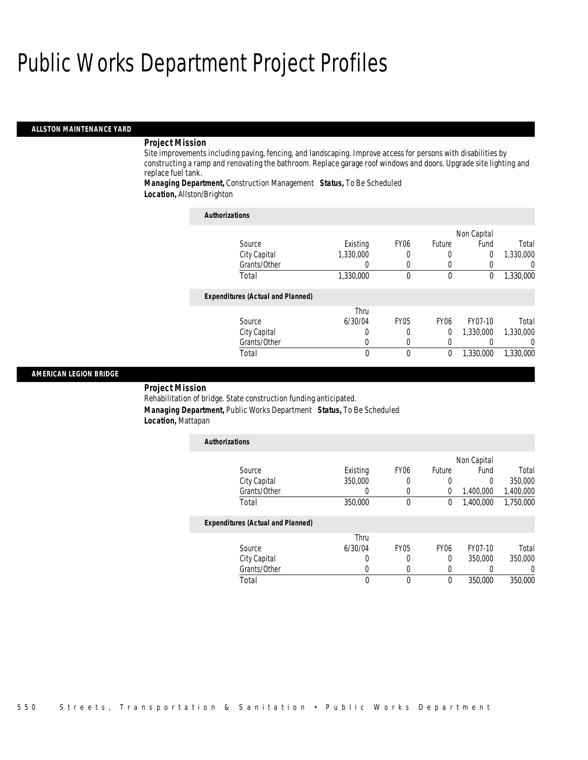# Public Works Department Project Profiles

## ALLSTON MAINTENANCE YARD

***Project Mission***

Site improvements including paving, fencing, and landscaping. Improve access for persons with disabilities by constructing a ramp and renovating the bathroom. Replace garage roof windows and doors. Upgrade site lighting and replace fuel tank.

***Managing Department,*** Construction Management ***Status,*** To Be Scheduled
***Location,*** Allston/Brighton

***Authorizations***

| Source | Existing | FY06 | Future | Non Capital Fund | Total |
|---|---|---|---|---|---|
| City Capital | 1,330,000 | 0 | 0 | 0 | 1,330,000 |
| Grants/Other | 0 | 0 | 0 | 0 | 0 |
| Total | 1,330,000 | 0 | 0 | 0 | 1,330,000 |

***Expenditures (Actual and Planned)***

| Source | Thru 6/30/04 | FY05 | FY06 | FY07-10 | Total |
|---|---|---|---|---|---|
| City Capital | 0 | 0 | 0 | 1,330,000 | 1,330,000 |
| Grants/Other | 0 | 0 | 0 | 0 | 0 |
| Total | 0 | 0 | 0 | 1,330,000 | 1,330,000 |

## AMERICAN LEGION BRIDGE

***Project Mission***

Rehabilitation of bridge. State construction funding anticipated.

***Managing Department,*** Public Works Department ***Status,*** To Be Scheduled
***Location,*** Mattapan

***Authorizations***

| Source | Existing | FY06 | Future | Non Capital Fund | Total |
|---|---|---|---|---|---|
| City Capital | 350,000 | 0 | 0 | 0 | 350,000 |
| Grants/Other | 0 | 0 | 0 | 1,400,000 | 1,400,000 |
| Total | 350,000 | 0 | 0 | 1,400,000 | 1,750,000 |

***Expenditures (Actual and Planned)***

| Source | Thru 6/30/04 | FY05 | FY06 | FY07-10 | Total |
|---|---|---|---|---|---|
| City Capital | 0 | 0 | 0 | 350,000 | 350,000 |
| Grants/Other | 0 | 0 | 0 | 0 | 0 |
| Total | 0 | 0 | 0 | 350,000 | 350,000 |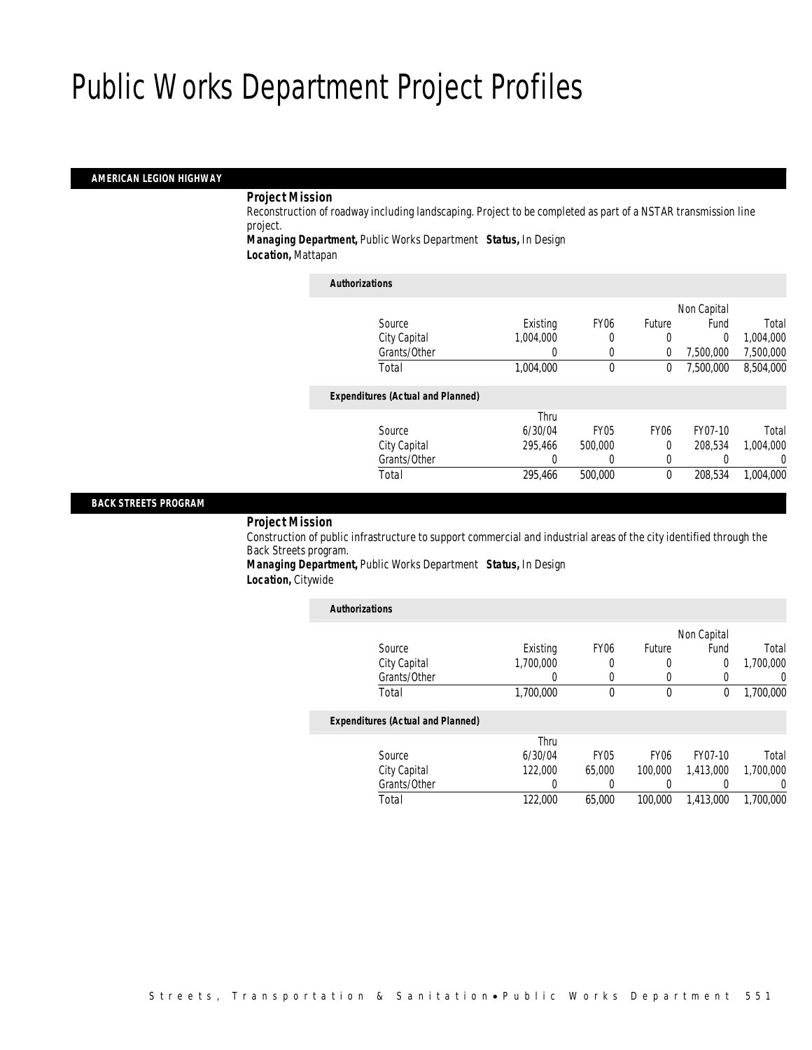# Public Works Department Project Profiles

## AMERICAN LEGION HIGHWAY

**Project Mission**

Reconstruction of roadway including landscaping. Project to be completed as part of a NSTAR transmission line project.

**Managing Department,** Public Works Department **Status,** In Design

**Location,** Mattapan

*Authorizations*

| Source | Existing | FY06 | Future | Non Capital Fund | Total |
|---|---|---|---|---|---|
| City Capital | 1,004,000 | 0 | 0 | 0 | 1,004,000 |
| Grants/Other | 0 | 0 | 0 | 7,500,000 | 7,500,000 |
| Total | 1,004,000 | 0 | 0 | 7,500,000 | 8,504,000 |

*Expenditures (Actual and Planned)*

| Source | Thru 6/30/04 | FY05 | FY06 | FY07-10 | Total |
|---|---|---|---|---|---|
| City Capital | 295,466 | 500,000 | 0 | 208,534 | 1,004,000 |
| Grants/Other | 0 | 0 | 0 | 0 | 0 |
| Total | 295,466 | 500,000 | 0 | 208,534 | 1,004,000 |

## BACK STREETS PROGRAM

**Project Mission**

Construction of public infrastructure to support commercial and industrial areas of the city identified through the Back Streets program.

**Managing Department,** Public Works Department **Status,** In Design

**Location,** Citywide

*Authorizations*

| Source | Existing | FY06 | Future | Non Capital Fund | Total |
|---|---|---|---|---|---|
| City Capital | 1,700,000 | 0 | 0 | 0 | 1,700,000 |
| Grants/Other | 0 | 0 | 0 | 0 | 0 |
| Total | 1,700,000 | 0 | 0 | 0 | 1,700,000 |

*Expenditures (Actual and Planned)*

| Source | Thru 6/30/04 | FY05 | FY06 | FY07-10 | Total |
|---|---|---|---|---|---|
| City Capital | 122,000 | 65,000 | 100,000 | 1,413,000 | 1,700,000 |
| Grants/Other | 0 | 0 | 0 | 0 | 0 |
| Total | 122,000 | 65,000 | 100,000 | 1,413,000 | 1,700,000 |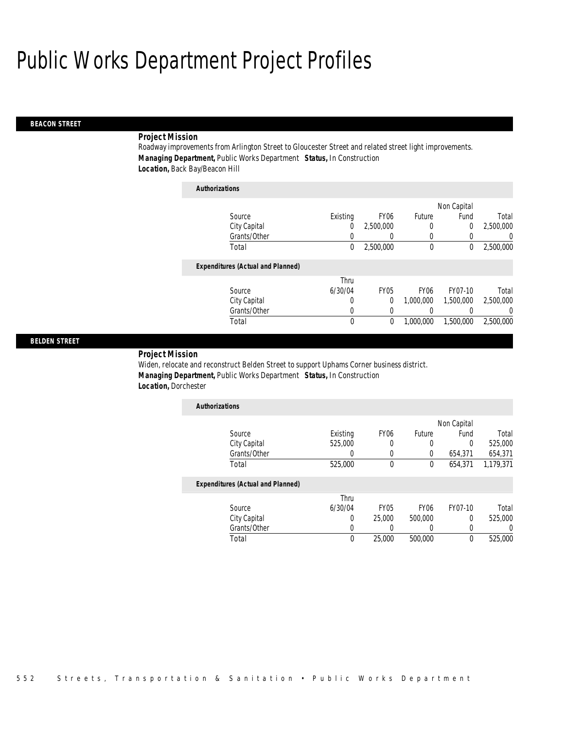# Public Works Department Project Profiles

## BEACON STREET

***Project Mission***

Roadway improvements from Arlington Street to Gloucester Street and related street light improvements.

***Managing Department,*** Public Works Department ***Status,*** In Construction

***Location,*** Back Bay/Beacon Hill

***Authorizations***

| Source | Existing | FY06 | Future | Non Capital Fund | Total |
|---|---|---|---|---|---|
| City Capital | 0 | 2,500,000 | 0 | 0 | 2,500,000 |
| Grants/Other | 0 | 0 | 0 | 0 | 0 |
| Total | 0 | 2,500,000 | 0 | 0 | 2,500,000 |

***Expenditures (Actual and Planned)***

| Source | Thru 6/30/04 | FY05 | FY06 | FY07-10 | Total |
|---|---|---|---|---|---|
| City Capital | 0 | 0 | 1,000,000 | 1,500,000 | 2,500,000 |
| Grants/Other | 0 | 0 | 0 | 0 | 0 |
| Total | 0 | 0 | 1,000,000 | 1,500,000 | 2,500,000 |

## BELDEN STREET

***Project Mission***

Widen, relocate and reconstruct Belden Street to support Uphams Corner business district.

***Managing Department,*** Public Works Department ***Status,*** In Construction

***Location,*** Dorchester

***Authorizations***

| Source | Existing | FY06 | Future | Non Capital Fund | Total |
|---|---|---|---|---|---|
| City Capital | 525,000 | 0 | 0 | 0 | 525,000 |
| Grants/Other | 0 | 0 | 0 | 654,371 | 654,371 |
| Total | 525,000 | 0 | 0 | 654,371 | 1,179,371 |

***Expenditures (Actual and Planned)***

| Source | Thru 6/30/04 | FY05 | FY06 | FY07-10 | Total |
|---|---|---|---|---|---|
| City Capital | 0 | 25,000 | 500,000 | 0 | 525,000 |
| Grants/Other | 0 | 0 | 0 | 0 | 0 |
| Total | 0 | 25,000 | 500,000 | 0 | 525,000 |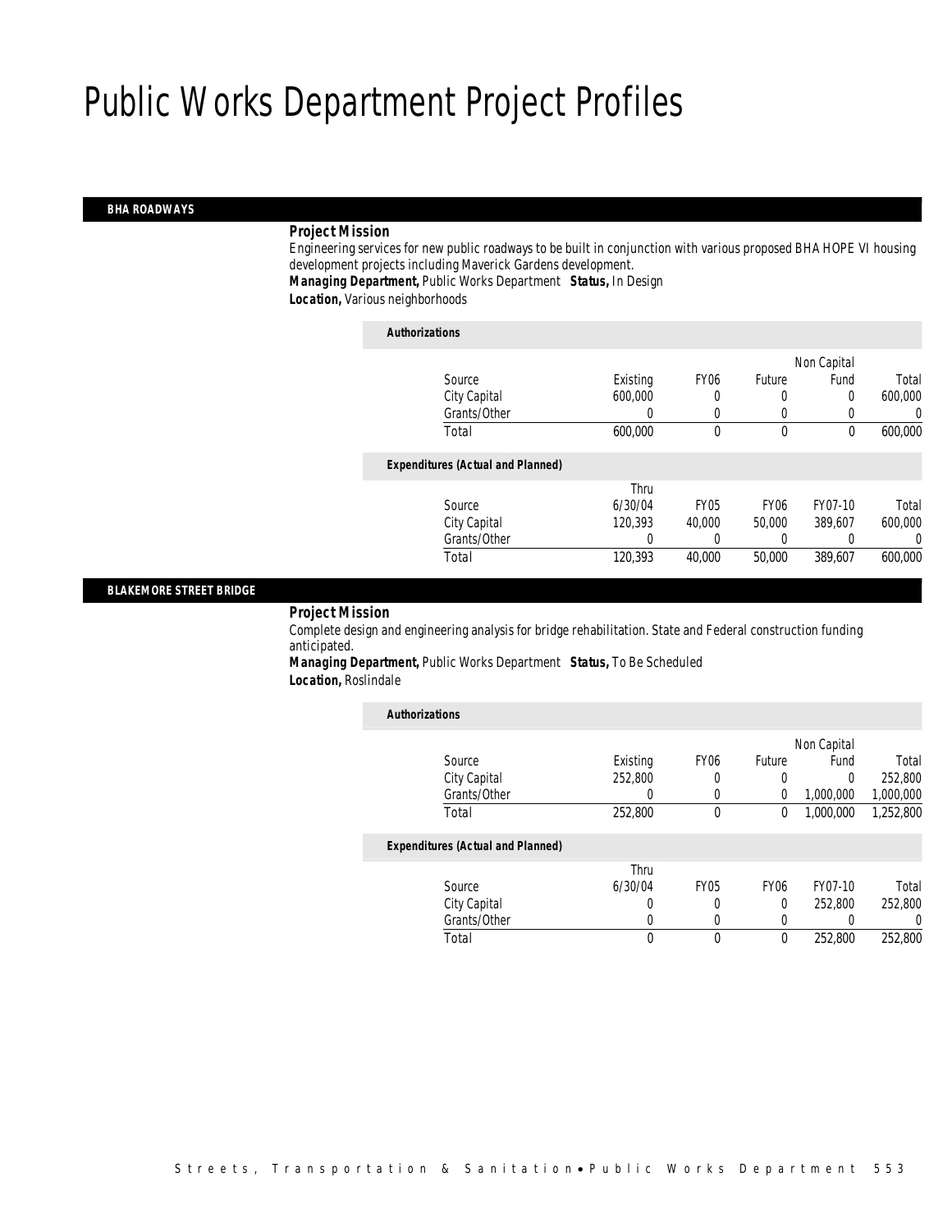# Public Works Department Project Profiles

## BHA ROADWAYS

**Project Mission**

Engineering services for new public roadways to be built in conjunction with various proposed BHA HOPE VI housing development projects including Maverick Gardens development.

***Managing Department,*** Public Works Department ***Status,*** In Design

***Location,*** Various neighborhoods

**Authorizations**

| Source | Existing | FY06 | Future | Non Capital Fund | Total |
|---|---|---|---|---|---|
| City Capital | 600,000 | 0 | 0 | 0 | 600,000 |
| Grants/Other | 0 | 0 | 0 | 0 | 0 |
| Total | 600,000 | 0 | 0 | 0 | 600,000 |

**Expenditures (Actual and Planned)**

| Source | Thru 6/30/04 | FY05 | FY06 | FY07-10 | Total |
|---|---|---|---|---|---|
| City Capital | 120,393 | 40,000 | 50,000 | 389,607 | 600,000 |
| Grants/Other | 0 | 0 | 0 | 0 | 0 |
| Total | 120,393 | 40,000 | 50,000 | 389,607 | 600,000 |

## BLAKEMORE STREET BRIDGE

**Project Mission**

Complete design and engineering analysis for bridge rehabilitation. State and Federal construction funding anticipated.

***Managing Department,*** Public Works Department ***Status,*** To Be Scheduled

***Location,*** Roslindale

**Authorizations**

| Source | Existing | FY06 | Future | Non Capital Fund | Total |
|---|---|---|---|---|---|
| City Capital | 252,800 | 0 | 0 | 0 | 252,800 |
| Grants/Other | 0 | 0 | 0 | 1,000,000 | 1,000,000 |
| Total | 252,800 | 0 | 0 | 1,000,000 | 1,252,800 |

**Expenditures (Actual and Planned)**

| Source | Thru 6/30/04 | FY05 | FY06 | FY07-10 | Total |
|---|---|---|---|---|---|
| City Capital | 0 | 0 | 0 | 252,800 | 252,800 |
| Grants/Other | 0 | 0 | 0 | 0 | 0 |
| Total | 0 | 0 | 0 | 252,800 | 252,800 |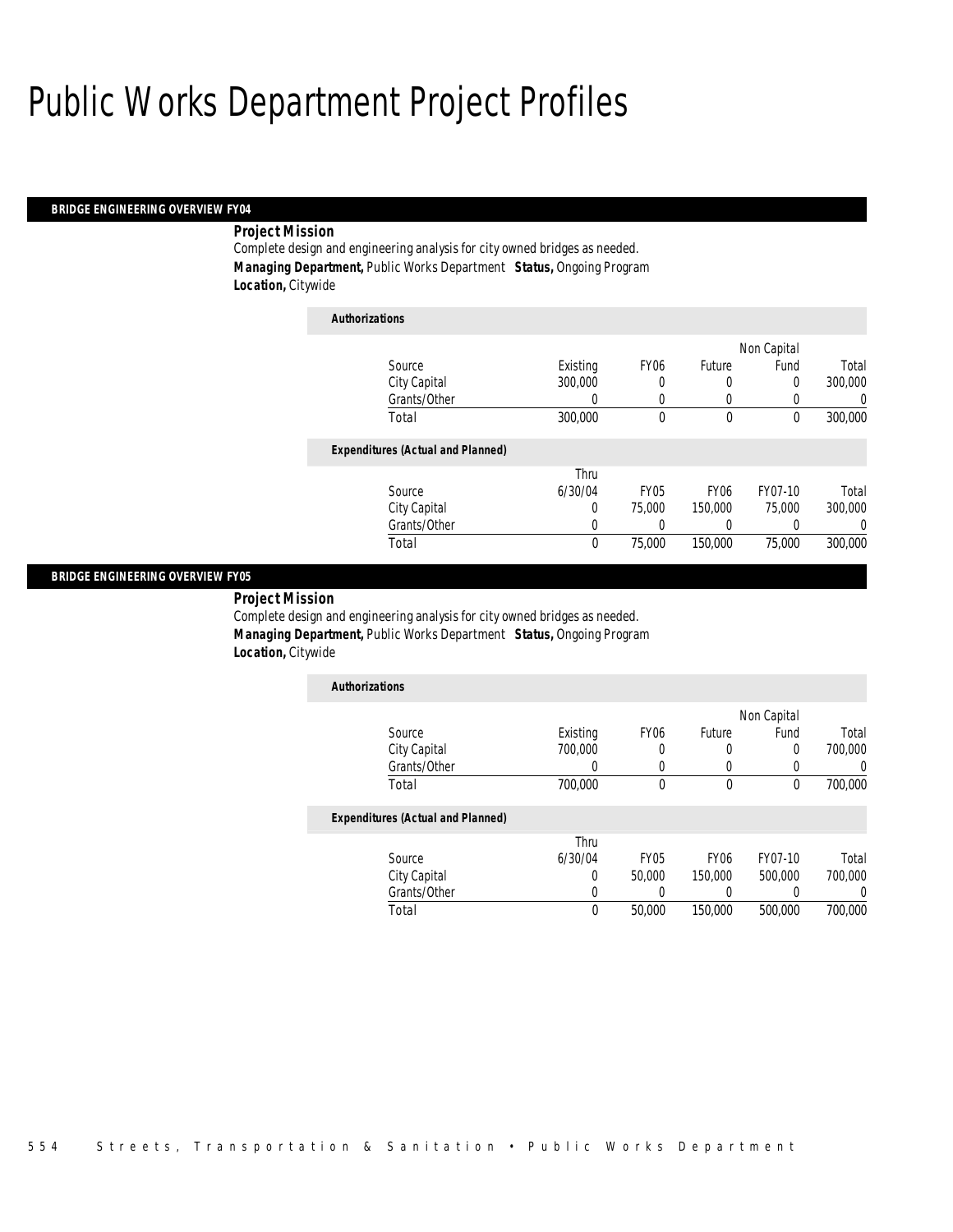# Public Works Department Project Profiles

## BRIDGE ENGINEERING OVERVIEW FY04

**Project Mission**

Complete design and engineering analysis for city owned bridges as needed.

**Managing Department,** Public Works Department **Status,** Ongoing Program

**Location,** Citywide

***Authorizations***

| Source | Existing | FY06 | Future | Non Capital Fund | Total |
|---|---|---|---|---|---|
| City Capital | 300,000 | 0 | 0 | 0 | 300,000 |
| Grants/Other | 0 | 0 | 0 | 0 | 0 |
| Total | 300,000 | 0 | 0 | 0 | 300,000 |

***Expenditures (Actual and Planned)***

| Source | Thru 6/30/04 | FY05 | FY06 | FY07-10 | Total |
|---|---|---|---|---|---|
| City Capital | 0 | 75,000 | 150,000 | 75,000 | 300,000 |
| Grants/Other | 0 | 0 | 0 | 0 | 0 |
| Total | 0 | 75,000 | 150,000 | 75,000 | 300,000 |

## BRIDGE ENGINEERING OVERVIEW FY05

**Project Mission**

Complete design and engineering analysis for city owned bridges as needed.

**Managing Department,** Public Works Department **Status,** Ongoing Program

**Location,** Citywide

***Authorizations***

| Source | Existing | FY06 | Future | Non Capital Fund | Total |
|---|---|---|---|---|---|
| City Capital | 700,000 | 0 | 0 | 0 | 700,000 |
| Grants/Other | 0 | 0 | 0 | 0 | 0 |
| Total | 700,000 | 0 | 0 | 0 | 700,000 |

***Expenditures (Actual and Planned)***

| Source | Thru 6/30/04 | FY05 | FY06 | FY07-10 | Total |
|---|---|---|---|---|---|
| City Capital | 0 | 50,000 | 150,000 | 500,000 | 700,000 |
| Grants/Other | 0 | 0 | 0 | 0 | 0 |
| Total | 0 | 50,000 | 150,000 | 500,000 | 700,000 |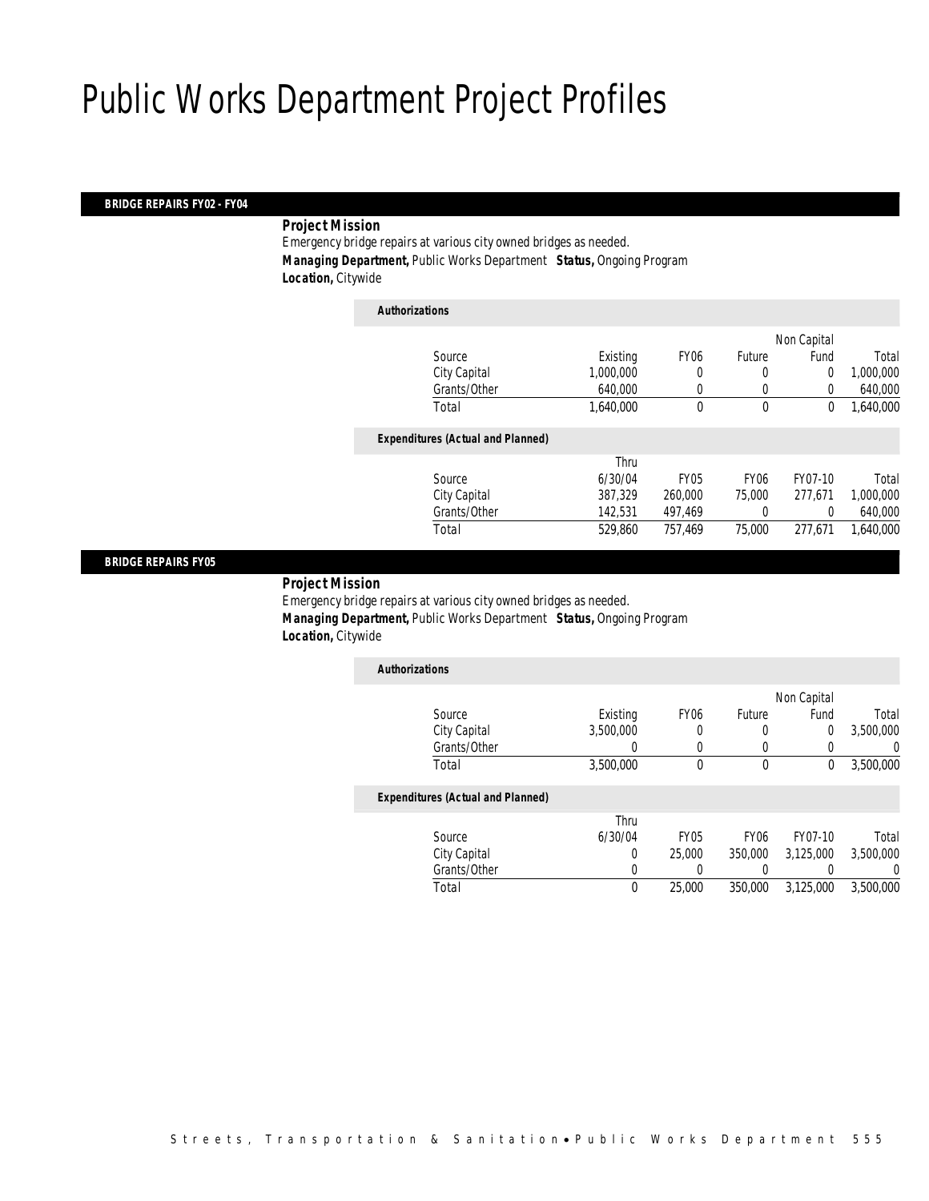# Public Works Department Project Profiles

### BRIDGE REPAIRS FY02 - FY04

**Project Mission**

Emergency bridge repairs at various city owned bridges as needed.

***Managing Department,*** Public Works Department ***Status,*** Ongoing Program

***Location,*** Citywide

***Authorizations***

| Source | Existing | FY06 | Future | Non Capital Fund | Total |
|---|---|---|---|---|---|
| City Capital | 1,000,000 | 0 | 0 | 0 | 1,000,000 |
| Grants/Other | 640,000 | 0 | 0 | 0 | 640,000 |
| Total | 1,640,000 | 0 | 0 | 0 | 1,640,000 |

***Expenditures (Actual and Planned)***

| Source | Thru 6/30/04 | FY05 | FY06 | FY07-10 | Total |
|---|---|---|---|---|---|
| City Capital | 387,329 | 260,000 | 75,000 | 277,671 | 1,000,000 |
| Grants/Other | 142,531 | 497,469 | 0 | 0 | 640,000 |
| Total | 529,860 | 757,469 | 75,000 | 277,671 | 1,640,000 |

### BRIDGE REPAIRS FY05

**Project Mission**

Emergency bridge repairs at various city owned bridges as needed.

***Managing Department,*** Public Works Department ***Status,*** Ongoing Program

***Location,*** Citywide

***Authorizations***

| Source | Existing | FY06 | Future | Non Capital Fund | Total |
|---|---|---|---|---|---|
| City Capital | 3,500,000 | 0 | 0 | 0 | 3,500,000 |
| Grants/Other | 0 | 0 | 0 | 0 | 0 |
| Total | 3,500,000 | 0 | 0 | 0 | 3,500,000 |

***Expenditures (Actual and Planned)***

| Source | Thru 6/30/04 | FY05 | FY06 | FY07-10 | Total |
|---|---|---|---|---|---|
| City Capital | 0 | 25,000 | 350,000 | 3,125,000 | 3,500,000 |
| Grants/Other | 0 | 0 | 0 | 0 | 0 |
| Total | 0 | 25,000 | 350,000 | 3,125,000 | 3,500,000 |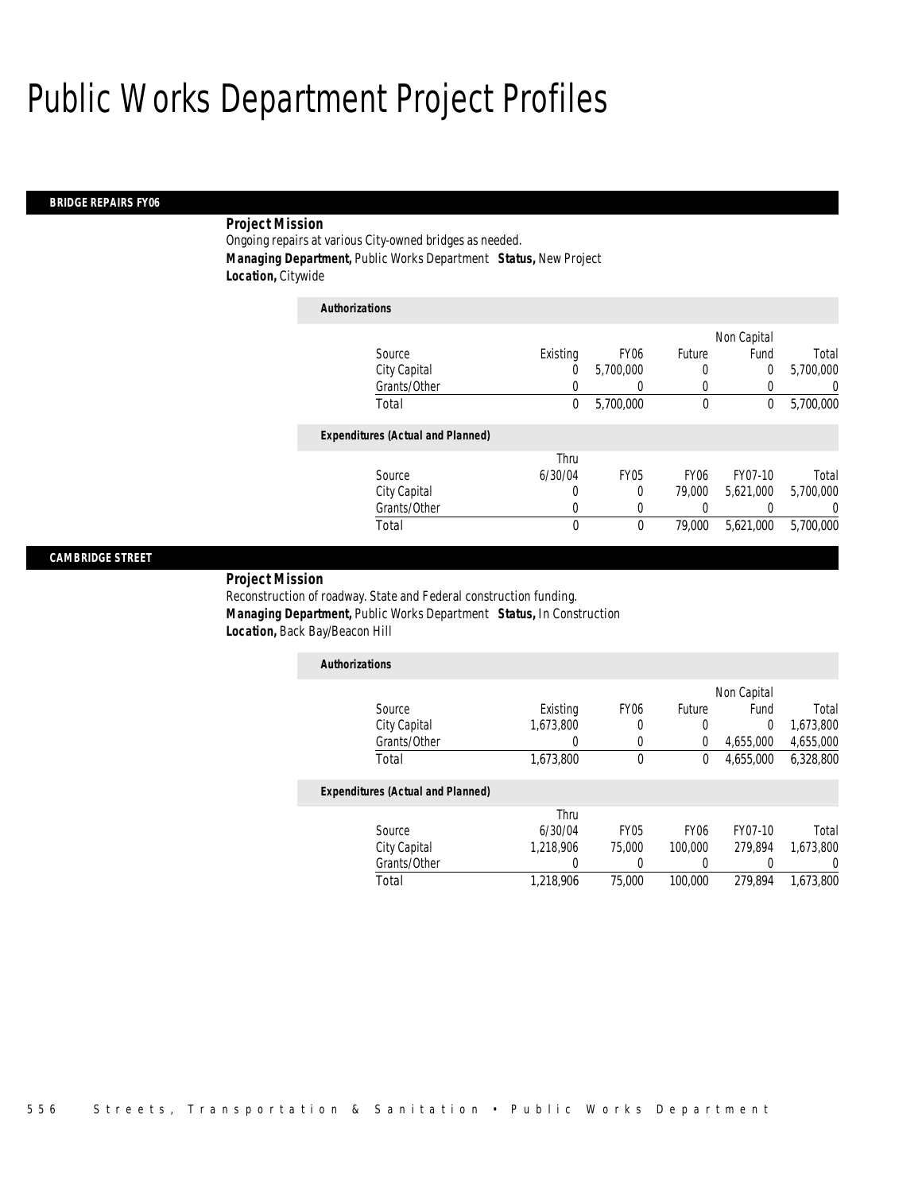# Public Works Department Project Profiles

## BRIDGE REPAIRS FY06

**Project Mission**

Ongoing repairs at various City-owned bridges as needed.

**Managing Department,** Public Works Department **Status,** New Project

**Location,** Citywide

**Authorizations**

| Source | Existing | FY06 | Future | Non Capital Fund | Total |
|---|---|---|---|---|---|
| City Capital | 0 | 5,700,000 | 0 | 0 | 5,700,000 |
| Grants/Other | 0 | 0 | 0 | 0 | 0 |
| Total | 0 | 5,700,000 | 0 | 0 | 5,700,000 |

**Expenditures (Actual and Planned)**

| Source | Thru 6/30/04 | FY05 | FY06 | FY07-10 | Total |
|---|---|---|---|---|---|
| City Capital | 0 | 0 | 79,000 | 5,621,000 | 5,700,000 |
| Grants/Other | 0 | 0 | 0 | 0 | 0 |
| Total | 0 | 0 | 79,000 | 5,621,000 | 5,700,000 |

## CAMBRIDGE STREET

**Project Mission**

Reconstruction of roadway. State and Federal construction funding.

**Managing Department,** Public Works Department **Status,** In Construction

**Location,** Back Bay/Beacon Hill

**Authorizations**

| Source | Existing | FY06 | Future | Non Capital Fund | Total |
|---|---|---|---|---|---|
| City Capital | 1,673,800 | 0 | 0 | 0 | 1,673,800 |
| Grants/Other | 0 | 0 | 0 | 4,655,000 | 4,655,000 |
| Total | 1,673,800 | 0 | 0 | 4,655,000 | 6,328,800 |

**Expenditures (Actual and Planned)**

| Source | Thru 6/30/04 | FY05 | FY06 | FY07-10 | Total |
|---|---|---|---|---|---|
| City Capital | 1,218,906 | 75,000 | 100,000 | 279,894 | 1,673,800 |
| Grants/Other | 0 | 0 | 0 | 0 | 0 |
| Total | 1,218,906 | 75,000 | 100,000 | 279,894 | 1,673,800 |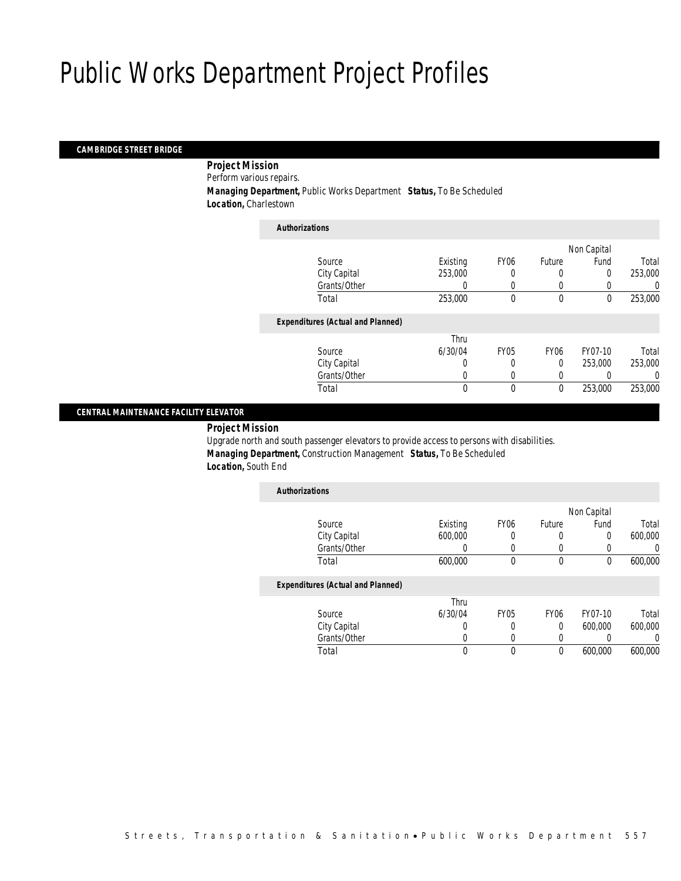# Public Works Department Project Profiles

## CAMBRIDGE STREET BRIDGE

**Project Mission**

Perform various repairs.

**Managing Department,** Public Works Department **Status,** To Be Scheduled

**Location,** Charlestown

**Authorizations**

| Source | Existing | FY06 | Future | Non Capital Fund | Total |
|---|---|---|---|---|---|
| City Capital | 253,000 | 0 | 0 | 0 | 253,000 |
| Grants/Other | 0 | 0 | 0 | 0 | 0 |
| Total | 253,000 | 0 | 0 | 0 | 253,000 |

**Expenditures (Actual and Planned)**

| Source | Thru 6/30/04 | FY05 | FY06 | FY07-10 | Total |
|---|---|---|---|---|---|
| City Capital | 0 | 0 | 0 | 253,000 | 253,000 |
| Grants/Other | 0 | 0 | 0 | 0 | 0 |
| Total | 0 | 0 | 0 | 253,000 | 253,000 |

## CENTRAL MAINTENANCE FACILITY ELEVATOR

**Project Mission**

Upgrade north and south passenger elevators to provide access to persons with disabilities.

**Managing Department,** Construction Management **Status,** To Be Scheduled

**Location,** South End

**Authorizations**

| Source | Existing | FY06 | Future | Non Capital Fund | Total |
|---|---|---|---|---|---|
| City Capital | 600,000 | 0 | 0 | 0 | 600,000 |
| Grants/Other | 0 | 0 | 0 | 0 | 0 |
| Total | 600,000 | 0 | 0 | 0 | 600,000 |

**Expenditures (Actual and Planned)**

| Source | Thru 6/30/04 | FY05 | FY06 | FY07-10 | Total |
|---|---|---|---|---|---|
| City Capital | 0 | 0 | 0 | 600,000 | 600,000 |
| Grants/Other | 0 | 0 | 0 | 0 | 0 |
| Total | 0 | 0 | 0 | 600,000 | 600,000 |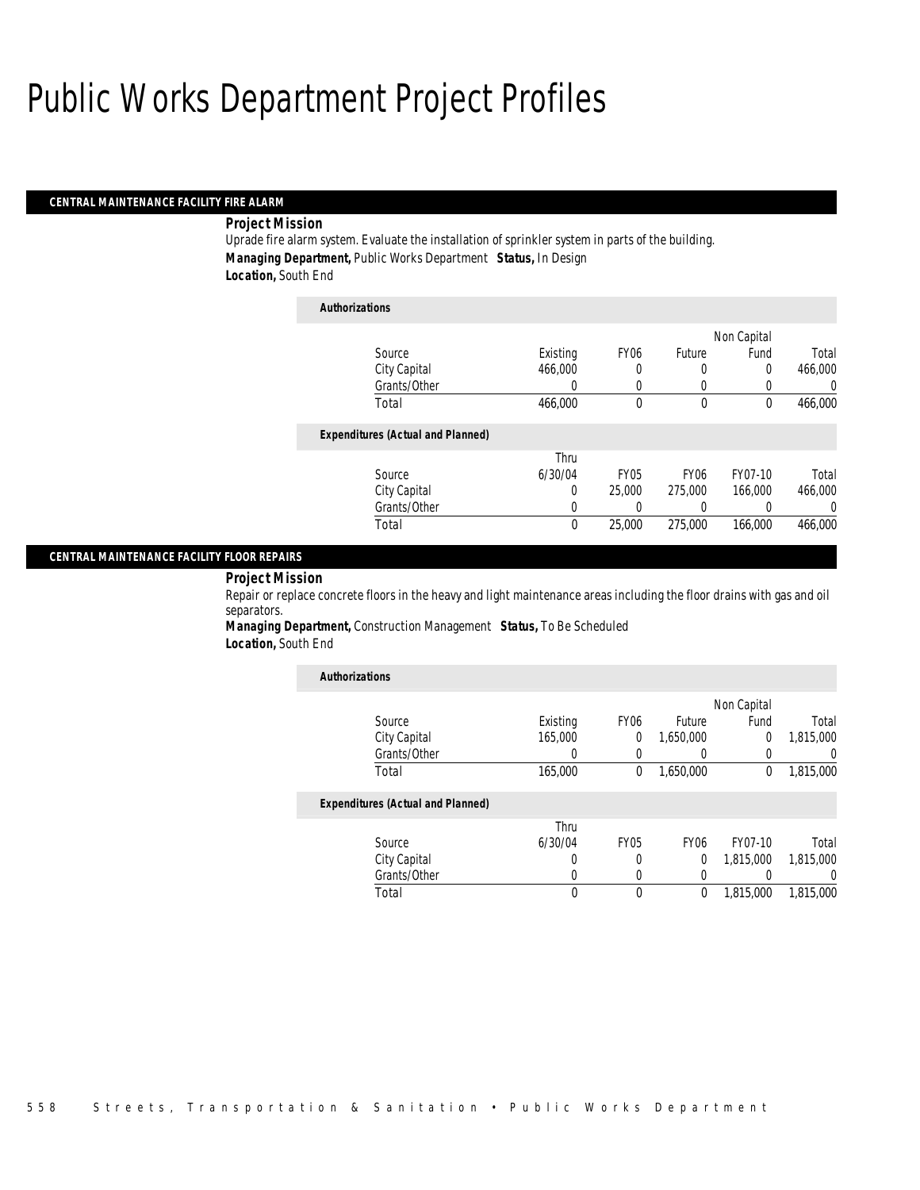# Public Works Department Project Profiles

## CENTRAL MAINTENANCE FACILITY FIRE ALARM

**Project Mission**

Uprade fire alarm system. Evaluate the installation of sprinkler system in parts of the building.

***Managing Department,*** Public Works Department ***Status,*** In Design

***Location,*** South End

***Authorizations***

| Source | Existing | FY06 | Future | Non Capital Fund | Total |
|---|---|---|---|---|---|
| City Capital | 466,000 | 0 | 0 | 0 | 466,000 |
| Grants/Other | 0 | 0 | 0 | 0 | 0 |
| Total | 466,000 | 0 | 0 | 0 | 466,000 |

***Expenditures (Actual and Planned)***

| Source | Thru 6/30/04 | FY05 | FY06 | FY07-10 | Total |
|---|---|---|---|---|---|
| City Capital | 0 | 25,000 | 275,000 | 166,000 | 466,000 |
| Grants/Other | 0 | 0 | 0 | 0 | 0 |
| Total | 0 | 25,000 | 275,000 | 166,000 | 466,000 |

## CENTRAL MAINTENANCE FACILITY FLOOR REPAIRS

**Project Mission**

Repair or replace concrete floors in the heavy and light maintenance areas including the floor drains with gas and oil separators.

***Managing Department,*** Construction Management ***Status,*** To Be Scheduled

***Location,*** South End

***Authorizations***

| Source | Existing | FY06 | Future | Non Capital Fund | Total |
|---|---|---|---|---|---|
| City Capital | 165,000 | 0 | 1,650,000 | 0 | 1,815,000 |
| Grants/Other | 0 | 0 | 0 | 0 | 0 |
| Total | 165,000 | 0 | 1,650,000 | 0 | 1,815,000 |

***Expenditures (Actual and Planned)***

| Source | Thru 6/30/04 | FY05 | FY06 | FY07-10 | Total |
|---|---|---|---|---|---|
| City Capital | 0 | 0 | 0 | 1,815,000 | 1,815,000 |
| Grants/Other | 0 | 0 | 0 | 0 | 0 |
| Total | 0 | 0 | 0 | 1,815,000 | 1,815,000 |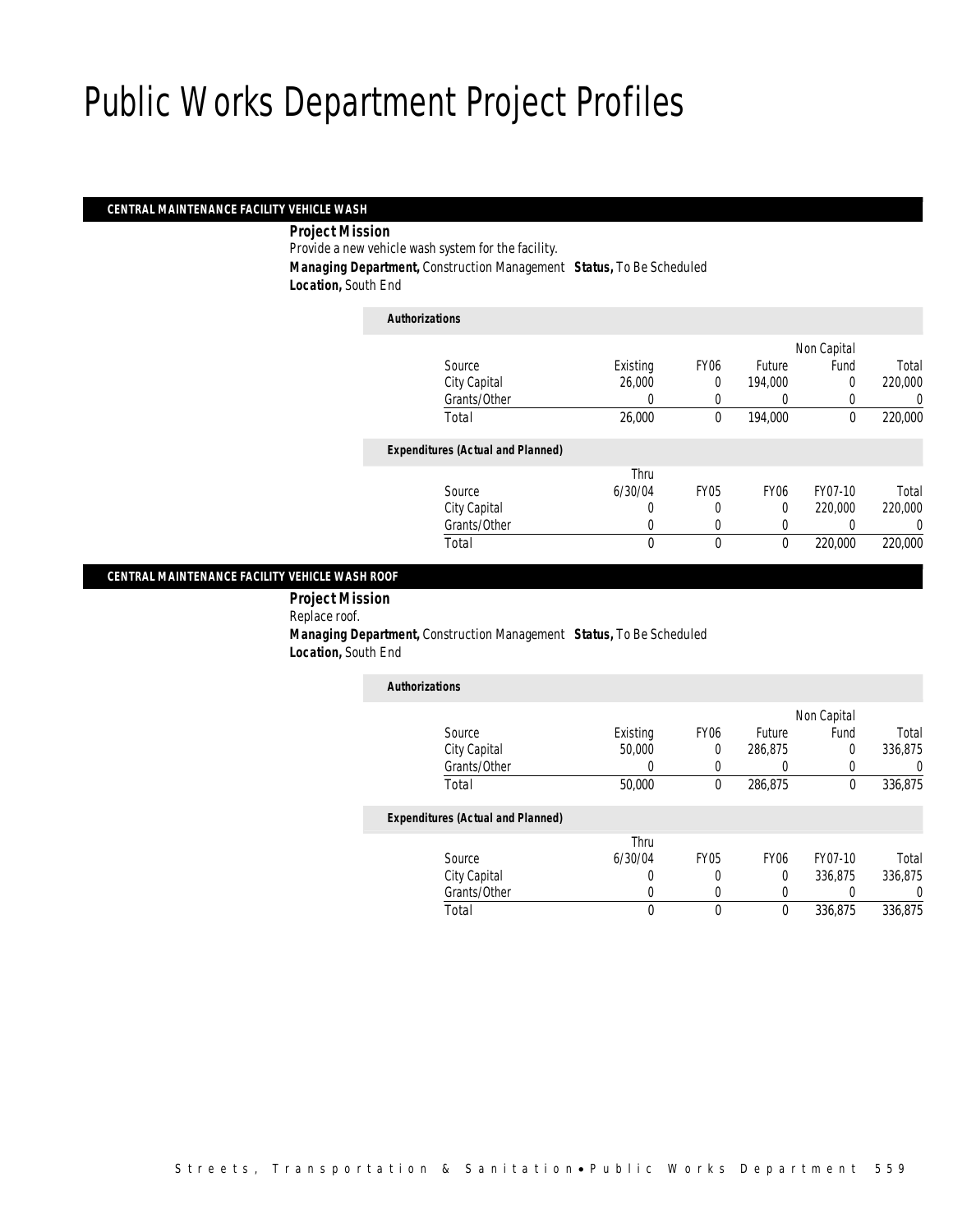# Public Works Department Project Profiles

## CENTRAL MAINTENANCE FACILITY VEHICLE WASH

**Project Mission**

Provide a new vehicle wash system for the facility.

**Managing Department,** Construction Management **Status,** To Be Scheduled

**Location,** South End

**Authorizations**

| Source | Existing | FY06 | Future | Non Capital Fund | Total |
|---|---|---|---|---|---|
| City Capital | 26,000 | 0 | 194,000 | 0 | 220,000 |
| Grants/Other | 0 | 0 | 0 | 0 | 0 |
| Total | 26,000 | 0 | 194,000 | 0 | 220,000 |

**Expenditures (Actual and Planned)**

| Source | Thru 6/30/04 | FY05 | FY06 | FY07-10 | Total |
|---|---|---|---|---|---|
| City Capital | 0 | 0 | 0 | 220,000 | 220,000 |
| Grants/Other | 0 | 0 | 0 | 0 | 0 |
| Total | 0 | 0 | 0 | 220,000 | 220,000 |

## CENTRAL MAINTENANCE FACILITY VEHICLE WASH ROOF

**Project Mission**

Replace roof.

**Managing Department,** Construction Management **Status,** To Be Scheduled

**Location,** South End

**Authorizations**

| Source | Existing | FY06 | Future | Non Capital Fund | Total |
|---|---|---|---|---|---|
| City Capital | 50,000 | 0 | 286,875 | 0 | 336,875 |
| Grants/Other | 0 | 0 | 0 | 0 | 0 |
| Total | 50,000 | 0 | 286,875 | 0 | 336,875 |

**Expenditures (Actual and Planned)**

| Source | Thru 6/30/04 | FY05 | FY06 | FY07-10 | Total |
|---|---|---|---|---|---|
| City Capital | 0 | 0 | 0 | 336,875 | 336,875 |
| Grants/Other | 0 | 0 | 0 | 0 | 0 |
| Total | 0 | 0 | 0 | 336,875 | 336,875 |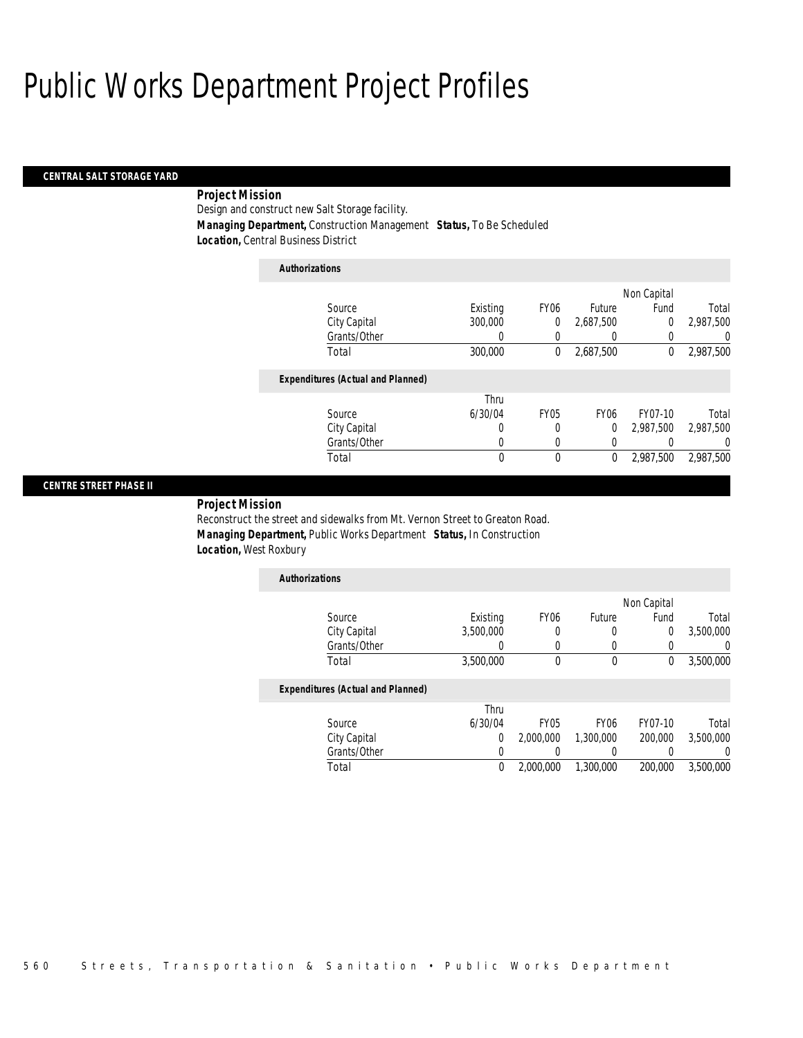# Public Works Department Project Profiles

## CENTRAL SALT STORAGE YARD

**Project Mission**

Design and construct new Salt Storage facility.

**Managing Department,** Construction Management **Status,** To Be Scheduled

**Location,** Central Business District

**Authorizations**

| Source | Existing | FY06 | Future | Non Capital Fund | Total |
|---|---|---|---|---|---|
| City Capital | 300,000 | 0 | 2,687,500 | 0 | 2,987,500 |
| Grants/Other | 0 | 0 | 0 | 0 | 0 |
| Total | 300,000 | 0 | 2,687,500 | 0 | 2,987,500 |

**Expenditures (Actual and Planned)**

| Source | Thru 6/30/04 | FY05 | FY06 | FY07-10 | Total |
|---|---|---|---|---|---|
| City Capital | 0 | 0 | 0 | 2,987,500 | 2,987,500 |
| Grants/Other | 0 | 0 | 0 | 0 | 0 |
| Total | 0 | 0 | 0 | 2,987,500 | 2,987,500 |

## CENTRE STREET PHASE II

**Project Mission**

Reconstruct the street and sidewalks from Mt. Vernon Street to Greaton Road.

**Managing Department,** Public Works Department **Status,** In Construction

**Location,** West Roxbury

**Authorizations**

| Source | Existing | FY06 | Future | Non Capital Fund | Total |
|---|---|---|---|---|---|
| City Capital | 3,500,000 | 0 | 0 | 0 | 3,500,000 |
| Grants/Other | 0 | 0 | 0 | 0 | 0 |
| Total | 3,500,000 | 0 | 0 | 0 | 3,500,000 |

**Expenditures (Actual and Planned)**

| Source | Thru 6/30/04 | FY05 | FY06 | FY07-10 | Total |
|---|---|---|---|---|---|
| City Capital | 0 | 2,000,000 | 1,300,000 | 200,000 | 3,500,000 |
| Grants/Other | 0 | 0 | 0 | 0 | 0 |
| Total | 0 | 2,000,000 | 1,300,000 | 200,000 | 3,500,000 |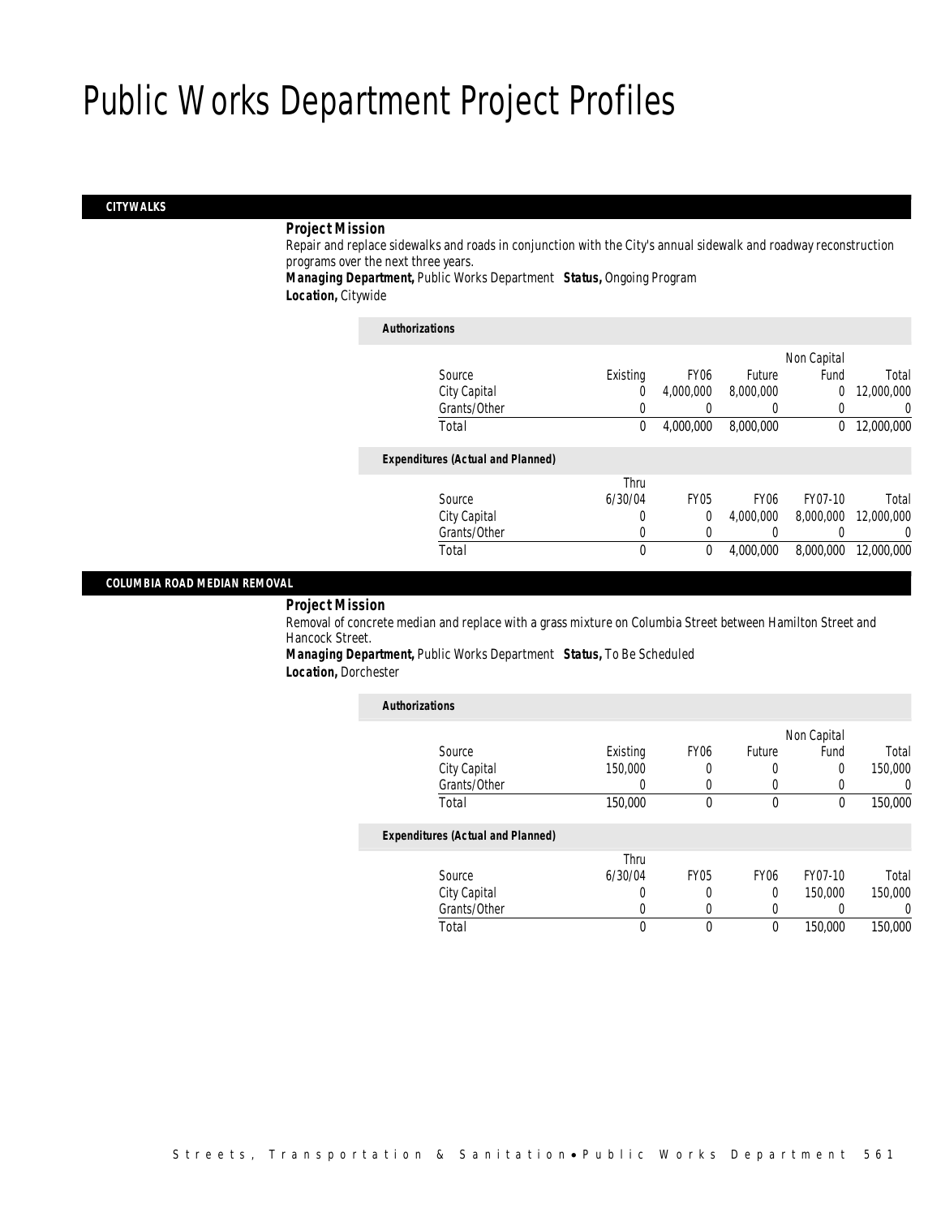# Public Works Department Project Profiles

## CITYWALKS

**Project Mission**

Repair and replace sidewalks and roads in conjunction with the City's annual sidewalk and roadway reconstruction programs over the next three years.

**Managing Department,** Public Works Department **Status,** Ongoing Program

**Location,** Citywide

*Authorizations*

| Source | Existing | FY06 | Future | Non Capital Fund | Total |
|---|---|---|---|---|---|
| City Capital | 0 | 4,000,000 | 8,000,000 | 0 | 12,000,000 |
| Grants/Other | 0 | 0 | 0 | 0 | 0 |
| Total | 0 | 4,000,000 | 8,000,000 | 0 | 12,000,000 |

*Expenditures (Actual and Planned)*

| Source | Thru 6/30/04 | FY05 | FY06 | FY07-10 | Total |
|---|---|---|---|---|---|
| City Capital | 0 | 0 | 4,000,000 | 8,000,000 | 12,000,000 |
| Grants/Other | 0 | 0 | 0 | 0 | 0 |
| Total | 0 | 0 | 4,000,000 | 8,000,000 | 12,000,000 |

## COLUMBIA ROAD MEDIAN REMOVAL

**Project Mission**

Removal of concrete median and replace with a grass mixture on Columbia Street between Hamilton Street and Hancock Street.

**Managing Department,** Public Works Department **Status,** To Be Scheduled

**Location,** Dorchester

*Authorizations*

| Source | Existing | FY06 | Future | Non Capital Fund | Total |
|---|---|---|---|---|---|
| City Capital | 150,000 | 0 | 0 | 0 | 150,000 |
| Grants/Other | 0 | 0 | 0 | 0 | 0 |
| Total | 150,000 | 0 | 0 | 0 | 150,000 |

*Expenditures (Actual and Planned)*

| Source | Thru 6/30/04 | FY05 | FY06 | FY07-10 | Total |
|---|---|---|---|---|---|
| City Capital | 0 | 0 | 0 | 150,000 | 150,000 |
| Grants/Other | 0 | 0 | 0 | 0 | 0 |
| Total | 0 | 0 | 0 | 150,000 | 150,000 |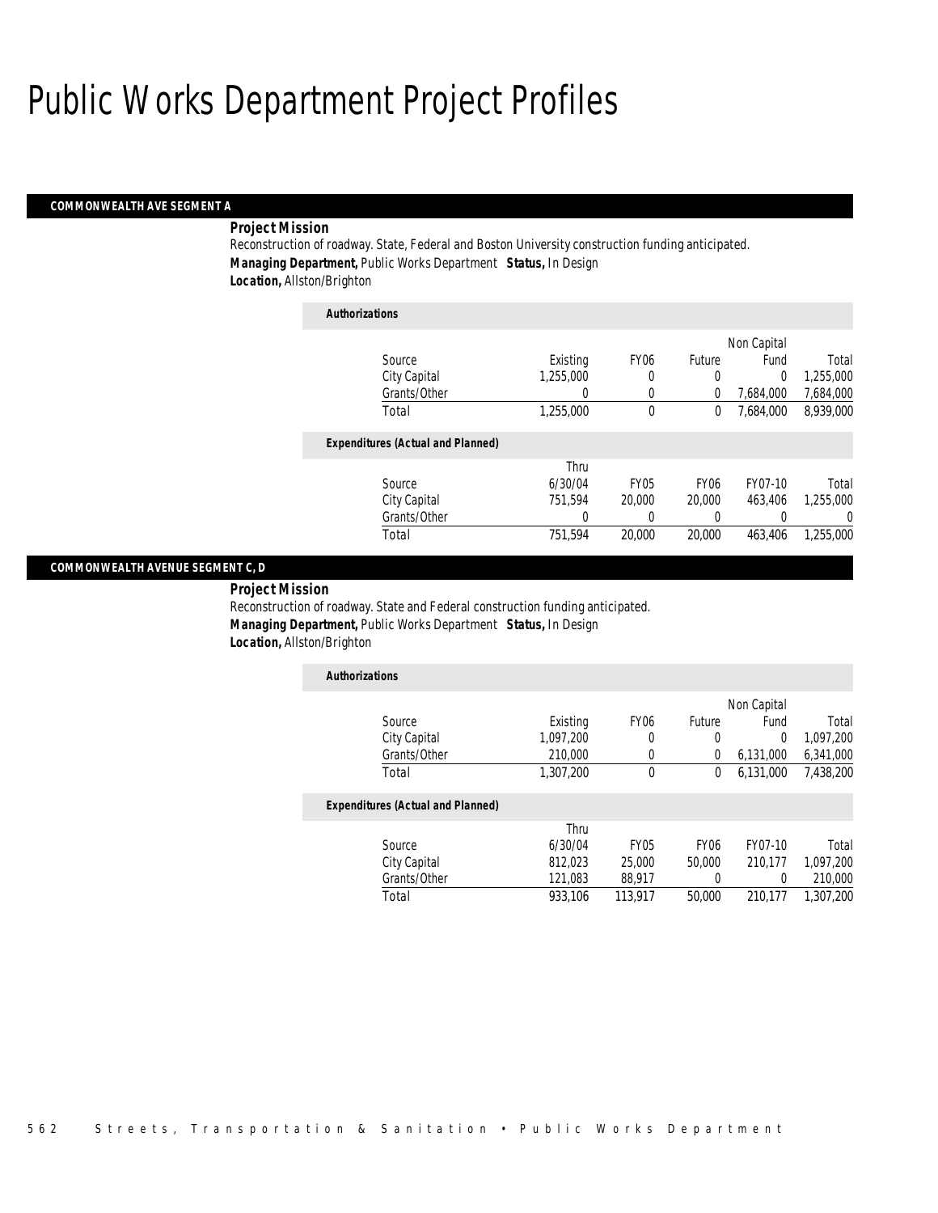// Public Works Department Project Profiles

## COMMONWEALTH AVE SEGMENT A

**Project Mission**

Reconstruction of roadway. State, Federal and Boston University construction funding anticipated.

**Managing Department,** Public Works Department **Status,** In Design

**Location,** Allston/Brighton

**Authorizations**

| Source | Existing | FY06 | Future | Non Capital Fund | Total |
|---|---|---|---|---|---|
| City Capital | 1,255,000 | 0 | 0 | 0 | 1,255,000 |
| Grants/Other | 0 | 0 | 0 | 7,684,000 | 7,684,000 |
| Total | 1,255,000 | 0 | 0 | 7,684,000 | 8,939,000 |

**Expenditures (Actual and Planned)**

| Source | Thru 6/30/04 | FY05 | FY06 | FY07-10 | Total |
|---|---|---|---|---|---|
| City Capital | 751,594 | 20,000 | 20,000 | 463,406 | 1,255,000 |
| Grants/Other | 0 | 0 | 0 | 0 | 0 |
| Total | 751,594 | 20,000 | 20,000 | 463,406 | 1,255,000 |

## COMMONWEALTH AVENUE SEGMENT C, D

**Project Mission**

Reconstruction of roadway. State and Federal construction funding anticipated.

**Managing Department,** Public Works Department **Status,** In Design

**Location,** Allston/Brighton

**Authorizations**

| Source | Existing | FY06 | Future | Non Capital Fund | Total |
|---|---|---|---|---|---|
| City Capital | 1,097,200 | 0 | 0 | 0 | 1,097,200 |
| Grants/Other | 210,000 | 0 | 0 | 6,131,000 | 6,341,000 |
| Total | 1,307,200 | 0 | 0 | 6,131,000 | 7,438,200 |

**Expenditures (Actual and Planned)**

| Source | Thru 6/30/04 | FY05 | FY06 | FY07-10 | Total |
|---|---|---|---|---|---|
| City Capital | 812,023 | 25,000 | 50,000 | 210,177 | 1,097,200 |
| Grants/Other | 121,083 | 88,917 | 0 | 0 | 210,000 |
| Total | 933,106 | 113,917 | 50,000 | 210,177 | 1,307,200 |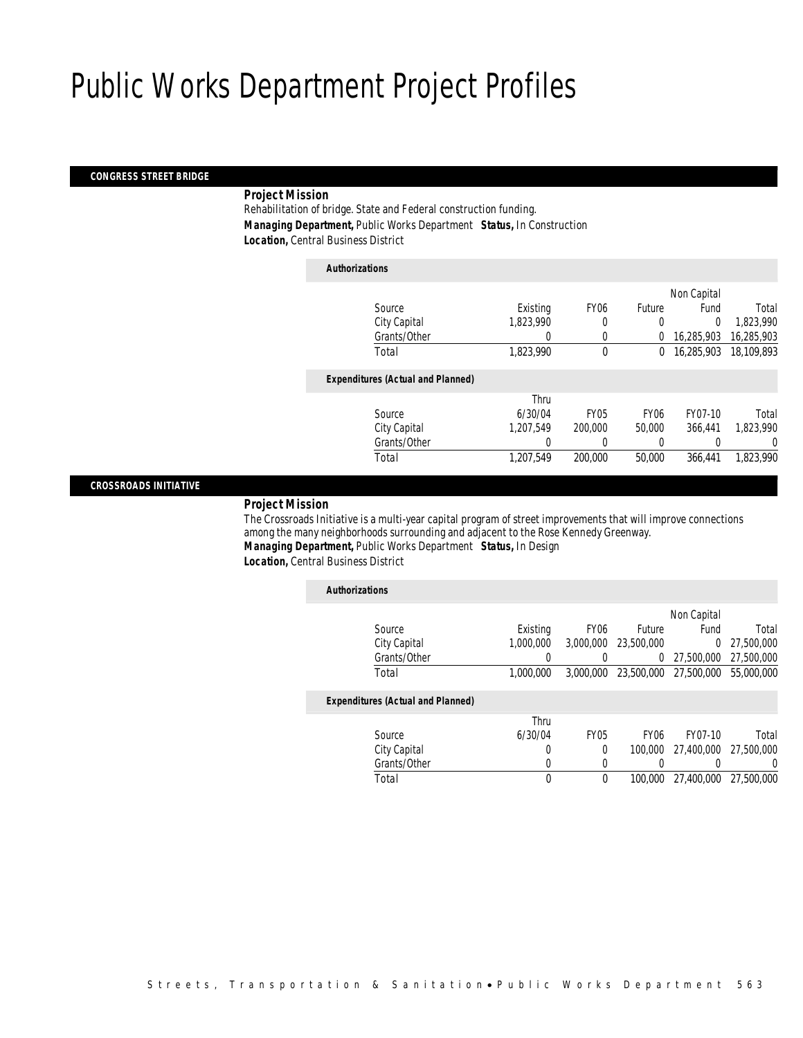# Public Works Department Project Profiles

### CONGRESS STREET BRIDGE

**Project Mission**

Rehabilitation of bridge. State and Federal construction funding.

***Managing Department,*** Public Works Department ***Status,*** In Construction

***Location,*** Central Business District

***Authorizations***

| Source | Existing | FY06 | Future | Non Capital Fund | Total |
|---|---|---|---|---|---|
| City Capital | 1,823,990 | 0 | 0 | 0 | 1,823,990 |
| Grants/Other | 0 | 0 | 0 | 16,285,903 | 16,285,903 |
| Total | 1,823,990 | 0 | 0 | 16,285,903 | 18,109,893 |

***Expenditures (Actual and Planned)***

| Source | Thru 6/30/04 | FY05 | FY06 | FY07-10 | Total |
|---|---|---|---|---|---|
| City Capital | 1,207,549 | 200,000 | 50,000 | 366,441 | 1,823,990 |
| Grants/Other | 0 | 0 | 0 | 0 | 0 |
| Total | 1,207,549 | 200,000 | 50,000 | 366,441 | 1,823,990 |

### CROSSROADS INITIATIVE

**Project Mission**

The Crossroads Initiative is a multi-year capital program of street improvements that will improve connections among the many neighborhoods surrounding and adjacent to the Rose Kennedy Greenway.

***Managing Department,*** Public Works Department ***Status,*** In Design

***Location,*** Central Business District

***Authorizations***

| Source | Existing | FY06 | Future | Non Capital Fund | Total |
|---|---|---|---|---|---|
| City Capital | 1,000,000 | 3,000,000 | 23,500,000 | 0 | 27,500,000 |
| Grants/Other | 0 | 0 | 0 | 27,500,000 | 27,500,000 |
| Total | 1,000,000 | 3,000,000 | 23,500,000 | 27,500,000 | 55,000,000 |

***Expenditures (Actual and Planned)***

| Source | Thru 6/30/04 | FY05 | FY06 | FY07-10 | Total |
|---|---|---|---|---|---|
| City Capital | 0 | 0 | 100,000 | 27,400,000 | 27,500,000 |
| Grants/Other | 0 | 0 | 0 | 0 | 0 |
| Total | 0 | 0 | 100,000 | 27,400,000 | 27,500,000 |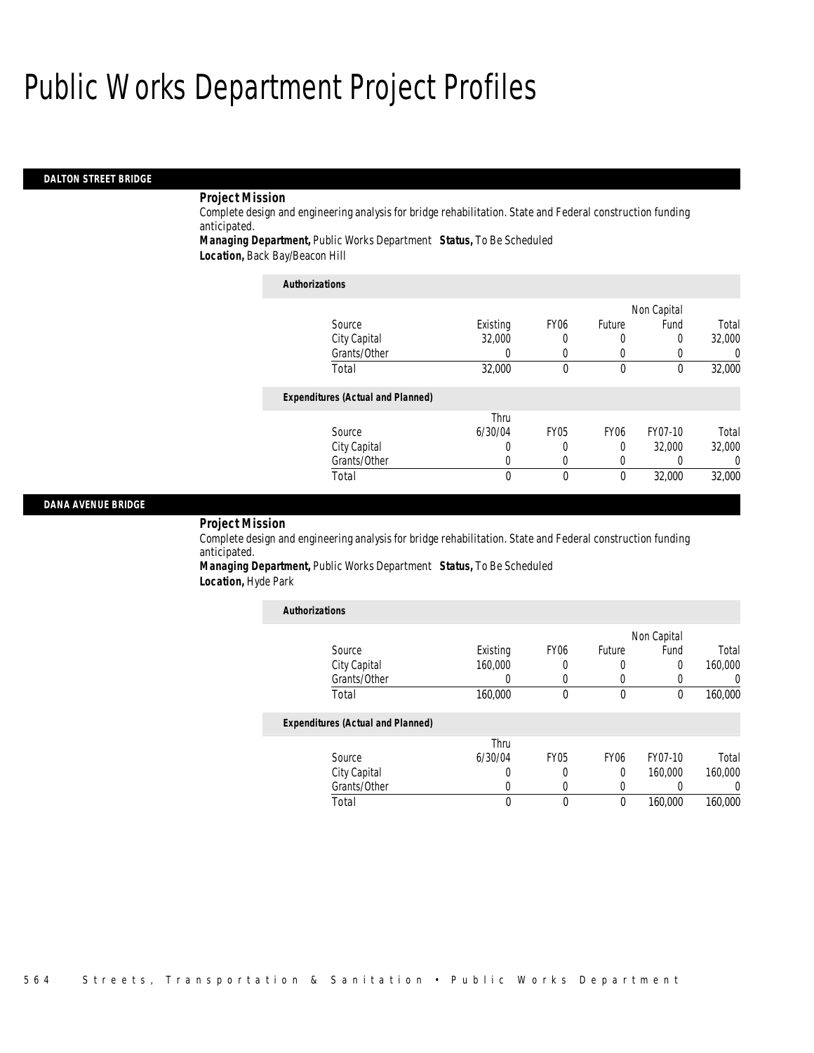# Public Works Department Project Profiles

## DALTON STREET BRIDGE

**Project Mission**

Complete design and engineering analysis for bridge rehabilitation. State and Federal construction funding anticipated.

**Managing Department,** Public Works Department **Status,** To Be Scheduled
**Location,** Back Bay/Beacon Hill

**Authorizations**

| Source | Existing | FY06 | Future | Non Capital Fund | Total |
|---|---|---|---|---|---|
| City Capital | 32,000 | 0 | 0 | 0 | 32,000 |
| Grants/Other | 0 | 0 | 0 | 0 | 0 |
| Total | 32,000 | 0 | 0 | 0 | 32,000 |

**Expenditures (Actual and Planned)**

| Source | Thru 6/30/04 | FY05 | FY06 | FY07-10 | Total |
|---|---|---|---|---|---|
| City Capital | 0 | 0 | 0 | 32,000 | 32,000 |
| Grants/Other | 0 | 0 | 0 | 0 | 0 |
| Total | 0 | 0 | 0 | 32,000 | 32,000 |

## DANA AVENUE BRIDGE

**Project Mission**

Complete design and engineering analysis for bridge rehabilitation. State and Federal construction funding anticipated.

**Managing Department,** Public Works Department **Status,** To Be Scheduled
**Location,** Hyde Park

**Authorizations**

| Source | Existing | FY06 | Future | Non Capital Fund | Total |
|---|---|---|---|---|---|
| City Capital | 160,000 | 0 | 0 | 0 | 160,000 |
| Grants/Other | 0 | 0 | 0 | 0 | 0 |
| Total | 160,000 | 0 | 0 | 0 | 160,000 |

**Expenditures (Actual and Planned)**

| Source | Thru 6/30/04 | FY05 | FY06 | FY07-10 | Total |
|---|---|---|---|---|---|
| City Capital | 0 | 0 | 0 | 160,000 | 160,000 |
| Grants/Other | 0 | 0 | 0 | 0 | 0 |
| Total | 0 | 0 | 0 | 160,000 | 160,000 |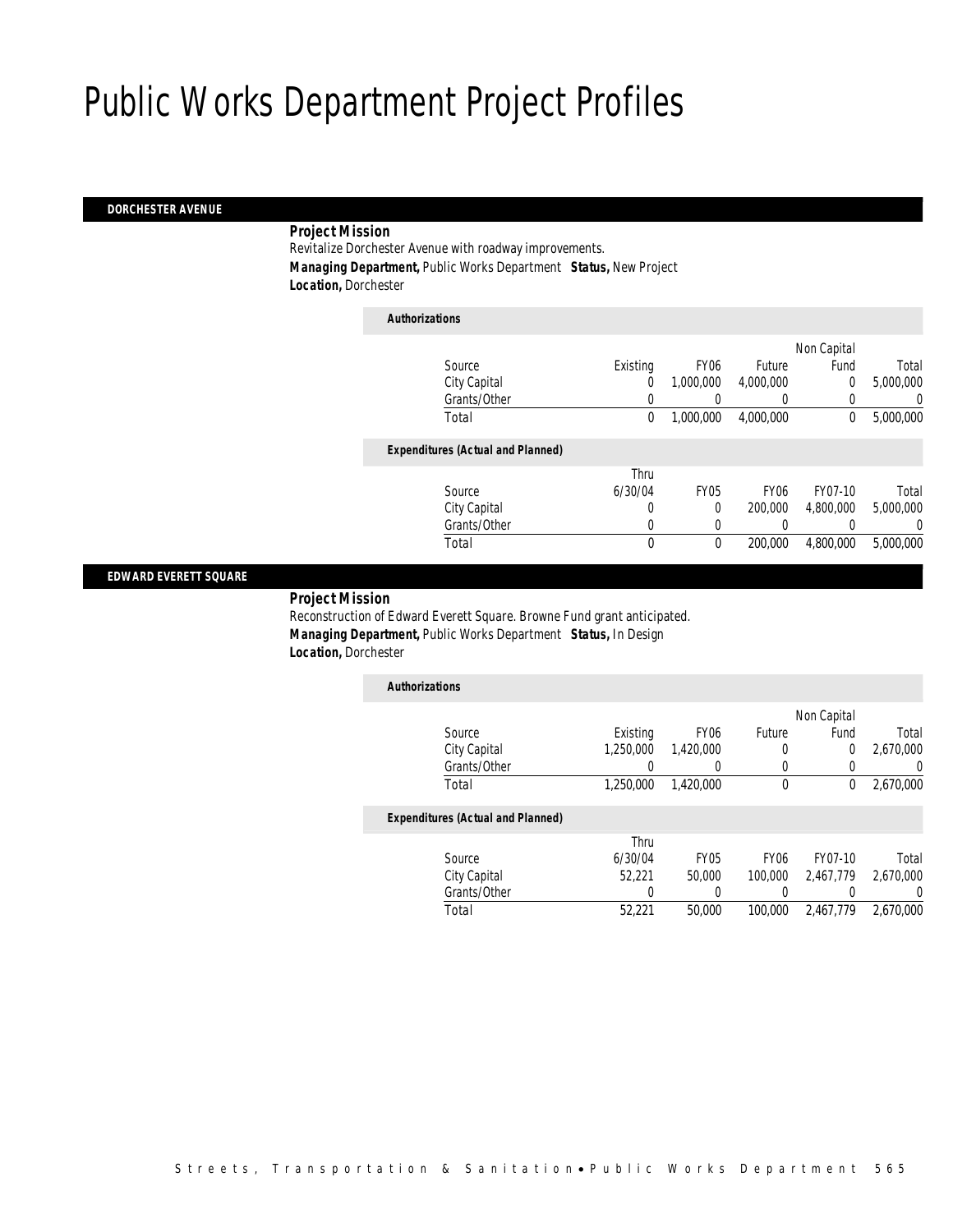# Public Works Department Project Profiles

## DORCHESTER AVENUE

**Project Mission**

Revitalize Dorchester Avenue with roadway improvements.

***Managing Department,*** Public Works Department ***Status,*** New Project

***Location,*** Dorchester

***Authorizations***

| Source | Existing | FY06 | Future | Non Capital Fund | Total |
|---|---|---|---|---|---|
| City Capital | 0 | 1,000,000 | 4,000,000 | 0 | 5,000,000 |
| Grants/Other | 0 | 0 | 0 | 0 | 0 |
| Total | 0 | 1,000,000 | 4,000,000 | 0 | 5,000,000 |

***Expenditures (Actual and Planned)***

| Source | Thru 6/30/04 | FY05 | FY06 | FY07-10 | Total |
|---|---|---|---|---|---|
| City Capital | 0 | 0 | 200,000 | 4,800,000 | 5,000,000 |
| Grants/Other | 0 | 0 | 0 | 0 | 0 |
| Total | 0 | 0 | 200,000 | 4,800,000 | 5,000,000 |

## EDWARD EVERETT SQUARE

**Project Mission**

Reconstruction of Edward Everett Square. Browne Fund grant anticipated.

***Managing Department,*** Public Works Department ***Status,*** In Design

***Location,*** Dorchester

***Authorizations***

| Source | Existing | FY06 | Future | Non Capital Fund | Total |
|---|---|---|---|---|---|
| City Capital | 1,250,000 | 1,420,000 | 0 | 0 | 2,670,000 |
| Grants/Other | 0 | 0 | 0 | 0 | 0 |
| Total | 1,250,000 | 1,420,000 | 0 | 0 | 2,670,000 |

***Expenditures (Actual and Planned)***

| Source | Thru 6/30/04 | FY05 | FY06 | FY07-10 | Total |
|---|---|---|---|---|---|
| City Capital | 52,221 | 50,000 | 100,000 | 2,467,779 | 2,670,000 |
| Grants/Other | 0 | 0 | 0 | 0 | 0 |
| Total | 52,221 | 50,000 | 100,000 | 2,467,779 | 2,670,000 |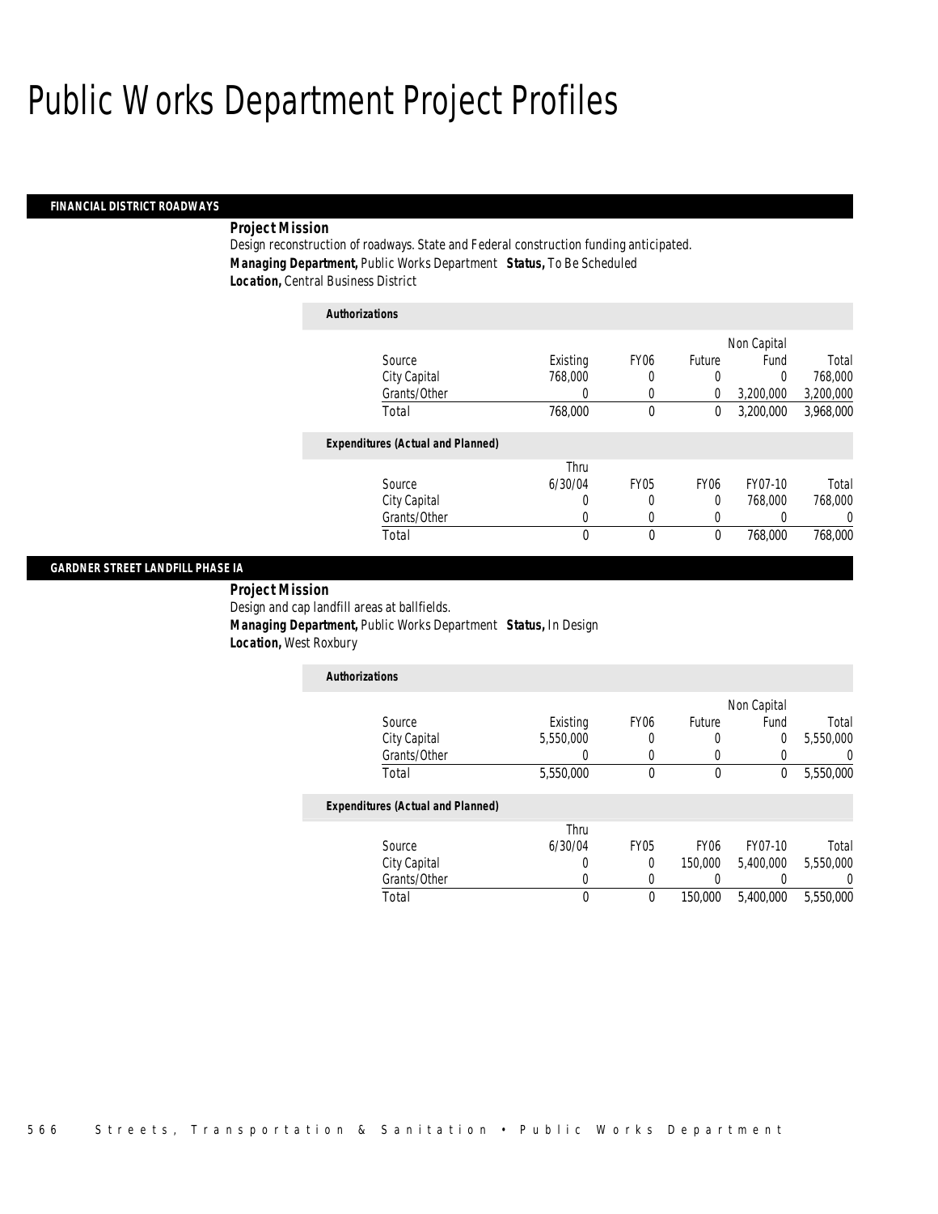# Public Works Department Project Profiles

## FINANCIAL DISTRICT ROADWAYS

**Project Mission**

Design reconstruction of roadways. State and Federal construction funding anticipated.

**Managing Department,** Public Works Department **Status,** To Be Scheduled

**Location,** Central Business District

*Authorizations*

| Source | Existing | FY06 | Future | Non Capital Fund | Total |
|---|---|---|---|---|---|
| City Capital | 768,000 | 0 | 0 | 0 | 768,000 |
| Grants/Other | 0 | 0 | 0 | 3,200,000 | 3,200,000 |
| Total | 768,000 | 0 | 0 | 3,200,000 | 3,968,000 |

*Expenditures (Actual and Planned)*

| Source | Thru 6/30/04 | FY05 | FY06 | FY07-10 | Total |
|---|---|---|---|---|---|
| City Capital | 0 | 0 | 0 | 768,000 | 768,000 |
| Grants/Other | 0 | 0 | 0 | 0 | 0 |
| Total | 0 | 0 | 0 | 768,000 | 768,000 |

## GARDNER STREET LANDFILL PHASE IA

**Project Mission**

Design and cap landfill areas at ballfields.

**Managing Department,** Public Works Department **Status,** In Design

**Location,** West Roxbury

*Authorizations*

| Source | Existing | FY06 | Future | Non Capital Fund | Total |
|---|---|---|---|---|---|
| City Capital | 5,550,000 | 0 | 0 | 0 | 5,550,000 |
| Grants/Other | 0 | 0 | 0 | 0 | 0 |
| Total | 5,550,000 | 0 | 0 | 0 | 5,550,000 |

*Expenditures (Actual and Planned)*

| Source | Thru 6/30/04 | FY05 | FY06 | FY07-10 | Total |
|---|---|---|---|---|---|
| City Capital | 0 | 0 | 150,000 | 5,400,000 | 5,550,000 |
| Grants/Other | 0 | 0 | 0 | 0 | 0 |
| Total | 0 | 0 | 150,000 | 5,400,000 | 5,550,000 |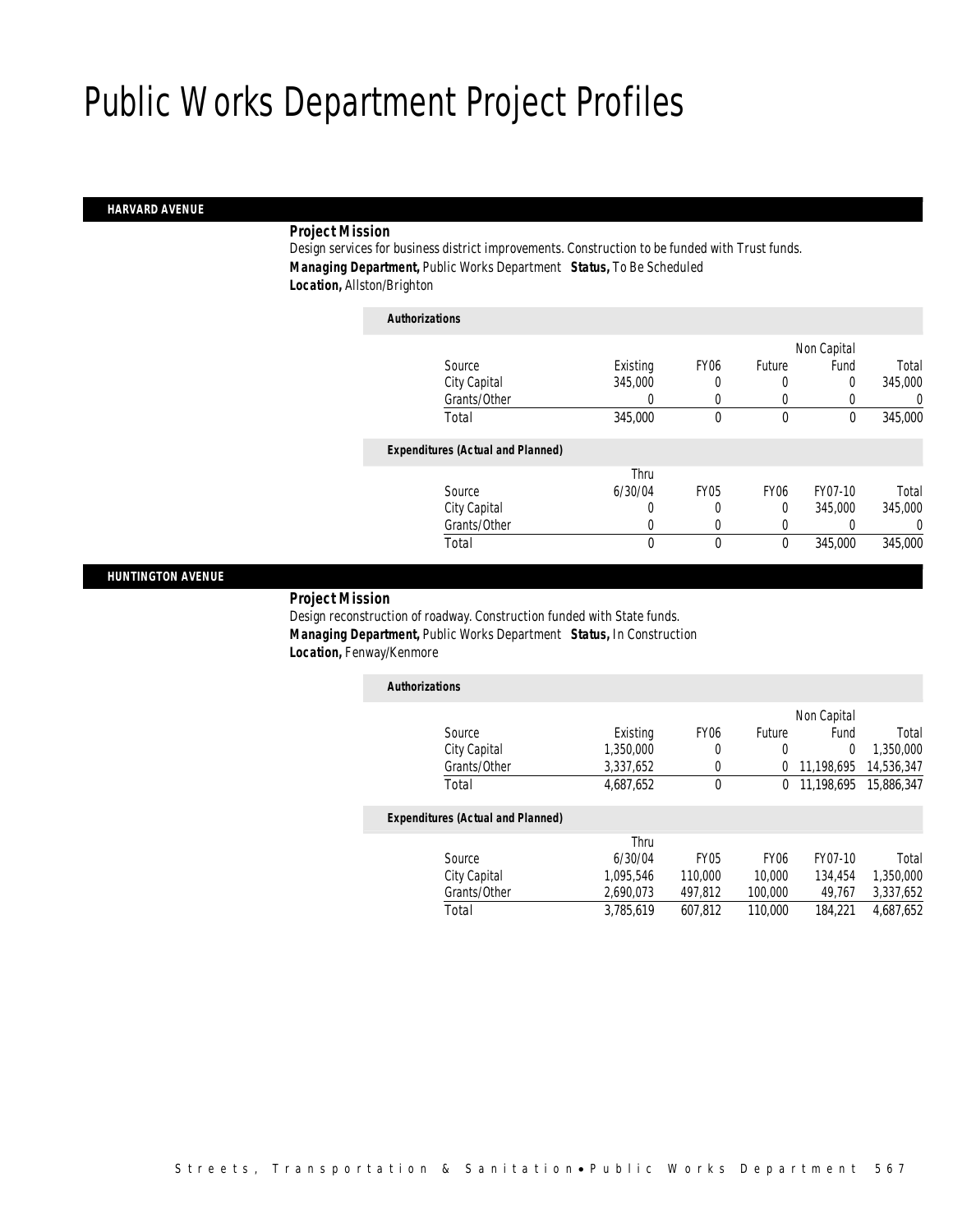# Public Works Department Project Profiles

### HARVARD AVENUE

**Project Mission**

Design services for business district improvements. Construction to be funded with Trust funds.

***Managing Department,*** Public Works Department ***Status,*** To Be Scheduled

***Location,*** Allston/Brighton

**Authorizations**

| Source | Existing | FY06 | Future | Non Capital Fund | Total |
|---|---|---|---|---|---|
| City Capital | 345,000 | 0 | 0 | 0 | 345,000 |
| Grants/Other | 0 | 0 | 0 | 0 | 0 |
| Total | 345,000 | 0 | 0 | 0 | 345,000 |

**Expenditures (Actual and Planned)**

| Source | Thru 6/30/04 | FY05 | FY06 | FY07-10 | Total |
|---|---|---|---|---|---|
| City Capital | 0 | 0 | 0 | 345,000 | 345,000 |
| Grants/Other | 0 | 0 | 0 | 0 | 0 |
| Total | 0 | 0 | 0 | 345,000 | 345,000 |

### HUNTINGTON AVENUE

**Project Mission**

Design reconstruction of roadway. Construction funded with State funds.

***Managing Department,*** Public Works Department ***Status,*** In Construction

***Location,*** Fenway/Kenmore

**Authorizations**

| Source | Existing | FY06 | Future | Non Capital Fund | Total |
|---|---|---|---|---|---|
| City Capital | 1,350,000 | 0 | 0 | 0 | 1,350,000 |
| Grants/Other | 3,337,652 | 0 | 0 | 11,198,695 | 14,536,347 |
| Total | 4,687,652 | 0 | 0 | 11,198,695 | 15,886,347 |

**Expenditures (Actual and Planned)**

| Source | Thru 6/30/04 | FY05 | FY06 | FY07-10 | Total |
|---|---|---|---|---|---|
| City Capital | 1,095,546 | 110,000 | 10,000 | 134,454 | 1,350,000 |
| Grants/Other | 2,690,073 | 497,812 | 100,000 | 49,767 | 3,337,652 |
| Total | 3,785,619 | 607,812 | 110,000 | 184,221 | 4,687,652 |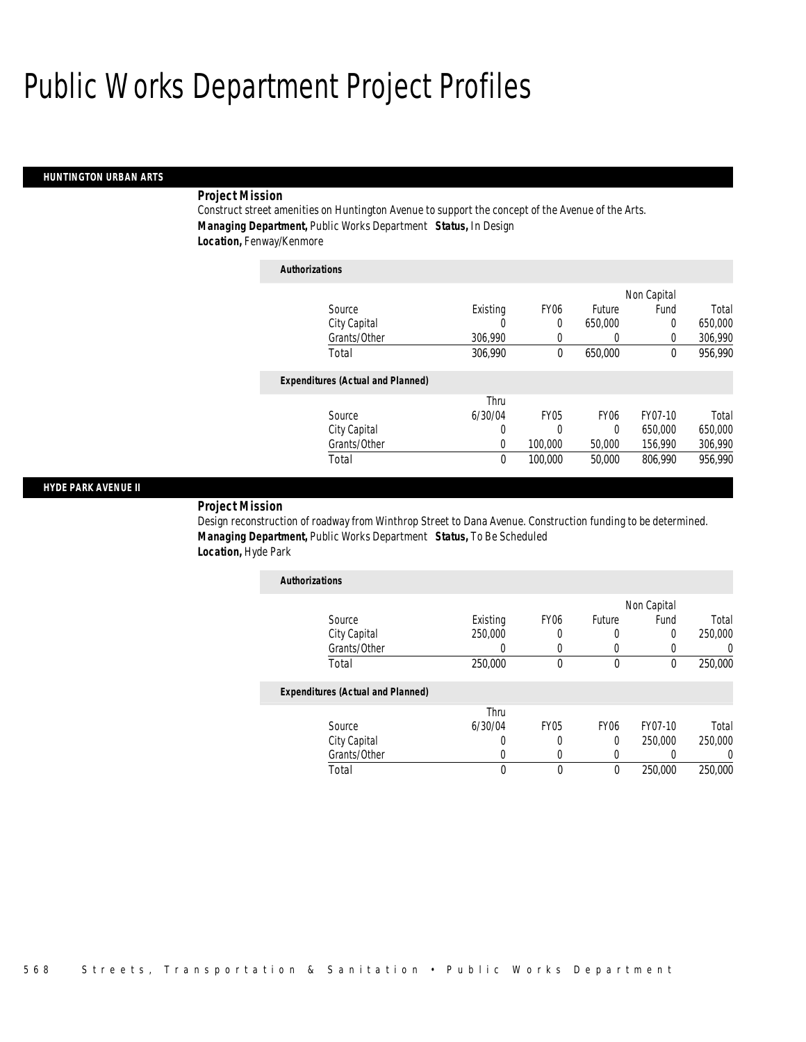# Public Works Department Project Profiles

## HUNTINGTON URBAN ARTS

### Project Mission

Construct street amenities on Huntington Avenue to support the concept of the Avenue of the Arts.

**Managing Department,** Public Works Department **Status,** In Design

**Location,** Fenway/Kenmore

#### Authorizations

| Source | Existing | FY06 | Future | Non Capital Fund | Total |
|---|---|---|---|---|---|
| City Capital | 0 | 0 | 650,000 | 0 | 650,000 |
| Grants/Other | 306,990 | 0 | 0 | 0 | 306,990 |
| Total | 306,990 | 0 | 650,000 | 0 | 956,990 |

#### Expenditures (Actual and Planned)

| Source | Thru 6/30/04 | FY05 | FY06 | FY07-10 | Total |
|---|---|---|---|---|---|
| City Capital | 0 | 0 | 0 | 650,000 | 650,000 |
| Grants/Other | 0 | 100,000 | 50,000 | 156,990 | 306,990 |
| Total | 0 | 100,000 | 50,000 | 806,990 | 956,990 |

## HYDE PARK AVENUE II

### Project Mission

Design reconstruction of roadway from Winthrop Street to Dana Avenue. Construction funding to be determined.

**Managing Department,** Public Works Department **Status,** To Be Scheduled

**Location,** Hyde Park

#### Authorizations

| Source | Existing | FY06 | Future | Non Capital Fund | Total |
|---|---|---|---|---|---|
| City Capital | 250,000 | 0 | 0 | 0 | 250,000 |
| Grants/Other | 0 | 0 | 0 | 0 | 0 |
| Total | 250,000 | 0 | 0 | 0 | 250,000 |

#### Expenditures (Actual and Planned)

| Source | Thru 6/30/04 | FY05 | FY06 | FY07-10 | Total |
|---|---|---|---|---|---|
| City Capital | 0 | 0 | 0 | 250,000 | 250,000 |
| Grants/Other | 0 | 0 | 0 | 0 | 0 |
| Total | 0 | 0 | 0 | 250,000 | 250,000 |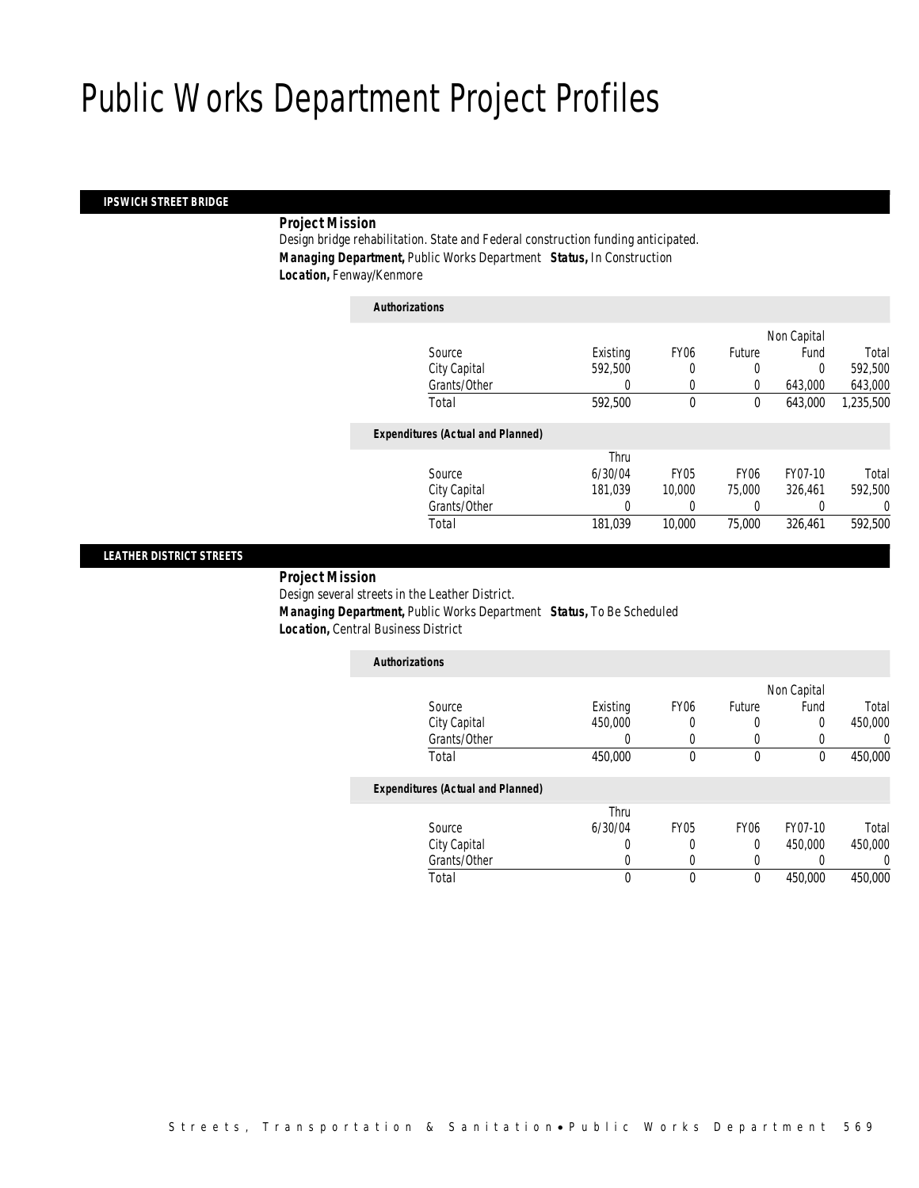# Public Works Department Project Profiles

## IPSWICH STREET BRIDGE

**Project Mission**

Design bridge rehabilitation. State and Federal construction funding anticipated.

**Managing Department,** Public Works Department **Status,** In Construction

**Location,** Fenway/Kenmore

*Authorizations*

| Source | Existing | FY06 | Future | Non Capital Fund | Total |
|---|---|---|---|---|---|
| City Capital | 592,500 | 0 | 0 | 0 | 592,500 |
| Grants/Other | 0 | 0 | 0 | 643,000 | 643,000 |
| Total | 592,500 | 0 | 0 | 643,000 | 1,235,500 |

*Expenditures (Actual and Planned)*

| Source | Thru 6/30/04 | FY05 | FY06 | FY07-10 | Total |
|---|---|---|---|---|---|
| City Capital | 181,039 | 10,000 | 75,000 | 326,461 | 592,500 |
| Grants/Other | 0 | 0 | 0 | 0 | 0 |
| Total | 181,039 | 10,000 | 75,000 | 326,461 | 592,500 |

## LEATHER DISTRICT STREETS

**Project Mission**

Design several streets in the Leather District.

**Managing Department,** Public Works Department **Status,** To Be Scheduled

**Location,** Central Business District

*Authorizations*

| Source | Existing | FY06 | Future | Non Capital Fund | Total |
|---|---|---|---|---|---|
| City Capital | 450,000 | 0 | 0 | 0 | 450,000 |
| Grants/Other | 0 | 0 | 0 | 0 | 0 |
| Total | 450,000 | 0 | 0 | 0 | 450,000 |

*Expenditures (Actual and Planned)*

| Source | Thru 6/30/04 | FY05 | FY06 | FY07-10 | Total |
|---|---|---|---|---|---|
| City Capital | 0 | 0 | 0 | 450,000 | 450,000 |
| Grants/Other | 0 | 0 | 0 | 0 | 0 |
| Total | 0 | 0 | 0 | 450,000 | 450,000 |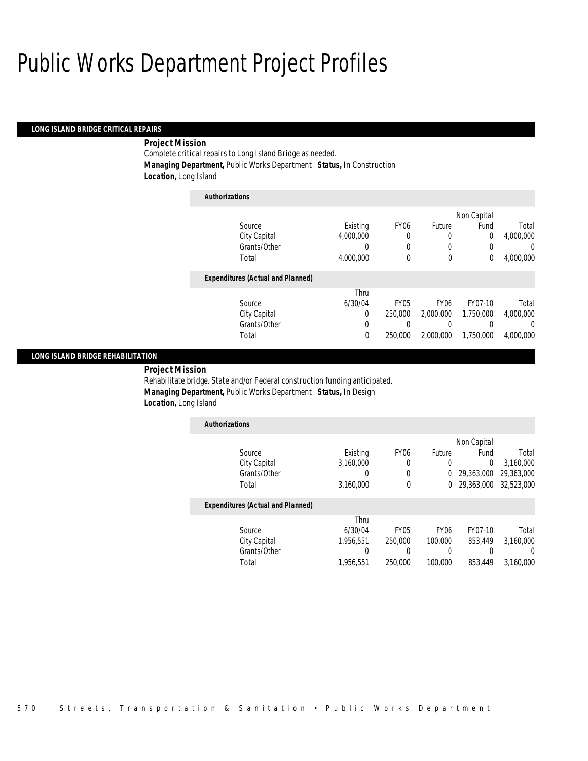# Public Works Department Project Profiles

## LONG ISLAND BRIDGE CRITICAL REPAIRS

**Project Mission**

Complete critical repairs to Long Island Bridge as needed.

**Managing Department,** Public Works Department **Status,** In Construction

**Location,** Long Island

*Authorizations*

| Source | Existing | FY06 | Future | Non Capital Fund | Total |
|---|---|---|---|---|---|
| City Capital | 4,000,000 | 0 | 0 | 0 | 4,000,000 |
| Grants/Other | 0 | 0 | 0 | 0 | 0 |
| Total | 4,000,000 | 0 | 0 | 0 | 4,000,000 |

*Expenditures (Actual and Planned)*

| Source | Thru 6/30/04 | FY05 | FY06 | FY07-10 | Total |
|---|---|---|---|---|---|
| City Capital | 0 | 250,000 | 2,000,000 | 1,750,000 | 4,000,000 |
| Grants/Other | 0 | 0 | 0 | 0 | 0 |
| Total | 0 | 250,000 | 2,000,000 | 1,750,000 | 4,000,000 |

## LONG ISLAND BRIDGE REHABILITATION

**Project Mission**

Rehabilitate bridge. State and/or Federal construction funding anticipated.

**Managing Department,** Public Works Department **Status,** In Design

**Location,** Long Island

*Authorizations*

| Source | Existing | FY06 | Future | Non Capital Fund | Total |
|---|---|---|---|---|---|
| City Capital | 3,160,000 | 0 | 0 | 0 | 3,160,000 |
| Grants/Other | 0 | 0 | 0 | 29,363,000 | 29,363,000 |
| Total | 3,160,000 | 0 | 0 | 29,363,000 | 32,523,000 |

*Expenditures (Actual and Planned)*

| Source | Thru 6/30/04 | FY05 | FY06 | FY07-10 | Total |
|---|---|---|---|---|---|
| City Capital | 1,956,551 | 250,000 | 100,000 | 853,449 | 3,160,000 |
| Grants/Other | 0 | 0 | 0 | 0 | 0 |
| Total | 1,956,551 | 250,000 | 100,000 | 853,449 | 3,160,000 |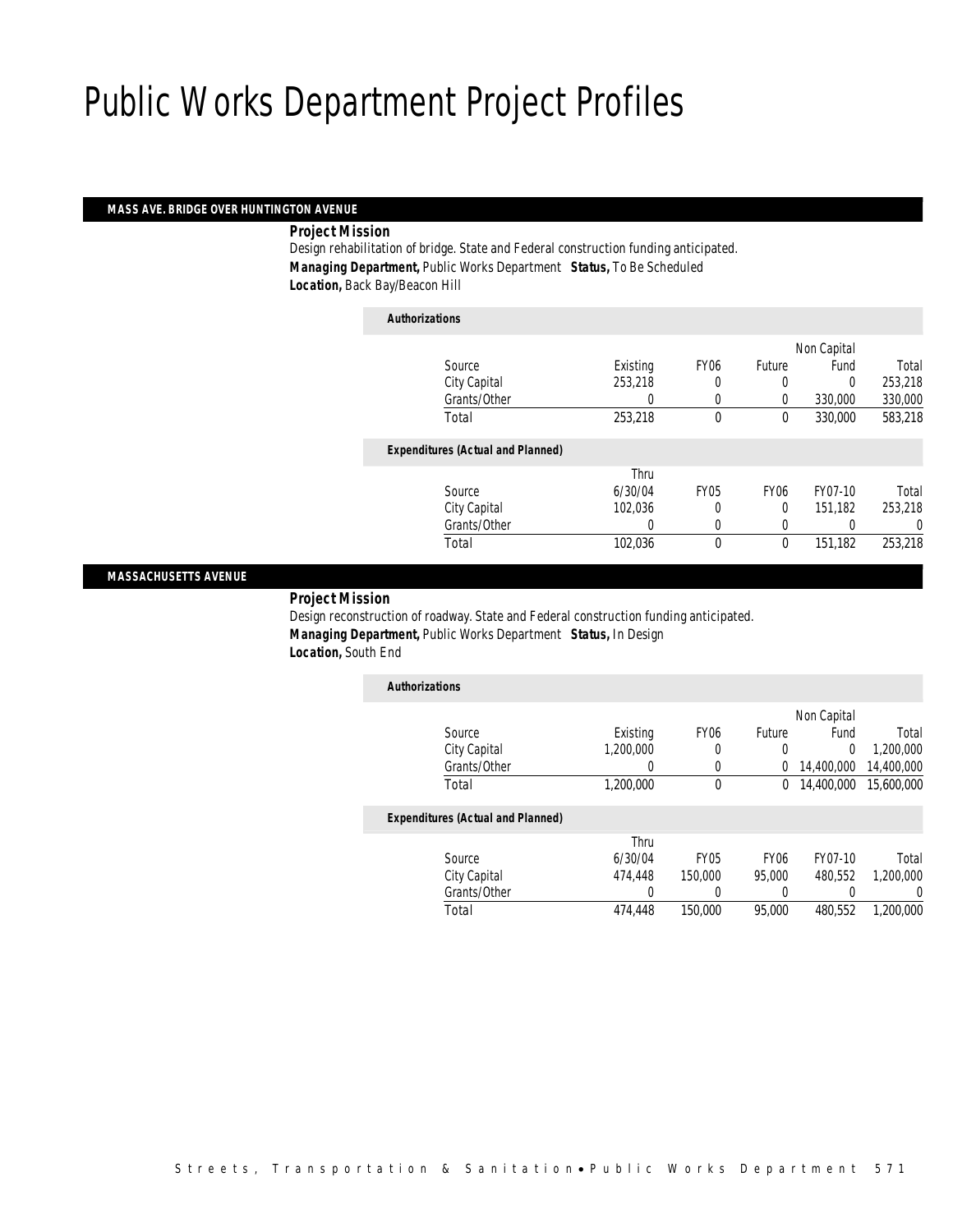# Public Works Department Project Profiles

### MASS AVE. BRIDGE OVER HUNTINGTON AVENUE

**Project Mission**

Design rehabilitation of bridge. State and Federal construction funding anticipated.

**Managing Department,** Public Works Department **Status,** To Be Scheduled

**Location,** Back Bay/Beacon Hill

*Authorizations*

| Source | Existing | FY06 | Future | Non Capital Fund | Total |
|---|---|---|---|---|---|
| City Capital | 253,218 | 0 | 0 | 0 | 253,218 |
| Grants/Other | 0 | 0 | 0 | 330,000 | 330,000 |
| Total | 253,218 | 0 | 0 | 330,000 | 583,218 |

*Expenditures (Actual and Planned)*

| Source | Thru 6/30/04 | FY05 | FY06 | FY07-10 | Total |
|---|---|---|---|---|---|
| City Capital | 102,036 | 0 | 0 | 151,182 | 253,218 |
| Grants/Other | 0 | 0 | 0 | 0 | 0 |
| Total | 102,036 | 0 | 0 | 151,182 | 253,218 |

### MASSACHUSETTS AVENUE

**Project Mission**

Design reconstruction of roadway. State and Federal construction funding anticipated.

**Managing Department,** Public Works Department **Status,** In Design

**Location,** South End

*Authorizations*

| Source | Existing | FY06 | Future | Non Capital Fund | Total |
|---|---|---|---|---|---|
| City Capital | 1,200,000 | 0 | 0 | 0 | 1,200,000 |
| Grants/Other | 0 | 0 | 0 | 14,400,000 | 14,400,000 |
| Total | 1,200,000 | 0 | 0 | 14,400,000 | 15,600,000 |

*Expenditures (Actual and Planned)*

| Source | Thru 6/30/04 | FY05 | FY06 | FY07-10 | Total |
|---|---|---|---|---|---|
| City Capital | 474,448 | 150,000 | 95,000 | 480,552 | 1,200,000 |
| Grants/Other | 0 | 0 | 0 | 0 | 0 |
| Total | 474,448 | 150,000 | 95,000 | 480,552 | 1,200,000 |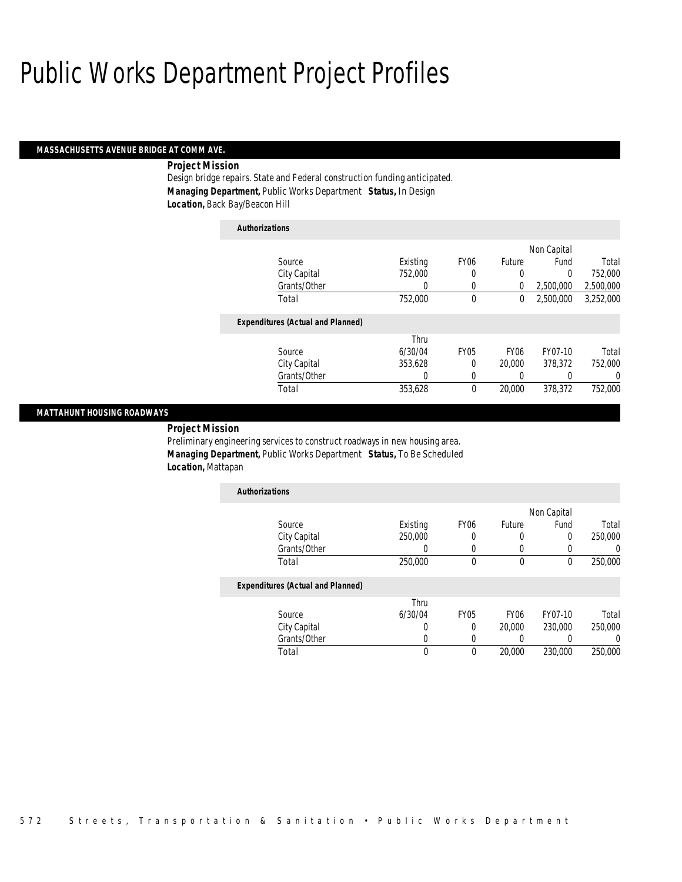# Public Works Department Project Profiles

## MASSACHUSETTS AVENUE BRIDGE AT COMM AVE.

**Project Mission**

Design bridge repairs. State and Federal construction funding anticipated.

**Managing Department,** Public Works Department **Status,** In Design

**Location,** Back Bay/Beacon Hill

***Authorizations***

| Source | Existing | FY06 | Future | Non Capital Fund | Total |
|---|---|---|---|---|---|
| City Capital | 752,000 | 0 | 0 | 0 | 752,000 |
| Grants/Other | 0 | 0 | 0 | 2,500,000 | 2,500,000 |
| Total | 752,000 | 0 | 0 | 2,500,000 | 3,252,000 |

***Expenditures (Actual and Planned)***

| Source | Thru 6/30/04 | FY05 | FY06 | FY07-10 | Total |
|---|---|---|---|---|---|
| City Capital | 353,628 | 0 | 20,000 | 378,372 | 752,000 |
| Grants/Other | 0 | 0 | 0 | 0 | 0 |
| Total | 353,628 | 0 | 20,000 | 378,372 | 752,000 |

## MATTAHUNT HOUSING ROADWAYS

**Project Mission**

Preliminary engineering services to construct roadways in new housing area.

**Managing Department,** Public Works Department **Status,** To Be Scheduled

**Location,** Mattapan

***Authorizations***

| Source | Existing | FY06 | Future | Non Capital Fund | Total |
|---|---|---|---|---|---|
| City Capital | 250,000 | 0 | 0 | 0 | 250,000 |
| Grants/Other | 0 | 0 | 0 | 0 | 0 |
| Total | 250,000 | 0 | 0 | 0 | 250,000 |

***Expenditures (Actual and Planned)***

| Source | Thru 6/30/04 | FY05 | FY06 | FY07-10 | Total |
|---|---|---|---|---|---|
| City Capital | 0 | 0 | 20,000 | 230,000 | 250,000 |
| Grants/Other | 0 | 0 | 0 | 0 | 0 |
| Total | 0 | 0 | 20,000 | 230,000 | 250,000 |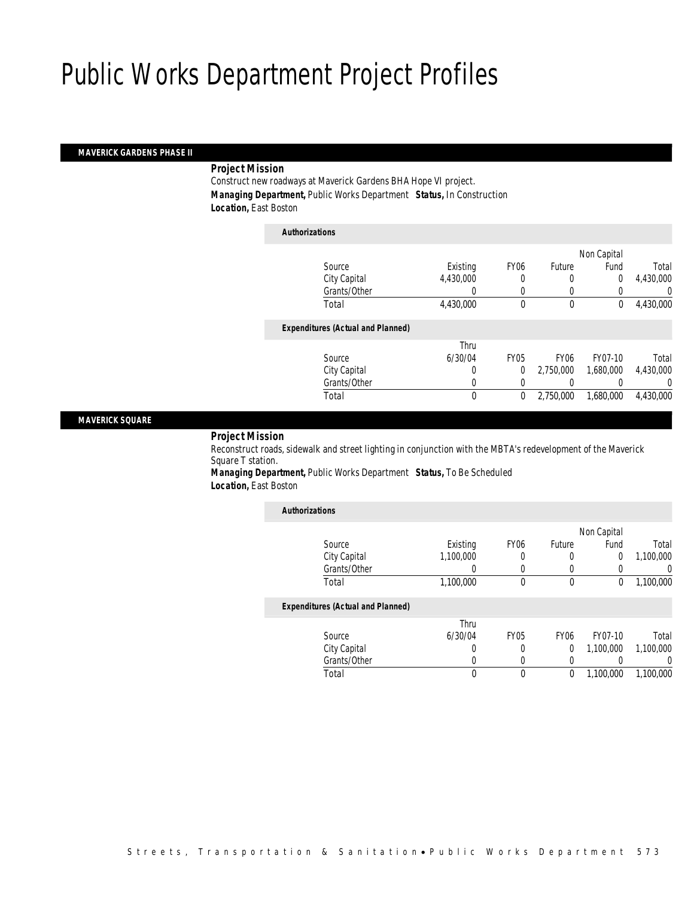# Public Works Department Project Profiles

## MAVERICK GARDENS PHASE II

***Project Mission***

Construct new roadways at Maverick Gardens BHA Hope VI project.

***Managing Department,*** Public Works Department ***Status,*** In Construction

***Location,*** East Boston

***Authorizations***

| Source | Existing | FY06 | Future | Non Capital Fund | Total |
|---|---|---|---|---|---|
| City Capital | 4,430,000 | 0 | 0 | 0 | 4,430,000 |
| Grants/Other | 0 | 0 | 0 | 0 | 0 |
| Total | 4,430,000 | 0 | 0 | 0 | 4,430,000 |

***Expenditures (Actual and Planned)***

| Source | Thru 6/30/04 | FY05 | FY06 | FY07-10 | Total |
|---|---|---|---|---|---|
| City Capital | 0 | 0 | 2,750,000 | 1,680,000 | 4,430,000 |
| Grants/Other | 0 | 0 | 0 | 0 | 0 |
| Total | 0 | 0 | 2,750,000 | 1,680,000 | 4,430,000 |

## MAVERICK SQUARE

***Project Mission***

Reconstruct roads, sidewalk and street lighting in conjunction with the MBTA's redevelopment of the Maverick Square T station.

***Managing Department,*** Public Works Department ***Status,*** To Be Scheduled

***Location,*** East Boston

***Authorizations***

| Source | Existing | FY06 | Future | Non Capital Fund | Total |
|---|---|---|---|---|---|
| City Capital | 1,100,000 | 0 | 0 | 0 | 1,100,000 |
| Grants/Other | 0 | 0 | 0 | 0 | 0 |
| Total | 1,100,000 | 0 | 0 | 0 | 1,100,000 |

***Expenditures (Actual and Planned)***

| Source | Thru 6/30/04 | FY05 | FY06 | FY07-10 | Total |
|---|---|---|---|---|---|
| City Capital | 0 | 0 | 0 | 1,100,000 | 1,100,000 |
| Grants/Other | 0 | 0 | 0 | 0 | 0 |
| Total | 0 | 0 | 0 | 1,100,000 | 1,100,000 |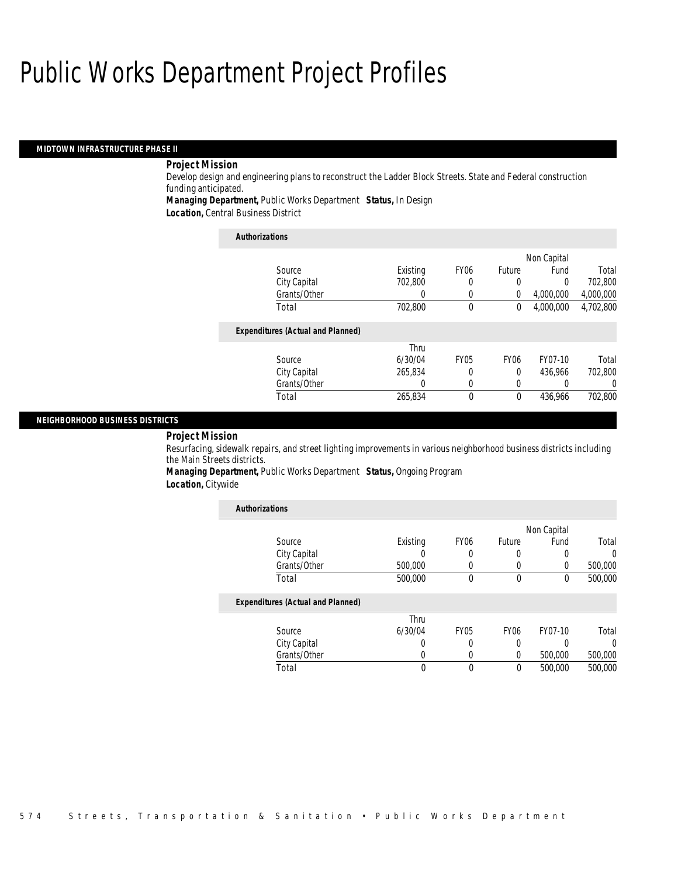# Public Works Department Project Profiles

## MIDTOWN INFRASTRUCTURE PHASE II

***Project Mission***

Develop design and engineering plans to reconstruct the Ladder Block Streets. State and Federal construction funding anticipated.

***Managing Department,*** Public Works Department ***Status,*** In Design

***Location,*** Central Business District

***Authorizations***

| Source | Existing | FY06 | Future | Non Capital Fund | Total |
|---|---|---|---|---|---|
| City Capital | 702,800 | 0 | 0 | 0 | 702,800 |
| Grants/Other | 0 | 0 | 0 | 4,000,000 | 4,000,000 |
| Total | 702,800 | 0 | 0 | 4,000,000 | 4,702,800 |

***Expenditures (Actual and Planned)***

| Source | Thru 6/30/04 | FY05 | FY06 | FY07-10 | Total |
|---|---|---|---|---|---|
| City Capital | 265,834 | 0 | 0 | 436,966 | 702,800 |
| Grants/Other | 0 | 0 | 0 | 0 | 0 |
| Total | 265,834 | 0 | 0 | 436,966 | 702,800 |

## NEIGHBORHOOD BUSINESS DISTRICTS

***Project Mission***

Resurfacing, sidewalk repairs, and street lighting improvements in various neighborhood business districts including the Main Streets districts.

***Managing Department,*** Public Works Department ***Status,*** Ongoing Program

***Location,*** Citywide

***Authorizations***

| Source | Existing | FY06 | Future | Non Capital Fund | Total |
|---|---|---|---|---|---|
| City Capital | 0 | 0 | 0 | 0 | 0 |
| Grants/Other | 500,000 | 0 | 0 | 0 | 500,000 |
| Total | 500,000 | 0 | 0 | 0 | 500,000 |

***Expenditures (Actual and Planned)***

| Source | Thru 6/30/04 | FY05 | FY06 | FY07-10 | Total |
|---|---|---|---|---|---|
| City Capital | 0 | 0 | 0 | 0 | 0 |
| Grants/Other | 0 | 0 | 0 | 500,000 | 500,000 |
| Total | 0 | 0 | 0 | 500,000 | 500,000 |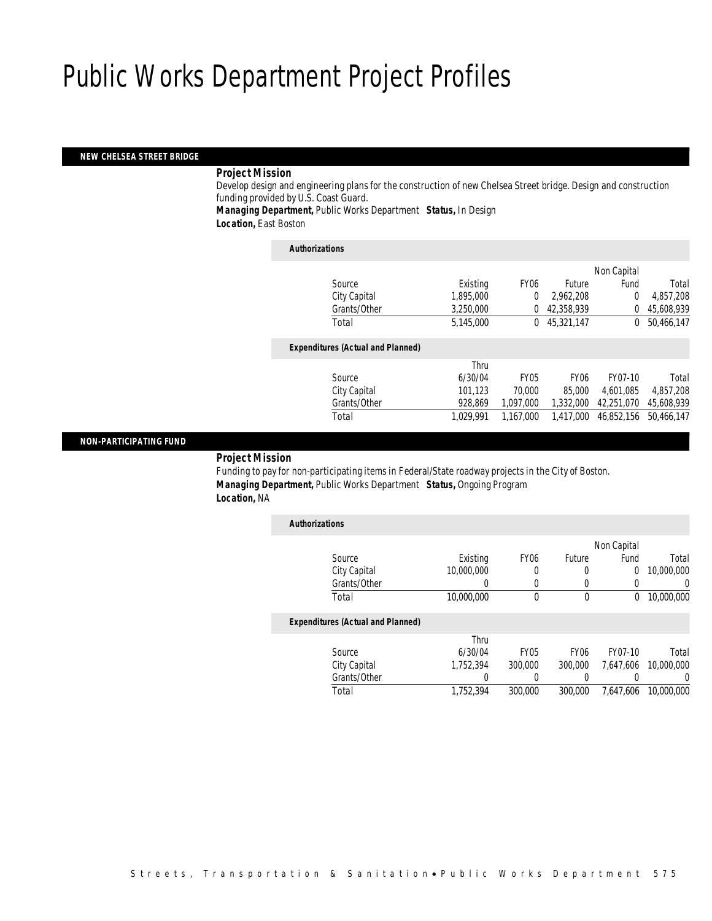# Public Works Department Project Profiles

## NEW CHELSEA STREET BRIDGE

***Project Mission***

Develop design and engineering plans for the construction of new Chelsea Street bridge. Design and construction funding provided by U.S. Coast Guard.

***Managing Department,*** Public Works Department ***Status,*** In Design

***Location,*** East Boston

***Authorizations***

| Source | Existing | FY06 | Future | Non Capital Fund | Total |
|---|---|---|---|---|---|
| City Capital | 1,895,000 | 0 | 2,962,208 | 0 | 4,857,208 |
| Grants/Other | 3,250,000 | 0 | 42,358,939 | 0 | 45,608,939 |
| Total | 5,145,000 | 0 | 45,321,147 | 0 | 50,466,147 |

***Expenditures (Actual and Planned)***

| Source | Thru 6/30/04 | FY05 | FY06 | FY07-10 | Total |
|---|---|---|---|---|---|
| City Capital | 101,123 | 70,000 | 85,000 | 4,601,085 | 4,857,208 |
| Grants/Other | 928,869 | 1,097,000 | 1,332,000 | 42,251,070 | 45,608,939 |
| Total | 1,029,991 | 1,167,000 | 1,417,000 | 46,852,156 | 50,466,147 |

## NON-PARTICIPATING FUND

***Project Mission***

Funding to pay for non-participating items in Federal/State roadway projects in the City of Boston.

***Managing Department,*** Public Works Department ***Status,*** Ongoing Program

***Location,*** NA

***Authorizations***

| Source | Existing | FY06 | Future | Non Capital Fund | Total |
|---|---|---|---|---|---|
| City Capital | 10,000,000 | 0 | 0 | 0 | 10,000,000 |
| Grants/Other | 0 | 0 | 0 | 0 | 0 |
| Total | 10,000,000 | 0 | 0 | 0 | 10,000,000 |

***Expenditures (Actual and Planned)***

| Source | Thru 6/30/04 | FY05 | FY06 | FY07-10 | Total |
|---|---|---|---|---|---|
| City Capital | 1,752,394 | 300,000 | 300,000 | 7,647,606 | 10,000,000 |
| Grants/Other | 0 | 0 | 0 | 0 | 0 |
| Total | 1,752,394 | 300,000 | 300,000 | 7,647,606 | 10,000,000 |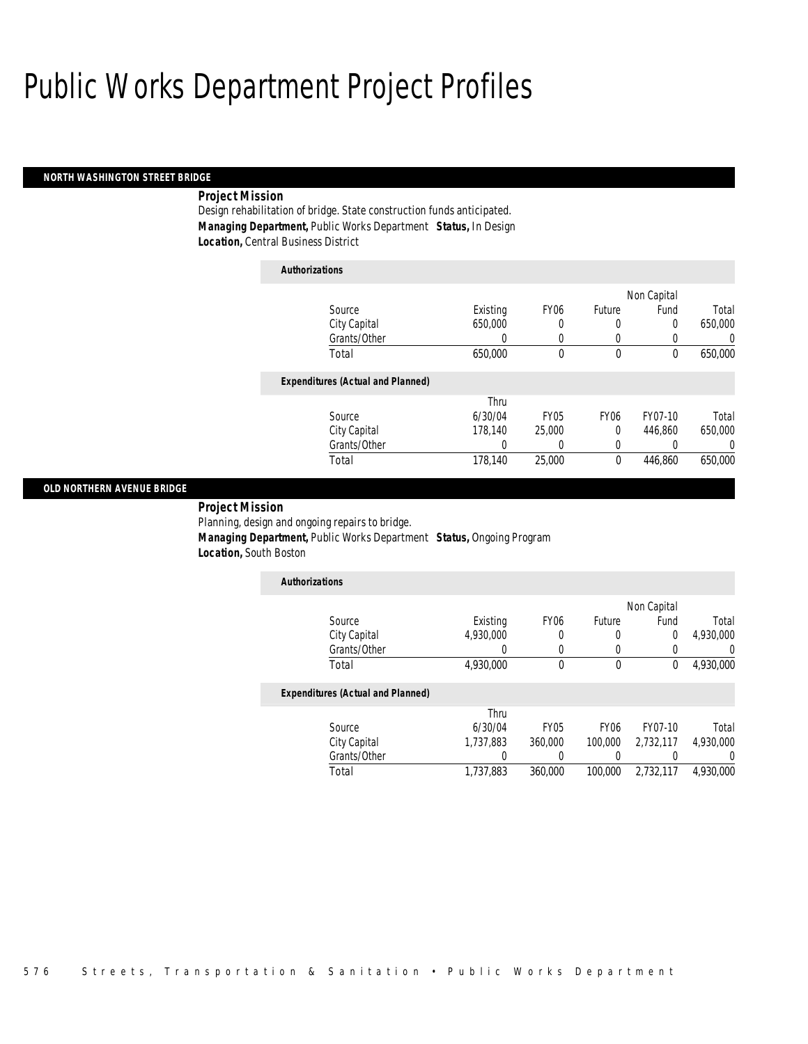# Public Works Department Project Profiles

## NORTH WASHINGTON STREET BRIDGE

**Project Mission**

Design rehabilitation of bridge. State construction funds anticipated.

**Managing Department,** Public Works Department **Status,** In Design

**Location,** Central Business District

**Authorizations**

| Source | Existing | FY06 | Future | Non Capital Fund | Total |
|---|---|---|---|---|---|
| City Capital | 650,000 | 0 | 0 | 0 | 650,000 |
| Grants/Other | 0 | 0 | 0 | 0 | 0 |
| Total | 650,000 | 0 | 0 | 0 | 650,000 |

**Expenditures (Actual and Planned)**

| Source | Thru 6/30/04 | FY05 | FY06 | FY07-10 | Total |
|---|---|---|---|---|---|
| City Capital | 178,140 | 25,000 | 0 | 446,860 | 650,000 |
| Grants/Other | 0 | 0 | 0 | 0 | 0 |
| Total | 178,140 | 25,000 | 0 | 446,860 | 650,000 |

## OLD NORTHERN AVENUE BRIDGE

**Project Mission**

Planning, design and ongoing repairs to bridge.

**Managing Department,** Public Works Department **Status,** Ongoing Program

**Location,** South Boston

**Authorizations**

| Source | Existing | FY06 | Future | Non Capital Fund | Total |
|---|---|---|---|---|---|
| City Capital | 4,930,000 | 0 | 0 | 0 | 4,930,000 |
| Grants/Other | 0 | 0 | 0 | 0 | 0 |
| Total | 4,930,000 | 0 | 0 | 0 | 4,930,000 |

**Expenditures (Actual and Planned)**

| Source | Thru 6/30/04 | FY05 | FY06 | FY07-10 | Total |
|---|---|---|---|---|---|
| City Capital | 1,737,883 | 360,000 | 100,000 | 2,732,117 | 4,930,000 |
| Grants/Other | 0 | 0 | 0 | 0 | 0 |
| Total | 1,737,883 | 360,000 | 100,000 | 2,732,117 | 4,930,000 |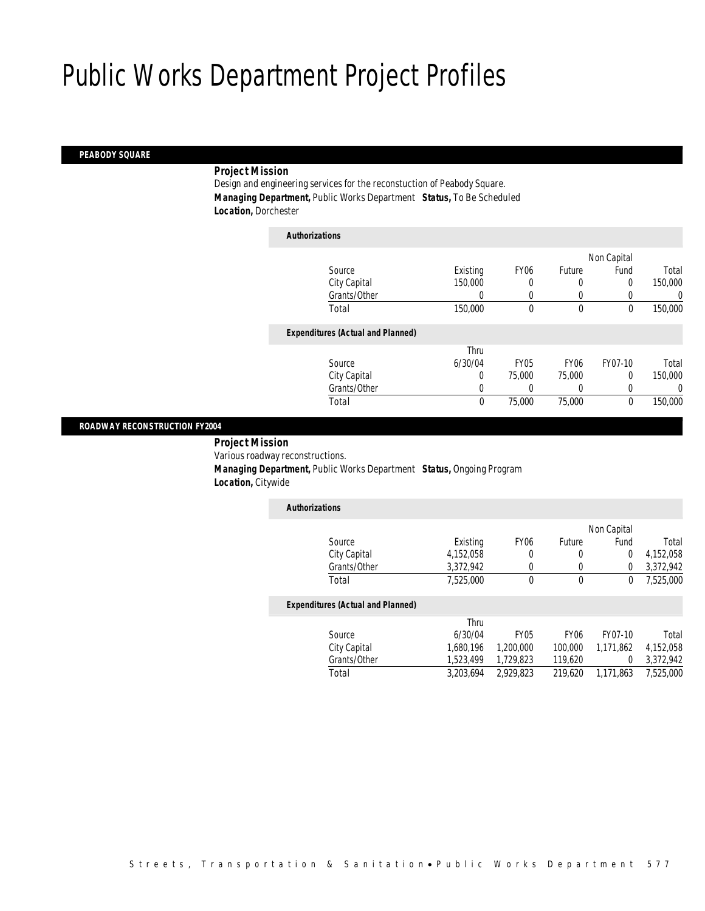# Public Works Department Project Profiles

## PEABODY SQUARE

**Project Mission**

Design and engineering services for the reconstuction of Peabody Square.

***Managing Department,*** Public Works Department ***Status,*** To Be Scheduled

***Location,*** Dorchester

**Authorizations**

| Source | Existing | FY06 | Future | Non Capital Fund | Total |
|---|---|---|---|---|---|
| City Capital | 150,000 | 0 | 0 | 0 | 150,000 |
| Grants/Other | 0 | 0 | 0 | 0 | 0 |
| Total | 150,000 | 0 | 0 | 0 | 150,000 |

**Expenditures (Actual and Planned)**

| Source | Thru 6/30/04 | FY05 | FY06 | FY07-10 | Total |
|---|---|---|---|---|---|
| City Capital | 0 | 75,000 | 75,000 | 0 | 150,000 |
| Grants/Other | 0 | 0 | 0 | 0 | 0 |
| Total | 0 | 75,000 | 75,000 | 0 | 150,000 |

## ROADWAY RECONSTRUCTION FY2004

**Project Mission**

Various roadway reconstructions.

***Managing Department,*** Public Works Department ***Status,*** Ongoing Program

***Location,*** Citywide

**Authorizations**

| Source | Existing | FY06 | Future | Non Capital Fund | Total |
|---|---|---|---|---|---|
| City Capital | 4,152,058 | 0 | 0 | 0 | 4,152,058 |
| Grants/Other | 3,372,942 | 0 | 0 | 0 | 3,372,942 |
| Total | 7,525,000 | 0 | 0 | 0 | 7,525,000 |

**Expenditures (Actual and Planned)**

| Source | Thru 6/30/04 | FY05 | FY06 | FY07-10 | Total |
|---|---|---|---|---|---|
| City Capital | 1,680,196 | 1,200,000 | 100,000 | 1,171,862 | 4,152,058 |
| Grants/Other | 1,523,499 | 1,729,823 | 119,620 | 0 | 3,372,942 |
| Total | 3,203,694 | 2,929,823 | 219,620 | 1,171,863 | 7,525,000 |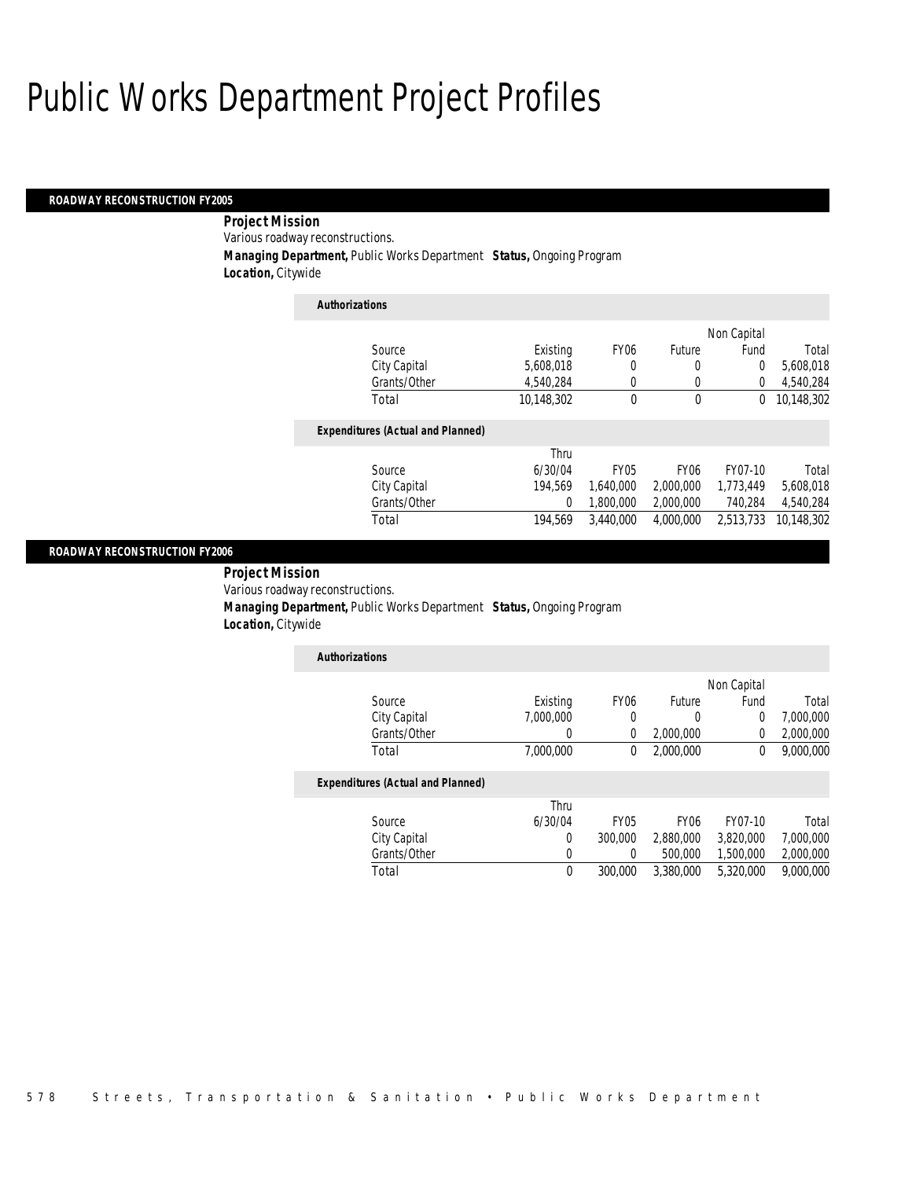# Public Works Department Project Profiles

## ROADWAY RECONSTRUCTION FY2005

**Project Mission**

Various roadway reconstructions.

**Managing Department,** Public Works Department **Status,** Ongoing Program

**Location,** Citywide

**Authorizations**

| Source | Existing | FY06 | Future | Non Capital Fund | Total |
|---|---|---|---|---|---|
| City Capital | 5,608,018 | 0 | 0 | 0 | 5,608,018 |
| Grants/Other | 4,540,284 | 0 | 0 | 0 | 4,540,284 |
| Total | 10,148,302 | 0 | 0 | 0 | 10,148,302 |

**Expenditures (Actual and Planned)**

| Source | Thru 6/30/04 | FY05 | FY06 | FY07-10 | Total |
|---|---|---|---|---|---|
| City Capital | 194,569 | 1,640,000 | 2,000,000 | 1,773,449 | 5,608,018 |
| Grants/Other | 0 | 1,800,000 | 2,000,000 | 740,284 | 4,540,284 |
| Total | 194,569 | 3,440,000 | 4,000,000 | 2,513,733 | 10,148,302 |

## ROADWAY RECONSTRUCTION FY2006

**Project Mission**

Various roadway reconstructions.

**Managing Department,** Public Works Department **Status,** Ongoing Program

**Location,** Citywide

**Authorizations**

| Source | Existing | FY06 | Future | Non Capital Fund | Total |
|---|---|---|---|---|---|
| City Capital | 7,000,000 | 0 | 0 | 0 | 7,000,000 |
| Grants/Other | 0 | 0 | 2,000,000 | 0 | 2,000,000 |
| Total | 7,000,000 | 0 | 2,000,000 | 0 | 9,000,000 |

**Expenditures (Actual and Planned)**

| Source | Thru 6/30/04 | FY05 | FY06 | FY07-10 | Total |
|---|---|---|---|---|---|
| City Capital | 0 | 300,000 | 2,880,000 | 3,820,000 | 7,000,000 |
| Grants/Other | 0 | 0 | 500,000 | 1,500,000 | 2,000,000 |
| Total | 0 | 300,000 | 3,380,000 | 5,320,000 | 9,000,000 |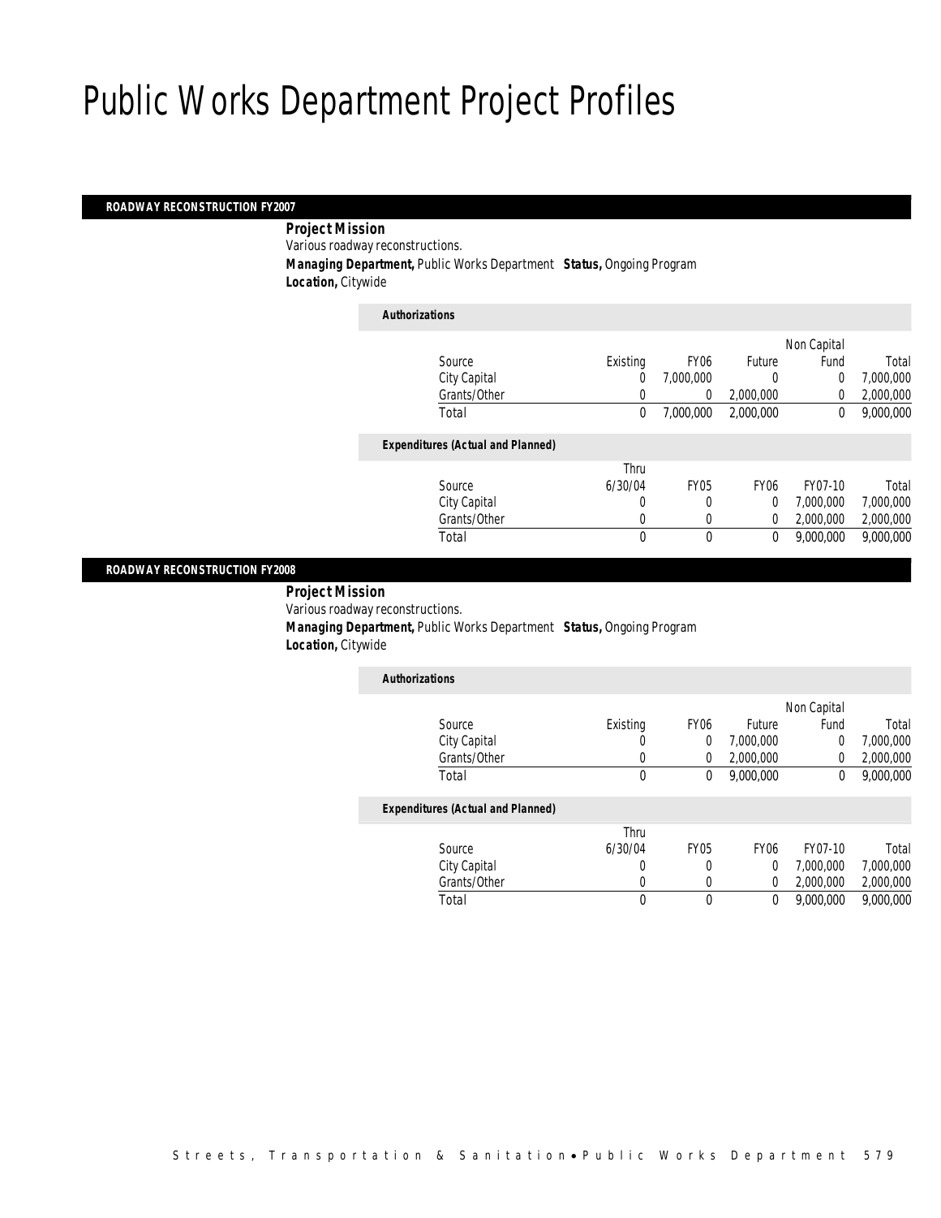# Public Works Department Project Profiles

## ROADWAY RECONSTRUCTION FY2007

**Project Mission**

Various roadway reconstructions.

**Managing Department,** Public Works Department **Status,** Ongoing Program

**Location,** Citywide

**Authorizations**

| Source | Existing | FY06 | Future | Non Capital Fund | Total |
|---|---|---|---|---|---|
| City Capital | 0 | 7,000,000 | 0 | 0 | 7,000,000 |
| Grants/Other | 0 | 0 | 2,000,000 | 0 | 2,000,000 |
| Total | 0 | 7,000,000 | 2,000,000 | 0 | 9,000,000 |

**Expenditures (Actual and Planned)**

| Source | Thru 6/30/04 | FY05 | FY06 | FY07-10 | Total |
|---|---|---|---|---|---|
| City Capital | 0 | 0 | 0 | 7,000,000 | 7,000,000 |
| Grants/Other | 0 | 0 | 0 | 2,000,000 | 2,000,000 |
| Total | 0 | 0 | 0 | 9,000,000 | 9,000,000 |

## ROADWAY RECONSTRUCTION FY2008

**Project Mission**

Various roadway reconstructions.

**Managing Department,** Public Works Department **Status,** Ongoing Program

**Location,** Citywide

**Authorizations**

| Source | Existing | FY06 | Future | Non Capital Fund | Total |
|---|---|---|---|---|---|
| City Capital | 0 | 0 | 7,000,000 | 0 | 7,000,000 |
| Grants/Other | 0 | 0 | 2,000,000 | 0 | 2,000,000 |
| Total | 0 | 0 | 9,000,000 | 0 | 9,000,000 |

**Expenditures (Actual and Planned)**

| Source | Thru 6/30/04 | FY05 | FY06 | FY07-10 | Total |
|---|---|---|---|---|---|
| City Capital | 0 | 0 | 0 | 7,000,000 | 7,000,000 |
| Grants/Other | 0 | 0 | 0 | 2,000,000 | 2,000,000 |
| Total | 0 | 0 | 0 | 9,000,000 | 9,000,000 |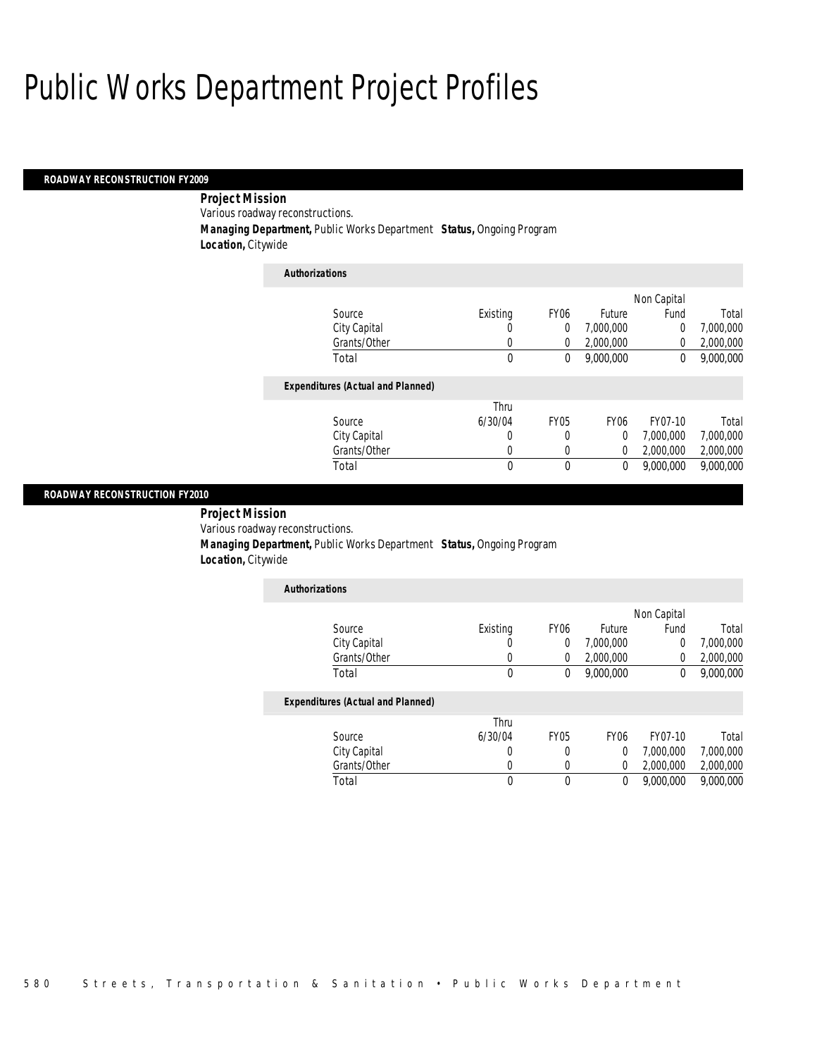# Public Works Department Project Profiles

## ROADWAY RECONSTRUCTION FY2009

**Project Mission**

Various roadway reconstructions.

**Managing Department,** Public Works Department **Status,** Ongoing Program

**Location,** Citywide

*Authorizations*

| Source | Existing | FY06 | Future | Non Capital Fund | Total |
|---|---|---|---|---|---|
| City Capital | 0 | 0 | 7,000,000 | 0 | 7,000,000 |
| Grants/Other | 0 | 0 | 2,000,000 | 0 | 2,000,000 |
| Total | 0 | 0 | 9,000,000 | 0 | 9,000,000 |

*Expenditures (Actual and Planned)*

| Source | Thru 6/30/04 | FY05 | FY06 | FY07-10 | Total |
|---|---|---|---|---|---|
| City Capital | 0 | 0 | 0 | 7,000,000 | 7,000,000 |
| Grants/Other | 0 | 0 | 0 | 2,000,000 | 2,000,000 |
| Total | 0 | 0 | 0 | 9,000,000 | 9,000,000 |

## ROADWAY RECONSTRUCTION FY2010

**Project Mission**

Various roadway reconstructions.

**Managing Department,** Public Works Department **Status,** Ongoing Program

**Location,** Citywide

*Authorizations*

| Source | Existing | FY06 | Future | Non Capital Fund | Total |
|---|---|---|---|---|---|
| City Capital | 0 | 0 | 7,000,000 | 0 | 7,000,000 |
| Grants/Other | 0 | 0 | 2,000,000 | 0 | 2,000,000 |
| Total | 0 | 0 | 9,000,000 | 0 | 9,000,000 |

*Expenditures (Actual and Planned)*

| Source | Thru 6/30/04 | FY05 | FY06 | FY07-10 | Total |
|---|---|---|---|---|---|
| City Capital | 0 | 0 | 0 | 7,000,000 | 7,000,000 |
| Grants/Other | 0 | 0 | 0 | 2,000,000 | 2,000,000 |
| Total | 0 | 0 | 0 | 9,000,000 | 9,000,000 |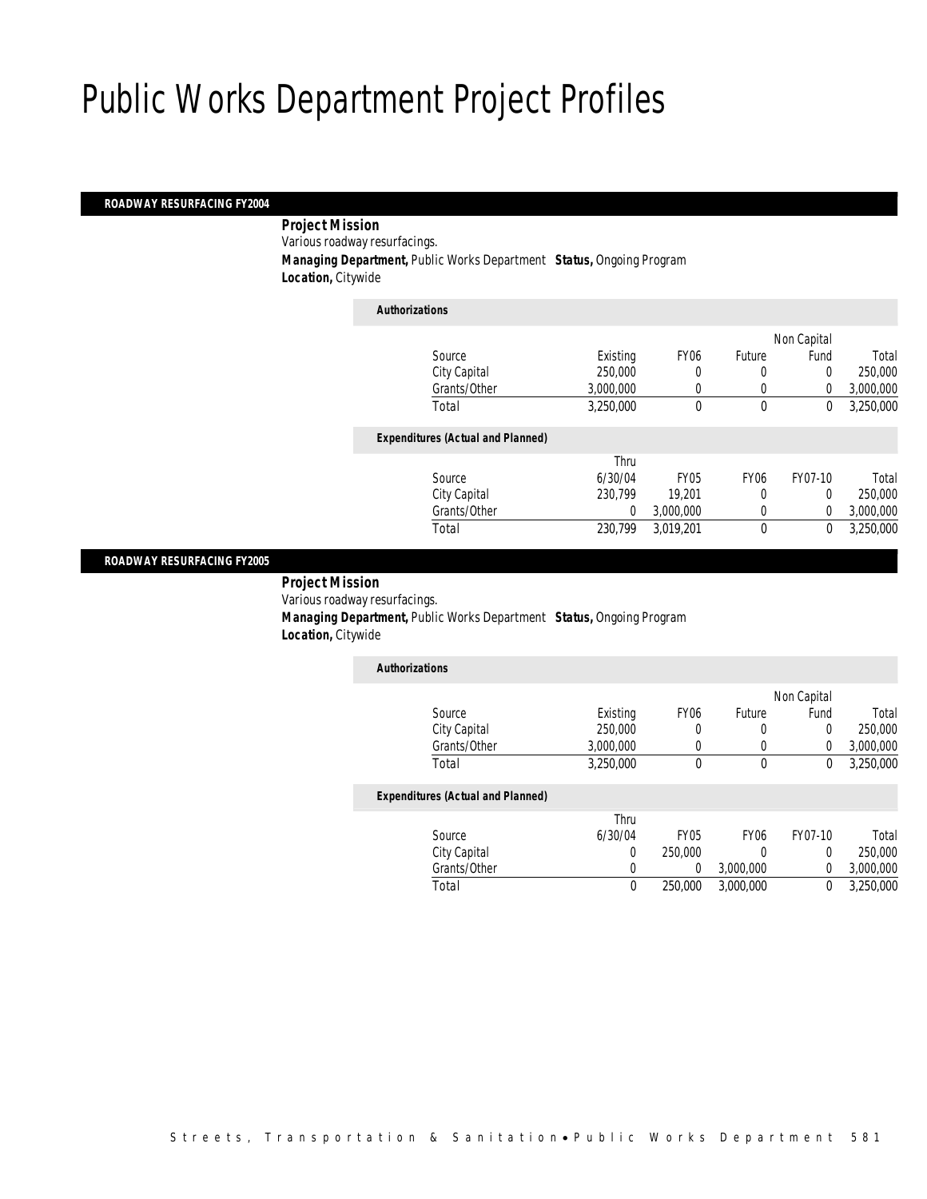# Public Works Department Project Profiles

## ROADWAY RESURFACING FY2004

**Project Mission**

Various roadway resurfacings.

**Managing Department,** Public Works Department **Status,** Ongoing Program

**Location,** Citywide

*Authorizations*

| Source | Existing | FY06 | Future | Non Capital Fund | Total |
|---|---|---|---|---|---|
| City Capital | 250,000 | 0 | 0 | 0 | 250,000 |
| Grants/Other | 3,000,000 | 0 | 0 | 0 | 3,000,000 |
| Total | 3,250,000 | 0 | 0 | 0 | 3,250,000 |

*Expenditures (Actual and Planned)*

| Source | Thru 6/30/04 | FY05 | FY06 | FY07-10 | Total |
|---|---|---|---|---|---|
| City Capital | 230,799 | 19,201 | 0 | 0 | 250,000 |
| Grants/Other | 0 | 3,000,000 | 0 | 0 | 3,000,000 |
| Total | 230,799 | 3,019,201 | 0 | 0 | 3,250,000 |

## ROADWAY RESURFACING FY2005

**Project Mission**

Various roadway resurfacings.

**Managing Department,** Public Works Department **Status,** Ongoing Program

**Location,** Citywide

*Authorizations*

| Source | Existing | FY06 | Future | Non Capital Fund | Total |
|---|---|---|---|---|---|
| City Capital | 250,000 | 0 | 0 | 0 | 250,000 |
| Grants/Other | 3,000,000 | 0 | 0 | 0 | 3,000,000 |
| Total | 3,250,000 | 0 | 0 | 0 | 3,250,000 |

*Expenditures (Actual and Planned)*

| Source | Thru 6/30/04 | FY05 | FY06 | FY07-10 | Total |
|---|---|---|---|---|---|
| City Capital | 0 | 250,000 | 0 | 0 | 250,000 |
| Grants/Other | 0 | 0 | 3,000,000 | 0 | 3,000,000 |
| Total | 0 | 250,000 | 3,000,000 | 0 | 3,250,000 |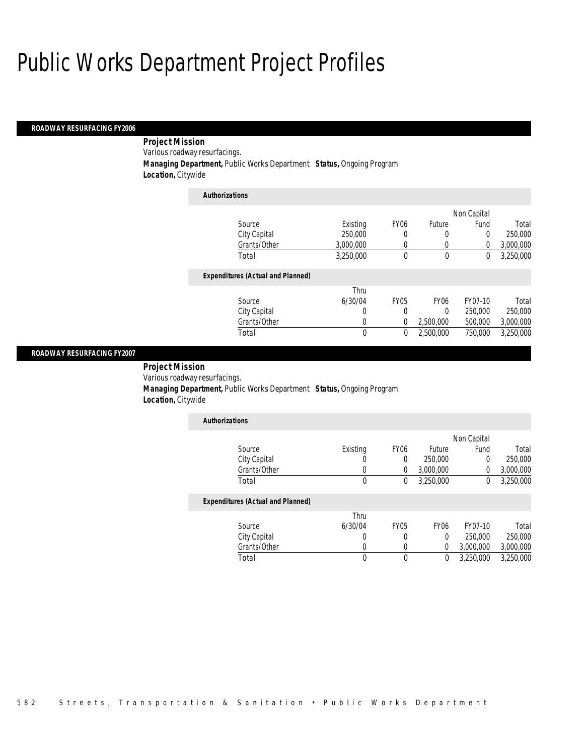# Public Works Department Project Profiles

## ROADWAY RESURFACING FY2006

**Project Mission**

Various roadway resurfacings.

**Managing Department,** Public Works Department **Status,** Ongoing Program

**Location,** Citywide

***Authorizations***

| Source | Existing | FY06 | Future | Non Capital Fund | Total |
|---|---|---|---|---|---|
| City Capital | 250,000 | 0 | 0 | 0 | 250,000 |
| Grants/Other | 3,000,000 | 0 | 0 | 0 | 3,000,000 |
| Total | 3,250,000 | 0 | 0 | 0 | 3,250,000 |

***Expenditures (Actual and Planned)***

| Source | Thru 6/30/04 | FY05 | FY06 | FY07-10 | Total |
|---|---|---|---|---|---|
| City Capital | 0 | 0 | 0 | 250,000 | 250,000 |
| Grants/Other | 0 | 0 | 2,500,000 | 500,000 | 3,000,000 |
| Total | 0 | 0 | 2,500,000 | 750,000 | 3,250,000 |

## ROADWAY RESURFACING FY2007

**Project Mission**

Various roadway resurfacings.

**Managing Department,** Public Works Department **Status,** Ongoing Program

**Location,** Citywide

***Authorizations***

| Source | Existing | FY06 | Future | Non Capital Fund | Total |
|---|---|---|---|---|---|
| City Capital | 0 | 0 | 250,000 | 0 | 250,000 |
| Grants/Other | 0 | 0 | 3,000,000 | 0 | 3,000,000 |
| Total | 0 | 0 | 3,250,000 | 0 | 3,250,000 |

***Expenditures (Actual and Planned)***

| Source | Thru 6/30/04 | FY05 | FY06 | FY07-10 | Total |
|---|---|---|---|---|---|
| City Capital | 0 | 0 | 0 | 250,000 | 250,000 |
| Grants/Other | 0 | 0 | 0 | 3,000,000 | 3,000,000 |
| Total | 0 | 0 | 0 | 3,250,000 | 3,250,000 |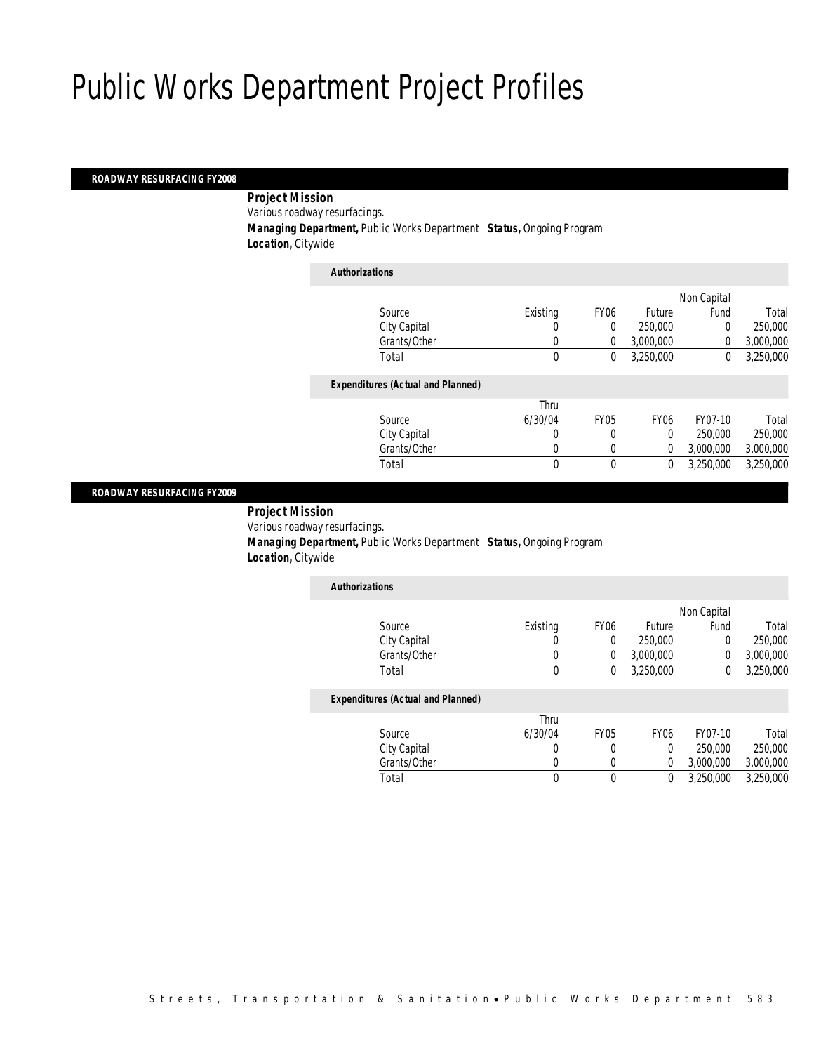# Public Works Department Project Profiles

## ROADWAY RESURFACING FY2008

***Project Mission***

Various roadway resurfacings.

***Managing Department,*** Public Works Department ***Status,*** Ongoing Program

***Location,*** Citywide

***Authorizations***

| Source | Existing | FY06 | Future | Non Capital Fund | Total |
|---|---|---|---|---|---|
| City Capital | 0 | 0 | 250,000 | 0 | 250,000 |
| Grants/Other | 0 | 0 | 3,000,000 | 0 | 3,000,000 |
| Total | 0 | 0 | 3,250,000 | 0 | 3,250,000 |

***Expenditures (Actual and Planned)***

| Source | Thru 6/30/04 | FY05 | FY06 | FY07-10 | Total |
|---|---|---|---|---|---|
| City Capital | 0 | 0 | 0 | 250,000 | 250,000 |
| Grants/Other | 0 | 0 | 0 | 3,000,000 | 3,000,000 |
| Total | 0 | 0 | 0 | 3,250,000 | 3,250,000 |

## ROADWAY RESURFACING FY2009

***Project Mission***

Various roadway resurfacings.

***Managing Department,*** Public Works Department ***Status,*** Ongoing Program

***Location,*** Citywide

***Authorizations***

| Source | Existing | FY06 | Future | Non Capital Fund | Total |
|---|---|---|---|---|---|
| City Capital | 0 | 0 | 250,000 | 0 | 250,000 |
| Grants/Other | 0 | 0 | 3,000,000 | 0 | 3,000,000 |
| Total | 0 | 0 | 3,250,000 | 0 | 3,250,000 |

***Expenditures (Actual and Planned)***

| Source | Thru 6/30/04 | FY05 | FY06 | FY07-10 | Total |
|---|---|---|---|---|---|
| City Capital | 0 | 0 | 0 | 250,000 | 250,000 |
| Grants/Other | 0 | 0 | 0 | 3,000,000 | 3,000,000 |
| Total | 0 | 0 | 0 | 3,250,000 | 3,250,000 |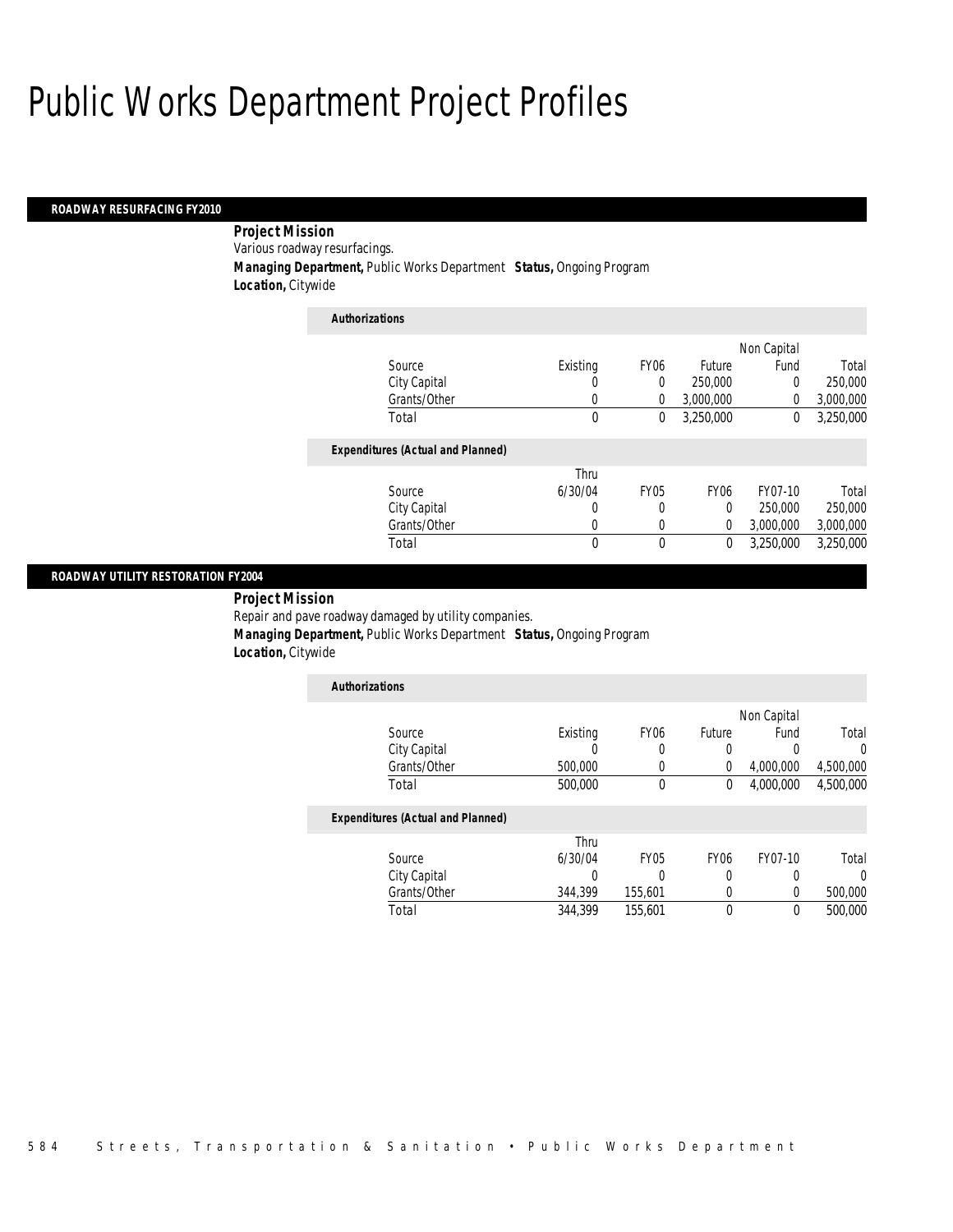# Public Works Department Project Profiles

## ROADWAY RESURFACING FY2010

**Project Mission**

Various roadway resurfacings.

**Managing Department,** Public Works Department **Status,** Ongoing Program

**Location,** Citywide

**Authorizations**

| Source | Existing | FY06 | Future | Non Capital Fund | Total |
|---|---|---|---|---|---|
| City Capital | 0 | 0 | 250,000 | 0 | 250,000 |
| Grants/Other | 0 | 0 | 3,000,000 | 0 | 3,000,000 |
| Total | 0 | 0 | 3,250,000 | 0 | 3,250,000 |

**Expenditures (Actual and Planned)**

| Source | Thru 6/30/04 | FY05 | FY06 | FY07-10 | Total |
|---|---|---|---|---|---|
| City Capital | 0 | 0 | 0 | 250,000 | 250,000 |
| Grants/Other | 0 | 0 | 0 | 3,000,000 | 3,000,000 |
| Total | 0 | 0 | 0 | 3,250,000 | 3,250,000 |

## ROADWAY UTILITY RESTORATION FY2004

**Project Mission**

Repair and pave roadway damaged by utility companies.

**Managing Department,** Public Works Department **Status,** Ongoing Program

**Location,** Citywide

**Authorizations**

| Source | Existing | FY06 | Future | Non Capital Fund | Total |
|---|---|---|---|---|---|
| City Capital | 0 | 0 | 0 | 0 | 0 |
| Grants/Other | 500,000 | 0 | 0 | 4,000,000 | 4,500,000 |
| Total | 500,000 | 0 | 0 | 4,000,000 | 4,500,000 |

**Expenditures (Actual and Planned)**

| Source | Thru 6/30/04 | FY05 | FY06 | FY07-10 | Total |
|---|---|---|---|---|---|
| City Capital | 0 | 0 | 0 | 0 | 0 |
| Grants/Other | 344,399 | 155,601 | 0 | 0 | 500,000 |
| Total | 344,399 | 155,601 | 0 | 0 | 500,000 |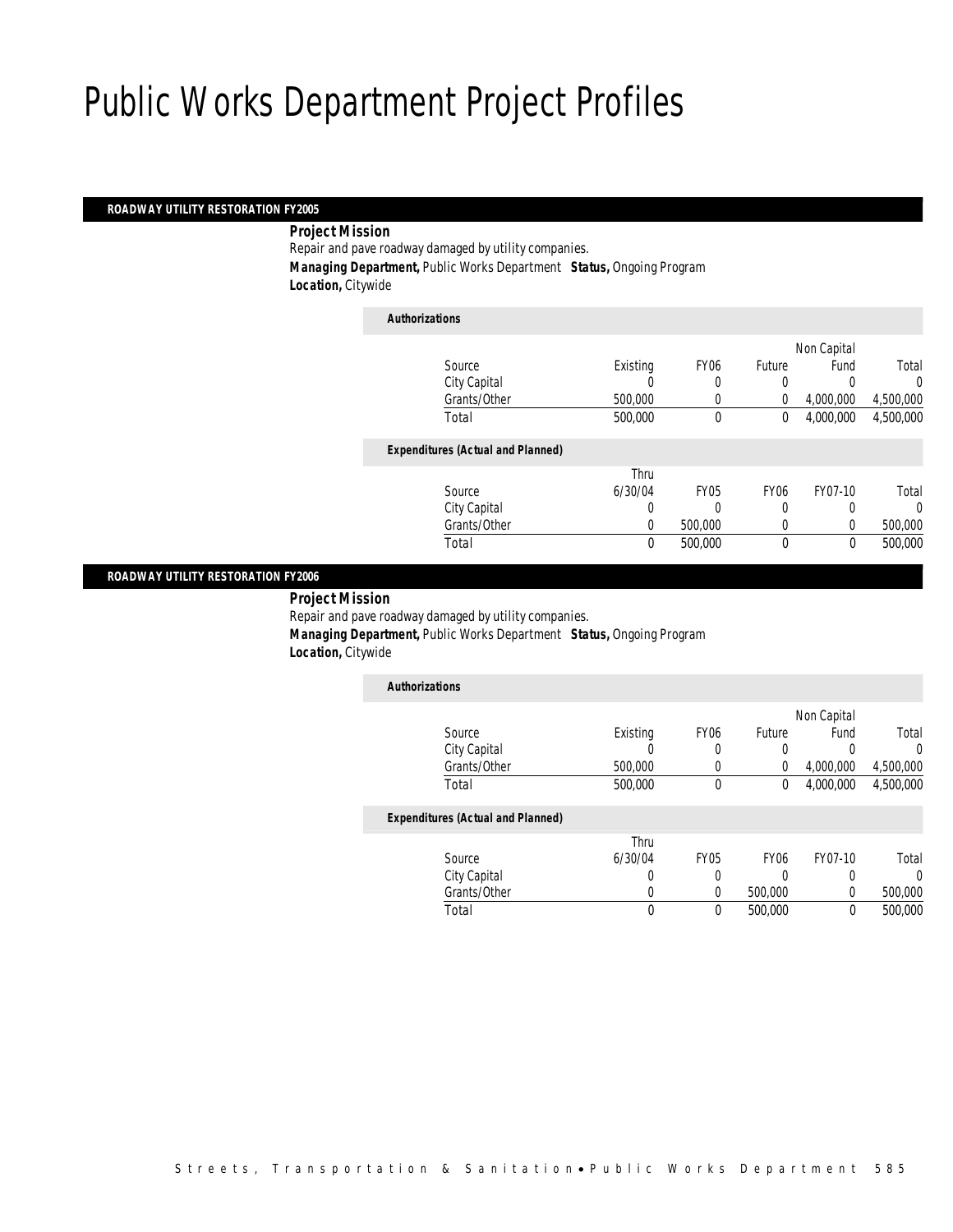# Public Works Department Project Profiles

## ROADWAY UTILITY RESTORATION FY2005

**Project Mission**

Repair and pave roadway damaged by utility companies.

**Managing Department,** Public Works Department **Status,** Ongoing Program

**Location,** Citywide

*Authorizations*

| Source | Existing | FY06 | Future | Non Capital Fund | Total |
|---|---|---|---|---|---|
| City Capital | 0 | 0 | 0 | 0 | 0 |
| Grants/Other | 500,000 | 0 | 0 | 4,000,000 | 4,500,000 |
| Total | 500,000 | 0 | 0 | 4,000,000 | 4,500,000 |

*Expenditures (Actual and Planned)*

| Source | Thru 6/30/04 | FY05 | FY06 | FY07-10 | Total |
|---|---|---|---|---|---|
| City Capital | 0 | 0 | 0 | 0 | 0 |
| Grants/Other | 0 | 500,000 | 0 | 0 | 500,000 |
| Total | 0 | 500,000 | 0 | 0 | 500,000 |

## ROADWAY UTILITY RESTORATION FY2006

**Project Mission**

Repair and pave roadway damaged by utility companies.

**Managing Department,** Public Works Department **Status,** Ongoing Program

**Location,** Citywide

*Authorizations*

| Source | Existing | FY06 | Future | Non Capital Fund | Total |
|---|---|---|---|---|---|
| City Capital | 0 | 0 | 0 | 0 | 0 |
| Grants/Other | 500,000 | 0 | 0 | 4,000,000 | 4,500,000 |
| Total | 500,000 | 0 | 0 | 4,000,000 | 4,500,000 |

*Expenditures (Actual and Planned)*

| Source | Thru 6/30/04 | FY05 | FY06 | FY07-10 | Total |
|---|---|---|---|---|---|
| City Capital | 0 | 0 | 0 | 0 | 0 |
| Grants/Other | 0 | 0 | 500,000 | 0 | 500,000 |
| Total | 0 | 0 | 500,000 | 0 | 500,000 |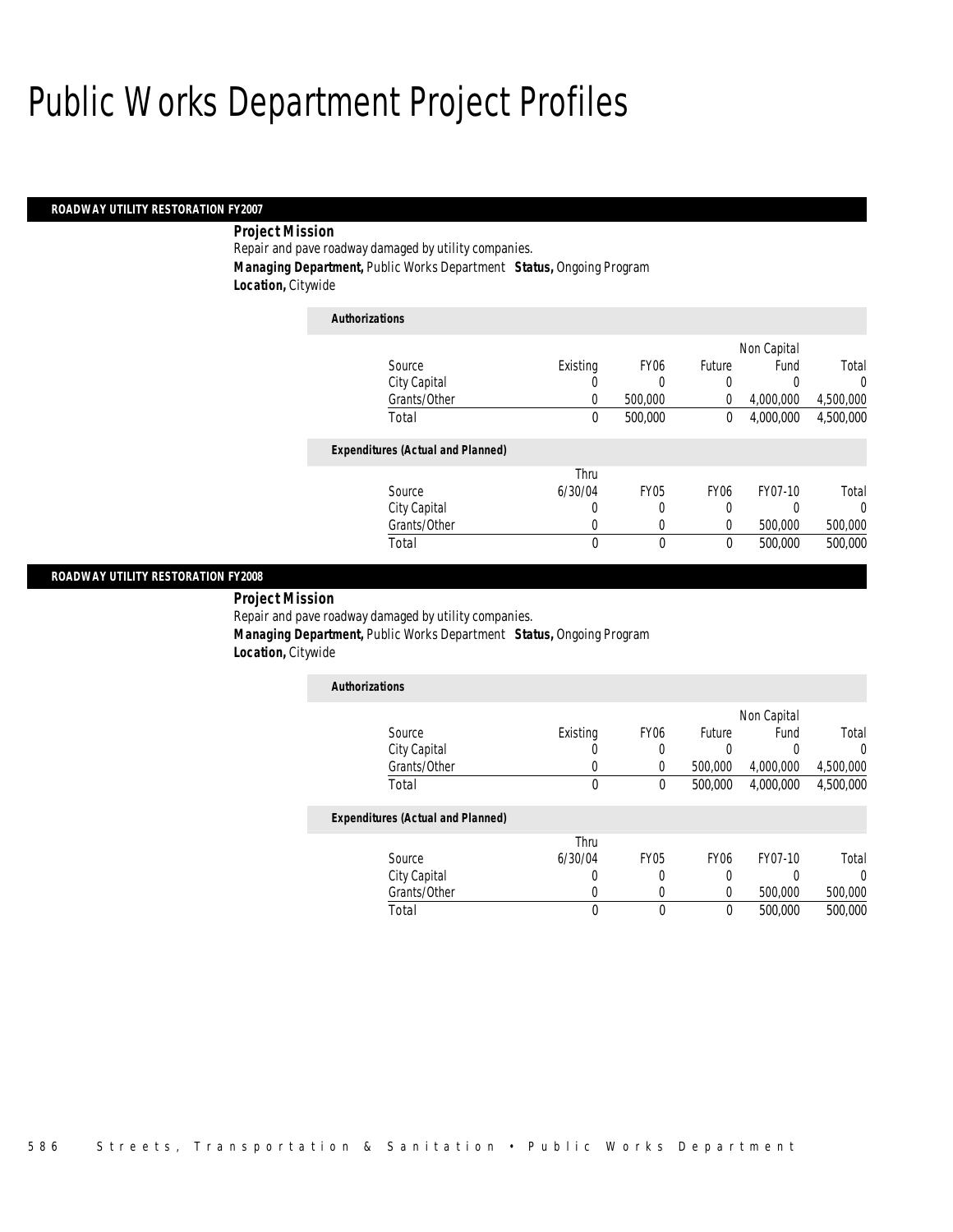# Public Works Department Project Profiles

## ROADWAY UTILITY RESTORATION FY2007

**Project Mission**

Repair and pave roadway damaged by utility companies.

**Managing Department,** Public Works Department **Status,** Ongoing Program

**Location,** Citywide

**Authorizations**

| Source | Existing | FY06 | Future | Non Capital Fund | Total |
|---|---|---|---|---|---|
| City Capital | 0 | 0 | 0 | 0 | 0 |
| Grants/Other | 0 | 500,000 | 0 | 4,000,000 | 4,500,000 |
| Total | 0 | 500,000 | 0 | 4,000,000 | 4,500,000 |

**Expenditures (Actual and Planned)**

| Source | Thru 6/30/04 | FY05 | FY06 | FY07-10 | Total |
|---|---|---|---|---|---|
| City Capital | 0 | 0 | 0 | 0 | 0 |
| Grants/Other | 0 | 0 | 0 | 500,000 | 500,000 |
| Total | 0 | 0 | 0 | 500,000 | 500,000 |

## ROADWAY UTILITY RESTORATION FY2008

**Project Mission**

Repair and pave roadway damaged by utility companies.

**Managing Department,** Public Works Department **Status,** Ongoing Program

**Location,** Citywide

**Authorizations**

| Source | Existing | FY06 | Future | Non Capital Fund | Total |
|---|---|---|---|---|---|
| City Capital | 0 | 0 | 0 | 0 | 0 |
| Grants/Other | 0 | 0 | 500,000 | 4,000,000 | 4,500,000 |
| Total | 0 | 0 | 500,000 | 4,000,000 | 4,500,000 |

**Expenditures (Actual and Planned)**

| Source | Thru 6/30/04 | FY05 | FY06 | FY07-10 | Total |
|---|---|---|---|---|---|
| City Capital | 0 | 0 | 0 | 0 | 0 |
| Grants/Other | 0 | 0 | 0 | 500,000 | 500,000 |
| Total | 0 | 0 | 0 | 500,000 | 500,000 |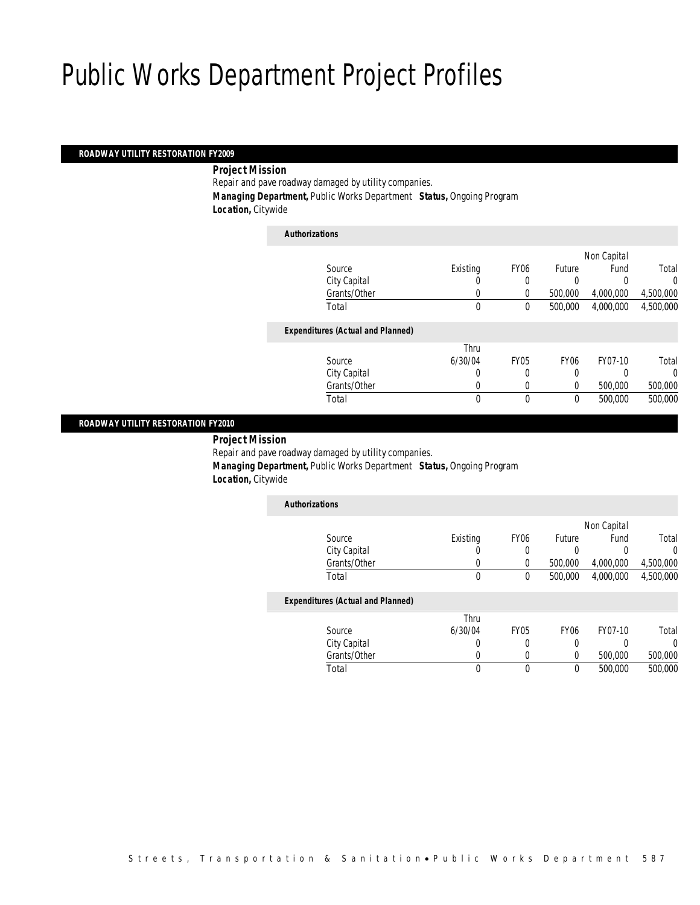# Public Works Department Project Profiles

## ROADWAY UTILITY RESTORATION FY2009

**Project Mission**

Repair and pave roadway damaged by utility companies.

**Managing Department,** Public Works Department **Status,** Ongoing Program

**Location,** Citywide

***Authorizations***

| Source | Existing | FY06 | Future | Non Capital Fund | Total |
|---|---|---|---|---|---|
| City Capital | 0 | 0 | 0 | 0 | 0 |
| Grants/Other | 0 | 0 | 500,000 | 4,000,000 | 4,500,000 |
| Total | 0 | 0 | 500,000 | 4,000,000 | 4,500,000 |

***Expenditures (Actual and Planned)***

| Source | Thru 6/30/04 | FY05 | FY06 | FY07-10 | Total |
|---|---|---|---|---|---|
| City Capital | 0 | 0 | 0 | 0 | 0 |
| Grants/Other | 0 | 0 | 0 | 500,000 | 500,000 |
| Total | 0 | 0 | 0 | 500,000 | 500,000 |

## ROADWAY UTILITY RESTORATION FY2010

**Project Mission**

Repair and pave roadway damaged by utility companies.

**Managing Department,** Public Works Department **Status,** Ongoing Program

**Location,** Citywide

***Authorizations***

| Source | Existing | FY06 | Future | Non Capital Fund | Total |
|---|---|---|---|---|---|
| City Capital | 0 | 0 | 0 | 0 | 0 |
| Grants/Other | 0 | 0 | 500,000 | 4,000,000 | 4,500,000 |
| Total | 0 | 0 | 500,000 | 4,000,000 | 4,500,000 |

***Expenditures (Actual and Planned)***

| Source | Thru 6/30/04 | FY05 | FY06 | FY07-10 | Total |
|---|---|---|---|---|---|
| City Capital | 0 | 0 | 0 | 0 | 0 |
| Grants/Other | 0 | 0 | 0 | 500,000 | 500,000 |
| Total | 0 | 0 | 0 | 500,000 | 500,000 |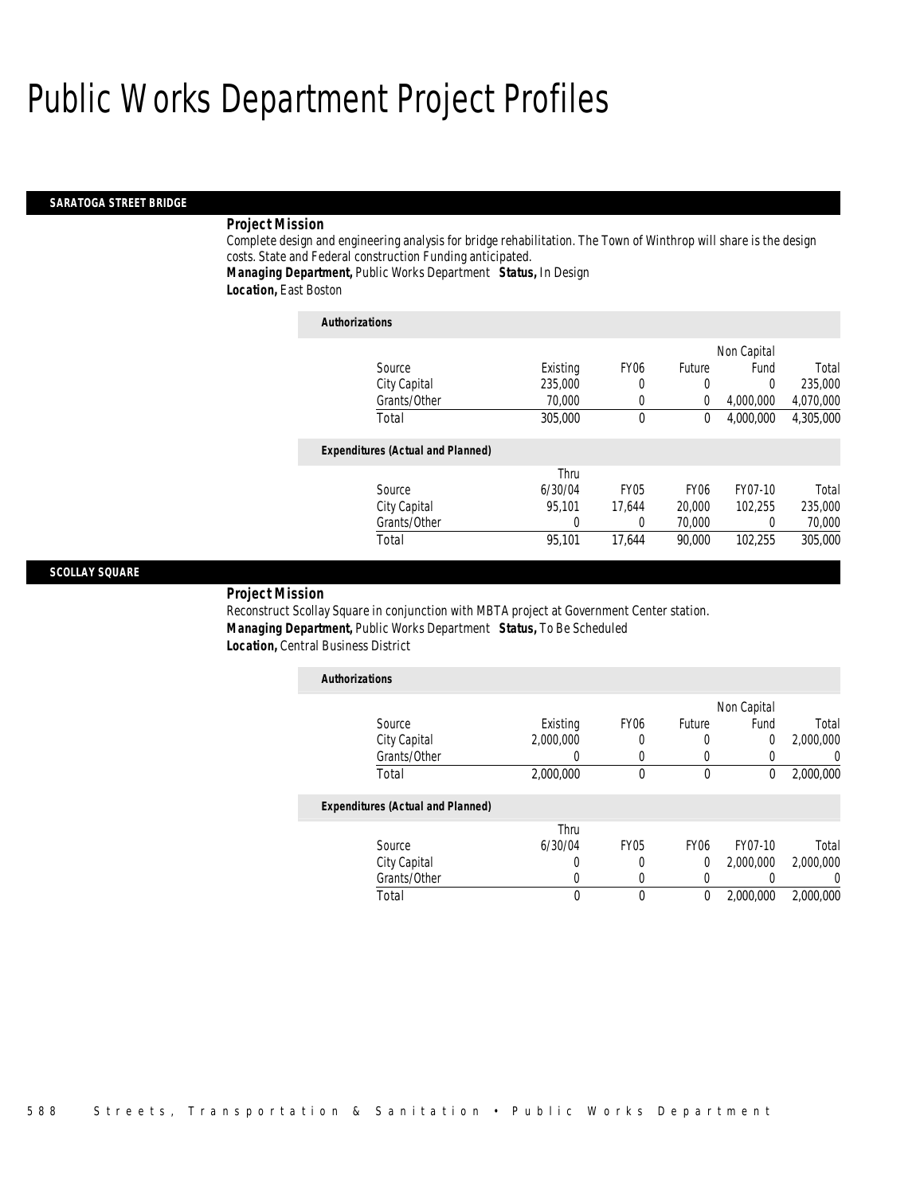# Public Works Department Project Profiles

## SARATOGA STREET BRIDGE

### Project Mission

Complete design and engineering analysis for bridge rehabilitation. The Town of Winthrop will share is the design costs. State and Federal construction Funding anticipated.

***Managing Department,*** Public Works Department ***Status,*** In Design

***Location,*** East Boston

***Authorizations***

| Source | Existing | FY06 | Future | Non Capital Fund | Total |
|---|---|---|---|---|---|
| City Capital | 235,000 | 0 | 0 | 0 | 235,000 |
| Grants/Other | 70,000 | 0 | 0 | 4,000,000 | 4,070,000 |
| Total | 305,000 | 0 | 0 | 4,000,000 | 4,305,000 |

***Expenditures (Actual and Planned)***

| Source | Thru 6/30/04 | FY05 | FY06 | FY07-10 | Total |
|---|---|---|---|---|---|
| City Capital | 95,101 | 17,644 | 20,000 | 102,255 | 235,000 |
| Grants/Other | 0 | 0 | 70,000 | 0 | 70,000 |
| Total | 95,101 | 17,644 | 90,000 | 102,255 | 305,000 |

## SCOLLAY SQUARE

### Project Mission

Reconstruct Scollay Square in conjunction with MBTA project at Government Center station.

***Managing Department,*** Public Works Department ***Status,*** To Be Scheduled

***Location,*** Central Business District

***Authorizations***

| Source | Existing | FY06 | Future | Non Capital Fund | Total |
|---|---|---|---|---|---|
| City Capital | 2,000,000 | 0 | 0 | 0 | 2,000,000 |
| Grants/Other | 0 | 0 | 0 | 0 | 0 |
| Total | 2,000,000 | 0 | 0 | 0 | 2,000,000 |

***Expenditures (Actual and Planned)***

| Source | Thru 6/30/04 | FY05 | FY06 | FY07-10 | Total |
|---|---|---|---|---|---|
| City Capital | 0 | 0 | 0 | 2,000,000 | 2,000,000 |
| Grants/Other | 0 | 0 | 0 | 0 | 0 |
| Total | 0 | 0 | 0 | 2,000,000 | 2,000,000 |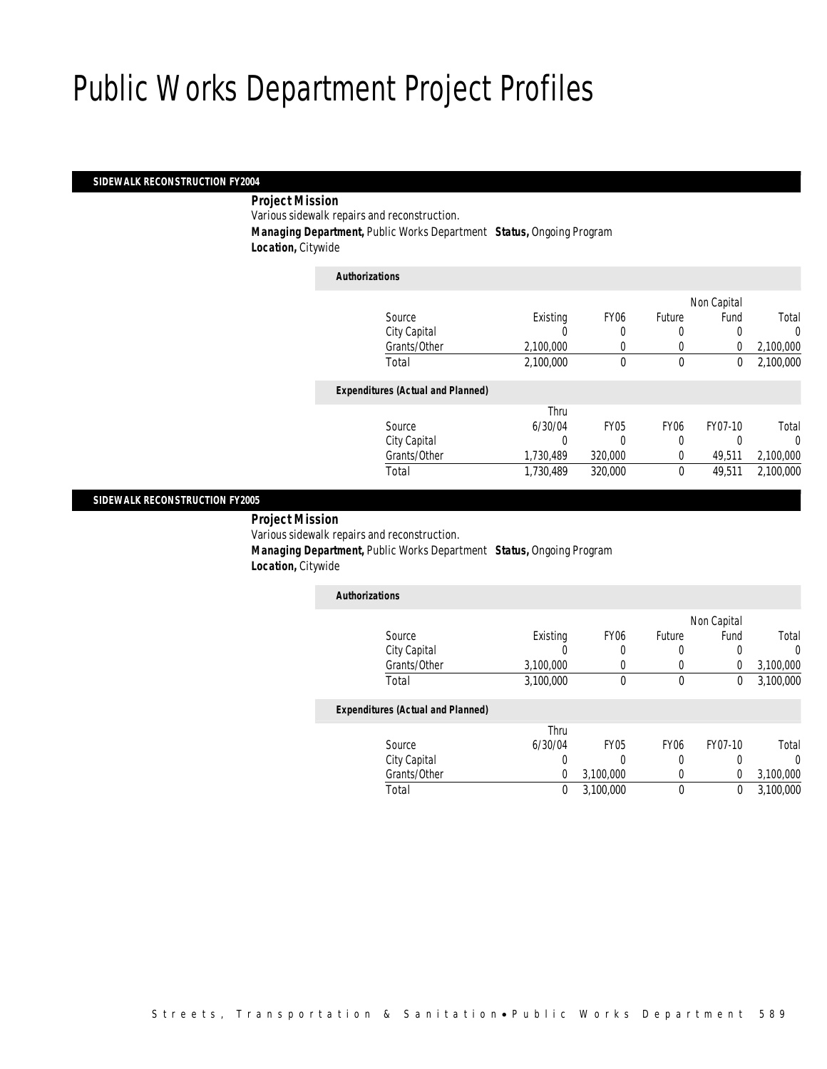# Public Works Department Project Profiles

## SIDEWALK RECONSTRUCTION FY2004

**Project Mission**

Various sidewalk repairs and reconstruction.

**Managing Department,** Public Works Department **Status,** Ongoing Program

**Location,** Citywide

**Authorizations**

| Source | Existing | FY06 | Future | Non Capital Fund | Total |
|---|---|---|---|---|---|
| City Capital | 0 | 0 | 0 | 0 | 0 |
| Grants/Other | 2,100,000 | 0 | 0 | 0 | 2,100,000 |
| Total | 2,100,000 | 0 | 0 | 0 | 2,100,000 |

**Expenditures (Actual and Planned)**

| Source | Thru 6/30/04 | FY05 | FY06 | FY07-10 | Total |
|---|---|---|---|---|---|
| City Capital | 0 | 0 | 0 | 0 | 0 |
| Grants/Other | 1,730,489 | 320,000 | 0 | 49,511 | 2,100,000 |
| Total | 1,730,489 | 320,000 | 0 | 49,511 | 2,100,000 |

## SIDEWALK RECONSTRUCTION FY2005

**Project Mission**

Various sidewalk repairs and reconstruction.

**Managing Department,** Public Works Department **Status,** Ongoing Program

**Location,** Citywide

**Authorizations**

| Source | Existing | FY06 | Future | Non Capital Fund | Total |
|---|---|---|---|---|---|
| City Capital | 0 | 0 | 0 | 0 | 0 |
| Grants/Other | 3,100,000 | 0 | 0 | 0 | 3,100,000 |
| Total | 3,100,000 | 0 | 0 | 0 | 3,100,000 |

**Expenditures (Actual and Planned)**

| Source | Thru 6/30/04 | FY05 | FY06 | FY07-10 | Total |
|---|---|---|---|---|---|
| City Capital | 0 | 0 | 0 | 0 | 0 |
| Grants/Other | 0 | 3,100,000 | 0 | 0 | 3,100,000 |
| Total | 0 | 3,100,000 | 0 | 0 | 3,100,000 |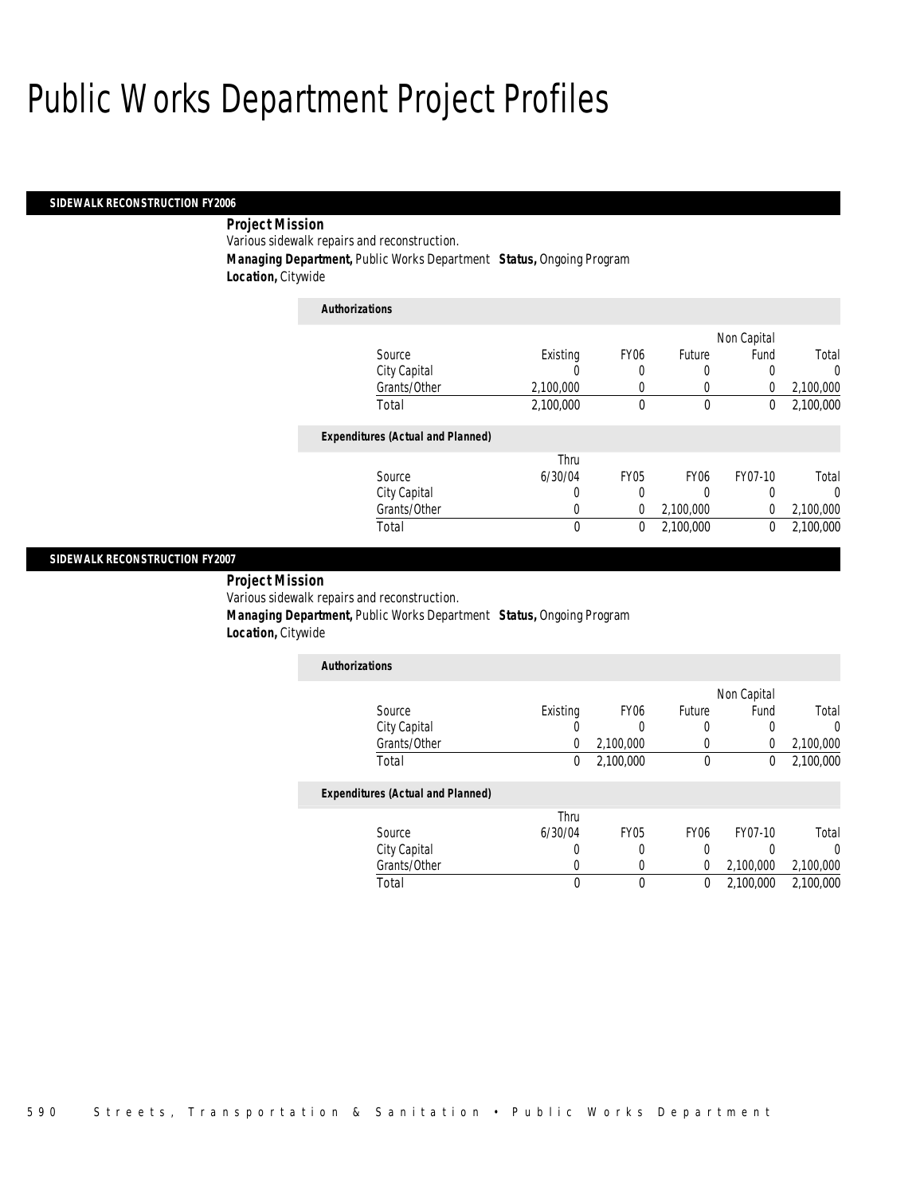# Public Works Department Project Profiles

## SIDEWALK RECONSTRUCTION FY2006

**Project Mission**

Various sidewalk repairs and reconstruction.

**Managing Department,** Public Works Department **Status,** Ongoing Program

**Location,** Citywide

*Authorizations*

| Source | Existing | FY06 | Future | Non Capital Fund | Total |
|---|---|---|---|---|---|
| City Capital | 0 | 0 | 0 | 0 | 0 |
| Grants/Other | 2,100,000 | 0 | 0 | 0 | 2,100,000 |
| Total | 2,100,000 | 0 | 0 | 0 | 2,100,000 |

*Expenditures (Actual and Planned)*

| Source | Thru 6/30/04 | FY05 | FY06 | FY07-10 | Total |
|---|---|---|---|---|---|
| City Capital | 0 | 0 | 0 | 0 | 0 |
| Grants/Other | 0 | 0 | 2,100,000 | 0 | 2,100,000 |
| Total | 0 | 0 | 2,100,000 | 0 | 2,100,000 |

## SIDEWALK RECONSTRUCTION FY2007

**Project Mission**

Various sidewalk repairs and reconstruction.

**Managing Department,** Public Works Department **Status,** Ongoing Program

**Location,** Citywide

*Authorizations*

| Source | Existing | FY06 | Future | Non Capital Fund | Total |
|---|---|---|---|---|---|
| City Capital | 0 | 0 | 0 | 0 | 0 |
| Grants/Other | 0 | 2,100,000 | 0 | 0 | 2,100,000 |
| Total | 0 | 2,100,000 | 0 | 0 | 2,100,000 |

*Expenditures (Actual and Planned)*

| Source | Thru 6/30/04 | FY05 | FY06 | FY07-10 | Total |
|---|---|---|---|---|---|
| City Capital | 0 | 0 | 0 | 0 | 0 |
| Grants/Other | 0 | 0 | 0 | 2,100,000 | 2,100,000 |
| Total | 0 | 0 | 0 | 2,100,000 | 2,100,000 |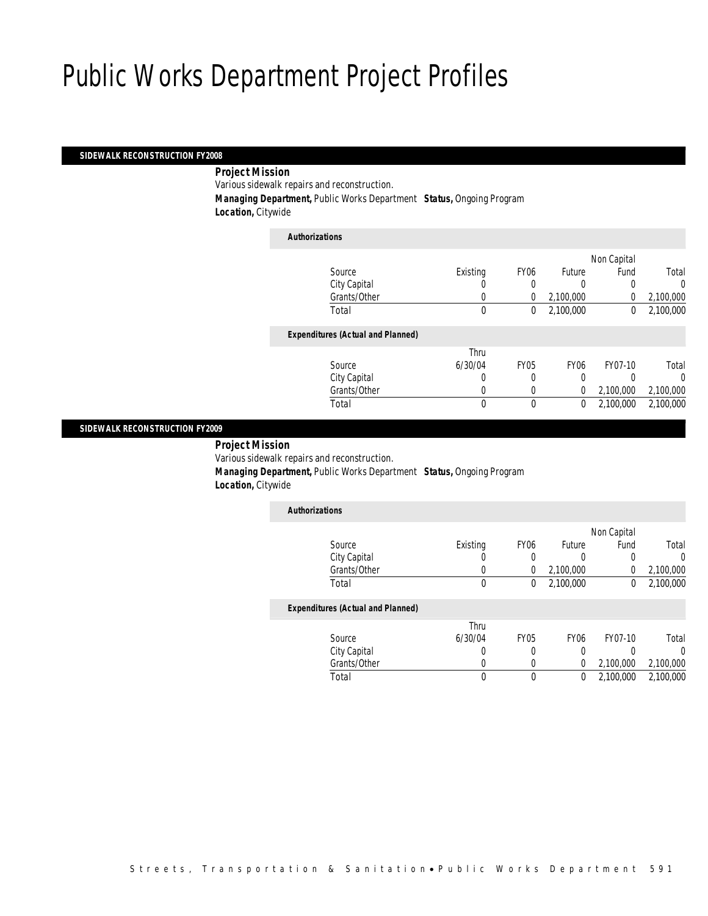# Public Works Department Project Profiles

## SIDEWALK RECONSTRUCTION FY2008

***Project Mission***

Various sidewalk repairs and reconstruction.

***Managing Department,*** Public Works Department ***Status,*** Ongoing Program

***Location,*** Citywide

***Authorizations***

| Source | Existing | FY06 | Future | Non Capital Fund | Total |
|---|---|---|---|---|---|
| City Capital | 0 | 0 | 0 | 0 | 0 |
| Grants/Other | 0 | 0 | 2,100,000 | 0 | 2,100,000 |
| Total | 0 | 0 | 2,100,000 | 0 | 2,100,000 |

***Expenditures (Actual and Planned)***

| Source | Thru 6/30/04 | FY05 | FY06 | FY07-10 | Total |
|---|---|---|---|---|---|
| City Capital | 0 | 0 | 0 | 0 | 0 |
| Grants/Other | 0 | 0 | 0 | 2,100,000 | 2,100,000 |
| Total | 0 | 0 | 0 | 2,100,000 | 2,100,000 |

## SIDEWALK RECONSTRUCTION FY2009

***Project Mission***

Various sidewalk repairs and reconstruction.

***Managing Department,*** Public Works Department ***Status,*** Ongoing Program

***Location,*** Citywide

***Authorizations***

| Source | Existing | FY06 | Future | Non Capital Fund | Total |
|---|---|---|---|---|---|
| City Capital | 0 | 0 | 0 | 0 | 0 |
| Grants/Other | 0 | 0 | 2,100,000 | 0 | 2,100,000 |
| Total | 0 | 0 | 2,100,000 | 0 | 2,100,000 |

***Expenditures (Actual and Planned)***

| Source | Thru 6/30/04 | FY05 | FY06 | FY07-10 | Total |
|---|---|---|---|---|---|
| City Capital | 0 | 0 | 0 | 0 | 0 |
| Grants/Other | 0 | 0 | 0 | 2,100,000 | 2,100,000 |
| Total | 0 | 0 | 0 | 2,100,000 | 2,100,000 |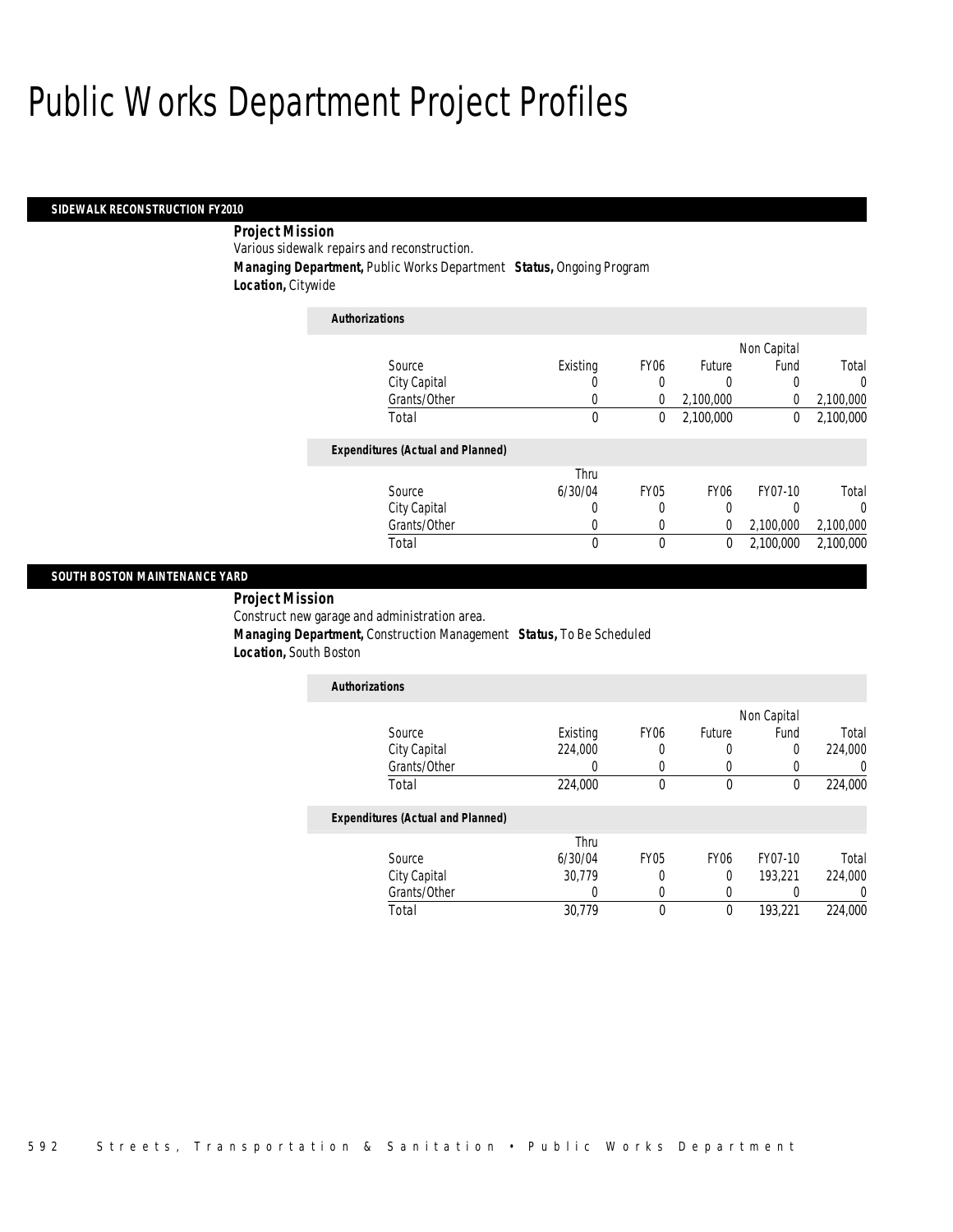# Public Works Department Project Profiles

## SIDEWALK RECONSTRUCTION FY2010

**Project Mission**

Various sidewalk repairs and reconstruction.

**Managing Department,** Public Works Department **Status,** Ongoing Program

**Location,** Citywide

*Authorizations*

| Source | Existing | FY06 | Future | Non Capital Fund | Total |
|---|---|---|---|---|---|
| City Capital | 0 | 0 | 0 | 0 | 0 |
| Grants/Other | 0 | 0 | 2,100,000 | 0 | 2,100,000 |
| Total | 0 | 0 | 2,100,000 | 0 | 2,100,000 |

*Expenditures (Actual and Planned)*

| Source | Thru 6/30/04 | FY05 | FY06 | FY07-10 | Total |
|---|---|---|---|---|---|
| City Capital | 0 | 0 | 0 | 0 | 0 |
| Grants/Other | 0 | 0 | 0 | 2,100,000 | 2,100,000 |
| Total | 0 | 0 | 0 | 2,100,000 | 2,100,000 |

## SOUTH BOSTON MAINTENANCE YARD

**Project Mission**

Construct new garage and administration area.

**Managing Department,** Construction Management **Status,** To Be Scheduled

**Location,** South Boston

*Authorizations*

| Source | Existing | FY06 | Future | Non Capital Fund | Total |
|---|---|---|---|---|---|
| City Capital | 224,000 | 0 | 0 | 0 | 224,000 |
| Grants/Other | 0 | 0 | 0 | 0 | 0 |
| Total | 224,000 | 0 | 0 | 0 | 224,000 |

*Expenditures (Actual and Planned)*

| Source | Thru 6/30/04 | FY05 | FY06 | FY07-10 | Total |
|---|---|---|---|---|---|
| City Capital | 30,779 | 0 | 0 | 193,221 | 224,000 |
| Grants/Other | 0 | 0 | 0 | 0 | 0 |
| Total | 30,779 | 0 | 0 | 193,221 | 224,000 |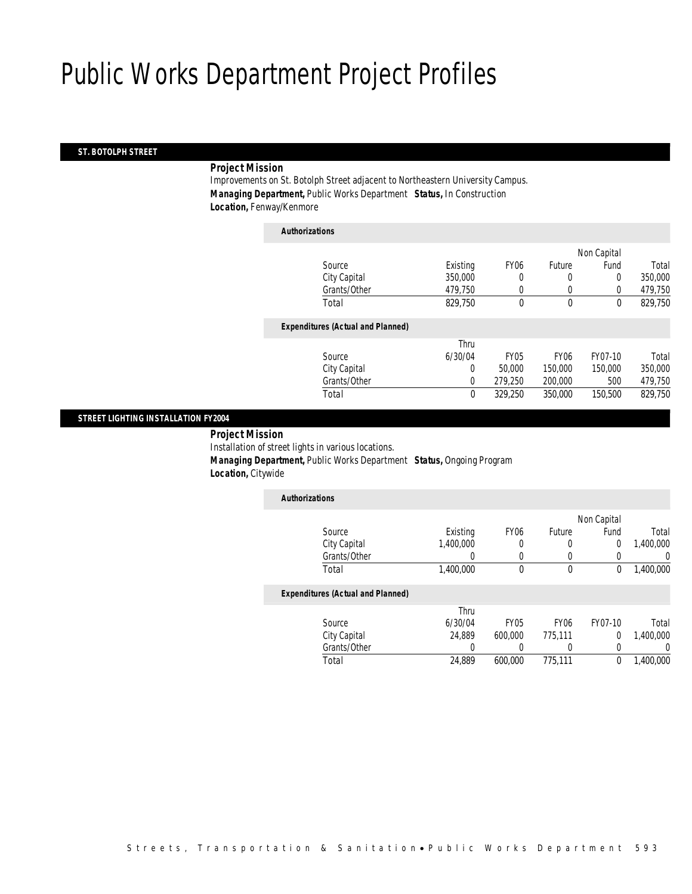# Public Works Department Project Profiles

## ST. BOTOLPH STREET

***Project Mission***

Improvements on St. Botolph Street adjacent to Northeastern University Campus.

***Managing Department,*** Public Works Department ***Status,*** In Construction

***Location,*** Fenway/Kenmore

***Authorizations***

| Source | Existing | FY06 | Future | Non Capital Fund | Total |
|---|---|---|---|---|---|
| City Capital | 350,000 | 0 | 0 | 0 | 350,000 |
| Grants/Other | 479,750 | 0 | 0 | 0 | 479,750 |
| Total | 829,750 | 0 | 0 | 0 | 829,750 |

***Expenditures (Actual and Planned)***

| Source | Thru 6/30/04 | FY05 | FY06 | FY07-10 | Total |
|---|---|---|---|---|---|
| City Capital | 0 | 50,000 | 150,000 | 150,000 | 350,000 |
| Grants/Other | 0 | 279,250 | 200,000 | 500 | 479,750 |
| Total | 0 | 329,250 | 350,000 | 150,500 | 829,750 |

## STREET LIGHTING INSTALLATION FY2004

***Project Mission***

Installation of street lights in various locations.

***Managing Department,*** Public Works Department ***Status,*** Ongoing Program

***Location,*** Citywide

***Authorizations***

| Source | Existing | FY06 | Future | Non Capital Fund | Total |
|---|---|---|---|---|---|
| City Capital | 1,400,000 | 0 | 0 | 0 | 1,400,000 |
| Grants/Other | 0 | 0 | 0 | 0 | 0 |
| Total | 1,400,000 | 0 | 0 | 0 | 1,400,000 |

***Expenditures (Actual and Planned)***

| Source | Thru 6/30/04 | FY05 | FY06 | FY07-10 | Total |
|---|---|---|---|---|---|
| City Capital | 24,889 | 600,000 | 775,111 | 0 | 1,400,000 |
| Grants/Other | 0 | 0 | 0 | 0 | 0 |
| Total | 24,889 | 600,000 | 775,111 | 0 | 1,400,000 |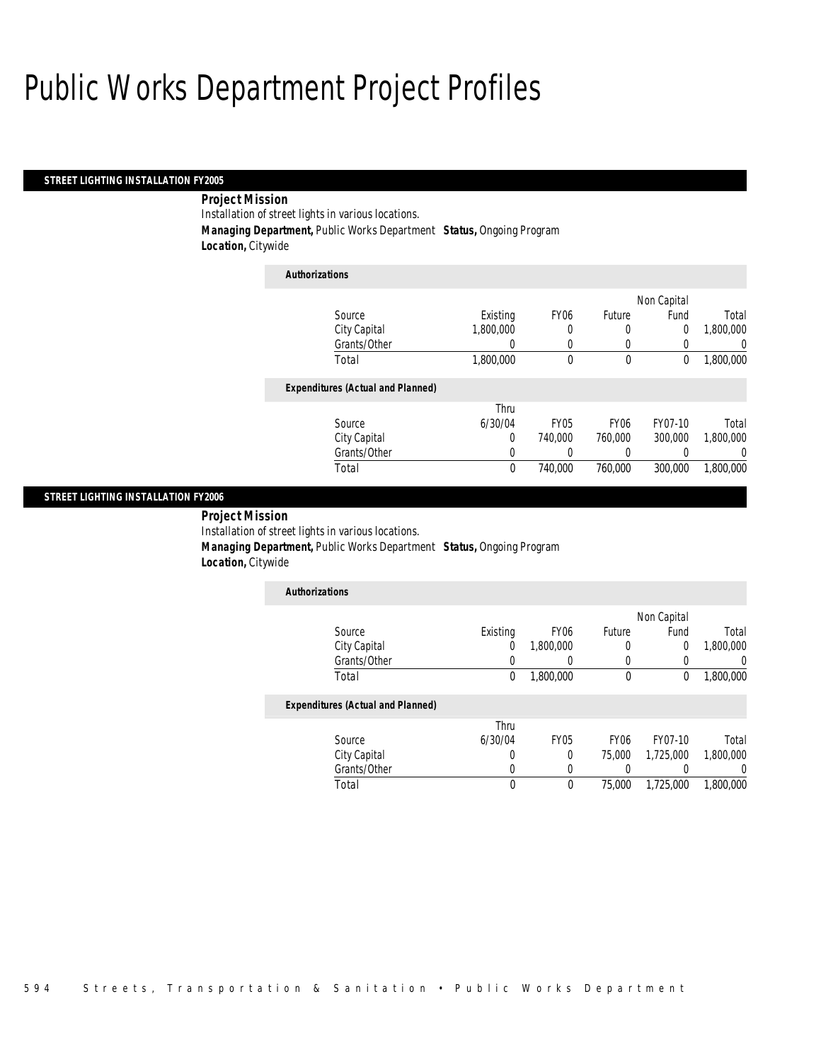# Public Works Department Project Profiles

## STREET LIGHTING INSTALLATION FY2005

**Project Mission**

Installation of street lights in various locations.

***Managing Department,*** Public Works Department ***Status,*** Ongoing Program

***Location,*** Citywide

***Authorizations***

| Source | Existing | FY06 | Future | Non Capital Fund | Total |
|---|---|---|---|---|---|
| City Capital | 1,800,000 | 0 | 0 | 0 | 1,800,000 |
| Grants/Other | 0 | 0 | 0 | 0 | 0 |
| Total | 1,800,000 | 0 | 0 | 0 | 1,800,000 |

***Expenditures (Actual and Planned)***

| Source | Thru 6/30/04 | FY05 | FY06 | FY07-10 | Total |
|---|---|---|---|---|---|
| City Capital | 0 | 740,000 | 760,000 | 300,000 | 1,800,000 |
| Grants/Other | 0 | 0 | 0 | 0 | 0 |
| Total | 0 | 740,000 | 760,000 | 300,000 | 1,800,000 |

## STREET LIGHTING INSTALLATION FY2006

**Project Mission**

Installation of street lights in various locations.

***Managing Department,*** Public Works Department ***Status,*** Ongoing Program

***Location,*** Citywide

***Authorizations***

| Source | Existing | FY06 | Future | Non Capital Fund | Total |
|---|---|---|---|---|---|
| City Capital | 0 | 1,800,000 | 0 | 0 | 1,800,000 |
| Grants/Other | 0 | 0 | 0 | 0 | 0 |
| Total | 0 | 1,800,000 | 0 | 0 | 1,800,000 |

***Expenditures (Actual and Planned)***

| Source | Thru 6/30/04 | FY05 | FY06 | FY07-10 | Total |
|---|---|---|---|---|---|
| City Capital | 0 | 0 | 75,000 | 1,725,000 | 1,800,000 |
| Grants/Other | 0 | 0 | 0 | 0 | 0 |
| Total | 0 | 0 | 75,000 | 1,725,000 | 1,800,000 |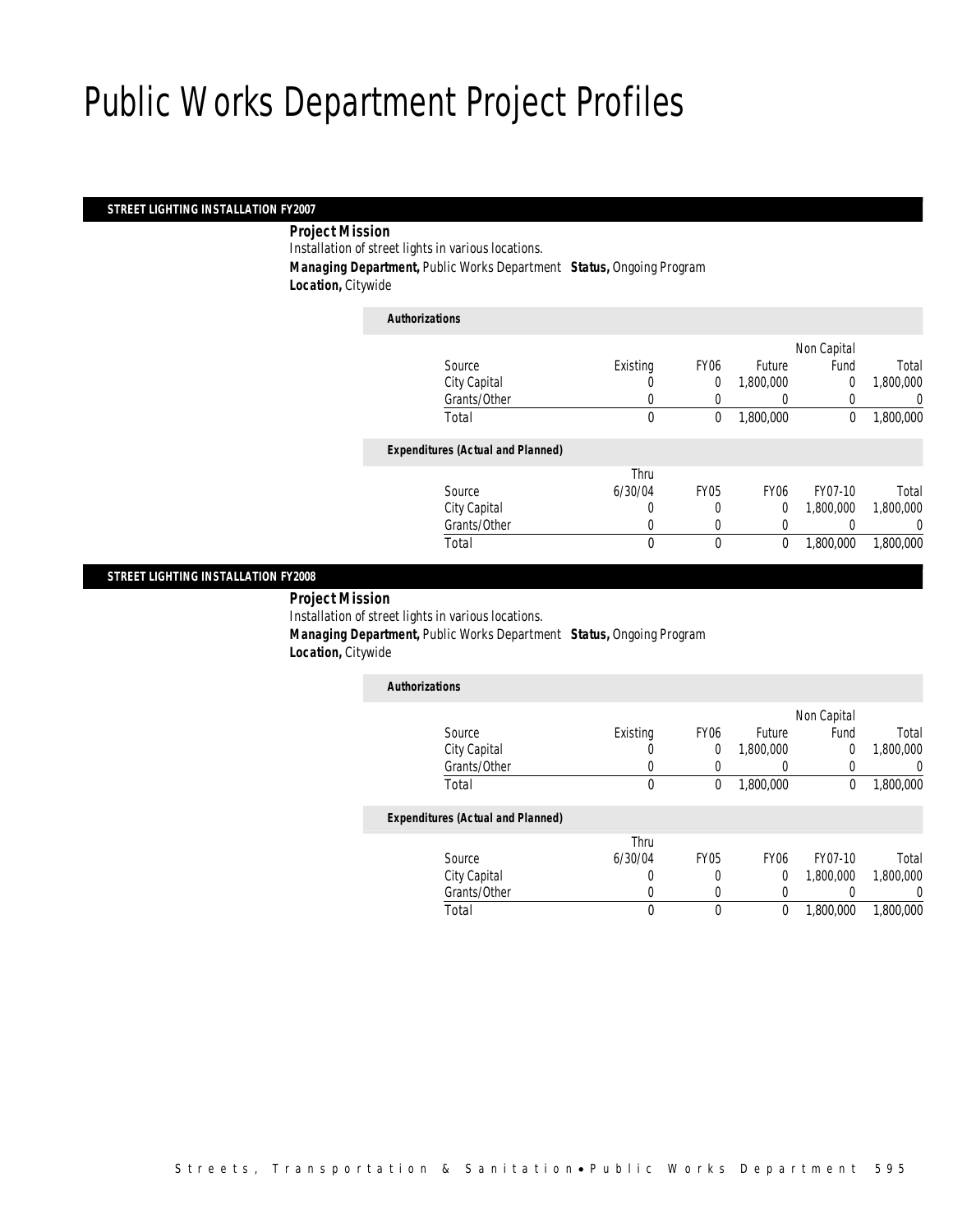# Public Works Department Project Profiles

## STREET LIGHTING INSTALLATION FY2007

***Project Mission***

Installation of street lights in various locations.

***Managing Department,*** Public Works Department ***Status,*** Ongoing Program

***Location,*** Citywide

***Authorizations***

| Source | Existing | FY06 | Future | Non Capital Fund | Total |
|---|---|---|---|---|---|
| City Capital | 0 | 0 | 1,800,000 | 0 | 1,800,000 |
| Grants/Other | 0 | 0 | 0 | 0 | 0 |
| Total | 0 | 0 | 1,800,000 | 0 | 1,800,000 |

***Expenditures (Actual and Planned)***

| Source | Thru 6/30/04 | FY05 | FY06 | FY07-10 | Total |
|---|---|---|---|---|---|
| City Capital | 0 | 0 | 0 | 1,800,000 | 1,800,000 |
| Grants/Other | 0 | 0 | 0 | 0 | 0 |
| Total | 0 | 0 | 0 | 1,800,000 | 1,800,000 |

## STREET LIGHTING INSTALLATION FY2008

***Project Mission***

Installation of street lights in various locations.

***Managing Department,*** Public Works Department ***Status,*** Ongoing Program

***Location,*** Citywide

***Authorizations***

| Source | Existing | FY06 | Future | Non Capital Fund | Total |
|---|---|---|---|---|---|
| City Capital | 0 | 0 | 1,800,000 | 0 | 1,800,000 |
| Grants/Other | 0 | 0 | 0 | 0 | 0 |
| Total | 0 | 0 | 1,800,000 | 0 | 1,800,000 |

***Expenditures (Actual and Planned)***

| Source | Thru 6/30/04 | FY05 | FY06 | FY07-10 | Total |
|---|---|---|---|---|---|
| City Capital | 0 | 0 | 0 | 1,800,000 | 1,800,000 |
| Grants/Other | 0 | 0 | 0 | 0 | 0 |
| Total | 0 | 0 | 0 | 1,800,000 | 1,800,000 |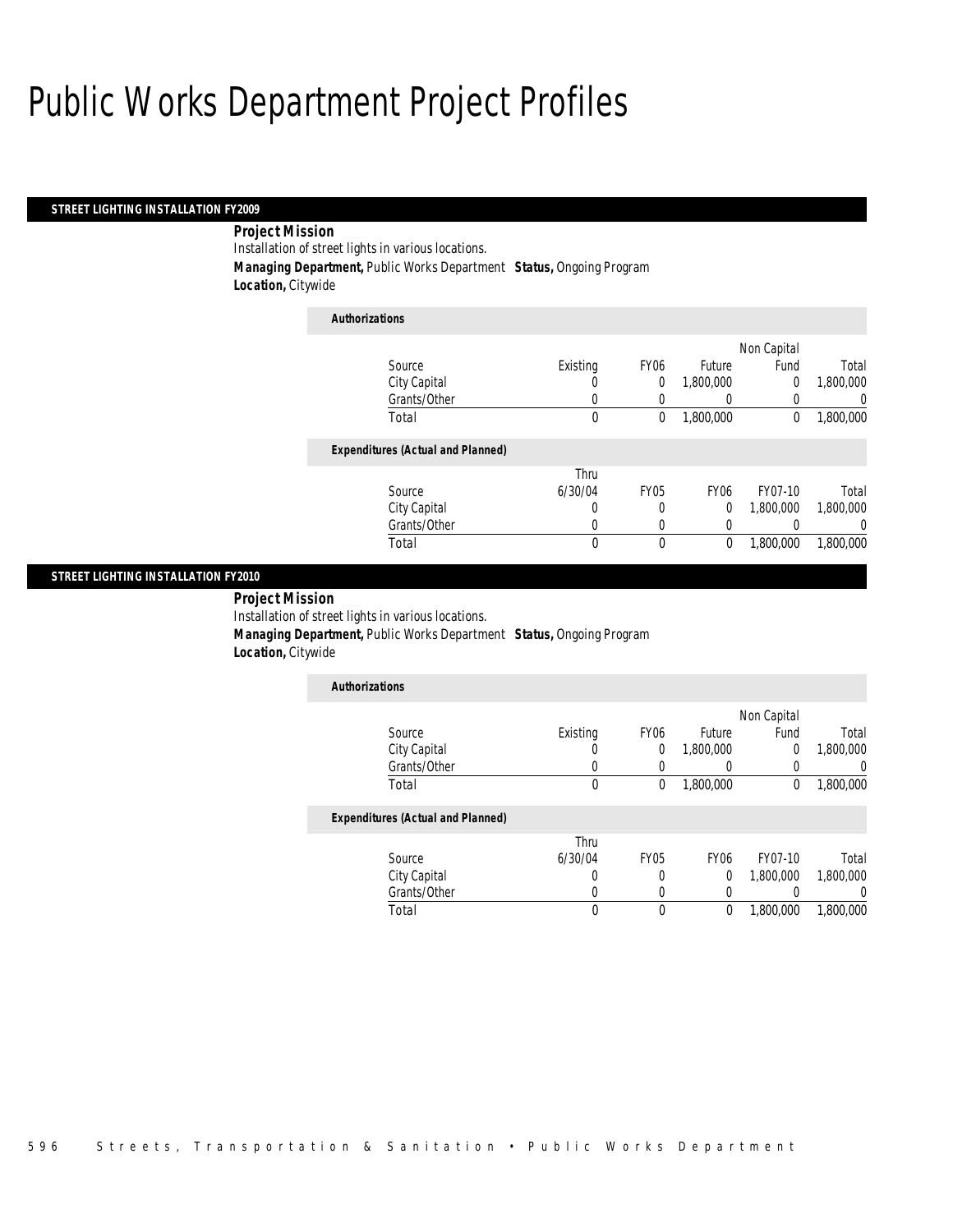# Public Works Department Project Profiles

## STREET LIGHTING INSTALLATION FY2009

***Project Mission***

Installation of street lights in various locations.

***Managing Department,*** Public Works Department ***Status,*** Ongoing Program

***Location,*** Citywide

***Authorizations***

| Source | Existing | FY06 | Future | Non Capital Fund | Total |
|---|---|---|---|---|---|
| City Capital | 0 | 0 | 1,800,000 | 0 | 1,800,000 |
| Grants/Other | 0 | 0 | 0 | 0 | 0 |
| Total | 0 | 0 | 1,800,000 | 0 | 1,800,000 |

***Expenditures (Actual and Planned)***

| Source | Thru 6/30/04 | FY05 | FY06 | FY07-10 | Total |
|---|---|---|---|---|---|
| City Capital | 0 | 0 | 0 | 1,800,000 | 1,800,000 |
| Grants/Other | 0 | 0 | 0 | 0 | 0 |
| Total | 0 | 0 | 0 | 1,800,000 | 1,800,000 |

## STREET LIGHTING INSTALLATION FY2010

***Project Mission***

Installation of street lights in various locations.

***Managing Department,*** Public Works Department ***Status,*** Ongoing Program

***Location,*** Citywide

***Authorizations***

| Source | Existing | FY06 | Future | Non Capital Fund | Total |
|---|---|---|---|---|---|
| City Capital | 0 | 0 | 1,800,000 | 0 | 1,800,000 |
| Grants/Other | 0 | 0 | 0 | 0 | 0 |
| Total | 0 | 0 | 1,800,000 | 0 | 1,800,000 |

***Expenditures (Actual and Planned)***

| Source | Thru 6/30/04 | FY05 | FY06 | FY07-10 | Total |
|---|---|---|---|---|---|
| City Capital | 0 | 0 | 0 | 1,800,000 | 1,800,000 |
| Grants/Other | 0 | 0 | 0 | 0 | 0 |
| Total | 0 | 0 | 0 | 1,800,000 | 1,800,000 |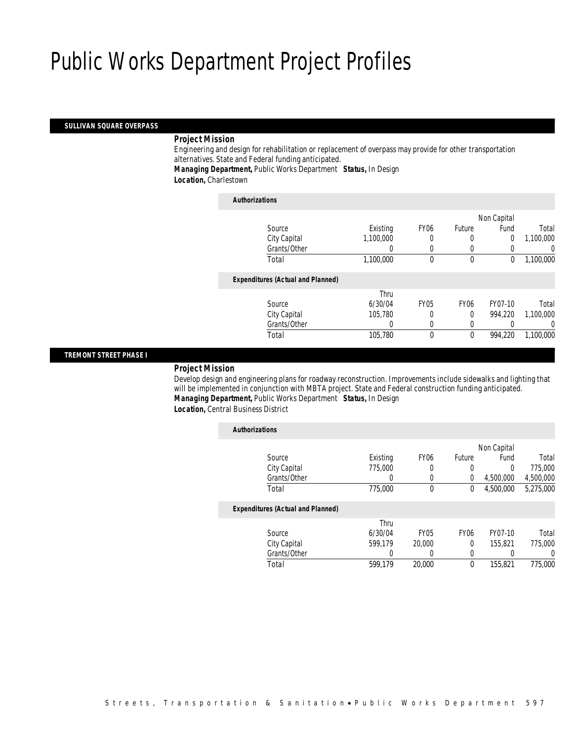# Public Works Department Project Profiles

## SULLIVAN SQUARE OVERPASS

**Project Mission**

Engineering and design for rehabilitation or replacement of overpass may provide for other transportation alternatives. State and Federal funding anticipated.

***Managing Department,*** Public Works Department ***Status,*** In Design

***Location,*** Charlestown

***Authorizations***

| Source | Existing | FY06 | Future | Non Capital Fund | Total |
|---|---|---|---|---|---|
| City Capital | 1,100,000 | 0 | 0 | 0 | 1,100,000 |
| Grants/Other | 0 | 0 | 0 | 0 | 0 |
| Total | 1,100,000 | 0 | 0 | 0 | 1,100,000 |

***Expenditures (Actual and Planned)***

| Source | Thru 6/30/04 | FY05 | FY06 | FY07-10 | Total |
|---|---|---|---|---|---|
| City Capital | 105,780 | 0 | 0 | 994,220 | 1,100,000 |
| Grants/Other | 0 | 0 | 0 | 0 | 0 |
| Total | 105,780 | 0 | 0 | 994,220 | 1,100,000 |

## TREMONT STREET PHASE I

**Project Mission**

Develop design and engineering plans for roadway reconstruction. Improvements include sidewalks and lighting that will be implemented in conjunction with MBTA project. State and Federal construction funding anticipated.

***Managing Department,*** Public Works Department ***Status,*** In Design

***Location,*** Central Business District

***Authorizations***

| Source | Existing | FY06 | Future | Non Capital Fund | Total |
|---|---|---|---|---|---|
| City Capital | 775,000 | 0 | 0 | 0 | 775,000 |
| Grants/Other | 0 | 0 | 0 | 4,500,000 | 4,500,000 |
| Total | 775,000 | 0 | 0 | 4,500,000 | 5,275,000 |

***Expenditures (Actual and Planned)***

| Source | Thru 6/30/04 | FY05 | FY06 | FY07-10 | Total |
|---|---|---|---|---|---|
| City Capital | 599,179 | 20,000 | 0 | 155,821 | 775,000 |
| Grants/Other | 0 | 0 | 0 | 0 | 0 |
| Total | 599,179 | 20,000 | 0 | 155,821 | 775,000 |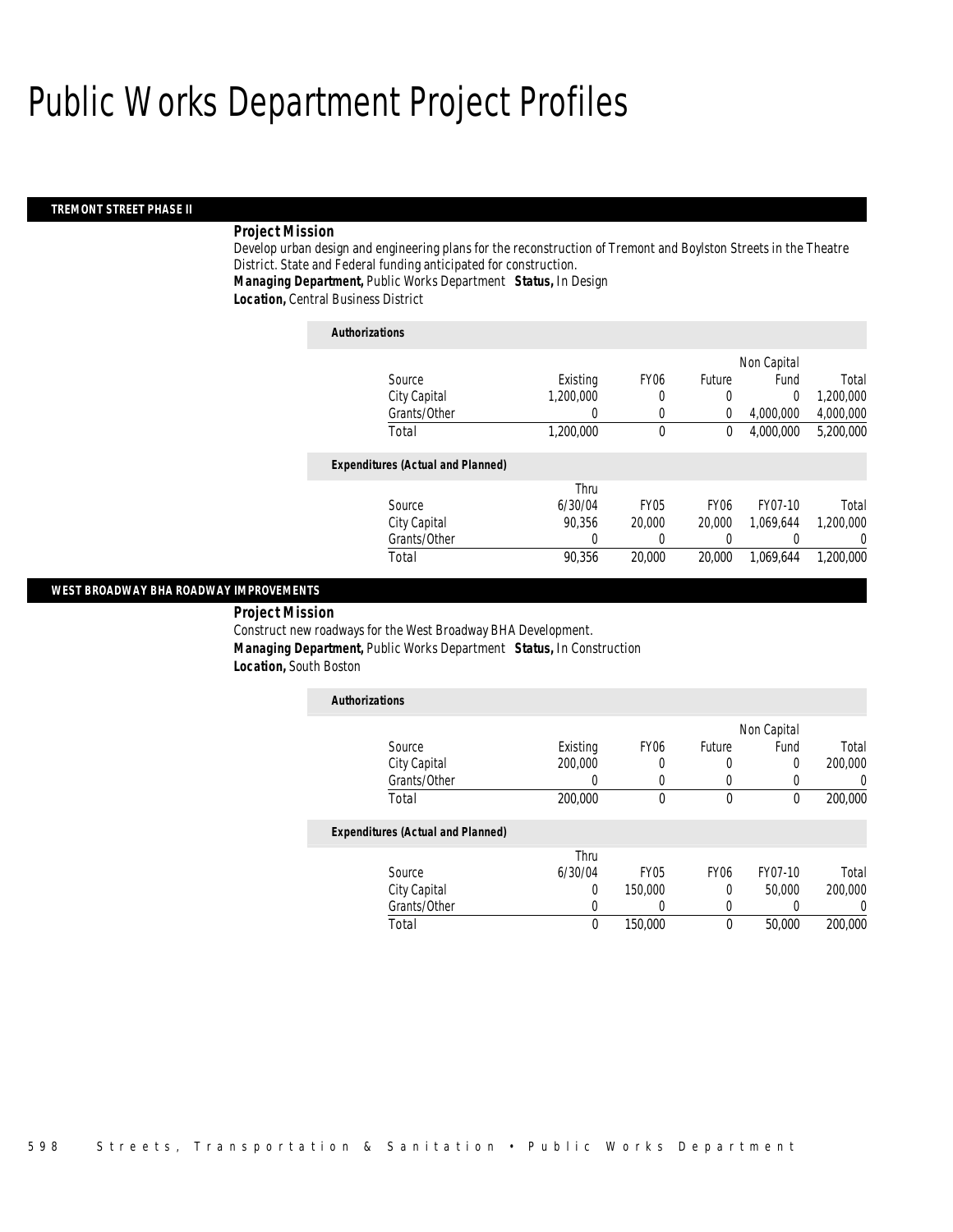# Public Works Department Project Profiles

## TREMONT STREET PHASE II

**Project Mission**

Develop urban design and engineering plans for the reconstruction of Tremont and Boylston Streets in the Theatre District. State and Federal funding anticipated for construction.

**Managing Department,** Public Works Department **Status,** In Design

**Location,** Central Business District

**Authorizations**

| Source | Existing | FY06 | Future | Non Capital Fund | Total |
|---|---|---|---|---|---|
| City Capital | 1,200,000 | 0 | 0 | 0 | 1,200,000 |
| Grants/Other | 0 | 0 | 0 | 4,000,000 | 4,000,000 |
| Total | 1,200,000 | 0 | 0 | 4,000,000 | 5,200,000 |

**Expenditures (Actual and Planned)**

| Source | Thru 6/30/04 | FY05 | FY06 | FY07-10 | Total |
|---|---|---|---|---|---|
| City Capital | 90,356 | 20,000 | 20,000 | 1,069,644 | 1,200,000 |
| Grants/Other | 0 | 0 | 0 | 0 | 0 |
| Total | 90,356 | 20,000 | 20,000 | 1,069,644 | 1,200,000 |

## WEST BROADWAY BHA ROADWAY IMPROVEMENTS

**Project Mission**

Construct new roadways for the West Broadway BHA Development.

**Managing Department,** Public Works Department **Status,** In Construction

**Location,** South Boston

**Authorizations**

| Source | Existing | FY06 | Future | Non Capital Fund | Total |
|---|---|---|---|---|---|
| City Capital | 200,000 | 0 | 0 | 0 | 200,000 |
| Grants/Other | 0 | 0 | 0 | 0 | 0 |
| Total | 200,000 | 0 | 0 | 0 | 200,000 |

**Expenditures (Actual and Planned)**

| Source | Thru 6/30/04 | FY05 | FY06 | FY07-10 | Total |
|---|---|---|---|---|---|
| City Capital | 0 | 150,000 | 0 | 50,000 | 200,000 |
| Grants/Other | 0 | 0 | 0 | 0 | 0 |
| Total | 0 | 150,000 | 0 | 50,000 | 200,000 |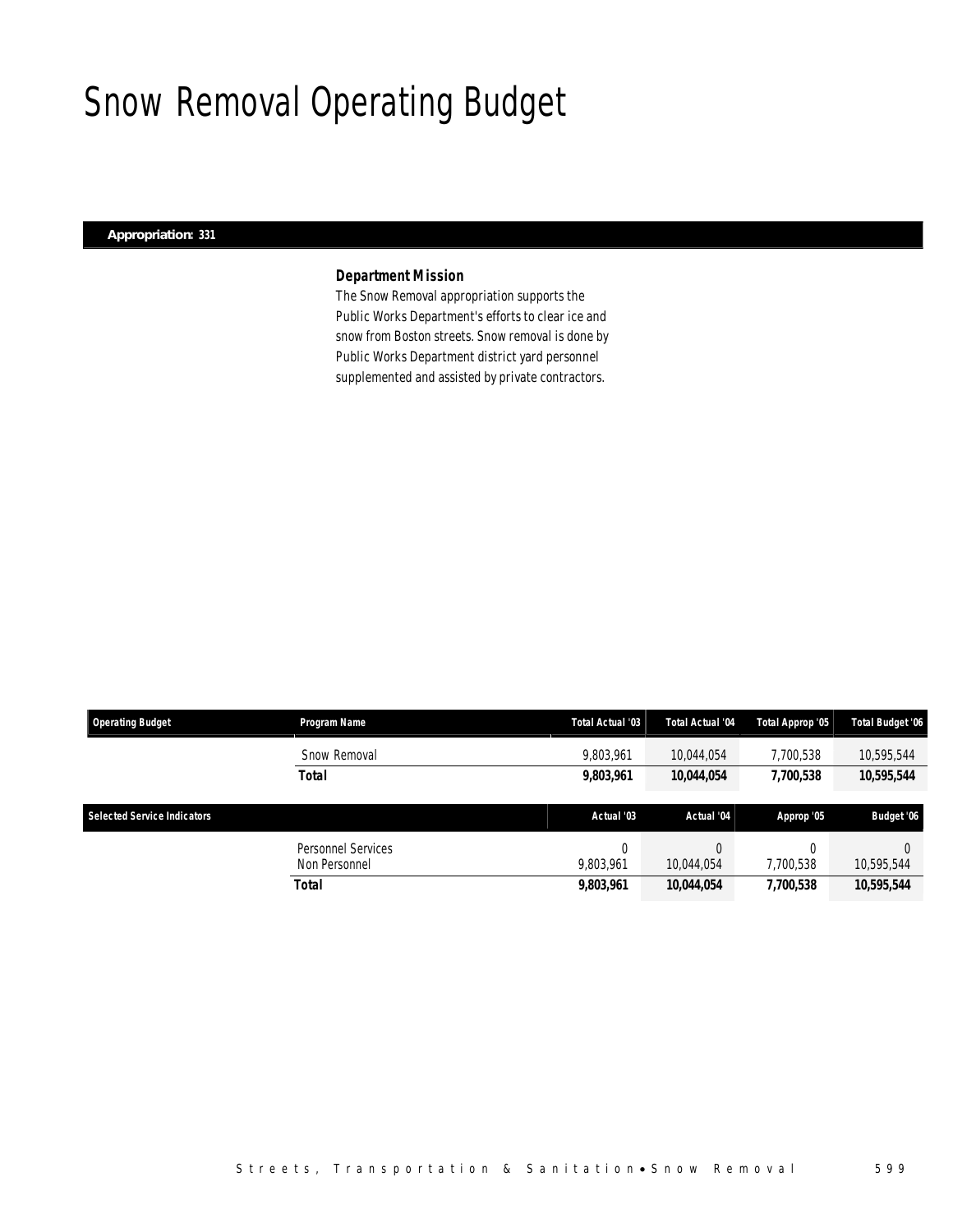# Snow Removal Operating Budget

**Appropriation: 331**

### Department Mission

The Snow Removal appropriation supports the Public Works Department's efforts to clear ice and snow from Boston streets. Snow removal is done by Public Works Department district yard personnel supplemented and assisted by private contractors.

| Operating Budget | Program Name | Total Actual '03 | Total Actual '04 | Total Approp '05 | Total Budget '06 |
|---|---|---|---|---|---|
| | Snow Removal | 9,803,961 | 10,044,054 | 7,700,538 | 10,595,544 |
| | **Total** | **9,803,961** | **10,044,054** | **7,700,538** | **10,595,544** |

| Selected Service Indicators | | Actual '03 | Actual '04 | Approp '05 | Budget '06 |
|---|---|---|---|---|---|
| | Personnel Services | 0 | 0 | 0 | 0 |
| | Non Personnel | 9,803,961 | 10,044,054 | 7,700,538 | 10,595,544 |
| | **Total** | **9,803,961** | **10,044,054** | **7,700,538** | **10,595,544** |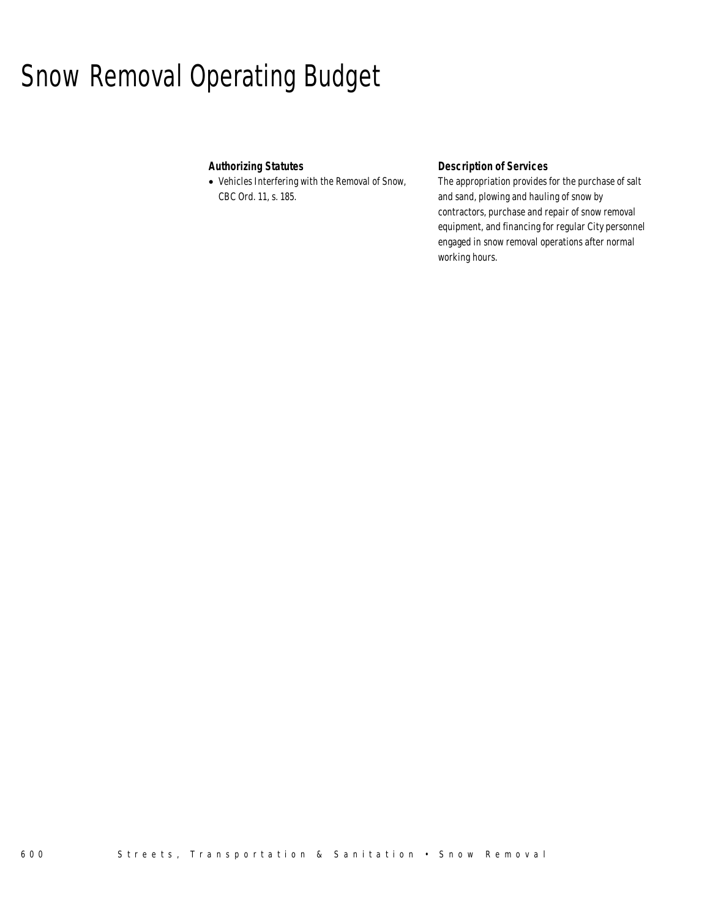# Snow Removal Operating Budget

**Authorizing Statutes**

- Vehicles Interfering with the Removal of Snow, CBC Ord. 11, s. 185.

**Description of Services**

The appropriation provides for the purchase of salt and sand, plowing and hauling of snow by contractors, purchase and repair of snow removal equipment, and financing for regular City personnel engaged in snow removal operations after normal working hours.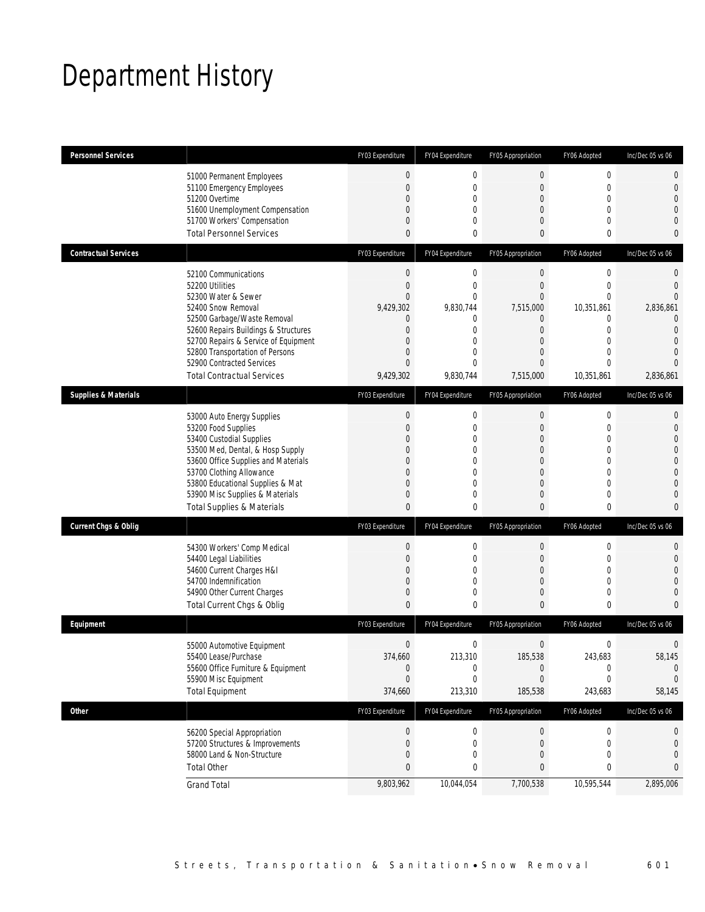# Department History

| Personnel Services | | FY03 Expenditure | FY04 Expenditure | FY05 Appropriation | FY06 Adopted | Inc/Dec 05 vs 06 |
|---|---|---|---|---|---|---|
| | 51000 Permanent Employees | 0 | 0 | 0 | 0 | 0 |
| | 51100 Emergency Employees | 0 | 0 | 0 | 0 | 0 |
| | 51200 Overtime | 0 | 0 | 0 | 0 | 0 |
| | 51600 Unemployment Compensation | 0 | 0 | 0 | 0 | 0 |
| | 51700 Workers' Compensation | 0 | 0 | 0 | 0 | 0 |
| | Total Personnel Services | 0 | 0 | 0 | 0 | 0 |
| **Contractual Services** | | FY03 Expenditure | FY04 Expenditure | FY05 Appropriation | FY06 Adopted | Inc/Dec 05 vs 06 |
| | 52100 Communications | 0 | 0 | 0 | 0 | 0 |
| | 52200 Utilities | 0 | 0 | 0 | 0 | 0 |
| | 52300 Water & Sewer | 0 | 0 | 0 | 0 | 0 |
| | 52400 Snow Removal | 9,429,302 | 9,830,744 | 7,515,000 | 10,351,861 | 2,836,861 |
| | 52500 Garbage/Waste Removal | 0 | 0 | 0 | 0 | 0 |
| | 52600 Repairs Buildings & Structures | 0 | 0 | 0 | 0 | 0 |
| | 52700 Repairs & Service of Equipment | 0 | 0 | 0 | 0 | 0 |
| | 52800 Transportation of Persons | 0 | 0 | 0 | 0 | 0 |
| | 52900 Contracted Services | 0 | 0 | 0 | 0 | 0 |
| | Total Contractual Services | 9,429,302 | 9,830,744 | 7,515,000 | 10,351,861 | 2,836,861 |
| **Supplies & Materials** | | FY03 Expenditure | FY04 Expenditure | FY05 Appropriation | FY06 Adopted | Inc/Dec 05 vs 06 |
| | 53000 Auto Energy Supplies | 0 | 0 | 0 | 0 | 0 |
| | 53200 Food Supplies | 0 | 0 | 0 | 0 | 0 |
| | 53400 Custodial Supplies | 0 | 0 | 0 | 0 | 0 |
| | 53500 Med, Dental, & Hosp Supply | 0 | 0 | 0 | 0 | 0 |
| | 53600 Office Supplies and Materials | 0 | 0 | 0 | 0 | 0 |
| | 53700 Clothing Allowance | 0 | 0 | 0 | 0 | 0 |
| | 53800 Educational Supplies & Mat | 0 | 0 | 0 | 0 | 0 |
| | 53900 Misc Supplies & Materials | 0 | 0 | 0 | 0 | 0 |
| | Total Supplies & Materials | 0 | 0 | 0 | 0 | 0 |
| **Current Chgs & Oblig** | | FY03 Expenditure | FY04 Expenditure | FY05 Appropriation | FY06 Adopted | Inc/Dec 05 vs 06 |
| | 54300 Workers' Comp Medical | 0 | 0 | 0 | 0 | 0 |
| | 54400 Legal Liabilities | 0 | 0 | 0 | 0 | 0 |
| | 54600 Current Charges H&I | 0 | 0 | 0 | 0 | 0 |
| | 54700 Indemnification | 0 | 0 | 0 | 0 | 0 |
| | 54900 Other Current Charges | 0 | 0 | 0 | 0 | 0 |
| | Total Current Chgs & Oblig | 0 | 0 | 0 | 0 | 0 |
| **Equipment** | | FY03 Expenditure | FY04 Expenditure | FY05 Appropriation | FY06 Adopted | Inc/Dec 05 vs 06 |
| | 55000 Automotive Equipment | 0 | 0 | 0 | 0 | 0 |
| | 55400 Lease/Purchase | 374,660 | 213,310 | 185,538 | 243,683 | 58,145 |
| | 55600 Office Furniture & Equipment | 0 | 0 | 0 | 0 | 0 |
| | 55900 Misc Equipment | 0 | 0 | 0 | 0 | 0 |
| | Total Equipment | 374,660 | 213,310 | 185,538 | 243,683 | 58,145 |
| **Other** | | FY03 Expenditure | FY04 Expenditure | FY05 Appropriation | FY06 Adopted | Inc/Dec 05 vs 06 |
| | 56200 Special Appropriation | 0 | 0 | 0 | 0 | 0 |
| | 57200 Structures & Improvements | 0 | 0 | 0 | 0 | 0 |
| | 58000 Land & Non-Structure | 0 | 0 | 0 | 0 | 0 |
| | Total Other | 0 | 0 | 0 | 0 | 0 |
| | Grand Total | 9,803,962 | 10,044,054 | 7,700,538 | 10,595,544 | 2,895,006 |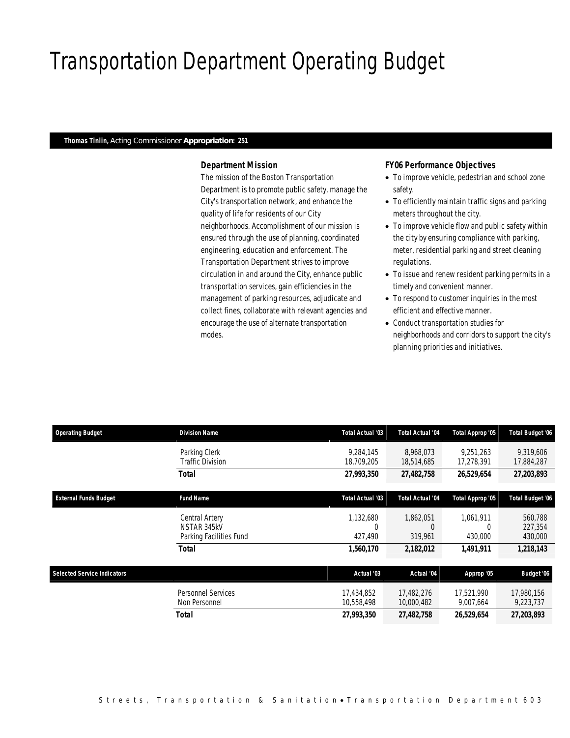# Transportation Department Operating Budget

**Thomas Tinlin,** Acting Commissioner **Appropriation: 251**

### *Department Mission*

The mission of the Boston Transportation Department is to promote public safety, manage the City's transportation network, and enhance the quality of life for residents of our City neighborhoods. Accomplishment of our mission is ensured through the use of planning, coordinated engineering, education and enforcement. The Transportation Department strives to improve circulation in and around the City, enhance public transportation services, gain efficiencies in the management of parking resources, adjudicate and collect fines, collaborate with relevant agencies and encourage the use of alternate transportation modes.

### *FY06 Performance Objectives*

- To improve vehicle, pedestrian and school zone safety.
- To efficiently maintain traffic signs and parking meters throughout the city.
- To improve vehicle flow and public safety within the city by ensuring compliance with parking, meter, residential parking and street cleaning regulations.
- To issue and renew resident parking permits in a timely and convenient manner.
- To respond to customer inquiries in the most efficient and effective manner.
- Conduct transportation studies for neighborhoods and corridors to support the city's planning priorities and initiatives.

| Operating Budget | Division Name | Total Actual '03 | Total Actual '04 | Total Approp '05 | Total Budget '06 |
|---|---|---|---|---|---|
| | Parking Clerk | 9,284,145 | 8,968,073 | 9,251,263 | 9,319,606 |
| | Traffic Division | 18,709,205 | 18,514,685 | 17,278,391 | 17,884,287 |
| | **Total** | **27,993,350** | **27,482,758** | **26,529,654** | **27,203,893** |

| External Funds Budget | Fund Name | Total Actual '03 | Total Actual '04 | Total Approp '05 | Total Budget '06 |
|---|---|---|---|---|---|
| | Central Artery | 1,132,680 | 1,862,051 | 1,061,911 | 560,788 |
| | NSTAR 345kV | 0 | 0 | 0 | 227,354 |
| | Parking Facilities Fund | 427,490 | 319,961 | 430,000 | 430,000 |
| | **Total** | **1,560,170** | **2,182,012** | **1,491,911** | **1,218,143** |

| Selected Service Indicators | | Actual '03 | Actual '04 | Approp '05 | Budget '06 |
|---|---|---|---|---|---|
| | Personnel Services | 17,434,852 | 17,482,276 | 17,521,990 | 17,980,156 |
| | Non Personnel | 10,558,498 | 10,000,482 | 9,007,664 | 9,223,737 |
| | **Total** | **27,993,350** | **27,482,758** | **26,529,654** | **27,203,893** |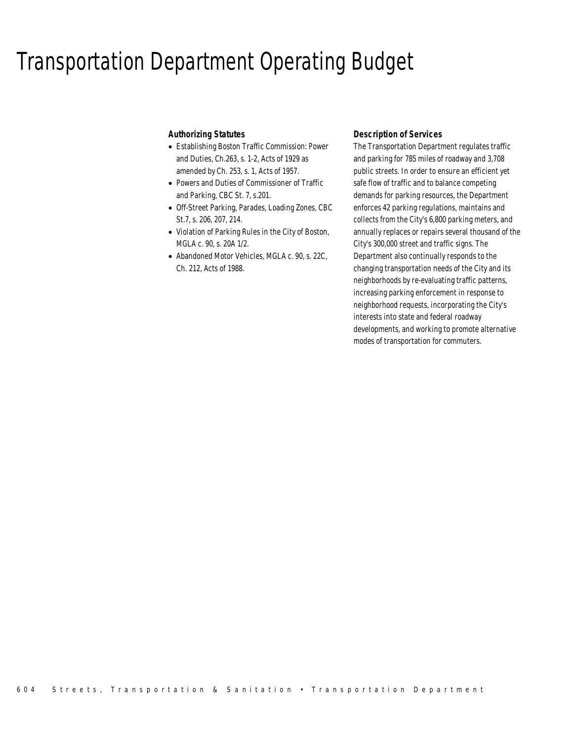# Transportation Department Operating Budget

### Authorizing Statutes

- Establishing Boston Traffic Commission: Power and Duties, Ch.263, s. 1-2, Acts of 1929 as amended by Ch. 253, s. 1, Acts of 1957.
- Powers and Duties of Commissioner of Traffic and Parking, CBC St. 7, s.201.
- Off-Street Parking, Parades, Loading Zones, CBC St.7, s. 206, 207, 214.
- Violation of Parking Rules in the City of Boston, MGLA c. 90, s. 20A 1/2.
- Abandoned Motor Vehicles, MGLA c. 90, s. 22C, Ch. 212, Acts of 1988.

### Description of Services

The Transportation Department regulates traffic and parking for 785 miles of roadway and 3,708 public streets. In order to ensure an efficient yet safe flow of traffic and to balance competing demands for parking resources, the Department enforces 42 parking regulations, maintains and collects from the City's 6,800 parking meters, and annually replaces or repairs several thousand of the City's 300,000 street and traffic signs. The Department also continually responds to the changing transportation needs of the City and its neighborhoods by re-evaluating traffic patterns, increasing parking enforcement in response to neighborhood requests, incorporating the City's interests into state and federal roadway developments, and working to promote alternative modes of transportation for commuters.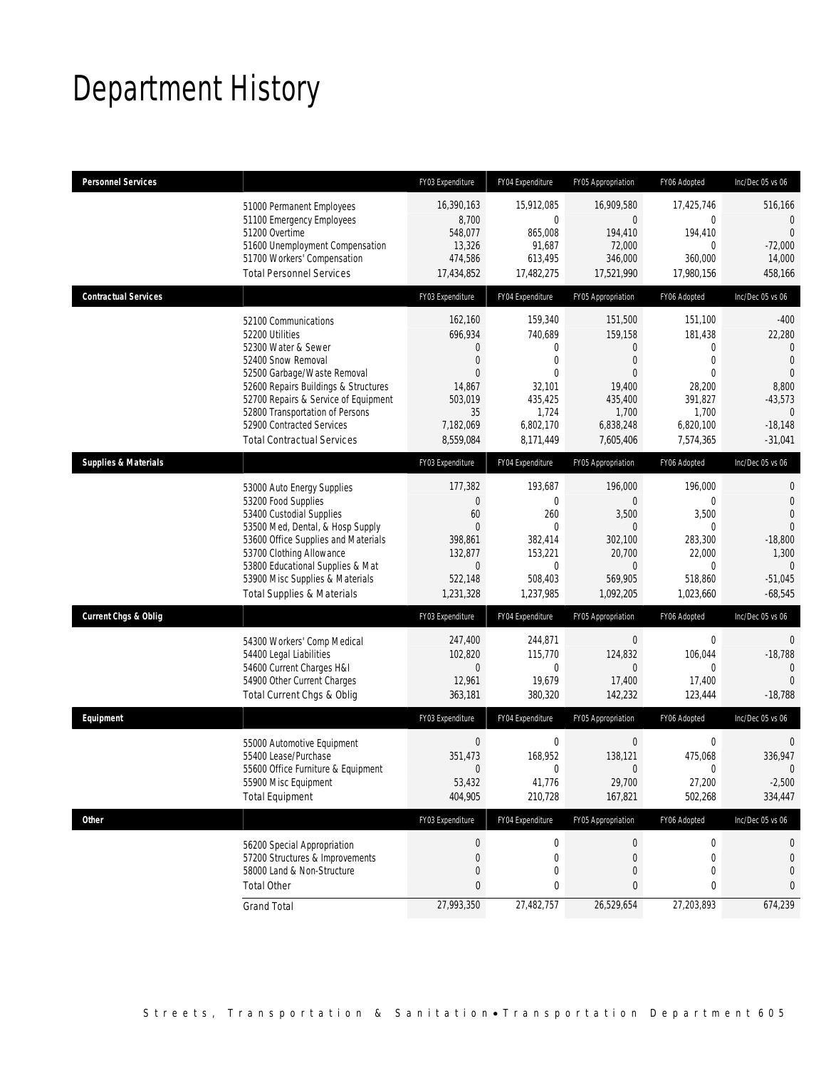# Department History

| Personnel Services | | FY03 Expenditure | FY04 Expenditure | FY05 Appropriation | FY06 Adopted | Inc/Dec 05 vs 06 |
|---|---|---|---|---|---|---|
| | 51000 Permanent Employees | 16,390,163 | 15,912,085 | 16,909,580 | 17,425,746 | 516,166 |
| | 51100 Emergency Employees | 8,700 | 0 | 0 | 0 | 0 |
| | 51200 Overtime | 548,077 | 865,008 | 194,410 | 194,410 | 0 |
| | 51600 Unemployment Compensation | 13,326 | 91,687 | 72,000 | 0 | -72,000 |
| | 51700 Workers' Compensation | 474,586 | 613,495 | 346,000 | 360,000 | 14,000 |
| | Total Personnel Services | 17,434,852 | 17,482,275 | 17,521,990 | 17,980,156 | 458,166 |
| **Contractual Services** | | FY03 Expenditure | FY04 Expenditure | FY05 Appropriation | FY06 Adopted | Inc/Dec 05 vs 06 |
| | 52100 Communications | 162,160 | 159,340 | 151,500 | 151,100 | -400 |
| | 52200 Utilities | 696,934 | 740,689 | 159,158 | 181,438 | 22,280 |
| | 52300 Water & Sewer | 0 | 0 | 0 | 0 | 0 |
| | 52400 Snow Removal | 0 | 0 | 0 | 0 | 0 |
| | 52500 Garbage/Waste Removal | 0 | 0 | 0 | 0 | 0 |
| | 52600 Repairs Buildings & Structures | 14,867 | 32,101 | 19,400 | 28,200 | 8,800 |
| | 52700 Repairs & Service of Equipment | 503,019 | 435,425 | 435,400 | 391,827 | -43,573 |
| | 52800 Transportation of Persons | 35 | 1,724 | 1,700 | 1,700 | 0 |
| | 52900 Contracted Services | 7,182,069 | 6,802,170 | 6,838,248 | 6,820,100 | -18,148 |
| | Total Contractual Services | 8,559,084 | 8,171,449 | 7,605,406 | 7,574,365 | -31,041 |
| **Supplies & Materials** | | FY03 Expenditure | FY04 Expenditure | FY05 Appropriation | FY06 Adopted | Inc/Dec 05 vs 06 |
| | 53000 Auto Energy Supplies | 177,382 | 193,687 | 196,000 | 196,000 | 0 |
| | 53200 Food Supplies | 0 | 0 | 0 | 0 | 0 |
| | 53400 Custodial Supplies | 60 | 260 | 3,500 | 3,500 | 0 |
| | 53500 Med, Dental, & Hosp Supply | 0 | 0 | 0 | 0 | 0 |
| | 53600 Office Supplies and Materials | 398,861 | 382,414 | 302,100 | 283,300 | -18,800 |
| | 53700 Clothing Allowance | 132,877 | 153,221 | 20,700 | 22,000 | 1,300 |
| | 53800 Educational Supplies & Mat | 0 | 0 | 0 | 0 | 0 |
| | 53900 Misc Supplies & Materials | 522,148 | 508,403 | 569,905 | 518,860 | -51,045 |
| | Total Supplies & Materials | 1,231,328 | 1,237,985 | 1,092,205 | 1,023,660 | -68,545 |
| **Current Chgs & Oblig** | | FY03 Expenditure | FY04 Expenditure | FY05 Appropriation | FY06 Adopted | Inc/Dec 05 vs 06 |
| | 54300 Workers' Comp Medical | 247,400 | 244,871 | 0 | 0 | 0 |
| | 54400 Legal Liabilities | 102,820 | 115,770 | 124,832 | 106,044 | -18,788 |
| | 54600 Current Charges H&I | 0 | 0 | 0 | 0 | 0 |
| | 54900 Other Current Charges | 12,961 | 19,679 | 17,400 | 17,400 | 0 |
| | Total Current Chgs & Oblig | 363,181 | 380,320 | 142,232 | 123,444 | -18,788 |
| **Equipment** | | FY03 Expenditure | FY04 Expenditure | FY05 Appropriation | FY06 Adopted | Inc/Dec 05 vs 06 |
| | 55000 Automotive Equipment | 0 | 0 | 0 | 0 | 0 |
| | 55400 Lease/Purchase | 351,473 | 168,952 | 138,121 | 475,068 | 336,947 |
| | 55600 Office Furniture & Equipment | 0 | 0 | 0 | 0 | 0 |
| | 55900 Misc Equipment | 53,432 | 41,776 | 29,700 | 27,200 | -2,500 |
| | Total Equipment | 404,905 | 210,728 | 167,821 | 502,268 | 334,447 |
| **Other** | | FY03 Expenditure | FY04 Expenditure | FY05 Appropriation | FY06 Adopted | Inc/Dec 05 vs 06 |
| | 56200 Special Appropriation | 0 | 0 | 0 | 0 | 0 |
| | 57200 Structures & Improvements | 0 | 0 | 0 | 0 | 0 |
| | 58000 Land & Non-Structure | 0 | 0 | 0 | 0 | 0 |
| | Total Other | 0 | 0 | 0 | 0 | 0 |
| | Grand Total | 27,993,350 | 27,482,757 | 26,529,654 | 27,203,893 | 674,239 |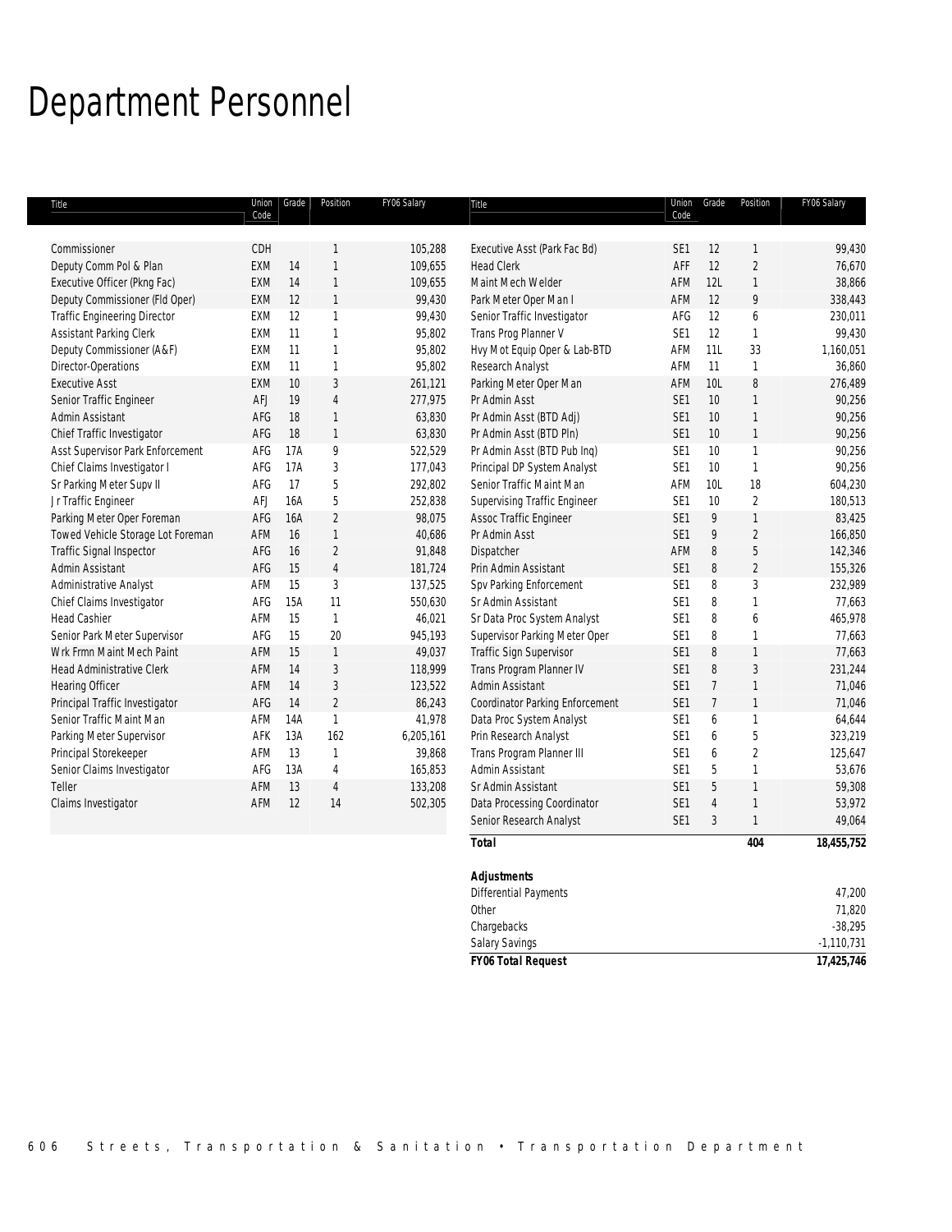# Department Personnel

| Title | Union Code | Grade | Position | FY06 Salary |
|---|---|---|---|---|
| Commissioner | CDH | | 1 | 105,288 |
| Deputy Comm Pol & Plan | EXM | 14 | 1 | 109,655 |
| Executive Officer (Pkng Fac) | EXM | 14 | 1 | 109,655 |
| Deputy Commissioner (Fld Oper) | EXM | 12 | 1 | 99,430 |
| Traffic Engineering Director | EXM | 12 | 1 | 99,430 |
| Assistant Parking Clerk | EXM | 11 | 1 | 95,802 |
| Deputy Commissioner (A&F) | EXM | 11 | 1 | 95,802 |
| Director-Operations | EXM | 11 | 1 | 95,802 |
| Executive Asst | EXM | 10 | 3 | 261,121 |
| Senior Traffic Engineer | AFJ | 19 | 4 | 277,975 |
| Admin Assistant | AFG | 18 | 1 | 63,830 |
| Chief Traffic Investigator | AFG | 18 | 1 | 63,830 |
| Asst Supervisor Park Enforcement | AFG | 17A | 9 | 522,529 |
| Chief Claims Investigator I | AFG | 17A | 3 | 177,043 |
| Sr Parking Meter Supv II | AFG | 17 | 5 | 292,802 |
| Jr Traffic Engineer | AFJ | 16A | 5 | 252,838 |
| Parking Meter Oper Foreman | AFG | 16A | 2 | 98,075 |
| Towed Vehicle Storage Lot Foreman | AFM | 16 | 1 | 40,686 |
| Traffic Signal Inspector | AFG | 16 | 2 | 91,848 |
| Admin Assistant | AFG | 15 | 4 | 181,724 |
| Administrative Analyst | AFM | 15 | 3 | 137,525 |
| Chief Claims Investigator | AFG | 15A | 11 | 550,630 |
| Head Cashier | AFM | 15 | 1 | 46,021 |
| Senior Park Meter Supervisor | AFG | 15 | 20 | 945,193 |
| Wrk Frmn Maint Mech Paint | AFM | 15 | 1 | 49,037 |
| Head Administrative Clerk | AFM | 14 | 3 | 118,999 |
| Hearing Officer | AFM | 14 | 3 | 123,522 |
| Principal Traffic Investigator | AFG | 14 | 2 | 86,243 |
| Senior Traffic Maint Man | AFM | 14A | 1 | 41,978 |
| Parking Meter Supervisor | AFK | 13A | 162 | 6,205,161 |
| Principal Storekeeper | AFM | 13 | 1 | 39,868 |
| Senior Claims Investigator | AFG | 13A | 4 | 165,853 |
| Teller | AFM | 13 | 4 | 133,208 |
| Claims Investigator | AFM | 12 | 14 | 502,305 |
| Executive Asst (Park Fac Bd) | SE1 | 12 | 1 | 99,430 |
| Head Clerk | AFF | 12 | 2 | 76,670 |
| Maint Mech Welder | AFM | 12L | 1 | 38,866 |
| Park Meter Oper Man I | AFM | 12 | 9 | 338,443 |
| Senior Traffic Investigator | AFG | 12 | 6 | 230,011 |
| Trans Prog Planner V | SE1 | 12 | 1 | 99,430 |
| Hvy Mot Equip Oper & Lab-BTD | AFM | 11L | 33 | 1,160,051 |
| Research Analyst | AFM | 11 | 1 | 36,860 |
| Parking Meter Oper Man | AFM | 10L | 8 | 276,489 |
| Pr Admin Asst | SE1 | 10 | 1 | 90,256 |
| Pr Admin Asst (BTD Adj) | SE1 | 10 | 1 | 90,256 |
| Pr Admin Asst (BTD Pln) | SE1 | 10 | 1 | 90,256 |
| Pr Admin Asst (BTD Pub Inq) | SE1 | 10 | 1 | 90,256 |
| Principal DP System Analyst | SE1 | 10 | 1 | 90,256 |
| Senior Traffic Maint Man | AFM | 10L | 18 | 604,230 |
| Supervising Traffic Engineer | SE1 | 10 | 2 | 180,513 |
| Assoc Traffic Engineer | SE1 | 9 | 1 | 83,425 |
| Pr Admin Asst | SE1 | 9 | 2 | 166,850 |
| Dispatcher | AFM | 8 | 5 | 142,346 |
| Prin Admin Assistant | SE1 | 8 | 2 | 155,326 |
| Spv Parking Enforcement | SE1 | 8 | 3 | 232,989 |
| Sr Admin Assistant | SE1 | 8 | 1 | 77,663 |
| Sr Data Proc System Analyst | SE1 | 8 | 6 | 465,978 |
| Supervisor Parking Meter Oper | SE1 | 8 | 1 | 77,663 |
| Traffic Sign Supervisor | SE1 | 8 | 1 | 77,663 |
| Trans Program Planner IV | SE1 | 8 | 3 | 231,244 |
| Admin Assistant | SE1 | 7 | 1 | 71,046 |
| Coordinator Parking Enforcement | SE1 | 7 | 1 | 71,046 |
| Data Proc System Analyst | SE1 | 6 | 1 | 64,644 |
| Prin Research Analyst | SE1 | 6 | 5 | 323,219 |
| Trans Program Planner III | SE1 | 6 | 2 | 125,647 |
| Admin Assistant | SE1 | 5 | 1 | 53,676 |
| Sr Admin Assistant | SE1 | 5 | 1 | 59,308 |
| Data Processing Coordinator | SE1 | 4 | 1 | 53,972 |
| Senior Research Analyst | SE1 | 3 | 1 | 49,064 |
| **Total** | | | **404** | **18,455,752** |

| ***Adjustments*** | |
|---|---|
| Differential Payments | 47,200 |
| Other | 71,820 |
| Chargebacks | -38,295 |
| Salary Savings | -1,110,731 |
| ***FY06 Total Request*** | **17,425,746** |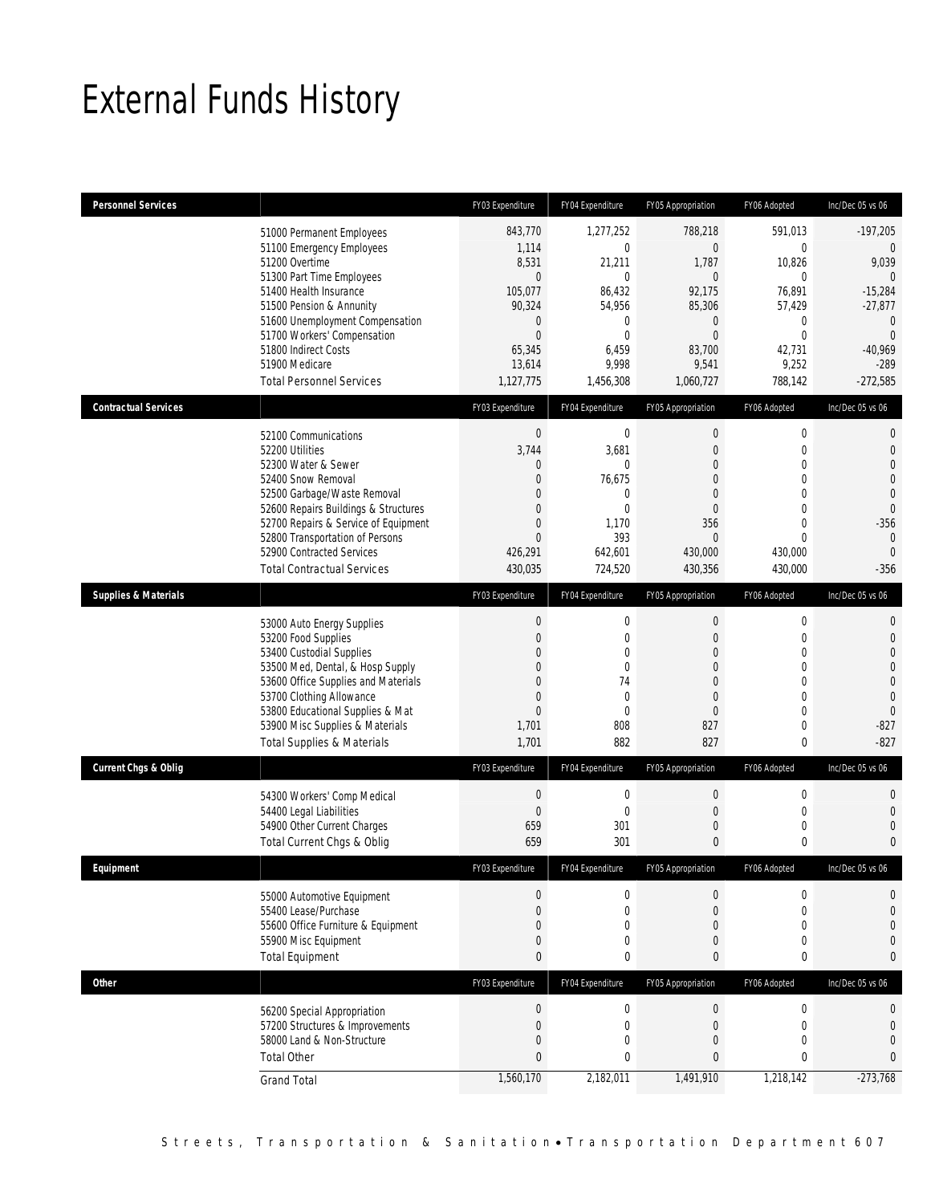# External Funds History

| Personnel Services | | FY03 Expenditure | FY04 Expenditure | FY05 Appropriation | FY06 Adopted | Inc/Dec 05 vs 06 |
|---|---|---|---|---|---|---|
| | 51000 Permanent Employees | 843,770 | 1,277,252 | 788,218 | 591,013 | -197,205 |
| | 51100 Emergency Employees | 1,114 | 0 | 0 | 0 | 0 |
| | 51200 Overtime | 8,531 | 21,211 | 1,787 | 10,826 | 9,039 |
| | 51300 Part Time Employees | 0 | 0 | 0 | 0 | 0 |
| | 51400 Health Insurance | 105,077 | 86,432 | 92,175 | 76,891 | -15,284 |
| | 51500 Pension & Annunity | 90,324 | 54,956 | 85,306 | 57,429 | -27,877 |
| | 51600 Unemployment Compensation | 0 | 0 | 0 | 0 | 0 |
| | 51700 Workers' Compensation | 0 | 0 | 0 | 0 | 0 |
| | 51800 Indirect Costs | 65,345 | 6,459 | 83,700 | 42,731 | -40,969 |
| | 51900 Medicare | 13,614 | 9,998 | 9,541 | 9,252 | -289 |
| | Total Personnel Services | 1,127,775 | 1,456,308 | 1,060,727 | 788,142 | -272,585 |

| Contractual Services | | FY03 Expenditure | FY04 Expenditure | FY05 Appropriation | FY06 Adopted | Inc/Dec 05 vs 06 |
|---|---|---|---|---|---|---|
| | 52100 Communications | 0 | 0 | 0 | 0 | 0 |
| | 52200 Utilities | 3,744 | 3,681 | 0 | 0 | 0 |
| | 52300 Water & Sewer | 0 | 0 | 0 | 0 | 0 |
| | 52400 Snow Removal | 0 | 76,675 | 0 | 0 | 0 |
| | 52500 Garbage/Waste Removal | 0 | 0 | 0 | 0 | 0 |
| | 52600 Repairs Buildings & Structures | 0 | 0 | 0 | 0 | 0 |
| | 52700 Repairs & Service of Equipment | 0 | 1,170 | 356 | 0 | -356 |
| | 52800 Transportation of Persons | 0 | 393 | 0 | 0 | 0 |
| | 52900 Contracted Services | 426,291 | 642,601 | 430,000 | 430,000 | 0 |
| | Total Contractual Services | 430,035 | 724,520 | 430,356 | 430,000 | -356 |

| Supplies & Materials | | FY03 Expenditure | FY04 Expenditure | FY05 Appropriation | FY06 Adopted | Inc/Dec 05 vs 06 |
|---|---|---|---|---|---|---|
| | 53000 Auto Energy Supplies | 0 | 0 | 0 | 0 | 0 |
| | 53200 Food Supplies | 0 | 0 | 0 | 0 | 0 |
| | 53400 Custodial Supplies | 0 | 0 | 0 | 0 | 0 |
| | 53500 Med, Dental, & Hosp Supply | 0 | 0 | 0 | 0 | 0 |
| | 53600 Office Supplies and Materials | 0 | 74 | 0 | 0 | 0 |
| | 53700 Clothing Allowance | 0 | 0 | 0 | 0 | 0 |
| | 53800 Educational Supplies & Mat | 0 | 0 | 0 | 0 | 0 |
| | 53900 Misc Supplies & Materials | 1,701 | 808 | 827 | 0 | -827 |
| | Total Supplies & Materials | 1,701 | 882 | 827 | 0 | -827 |

| Current Chgs & Oblig | | FY03 Expenditure | FY04 Expenditure | FY05 Appropriation | FY06 Adopted | Inc/Dec 05 vs 06 |
|---|---|---|---|---|---|---|
| | 54300 Workers' Comp Medical | 0 | 0 | 0 | 0 | 0 |
| | 54400 Legal Liabilities | 0 | 0 | 0 | 0 | 0 |
| | 54900 Other Current Charges | 659 | 301 | 0 | 0 | 0 |
| | Total Current Chgs & Oblig | 659 | 301 | 0 | 0 | 0 |

| Equipment | | FY03 Expenditure | FY04 Expenditure | FY05 Appropriation | FY06 Adopted | Inc/Dec 05 vs 06 |
|---|---|---|---|---|---|---|
| | 55000 Automotive Equipment | 0 | 0 | 0 | 0 | 0 |
| | 55400 Lease/Purchase | 0 | 0 | 0 | 0 | 0 |
| | 55600 Office Furniture & Equipment | 0 | 0 | 0 | 0 | 0 |
| | 55900 Misc Equipment | 0 | 0 | 0 | 0 | 0 |
| | Total Equipment | 0 | 0 | 0 | 0 | 0 |

| Other | | FY03 Expenditure | FY04 Expenditure | FY05 Appropriation | FY06 Adopted | Inc/Dec 05 vs 06 |
|---|---|---|---|---|---|---|
| | 56200 Special Appropriation | 0 | 0 | 0 | 0 | 0 |
| | 57200 Structures & Improvements | 0 | 0 | 0 | 0 | 0 |
| | 58000 Land & Non-Structure | 0 | 0 | 0 | 0 | 0 |
| | Total Other | 0 | 0 | 0 | 0 | 0 |
| | Grand Total | 1,560,170 | 2,182,011 | 1,491,910 | 1,218,142 | -273,768 |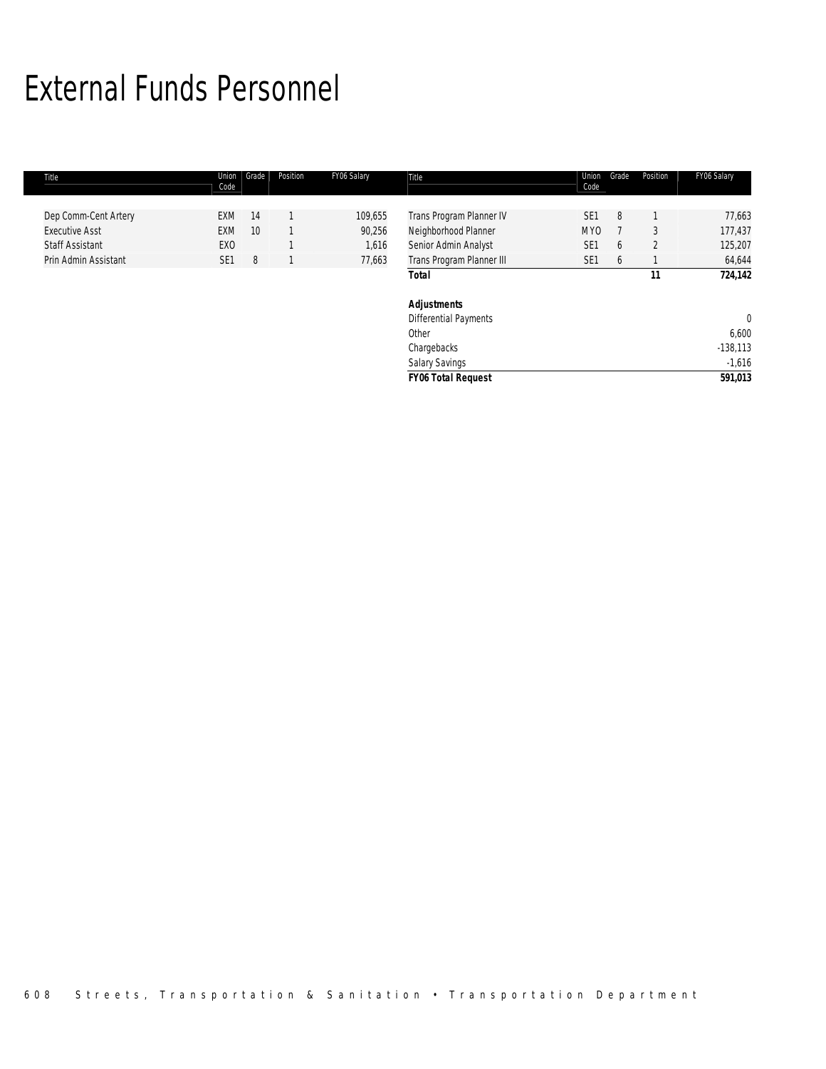# External Funds Personnel

| Title | Union Code | Grade | Position | FY06 Salary |
|---|---|---|---|---|
| Dep Comm-Cent Artery | EXM | 14 | 1 | 109,655 |
| Executive Asst | EXM | 10 | 1 | 90,256 |
| Staff Assistant | EXO | | 1 | 1,616 |
| Prin Admin Assistant | SE1 | 8 | 1 | 77,663 |
| Trans Program Planner IV | SE1 | 8 | 1 | 77,663 |
| Neighborhood Planner | MYO | 7 | 3 | 177,437 |
| Senior Admin Analyst | SE1 | 6 | 2 | 125,207 |
| Trans Program Planner III | SE1 | 6 | 1 | 64,644 |
| **Total** | | | **11** | **724,142** |
| | | | | |
| ***Adjustments*** | | | | |
| Differential Payments | | | | 0 |
| Other | | | | 6,600 |
| Chargebacks | | | | -138,113 |
| Salary Savings | | | | -1,616 |
| ***FY06 Total Request*** | | | | **591,013** |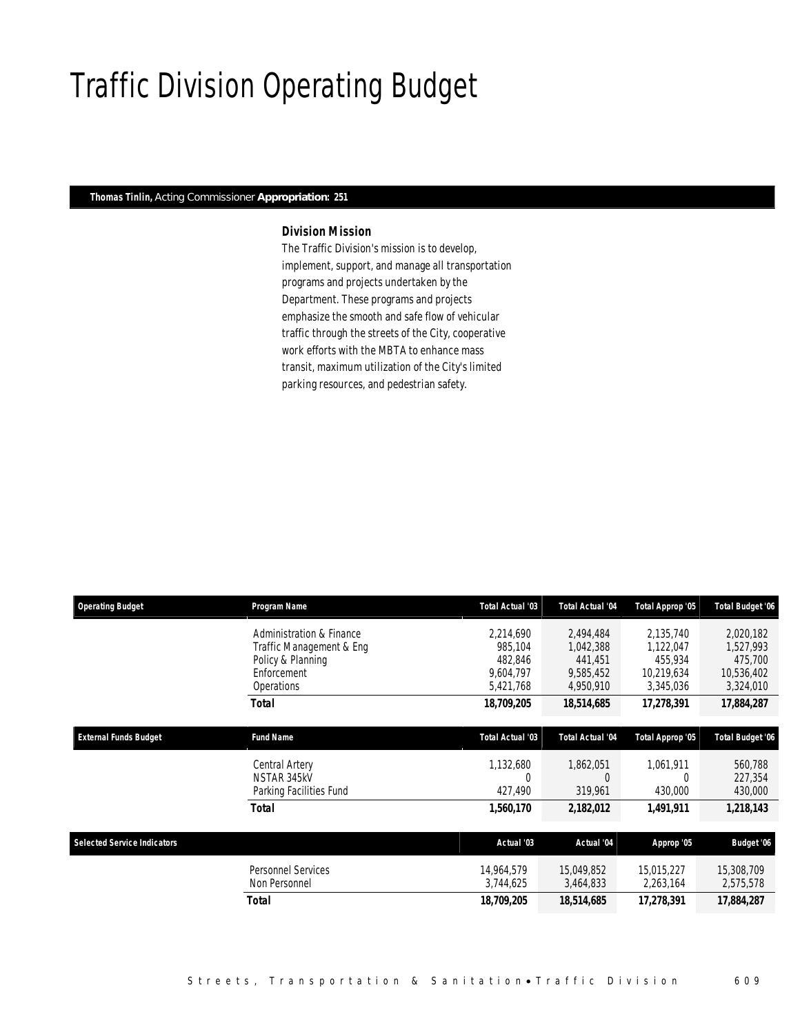# Traffic Division Operating Budget

**Thomas Tinlin,** Acting Commissioner **Appropriation: 251**

### Division Mission

The Traffic Division's mission is to develop, implement, support, and manage all transportation programs and projects undertaken by the Department. These programs and projects emphasize the smooth and safe flow of vehicular traffic through the streets of the City, cooperative work efforts with the MBTA to enhance mass transit, maximum utilization of the City's limited parking resources, and pedestrian safety.

| Operating Budget | Program Name | Total Actual '03 | Total Actual '04 | Total Approp '05 | Total Budget '06 |
|---|---|---|---|---|---|
| | Administration & Finance | 2,214,690 | 2,494,484 | 2,135,740 | 2,020,182 |
| | Traffic Management & Eng | 985,104 | 1,042,388 | 1,122,047 | 1,527,993 |
| | Policy & Planning | 482,846 | 441,451 | 455,934 | 475,700 |
| | Enforcement | 9,604,797 | 9,585,452 | 10,219,634 | 10,536,402 |
| | Operations | 5,421,768 | 4,950,910 | 3,345,036 | 3,324,010 |
| | **Total** | **18,709,205** | **18,514,685** | **17,278,391** | **17,884,287** |

| External Funds Budget | Fund Name | Total Actual '03 | Total Actual '04 | Total Approp '05 | Total Budget '06 |
|---|---|---|---|---|---|
| | Central Artery | 1,132,680 | 1,862,051 | 1,061,911 | 560,788 |
| | NSTAR 345kV | 0 | 0 | 0 | 227,354 |
| | Parking Facilities Fund | 427,490 | 319,961 | 430,000 | 430,000 |
| | **Total** | **1,560,170** | **2,182,012** | **1,491,911** | **1,218,143** |

| Selected Service Indicators | | Actual '03 | Actual '04 | Approp '05 | Budget '06 |
|---|---|---|---|---|---|
| | Personnel Services | 14,964,579 | 15,049,852 | 15,015,227 | 15,308,709 |
| | Non Personnel | 3,744,625 | 3,464,833 | 2,263,164 | 2,575,578 |
| | **Total** | **18,709,205** | **18,514,685** | **17,278,391** | **17,884,287** |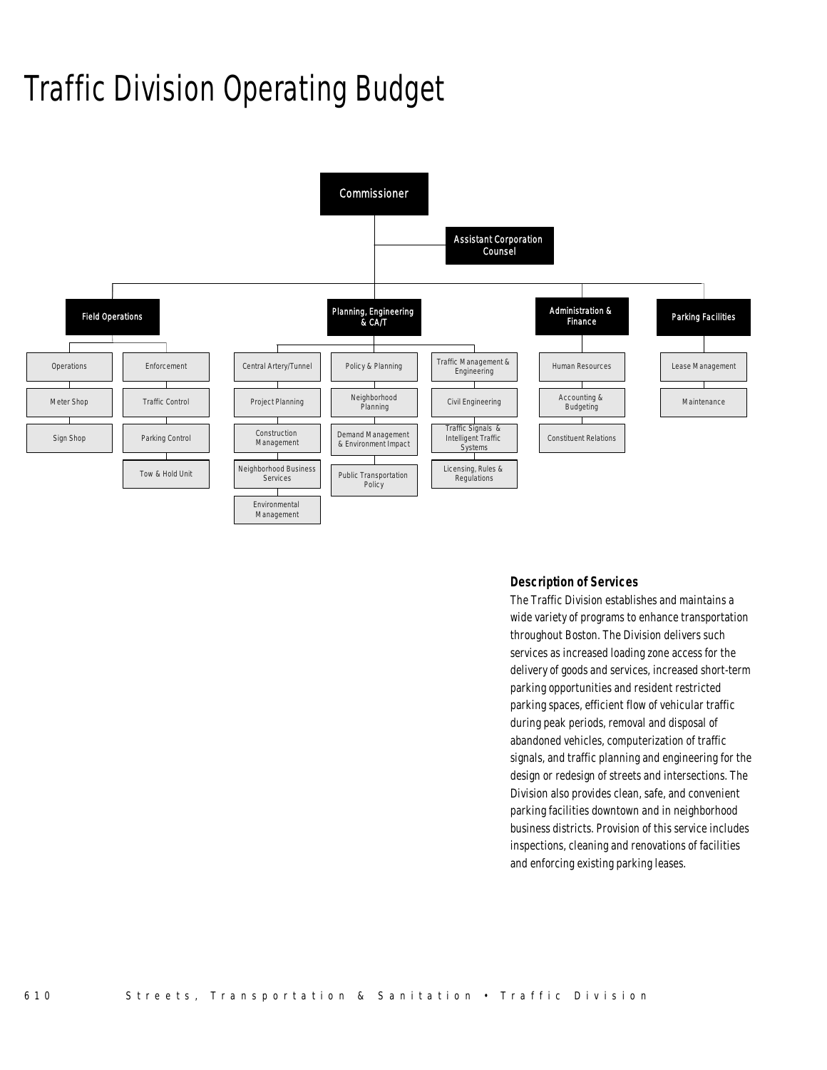# Traffic Division Operating Budget

- Commissioner
  - Assistant Corporation Counsel
  - Field Operations
    - Operations
      - Meter Shop
      - Sign Shop
    - Enforcement
      - Traffic Control
      - Parking Control
      - Tow & Hold Unit
  - Planning, Engineering & CA/T
    - Central Artery/Tunnel
      - Project Planning
      - Construction Management
      - Neighborhood Business Services
      - Environmental Management
    - Policy & Planning
      - Neighborhood Planning
      - Demand Management & Environment Impact
      - Public Transportation Policy
    - Traffic Management & Engineering
      - Civil Engineering
      - Traffic Signals & Intelligent Traffic Systems
      - Licensing, Rules & Regulations
  - Administration & Finance
    - Human Resources
    - Accounting & Budgeting
    - Constituent Relations
  - Parking Facilities
    - Lease Management
    - Maintenance

### Description of Services

The Traffic Division establishes and maintains a wide variety of programs to enhance transportation throughout Boston. The Division delivers such services as increased loading zone access for the delivery of goods and services, increased short-term parking opportunities and resident restricted parking spaces, efficient flow of vehicular traffic during peak periods, removal and disposal of abandoned vehicles, computerization of traffic signals, and traffic planning and engineering for the design or redesign of streets and intersections. The Division also provides clean, safe, and convenient parking facilities downtown and in neighborhood business districts. Provision of this service includes inspections, cleaning and renovations of facilities and enforcing existing parking leases.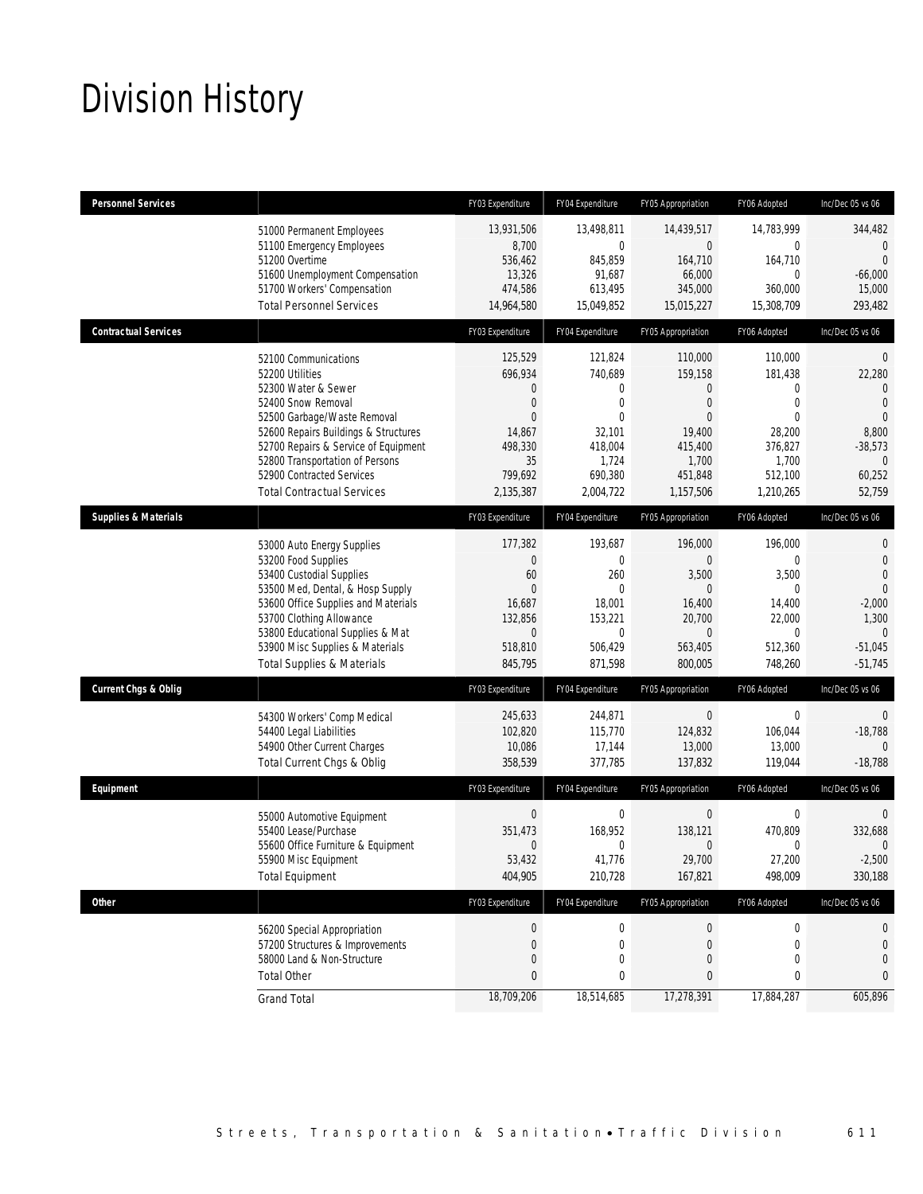# Division History

| Personnel Services | | FY03 Expenditure | FY04 Expenditure | FY05 Appropriation | FY06 Adopted | Inc/Dec 05 vs 06 |
|---|---|---|---|---|---|---|
| | 51000 Permanent Employees | 13,931,506 | 13,498,811 | 14,439,517 | 14,783,999 | 344,482 |
| | 51100 Emergency Employees | 8,700 | 0 | 0 | 0 | 0 |
| | 51200 Overtime | 536,462 | 845,859 | 164,710 | 164,710 | 0 |
| | 51600 Unemployment Compensation | 13,326 | 91,687 | 66,000 | 0 | -66,000 |
| | 51700 Workers' Compensation | 474,586 | 613,495 | 345,000 | 360,000 | 15,000 |
| | Total Personnel Services | 14,964,580 | 15,049,852 | 15,015,227 | 15,308,709 | 293,482 |
| **Contractual Services** | | FY03 Expenditure | FY04 Expenditure | FY05 Appropriation | FY06 Adopted | Inc/Dec 05 vs 06 |
| | 52100 Communications | 125,529 | 121,824 | 110,000 | 110,000 | 0 |
| | 52200 Utilities | 696,934 | 740,689 | 159,158 | 181,438 | 22,280 |
| | 52300 Water & Sewer | 0 | 0 | 0 | 0 | 0 |
| | 52400 Snow Removal | 0 | 0 | 0 | 0 | 0 |
| | 52500 Garbage/Waste Removal | 0 | 0 | 0 | 0 | 0 |
| | 52600 Repairs Buildings & Structures | 14,867 | 32,101 | 19,400 | 28,200 | 8,800 |
| | 52700 Repairs & Service of Equipment | 498,330 | 418,004 | 415,400 | 376,827 | -38,573 |
| | 52800 Transportation of Persons | 35 | 1,724 | 1,700 | 1,700 | 0 |
| | 52900 Contracted Services | 799,692 | 690,380 | 451,848 | 512,100 | 60,252 |
| | Total Contractual Services | 2,135,387 | 2,004,722 | 1,157,506 | 1,210,265 | 52,759 |
| **Supplies & Materials** | | FY03 Expenditure | FY04 Expenditure | FY05 Appropriation | FY06 Adopted | Inc/Dec 05 vs 06 |
| | 53000 Auto Energy Supplies | 177,382 | 193,687 | 196,000 | 196,000 | 0 |
| | 53200 Food Supplies | 0 | 0 | 0 | 0 | 0 |
| | 53400 Custodial Supplies | 60 | 260 | 3,500 | 3,500 | 0 |
| | 53500 Med, Dental, & Hosp Supply | 0 | 0 | 0 | 0 | 0 |
| | 53600 Office Supplies and Materials | 16,687 | 18,001 | 16,400 | 14,400 | -2,000 |
| | 53700 Clothing Allowance | 132,856 | 153,221 | 20,700 | 22,000 | 1,300 |
| | 53800 Educational Supplies & Mat | 0 | 0 | 0 | 0 | 0 |
| | 53900 Misc Supplies & Materials | 518,810 | 506,429 | 563,405 | 512,360 | -51,045 |
| | Total Supplies & Materials | 845,795 | 871,598 | 800,005 | 748,260 | -51,745 |
| **Current Chgs & Oblig** | | FY03 Expenditure | FY04 Expenditure | FY05 Appropriation | FY06 Adopted | Inc/Dec 05 vs 06 |
| | 54300 Workers' Comp Medical | 245,633 | 244,871 | 0 | 0 | 0 |
| | 54400 Legal Liabilities | 102,820 | 115,770 | 124,832 | 106,044 | -18,788 |
| | 54900 Other Current Charges | 10,086 | 17,144 | 13,000 | 13,000 | 0 |
| | Total Current Chgs & Oblig | 358,539 | 377,785 | 137,832 | 119,044 | -18,788 |
| **Equipment** | | FY03 Expenditure | FY04 Expenditure | FY05 Appropriation | FY06 Adopted | Inc/Dec 05 vs 06 |
| | 55000 Automotive Equipment | 0 | 0 | 0 | 0 | 0 |
| | 55400 Lease/Purchase | 351,473 | 168,952 | 138,121 | 470,809 | 332,688 |
| | 55600 Office Furniture & Equipment | 0 | 0 | 0 | 0 | 0 |
| | 55900 Misc Equipment | 53,432 | 41,776 | 29,700 | 27,200 | -2,500 |
| | Total Equipment | 404,905 | 210,728 | 167,821 | 498,009 | 330,188 |
| **Other** | | FY03 Expenditure | FY04 Expenditure | FY05 Appropriation | FY06 Adopted | Inc/Dec 05 vs 06 |
| | 56200 Special Appropriation | 0 | 0 | 0 | 0 | 0 |
| | 57200 Structures & Improvements | 0 | 0 | 0 | 0 | 0 |
| | 58000 Land & Non-Structure | 0 | 0 | 0 | 0 | 0 |
| | Total Other | 0 | 0 | 0 | 0 | 0 |
| | Grand Total | 18,709,206 | 18,514,685 | 17,278,391 | 17,884,287 | 605,896 |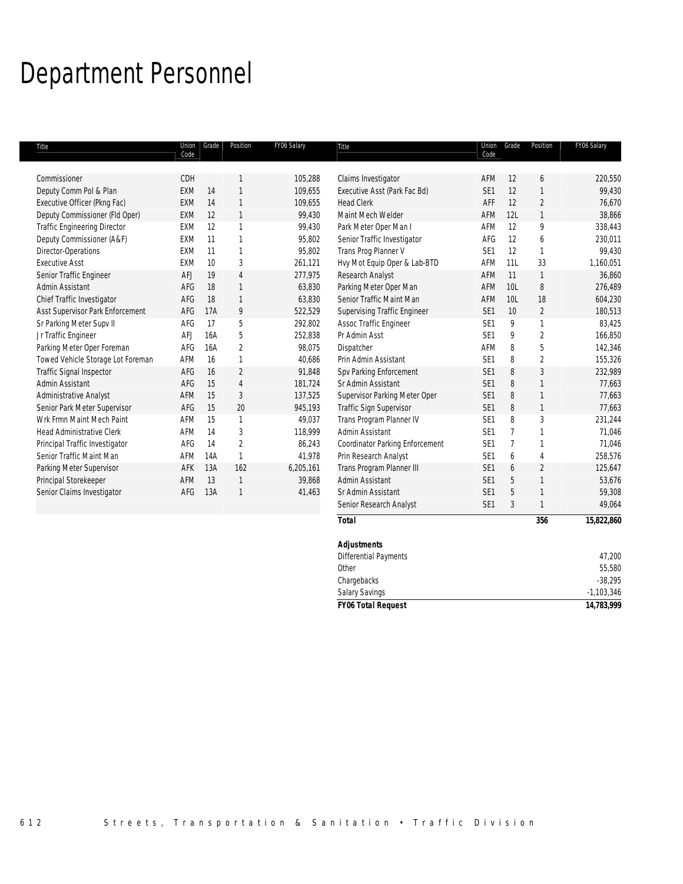# Department Personnel

| Title | Union Code | Grade | Position | FY06 Salary |
|---|---|---|---|---|
| Commissioner | CDH | | 1 | 105,288 |
| Deputy Comm Pol & Plan | EXM | 14 | 1 | 109,655 |
| Executive Officer (Pkng Fac) | EXM | 14 | 1 | 109,655 |
| Deputy Commissioner (Fld Oper) | EXM | 12 | 1 | 99,430 |
| Traffic Engineering Director | EXM | 12 | 1 | 99,430 |
| Deputy Commissioner (A&F) | EXM | 11 | 1 | 95,802 |
| Director-Operations | EXM | 11 | 1 | 95,802 |
| Executive Asst | EXM | 10 | 3 | 261,121 |
| Senior Traffic Engineer | AFJ | 19 | 4 | 277,975 |
| Admin Assistant | AFG | 18 | 1 | 63,830 |
| Chief Traffic Investigator | AFG | 18 | 1 | 63,830 |
| Asst Supervisor Park Enforcement | AFG | 17A | 9 | 522,529 |
| Sr Parking Meter Supv II | AFG | 17 | 5 | 292,802 |
| Jr Traffic Engineer | AFJ | 16A | 5 | 252,838 |
| Parking Meter Oper Foreman | AFG | 16A | 2 | 98,075 |
| Towed Vehicle Storage Lot Foreman | AFM | 16 | 1 | 40,686 |
| Traffic Signal Inspector | AFG | 16 | 2 | 91,848 |
| Admin Assistant | AFG | 15 | 4 | 181,724 |
| Administrative Analyst | AFM | 15 | 3 | 137,525 |
| Senior Park Meter Supervisor | AFG | 15 | 20 | 945,193 |
| Wrk Frmn Maint Mech Paint | AFM | 15 | 1 | 49,037 |
| Head Administrative Clerk | AFM | 14 | 3 | 118,999 |
| Principal Traffic Investigator | AFG | 14 | 2 | 86,243 |
| Senior Traffic Maint Man | AFM | 14A | 1 | 41,978 |
| Parking Meter Supervisor | AFK | 13A | 162 | 6,205,161 |
| Principal Storekeeper | AFM | 13 | 1 | 39,868 |
| Senior Claims Investigator | AFG | 13A | 1 | 41,463 |
| Claims Investigator | AFM | 12 | 6 | 220,550 |
| Executive Asst (Park Fac Bd) | SE1 | 12 | 1 | 99,430 |
| Head Clerk | AFF | 12 | 2 | 76,670 |
| Maint Mech Welder | AFM | 12L | 1 | 38,866 |
| Park Meter Oper Man I | AFM | 12 | 9 | 338,443 |
| Senior Traffic Investigator | AFG | 12 | 6 | 230,011 |
| Trans Prog Planner V | SE1 | 12 | 1 | 99,430 |
| Hvy Mot Equip Oper & Lab-BTD | AFM | 11L | 33 | 1,160,051 |
| Research Analyst | AFM | 11 | 1 | 36,860 |
| Parking Meter Oper Man | AFM | 10L | 8 | 276,489 |
| Senior Traffic Maint Man | AFM | 10L | 18 | 604,230 |
| Supervising Traffic Engineer | SE1 | 10 | 2 | 180,513 |
| Assoc Traffic Engineer | SE1 | 9 | 1 | 83,425 |
| Pr Admin Asst | SE1 | 9 | 2 | 166,850 |
| Dispatcher | AFM | 8 | 5 | 142,346 |
| Prin Admin Assistant | SE1 | 8 | 2 | 155,326 |
| Spv Parking Enforcement | SE1 | 8 | 3 | 232,989 |
| Sr Admin Assistant | SE1 | 8 | 1 | 77,663 |
| Supervisor Parking Meter Oper | SE1 | 8 | 1 | 77,663 |
| Traffic Sign Supervisor | SE1 | 8 | 1 | 77,663 |
| Trans Program Planner IV | SE1 | 8 | 3 | 231,244 |
| Admin Assistant | SE1 | 7 | 1 | 71,046 |
| Coordinator Parking Enforcement | SE1 | 7 | 1 | 71,046 |
| Prin Research Analyst | SE1 | 6 | 4 | 258,576 |
| Trans Program Planner III | SE1 | 6 | 2 | 125,647 |
| Admin Assistant | SE1 | 5 | 1 | 53,676 |
| Sr Admin Assistant | SE1 | 5 | 1 | 59,308 |
| Senior Research Analyst | SE1 | 3 | 1 | 49,064 |
| ***Total*** | | | **356** | **15,822,860** |
| ***Adjustments*** | | | | |
| Differential Payments | | | | 47,200 |
| Other | | | | 55,580 |
| Chargebacks | | | | -38,295 |
| Salary Savings | | | | -1,103,346 |
| ***FY06 Total Request*** | | | | **14,783,999** |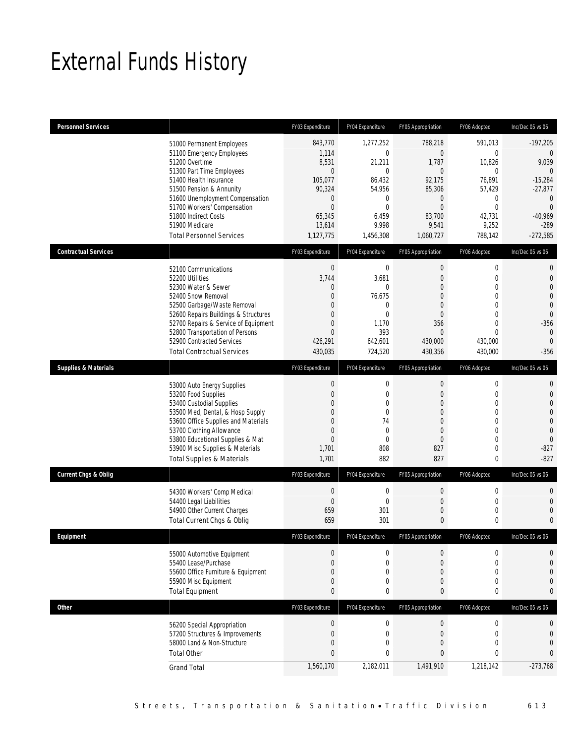# External Funds History

| Personnel Services | FY03 Expenditure | FY04 Expenditure | FY05 Appropriation | FY06 Adopted | Inc/Dec 05 vs 06 |
|---|---|---|---|---|---|
| 51000 Permanent Employees | 843,770 | 1,277,252 | 788,218 | 591,013 | -197,205 |
| 51100 Emergency Employees | 1,114 | 0 | 0 | 0 | 0 |
| 51200 Overtime | 8,531 | 21,211 | 1,787 | 10,826 | 9,039 |
| 51300 Part Time Employees | 0 | 0 | 0 | 0 | 0 |
| 51400 Health Insurance | 105,077 | 86,432 | 92,175 | 76,891 | -15,284 |
| 51500 Pension & Annunity | 90,324 | 54,956 | 85,306 | 57,429 | -27,877 |
| 51600 Unemployment Compensation | 0 | 0 | 0 | 0 | 0 |
| 51700 Workers' Compensation | 0 | 0 | 0 | 0 | 0 |
| 51800 Indirect Costs | 65,345 | 6,459 | 83,700 | 42,731 | -40,969 |
| 51900 Medicare | 13,614 | 9,998 | 9,541 | 9,252 | -289 |
| Total Personnel Services | 1,127,775 | 1,456,308 | 1,060,727 | 788,142 | -272,585 |

| Contractual Services | FY03 Expenditure | FY04 Expenditure | FY05 Appropriation | FY06 Adopted | Inc/Dec 05 vs 06 |
|---|---|---|---|---|---|
| 52100 Communications | 0 | 0 | 0 | 0 | 0 |
| 52200 Utilities | 3,744 | 3,681 | 0 | 0 | 0 |
| 52300 Water & Sewer | 0 | 0 | 0 | 0 | 0 |
| 52400 Snow Removal | 0 | 76,675 | 0 | 0 | 0 |
| 52500 Garbage/Waste Removal | 0 | 0 | 0 | 0 | 0 |
| 52600 Repairs Buildings & Structures | 0 | 0 | 0 | 0 | 0 |
| 52700 Repairs & Service of Equipment | 0 | 1,170 | 356 | 0 | -356 |
| 52800 Transportation of Persons | 0 | 393 | 0 | 0 | 0 |
| 52900 Contracted Services | 426,291 | 642,601 | 430,000 | 430,000 | 0 |
| Total Contractual Services | 430,035 | 724,520 | 430,356 | 430,000 | -356 |

| Supplies & Materials | FY03 Expenditure | FY04 Expenditure | FY05 Appropriation | FY06 Adopted | Inc/Dec 05 vs 06 |
|---|---|---|---|---|---|
| 53000 Auto Energy Supplies | 0 | 0 | 0 | 0 | 0 |
| 53200 Food Supplies | 0 | 0 | 0 | 0 | 0 |
| 53400 Custodial Supplies | 0 | 0 | 0 | 0 | 0 |
| 53500 Med, Dental, & Hosp Supply | 0 | 0 | 0 | 0 | 0 |
| 53600 Office Supplies and Materials | 0 | 74 | 0 | 0 | 0 |
| 53700 Clothing Allowance | 0 | 0 | 0 | 0 | 0 |
| 53800 Educational Supplies & Mat | 0 | 0 | 0 | 0 | 0 |
| 53900 Misc Supplies & Materials | 1,701 | 808 | 827 | 0 | -827 |
| Total Supplies & Materials | 1,701 | 882 | 827 | 0 | -827 |

| Current Chgs & Oblig | FY03 Expenditure | FY04 Expenditure | FY05 Appropriation | FY06 Adopted | Inc/Dec 05 vs 06 |
|---|---|---|---|---|---|
| 54300 Workers' Comp Medical | 0 | 0 | 0 | 0 | 0 |
| 54400 Legal Liabilities | 0 | 0 | 0 | 0 | 0 |
| 54900 Other Current Charges | 659 | 301 | 0 | 0 | 0 |
| Total Current Chgs & Oblig | 659 | 301 | 0 | 0 | 0 |

| Equipment | FY03 Expenditure | FY04 Expenditure | FY05 Appropriation | FY06 Adopted | Inc/Dec 05 vs 06 |
|---|---|---|---|---|---|
| 55000 Automotive Equipment | 0 | 0 | 0 | 0 | 0 |
| 55400 Lease/Purchase | 0 | 0 | 0 | 0 | 0 |
| 55600 Office Furniture & Equipment | 0 | 0 | 0 | 0 | 0 |
| 55900 Misc Equipment | 0 | 0 | 0 | 0 | 0 |
| Total Equipment | 0 | 0 | 0 | 0 | 0 |

| Other | FY03 Expenditure | FY04 Expenditure | FY05 Appropriation | FY06 Adopted | Inc/Dec 05 vs 06 |
|---|---|---|---|---|---|
| 56200 Special Appropriation | 0 | 0 | 0 | 0 | 0 |
| 57200 Structures & Improvements | 0 | 0 | 0 | 0 | 0 |
| 58000 Land & Non-Structure | 0 | 0 | 0 | 0 | 0 |
| Total Other | 0 | 0 | 0 | 0 | 0 |
| Grand Total | 1,560,170 | 2,182,011 | 1,491,910 | 1,218,142 | -273,768 |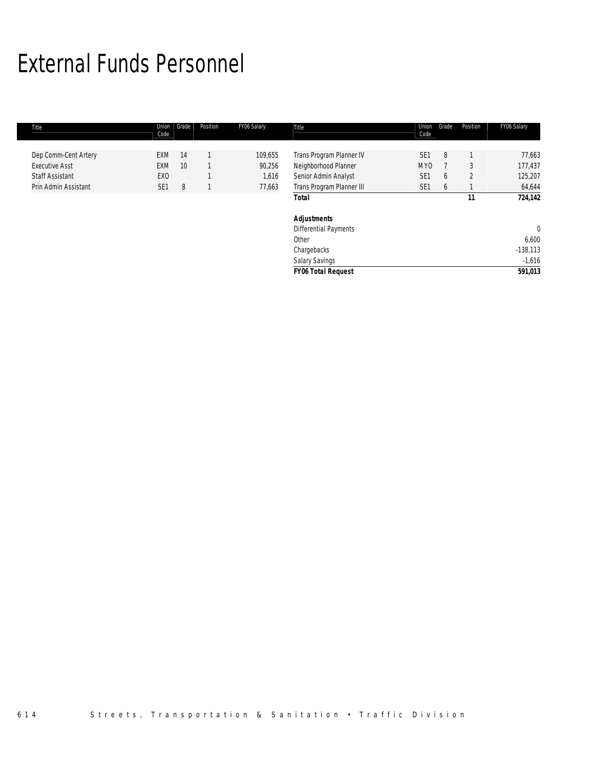# External Funds Personnel

| Title | Union Code | Grade | Position | FY06 Salary |
|---|---|---|---|---|
| Dep Comm-Cent Artery | EXM | 14 | 1 | 109,655 |
| Executive Asst | EXM | 10 | 1 | 90,256 |
| Staff Assistant | EXO | | 1 | 1,616 |
| Prin Admin Assistant | SE1 | 8 | 1 | 77,663 |
| Trans Program Planner IV | SE1 | 8 | 1 | 77,663 |
| Neighborhood Planner | MYO | 7 | 3 | 177,437 |
| Senior Admin Analyst | SE1 | 6 | 2 | 125,207 |
| Trans Program Planner III | SE1 | 6 | 1 | 64,644 |
| **Total** | | | **11** | **724,142** |
| | | | | |
| ***Adjustments*** | | | | |
| Differential Payments | | | | 0 |
| Other | | | | 6,600 |
| Chargebacks | | | | -138,113 |
| Salary Savings | | | | -1,616 |
| ***FY06 Total Request*** | | | | **591,013** |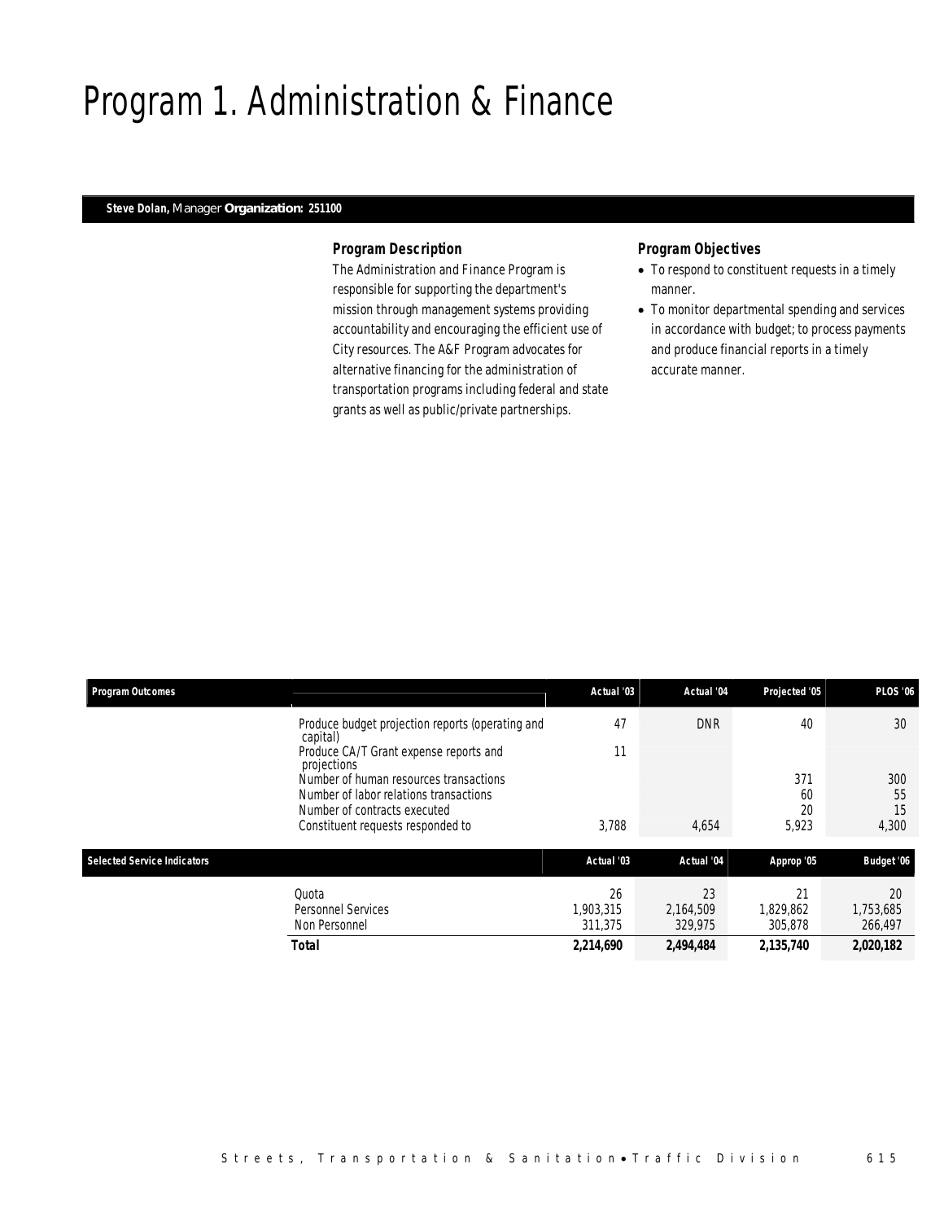# Program 1. Administration & Finance

**Steve Dolan,** Manager **Organization: 251100**

### Program Description

The Administration and Finance Program is responsible for supporting the department's mission through management systems providing accountability and encouraging the efficient use of City resources. The A&F Program advocates for alternative financing for the administration of transportation programs including federal and state grants as well as public/private partnerships.

### Program Objectives

- To respond to constituent requests in a timely manner.
- To monitor departmental spending and services in accordance with budget; to process payments and produce financial reports in a timely accurate manner.

| Program Outcomes | | Actual '03 | Actual '04 | Projected '05 | PLOS '06 |
|---|---|---|---|---|---|
| | Produce budget projection reports (operating and capital) | 47 | DNR | 40 | 30 |
| | Produce CA/T Grant expense reports and projections | 11 | | | |
| | Number of human resources transactions | | | 371 | 300 |
| | Number of labor relations transactions | | | 60 | 55 |
| | Number of contracts executed | | | 20 | 15 |
| | Constituent requests responded to | 3,788 | 4,654 | 5,923 | 4,300 |

| Selected Service Indicators | | Actual '03 | Actual '04 | Approp '05 | Budget '06 |
|---|---|---|---|---|---|
| | Quota | 26 | 23 | 21 | 20 |
| | Personnel Services | 1,903,315 | 2,164,509 | 1,829,862 | 1,753,685 |
| | Non Personnel | 311,375 | 329,975 | 305,878 | 266,497 |
| | **Total** | **2,214,690** | **2,494,484** | **2,135,740** | **2,020,182** |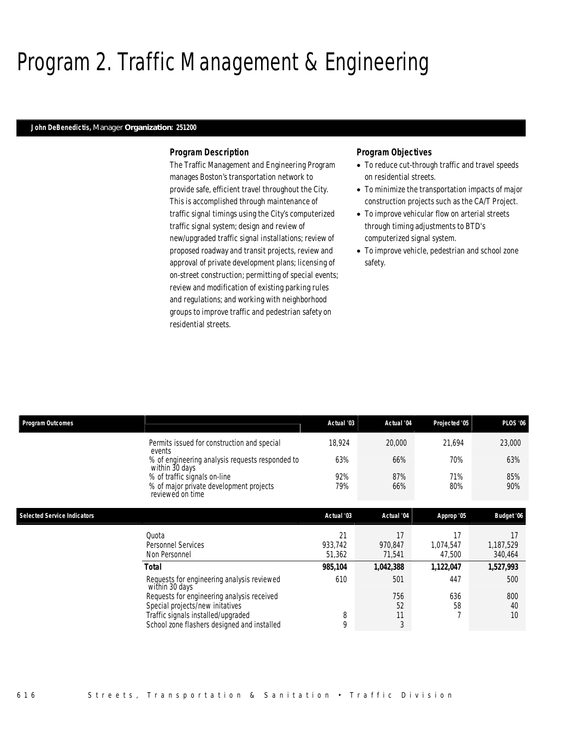# Program 2. Traffic Management & Engineering

**John DeBenedictis,** Manager **Organization: 251200**

### Program Description

The Traffic Management and Engineering Program manages Boston's transportation network to provide safe, efficient travel throughout the City. This is accomplished through maintenance of traffic signal timings using the City's computerized traffic signal system; design and review of new/upgraded traffic signal installations; review of proposed roadway and transit projects, review and approval of private development plans; licensing of on-street construction; permitting of special events; review and modification of existing parking rules and regulations; and working with neighborhood groups to improve traffic and pedestrian safety on residential streets.

### Program Objectives

- To reduce cut-through traffic and travel speeds on residential streets.
- To minimize the transportation impacts of major construction projects such as the CA/T Project.
- To improve vehicular flow on arterial streets through timing adjustments to BTD's computerized signal system.
- To improve vehicle, pedestrian and school zone safety.

| Program Outcomes | Actual '03 | Actual '04 | Projected '05 | PLOS '06 |
|---|---|---|---|---|
| Permits issued for construction and special events | 18,924 | 20,000 | 21,694 | 23,000 |
| % of engineering analysis requests responded to within 30 days | 63% | 66% | 70% | 63% |
| % of traffic signals on-line | 92% | 87% | 71% | 85% |
| % of major private development projects reviewed on time | 79% | 66% | 80% | 90% |

| Selected Service Indicators | Actual '03 | Actual '04 | Approp '05 | Budget '06 |
|---|---|---|---|---|
| Quota | 21 | 17 | 17 | 17 |
| Personnel Services | 933,742 | 970,847 | 1,074,547 | 1,187,529 |
| Non Personnel | 51,362 | 71,541 | 47,500 | 340,464 |
| **Total** | **985,104** | **1,042,388** | **1,122,047** | **1,527,993** |
| Requests for engineering analysis reviewed within 30 days | 610 | 501 | 447 | 500 |
| Requests for engineering analysis received | | 756 | 636 | 800 |
| Special projects/new initatives | | 52 | 58 | 40 |
| Traffic signals installed/upgraded | 8 | 11 | 7 | 10 |
| School zone flashers designed and installed | 9 | 3 | | |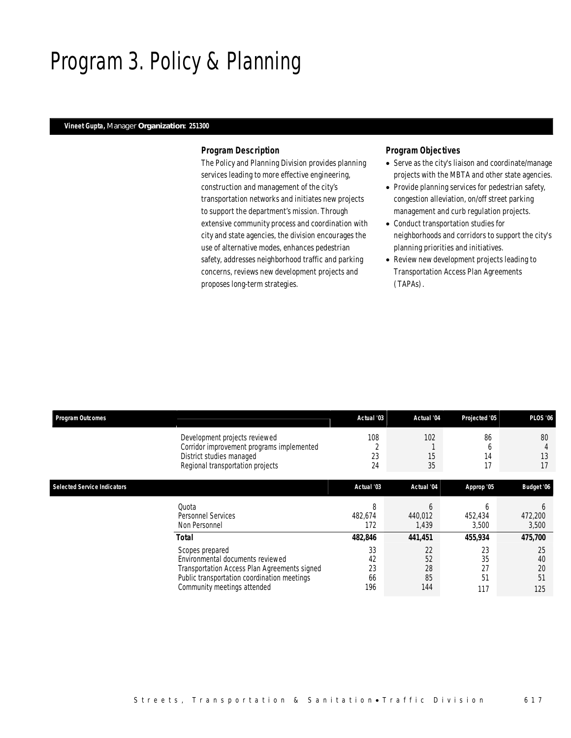# Program 3. Policy & Planning

**Vineet Gupta,** Manager **Organization: 251300**

### Program Description

The Policy and Planning Division provides planning services leading to more effective engineering, construction and management of the city's transportation networks and initiates new projects to support the department's mission. Through extensive community process and coordination with city and state agencies, the division encourages the use of alternative modes, enhances pedestrian safety, addresses neighborhood traffic and parking concerns, reviews new development projects and proposes long-term strategies.

### Program Objectives

- Serve as the city's liaison and coordinate/manage projects with the MBTA and other state agencies.
- Provide planning services for pedestrian safety, congestion alleviation, on/off street parking management and curb regulation projects.
- Conduct transportation studies for neighborhoods and corridors to support the city's planning priorities and initiatives.
- Review new development projects leading to Transportation Access Plan Agreements (TAPAs).

| Program Outcomes | Actual '03 | Actual '04 | Projected '05 | PLOS '06 |
|---|---|---|---|---|
| Development projects reviewed | 108 | 102 | 86 | 80 |
| Corridor improvement programs implemented | 2 | 1 | 6 | 4 |
| District studies managed | 23 | 15 | 14 | 13 |
| Regional transportation projects | 24 | 35 | 17 | 17 |

| Selected Service Indicators | Actual '03 | Actual '04 | Approp '05 | Budget '06 |
|---|---|---|---|---|
| Quota | 8 | 6 | 6 | 6 |
| Personnel Services | 482,674 | 440,012 | 452,434 | 472,200 |
| Non Personnel | 172 | 1,439 | 3,500 | 3,500 |
| **Total** | **482,846** | **441,451** | **455,934** | **475,700** |
| Scopes prepared | 33 | 22 | 23 | 25 |
| Environmental documents reviewed | 42 | 52 | 35 | 40 |
| Transportation Access Plan Agreements signed | 23 | 28 | 27 | 20 |
| Public transportation coordination meetings | 66 | 85 | 51 | 51 |
| Community meetings attended | 196 | 144 | 117 | 125 |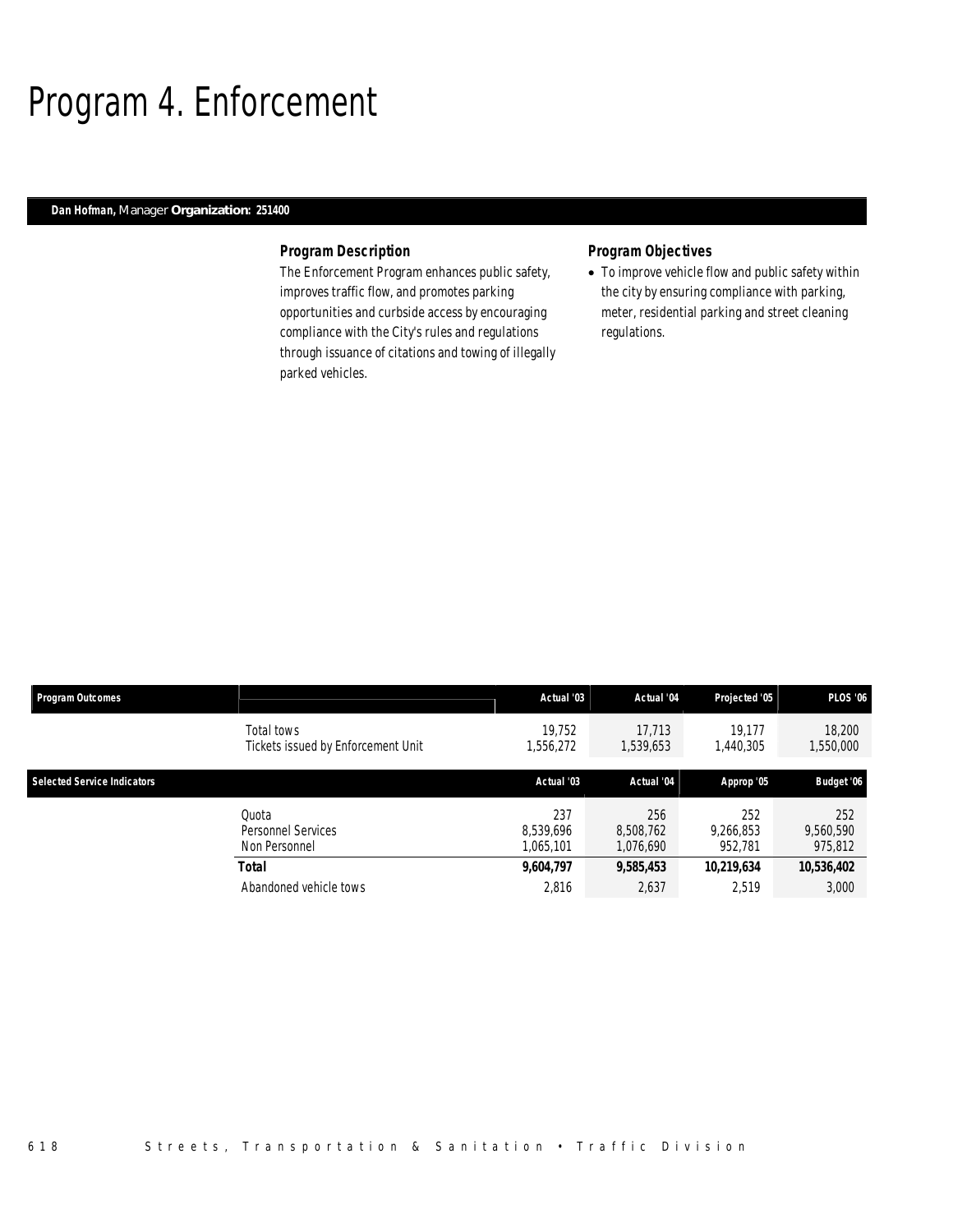# Program 4. Enforcement

**Dan Hofman,** Manager **Organization: 251400**

### Program Description

The Enforcement Program enhances public safety, improves traffic flow, and promotes parking opportunities and curbside access by encouraging compliance with the City's rules and regulations through issuance of citations and towing of illegally parked vehicles.

### Program Objectives

- To improve vehicle flow and public safety within the city by ensuring compliance with parking, meter, residential parking and street cleaning regulations.

| Program Outcomes | | Actual '03 | Actual '04 | Projected '05 | PLOS '06 |
|---|---|---|---|---|---|
| | Total tows | 19,752 | 17,713 | 19,177 | 18,200 |
| | Tickets issued by Enforcement Unit | 1,556,272 | 1,539,653 | 1,440,305 | 1,550,000 |

| Selected Service Indicators | | Actual '03 | Actual '04 | Approp '05 | Budget '06 |
|---|---|---|---|---|---|
| | Quota | 237 | 256 | 252 | 252 |
| | Personnel Services | 8,539,696 | 8,508,762 | 9,266,853 | 9,560,590 |
| | Non Personnel | 1,065,101 | 1,076,690 | 952,781 | 975,812 |
| | **Total** | **9,604,797** | **9,585,453** | **10,219,634** | **10,536,402** |
| | Abandoned vehicle tows | 2,816 | 2,637 | 2,519 | 3,000 |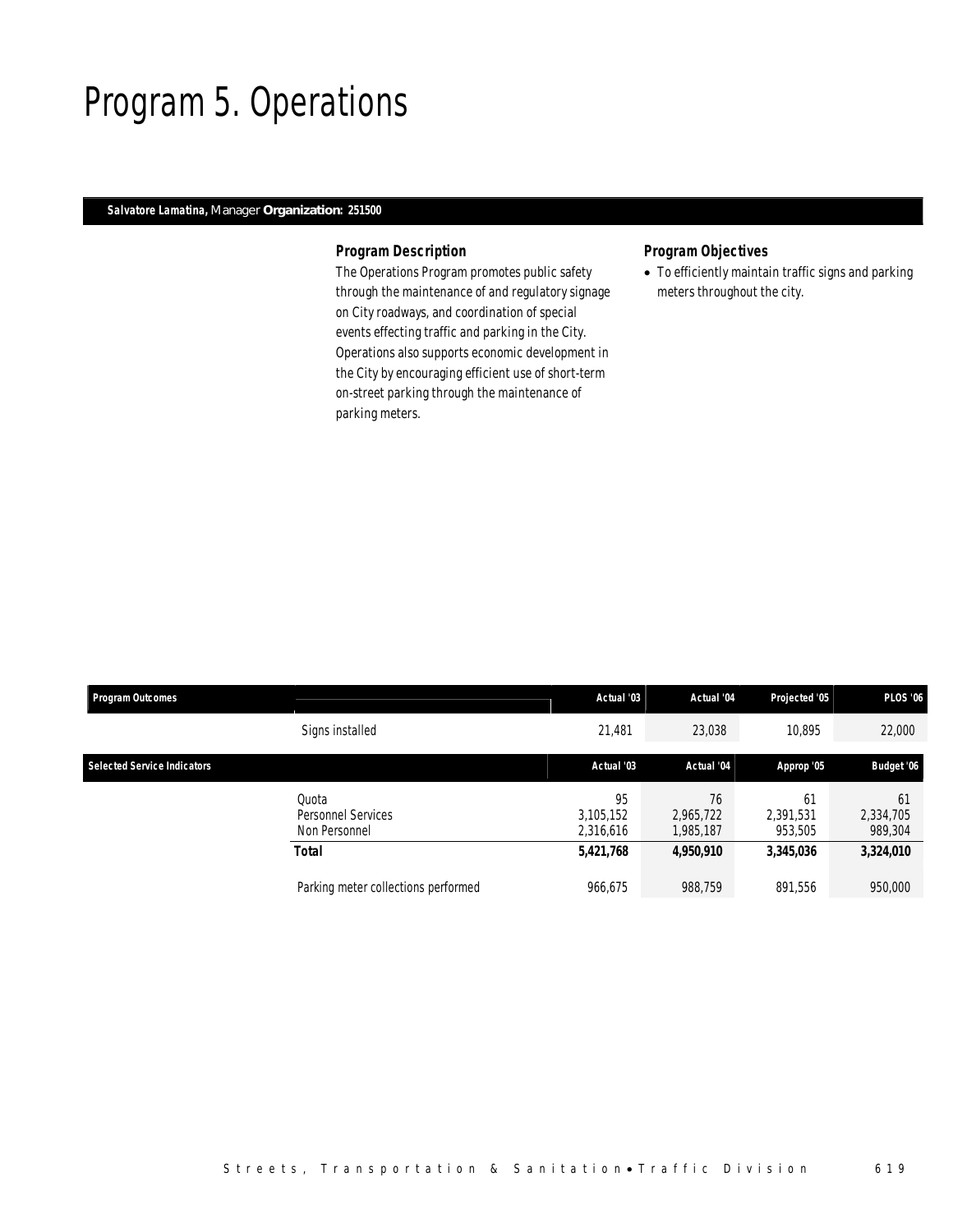# Program 5. Operations

**Salvatore Lamatina,** Manager **Organization: 251500**

### Program Description

The Operations Program promotes public safety through the maintenance of and regulatory signage on City roadways, and coordination of special events effecting traffic and parking in the City. Operations also supports economic development in the City by encouraging efficient use of short-term on-street parking through the maintenance of parking meters.

### Program Objectives

- To efficiently maintain traffic signs and parking meters throughout the city.

| Program Outcomes | | Actual '03 | Actual '04 | Projected '05 | PLOS '06 |
|---|---|---|---|---|---|
| | Signs installed | 21,481 | 23,038 | 10,895 | 22,000 |

| Selected Service Indicators | | Actual '03 | Actual '04 | Approp '05 | Budget '06 |
|---|---|---|---|---|---|
| | Quota | 95 | 76 | 61 | 61 |
| | Personnel Services | 3,105,152 | 2,965,722 | 2,391,531 | 2,334,705 |
| | Non Personnel | 2,316,616 | 1,985,187 | 953,505 | 989,304 |
| | **Total** | **5,421,768** | **4,950,910** | **3,345,036** | **3,324,010** |
| | Parking meter collections performed | 966,675 | 988,759 | 891,556 | 950,000 |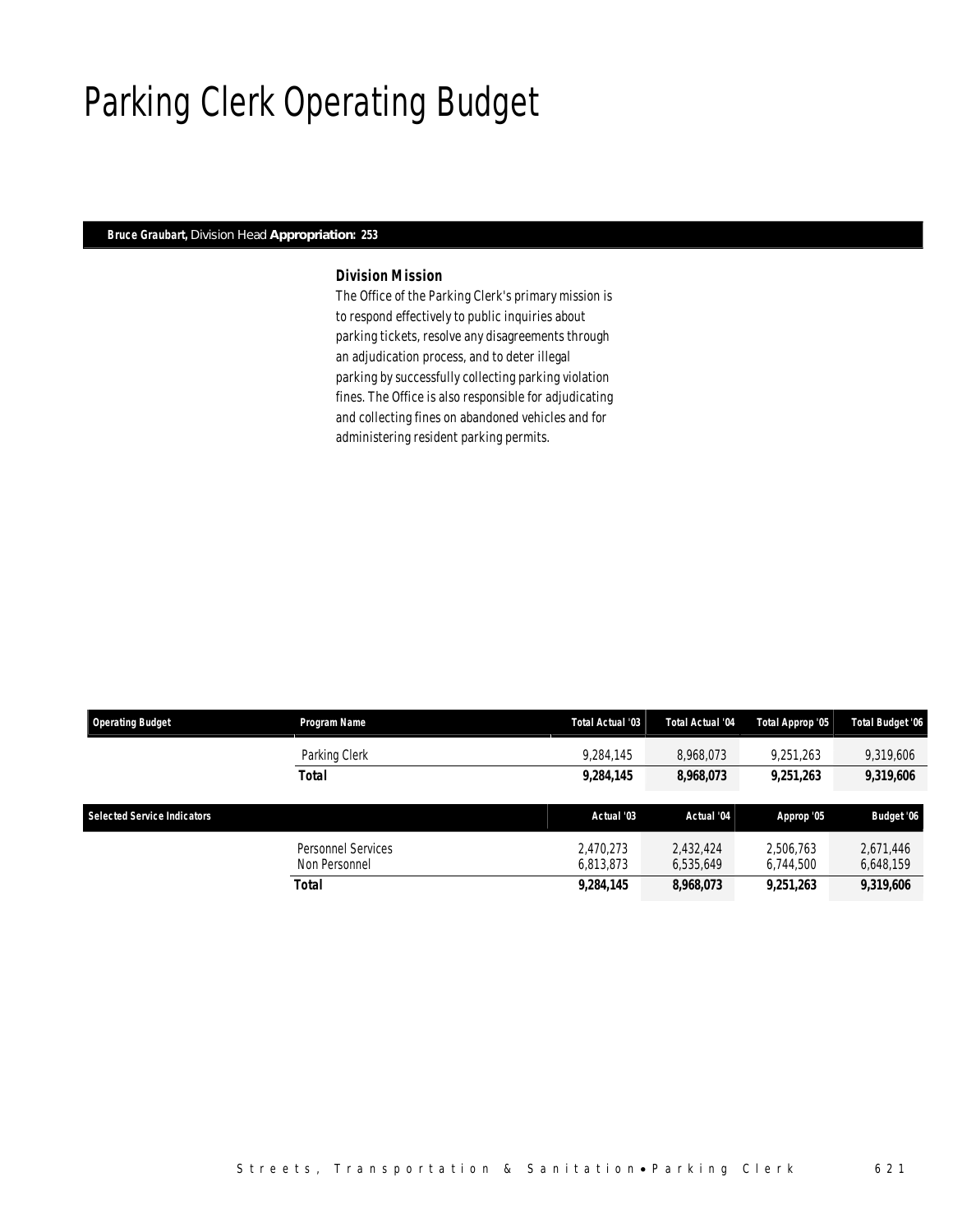# Parking Clerk Operating Budget

**Bruce Graubart,** Division Head **Appropriation: 253**

### Division Mission

The Office of the Parking Clerk's primary mission is to respond effectively to public inquiries about parking tickets, resolve any disagreements through an adjudication process, and to deter illegal parking by successfully collecting parking violation fines. The Office is also responsible for adjudicating and collecting fines on abandoned vehicles and for administering resident parking permits.

| Operating Budget | Program Name | Total Actual '03 | Total Actual '04 | Total Approp '05 | Total Budget '06 |
|---|---|---|---|---|---|
| | Parking Clerk | 9,284,145 | 8,968,073 | 9,251,263 | 9,319,606 |
| | **Total** | **9,284,145** | **8,968,073** | **9,251,263** | **9,319,606** |

| Selected Service Indicators | | Actual '03 | Actual '04 | Approp '05 | Budget '06 |
|---|---|---|---|---|---|
| | Personnel Services | 2,470,273 | 2,432,424 | 2,506,763 | 2,671,446 |
| | Non Personnel | 6,813,873 | 6,535,649 | 6,744,500 | 6,648,159 |
| | **Total** | **9,284,145** | **8,968,073** | **9,251,263** | **9,319,606** |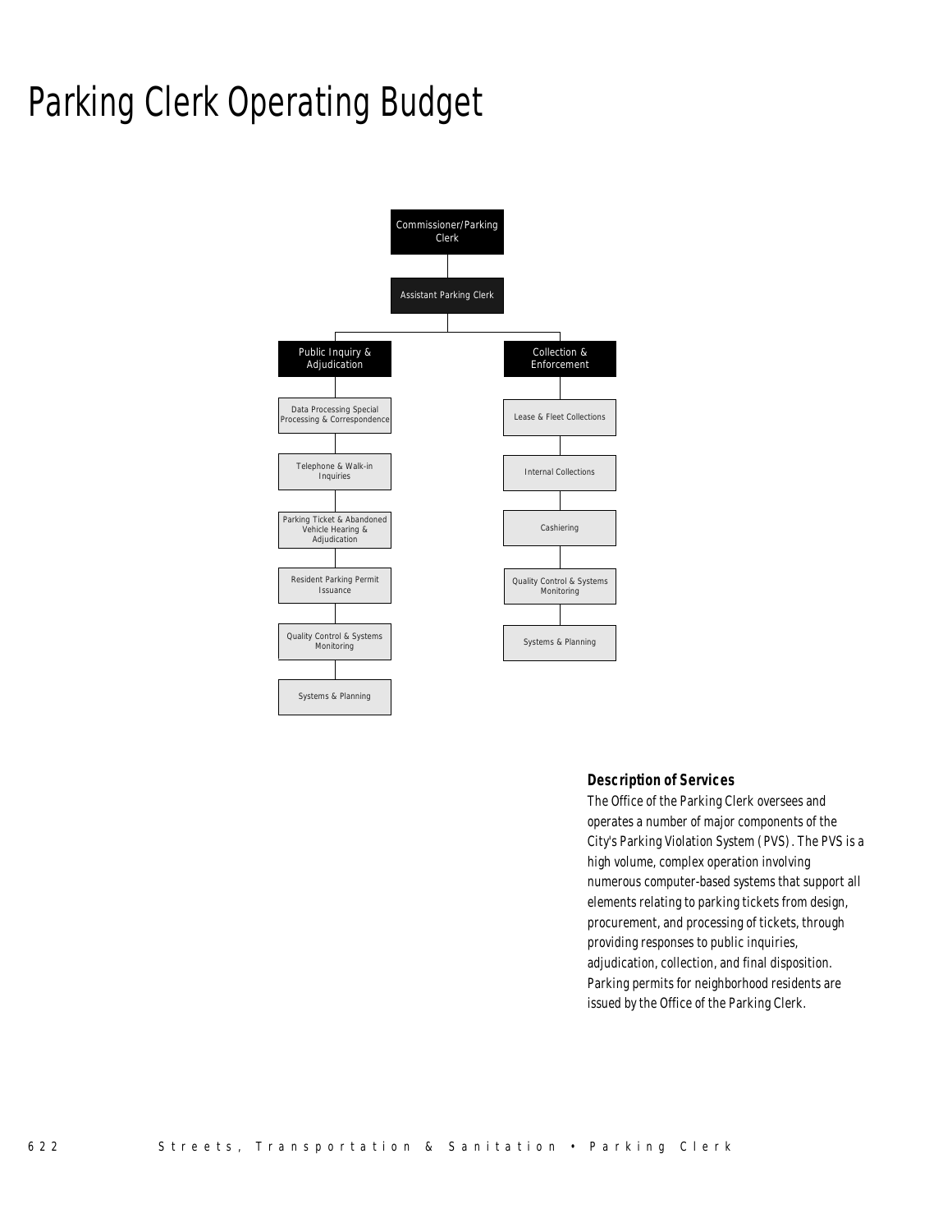# Parking Clerk Operating Budget

- Commissioner/Parking Clerk
  - Assistant Parking Clerk
    - Public Inquiry & Adjudication
      - Data Processing Special Processing & Correspondence
      - Telephone & Walk-in Inquiries
      - Parking Ticket & Abandoned Vehicle Hearing & Adjudication
      - Resident Parking Permit Issuance
      - Quality Control & Systems Monitoring
      - Systems & Planning
    - Collection & Enforcement
      - Lease & Fleet Collections
      - Internal Collections
      - Cashiering
      - Quality Control & Systems Monitoring
      - Systems & Planning

### Description of Services

The Office of the Parking Clerk oversees and operates a number of major components of the City's Parking Violation System (PVS). The PVS is a high volume, complex operation involving numerous computer-based systems that support all elements relating to parking tickets from design, procurement, and processing of tickets, through providing responses to public inquiries, adjudication, collection, and final disposition. Parking permits for neighborhood residents are issued by the Office of the Parking Clerk.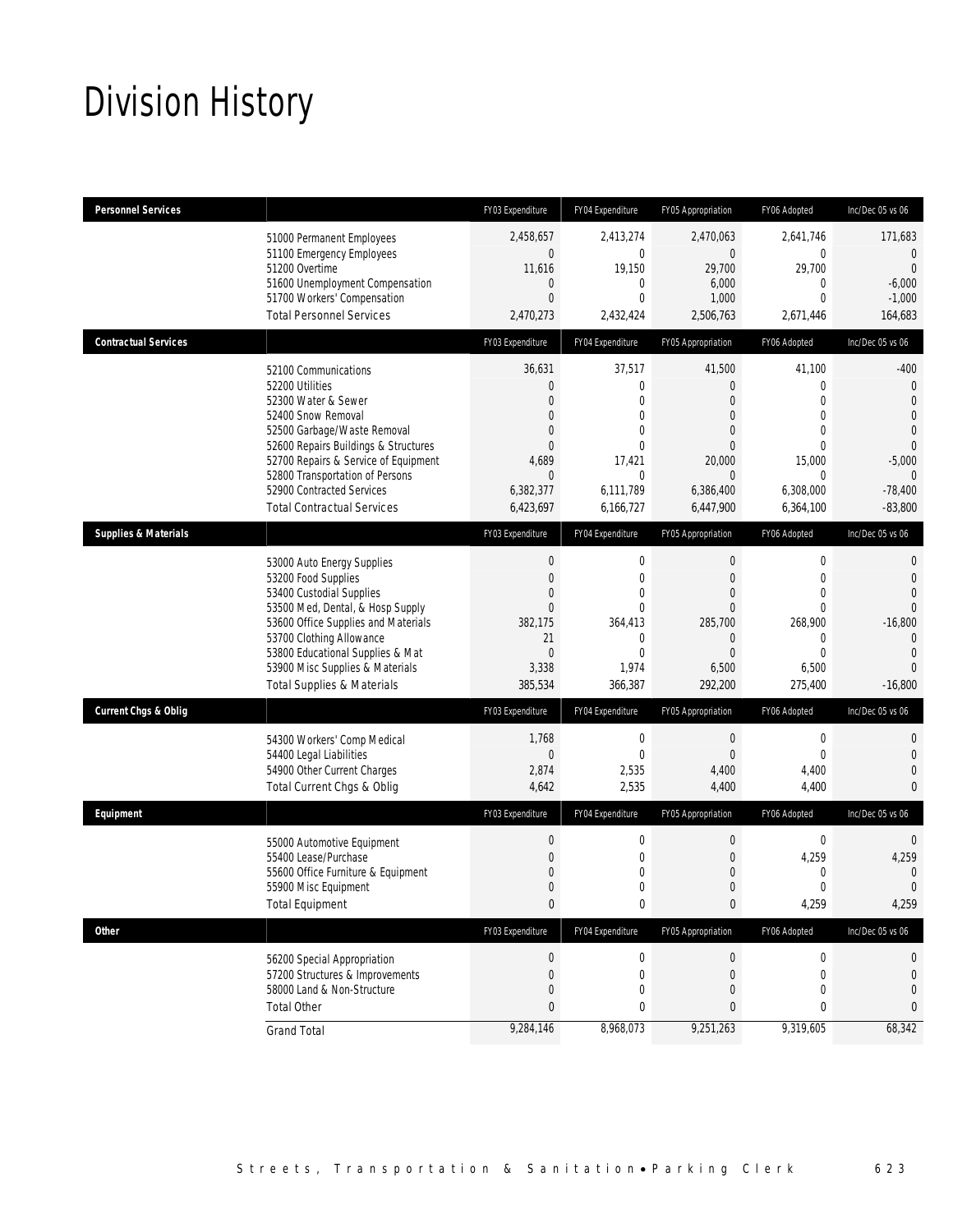# Division History

| Personnel Services | | FY03 Expenditure | FY04 Expenditure | FY05 Appropriation | FY06 Adopted | Inc/Dec 05 vs 06 |
|---|---|---|---|---|---|---|
| | 51000 Permanent Employees | 2,458,657 | 2,413,274 | 2,470,063 | 2,641,746 | 171,683 |
| | 51100 Emergency Employees | 0 | 0 | 0 | 0 | 0 |
| | 51200 Overtime | 11,616 | 19,150 | 29,700 | 29,700 | 0 |
| | 51600 Unemployment Compensation | 0 | 0 | 6,000 | 0 | -6,000 |
| | 51700 Workers' Compensation | 0 | 0 | 1,000 | 0 | -1,000 |
| | Total Personnel Services | 2,470,273 | 2,432,424 | 2,506,763 | 2,671,446 | 164,683 |
| **Contractual Services** | | FY03 Expenditure | FY04 Expenditure | FY05 Appropriation | FY06 Adopted | Inc/Dec 05 vs 06 |
| | 52100 Communications | 36,631 | 37,517 | 41,500 | 41,100 | -400 |
| | 52200 Utilities | 0 | 0 | 0 | 0 | 0 |
| | 52300 Water & Sewer | 0 | 0 | 0 | 0 | 0 |
| | 52400 Snow Removal | 0 | 0 | 0 | 0 | 0 |
| | 52500 Garbage/Waste Removal | 0 | 0 | 0 | 0 | 0 |
| | 52600 Repairs Buildings & Structures | 0 | 0 | 0 | 0 | 0 |
| | 52700 Repairs & Service of Equipment | 4,689 | 17,421 | 20,000 | 15,000 | -5,000 |
| | 52800 Transportation of Persons | 0 | 0 | 0 | 0 | 0 |
| | 52900 Contracted Services | 6,382,377 | 6,111,789 | 6,386,400 | 6,308,000 | -78,400 |
| | Total Contractual Services | 6,423,697 | 6,166,727 | 6,447,900 | 6,364,100 | -83,800 |
| **Supplies & Materials** | | FY03 Expenditure | FY04 Expenditure | FY05 Appropriation | FY06 Adopted | Inc/Dec 05 vs 06 |
| | 53000 Auto Energy Supplies | 0 | 0 | 0 | 0 | 0 |
| | 53200 Food Supplies | 0 | 0 | 0 | 0 | 0 |
| | 53400 Custodial Supplies | 0 | 0 | 0 | 0 | 0 |
| | 53500 Med, Dental, & Hosp Supply | 0 | 0 | 0 | 0 | 0 |
| | 53600 Office Supplies and Materials | 382,175 | 364,413 | 285,700 | 268,900 | -16,800 |
| | 53700 Clothing Allowance | 21 | 0 | 0 | 0 | 0 |
| | 53800 Educational Supplies & Mat | 0 | 0 | 0 | 0 | 0 |
| | 53900 Misc Supplies & Materials | 3,338 | 1,974 | 6,500 | 6,500 | 0 |
| | Total Supplies & Materials | 385,534 | 366,387 | 292,200 | 275,400 | -16,800 |
| **Current Chgs & Oblig** | | FY03 Expenditure | FY04 Expenditure | FY05 Appropriation | FY06 Adopted | Inc/Dec 05 vs 06 |
| | 54300 Workers' Comp Medical | 1,768 | 0 | 0 | 0 | 0 |
| | 54400 Legal Liabilities | 0 | 0 | 0 | 0 | 0 |
| | 54900 Other Current Charges | 2,874 | 2,535 | 4,400 | 4,400 | 0 |
| | Total Current Chgs & Oblig | 4,642 | 2,535 | 4,400 | 4,400 | 0 |
| **Equipment** | | FY03 Expenditure | FY04 Expenditure | FY05 Appropriation | FY06 Adopted | Inc/Dec 05 vs 06 |
| | 55000 Automotive Equipment | 0 | 0 | 0 | 0 | 0 |
| | 55400 Lease/Purchase | 0 | 0 | 0 | 4,259 | 4,259 |
| | 55600 Office Furniture & Equipment | 0 | 0 | 0 | 0 | 0 |
| | 55900 Misc Equipment | 0 | 0 | 0 | 0 | 0 |
| | Total Equipment | 0 | 0 | 0 | 4,259 | 4,259 |
| **Other** | | FY03 Expenditure | FY04 Expenditure | FY05 Appropriation | FY06 Adopted | Inc/Dec 05 vs 06 |
| | 56200 Special Appropriation | 0 | 0 | 0 | 0 | 0 |
| | 57200 Structures & Improvements | 0 | 0 | 0 | 0 | 0 |
| | 58000 Land & Non-Structure | 0 | 0 | 0 | 0 | 0 |
| | Total Other | 0 | 0 | 0 | 0 | 0 |
| | Grand Total | 9,284,146 | 8,968,073 | 9,251,263 | 9,319,605 | 68,342 |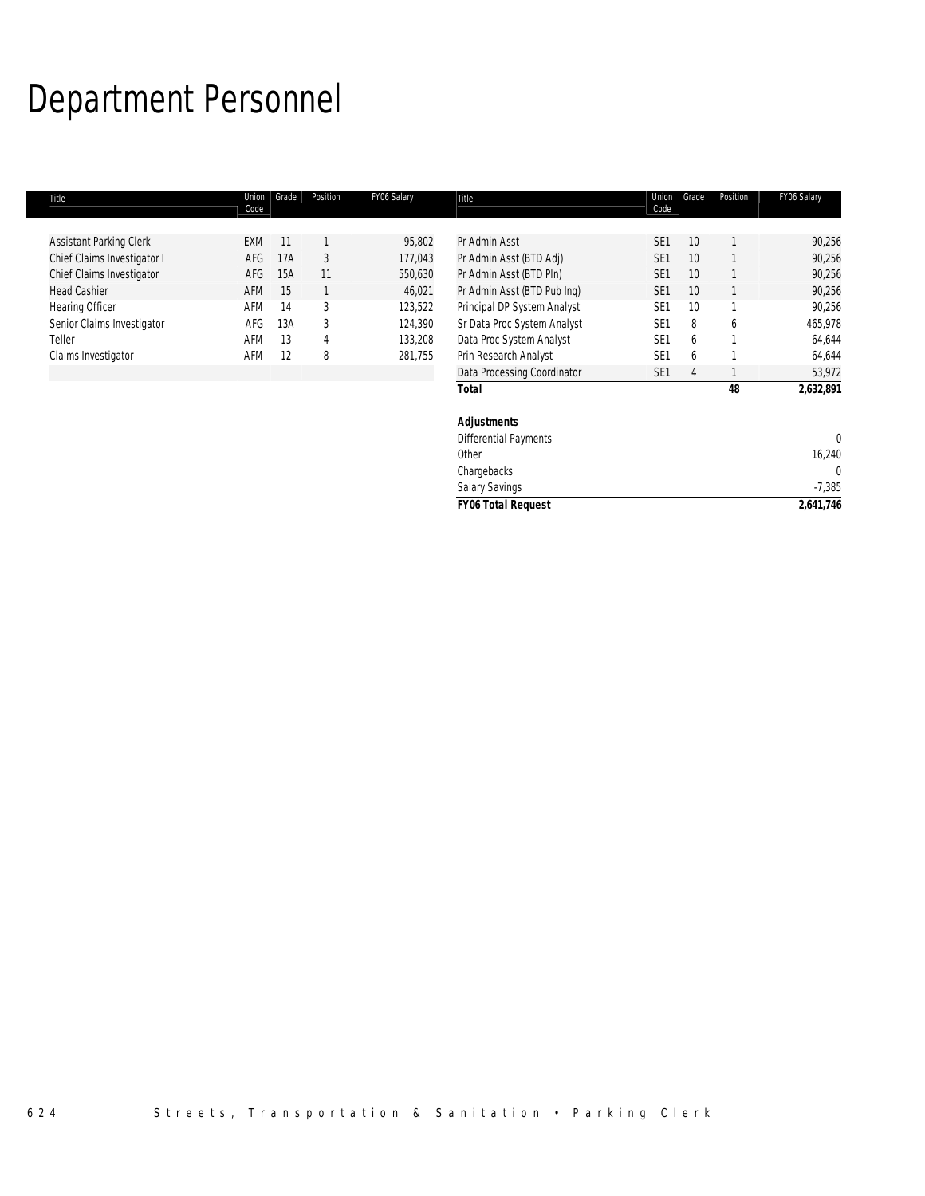# Department Personnel

| Title | Union Code | Grade | Position | FY06 Salary |
|---|---|---|---|---|
| Assistant Parking Clerk | EXM | 11 | 1 | 95,802 |
| Chief Claims Investigator I | AFG | 17A | 3 | 177,043 |
| Chief Claims Investigator | AFG | 15A | 11 | 550,630 |
| Head Cashier | AFM | 15 | 1 | 46,021 |
| Hearing Officer | AFM | 14 | 3 | 123,522 |
| Senior Claims Investigator | AFG | 13A | 3 | 124,390 |
| Teller | AFM | 13 | 4 | 133,208 |
| Claims Investigator | AFM | 12 | 8 | 281,755 |
| Pr Admin Asst | SE1 | 10 | 1 | 90,256 |
| Pr Admin Asst (BTD Adj) | SE1 | 10 | 1 | 90,256 |
| Pr Admin Asst (BTD Pln) | SE1 | 10 | 1 | 90,256 |
| Pr Admin Asst (BTD Pub Inq) | SE1 | 10 | 1 | 90,256 |
| Principal DP System Analyst | SE1 | 10 | 1 | 90,256 |
| Sr Data Proc System Analyst | SE1 | 8 | 6 | 465,978 |
| Data Proc System Analyst | SE1 | 6 | 1 | 64,644 |
| Prin Research Analyst | SE1 | 6 | 1 | 64,644 |
| Data Processing Coordinator | SE1 | 4 | 1 | 53,972 |
| **Total** | | | **48** | **2,632,891** |
| | | | | |
| ***Adjustments*** | | | | |
| Differential Payments | | | | 0 |
| Other | | | | 16,240 |
| Chargebacks | | | | 0 |
| Salary Savings | | | | -7,385 |
| ***FY06 Total Request*** | | | | **2,641,746** |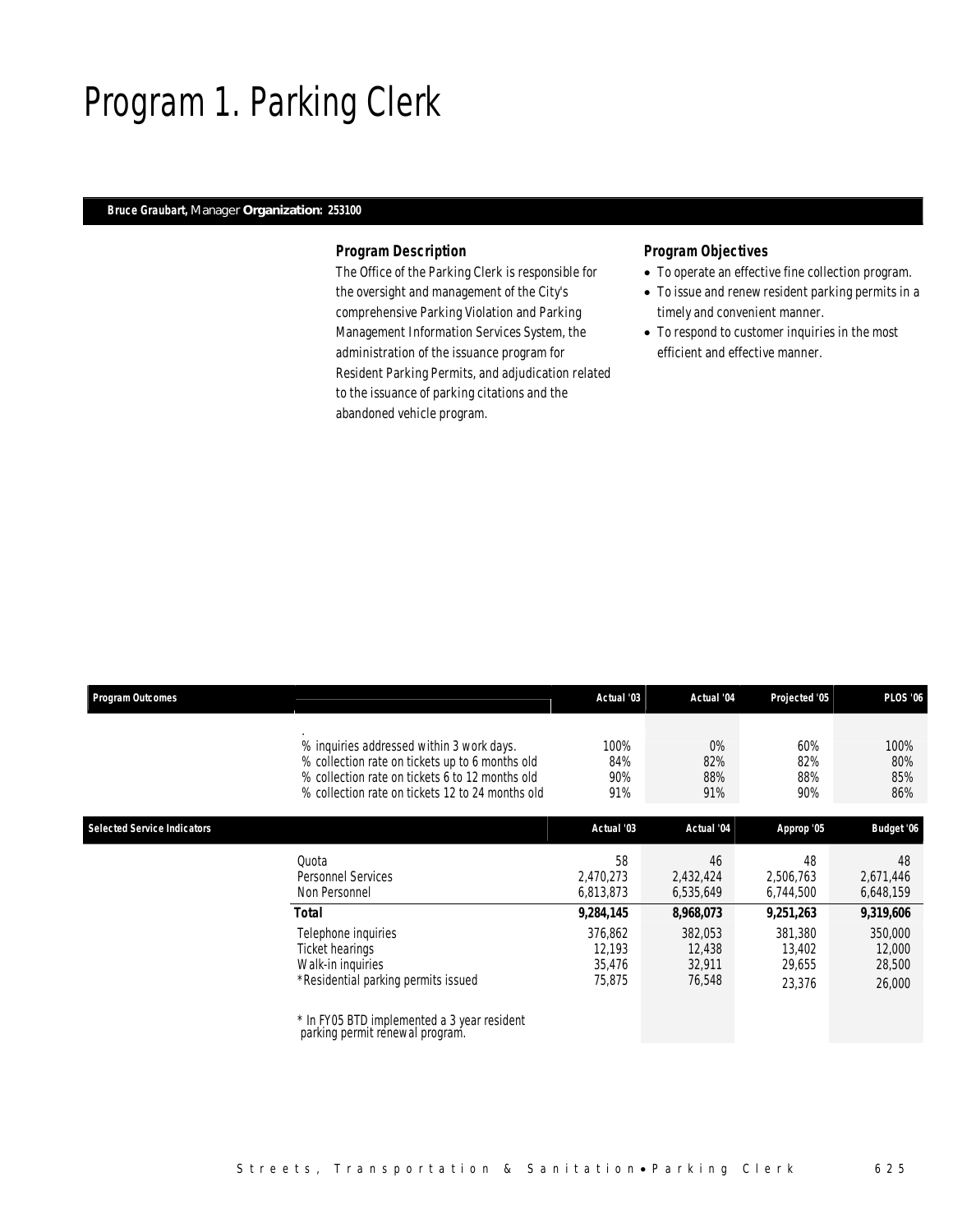# Program 1. Parking Clerk

**Bruce Graubart,** Manager **Organization: 253100**

### Program Description

The Office of the Parking Clerk is responsible for the oversight and management of the City's comprehensive Parking Violation and Parking Management Information Services System, the administration of the issuance program for Resident Parking Permits, and adjudication related to the issuance of parking citations and the abandoned vehicle program.

### Program Objectives

- To operate an effective fine collection program.
- To issue and renew resident parking permits in a timely and convenient manner.
- To respond to customer inquiries in the most efficient and effective manner.

| Program Outcomes | | Actual '03 | Actual '04 | Projected '05 | PLOS '06 |
|---|---|---|---|---|---|
| | % inquiries addressed within 3 work days. | 100% | 0% | 60% | 100% |
| | % collection rate on tickets up to 6 months old | 84% | 82% | 82% | 80% |
| | % collection rate on tickets 6 to 12 months old | 90% | 88% | 88% | 85% |
| | % collection rate on tickets 12 to 24 months old | 91% | 91% | 90% | 86% |

| Selected Service Indicators | | Actual '03 | Actual '04 | Approp '05 | Budget '06 |
|---|---|---|---|---|---|
| | Quota | 58 | 46 | 48 | 48 |
| | Personnel Services | 2,470,273 | 2,432,424 | 2,506,763 | 2,671,446 |
| | Non Personnel | 6,813,873 | 6,535,649 | 6,744,500 | 6,648,159 |
| | **Total** | **9,284,145** | **8,968,073** | **9,251,263** | **9,319,606** |
| | Telephone inquiries | 376,862 | 382,053 | 381,380 | 350,000 |
| | Ticket hearings | 12,193 | 12,438 | 13,402 | 12,000 |
| | Walk-in inquiries | 35,476 | 32,911 | 29,655 | 28,500 |
| | *Residential parking permits issued | 75,875 | 76,548 | 23,376 | 26,000 |

* In FY05 BTD implemented a 3 year resident parking permit renewal program.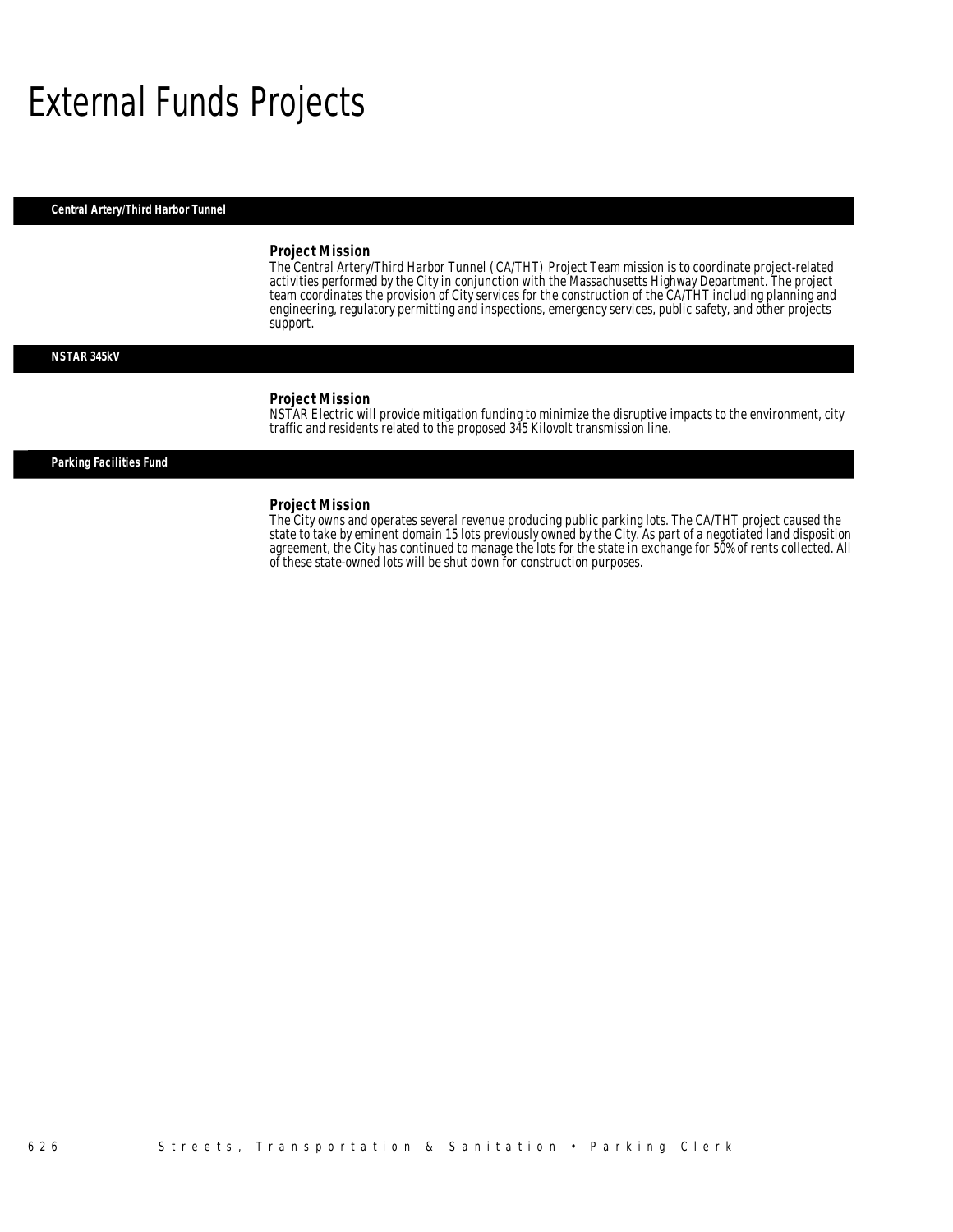# External Funds Projects

## Central Artery/Third Harbor Tunnel

### Project Mission

The Central Artery/Third Harbor Tunnel (CA/THT) Project Team mission is to coordinate project-related activities performed by the City in conjunction with the Massachusetts Highway Department. The project team coordinates the provision of City services for the construction of the CA/THT including planning and engineering, regulatory permitting and inspections, emergency services, public safety, and other projects support.

## NSTAR 345kV

### Project Mission

NSTAR Electric will provide mitigation funding to minimize the disruptive impacts to the environment, city traffic and residents related to the proposed 345 Kilovolt transmission line.

## Parking Facilities Fund

### Project Mission

The City owns and operates several revenue producing public parking lots. The CA/THT project caused the state to take by eminent domain 15 lots previously owned by the City. As part of a negotiated land disposition agreement, the City has continued to manage the lots for the state in exchange for 50% of rents collected. All of these state-owned lots will be shut down for construction purposes.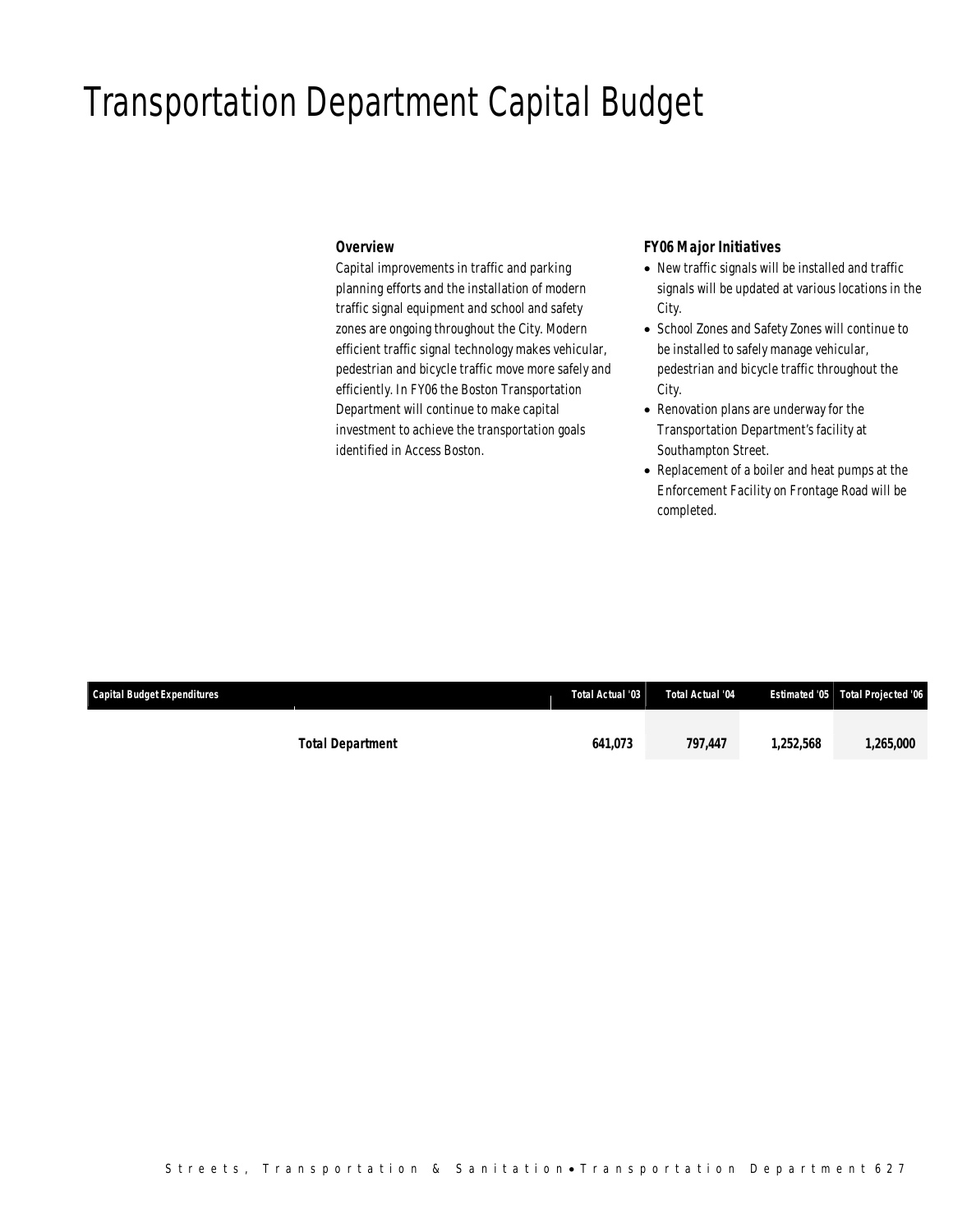# Transportation Department Capital Budget

### Overview

Capital improvements in traffic and parking planning efforts and the installation of modern traffic signal equipment and school and safety zones are ongoing throughout the City. Modern efficient traffic signal technology makes vehicular, pedestrian and bicycle traffic move more safely and efficiently. In FY06 the Boston Transportation Department will continue to make capital investment to achieve the transportation goals identified in Access Boston.

### FY06 Major Initiatives

- New traffic signals will be installed and traffic signals will be updated at various locations in the City.
- School Zones and Safety Zones will continue to be installed to safely manage vehicular, pedestrian and bicycle traffic throughout the City.
- Renovation plans are underway for the Transportation Department's facility at Southampton Street.
- Replacement of a boiler and heat pumps at the Enforcement Facility on Frontage Road will be completed.

| Capital Budget Expenditures | Total Actual '03 | Total Actual '04 | Estimated '05 | Total Projected '06 |
|---|---|---|---|---|
| **Total Department** | **641,073** | **797,447** | **1,252,568** | **1,265,000** |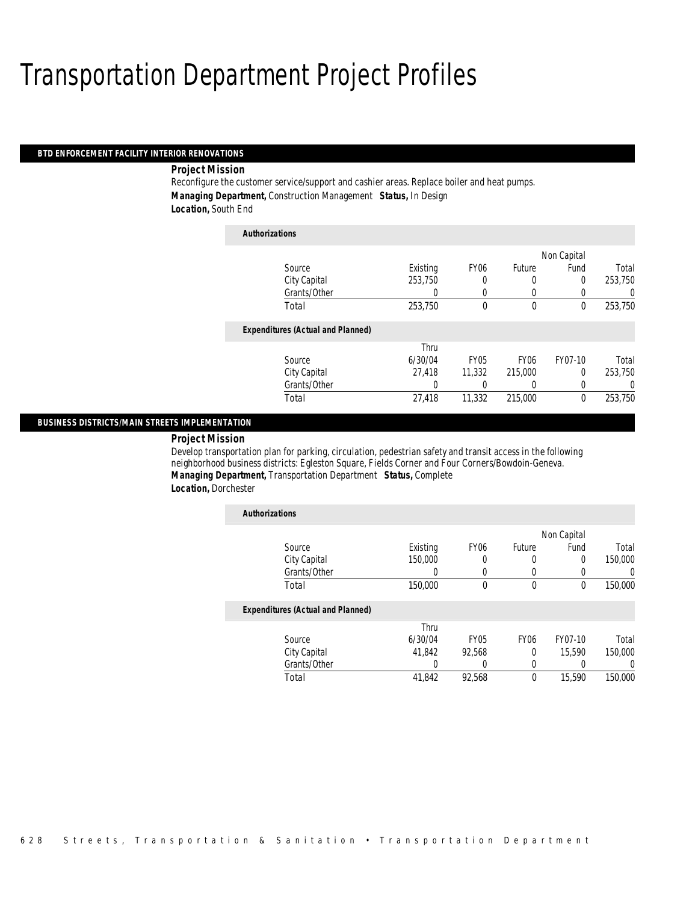# Transportation Department Project Profiles

## BTD ENFORCEMENT FACILITY INTERIOR RENOVATIONS

**Project Mission**

Reconfigure the customer service/support and cashier areas. Replace boiler and heat pumps.

***Managing Department,*** Construction Management ***Status,*** In Design

***Location,*** South End

***Authorizations***

| Source | Existing | FY06 | Future | Non Capital Fund | Total |
|---|---|---|---|---|---|
| City Capital | 253,750 | 0 | 0 | 0 | 253,750 |
| Grants/Other | 0 | 0 | 0 | 0 | 0 |
| Total | 253,750 | 0 | 0 | 0 | 253,750 |

***Expenditures (Actual and Planned)***

| Source | Thru 6/30/04 | FY05 | FY06 | FY07-10 | Total |
|---|---|---|---|---|---|
| City Capital | 27,418 | 11,332 | 215,000 | 0 | 253,750 |
| Grants/Other | 0 | 0 | 0 | 0 | 0 |
| Total | 27,418 | 11,332 | 215,000 | 0 | 253,750 |

## BUSINESS DISTRICTS/MAIN STREETS IMPLEMENTATION

**Project Mission**

Develop transportation plan for parking, circulation, pedestrian safety and transit access in the following neighborhood business districts: Egleston Square, Fields Corner and Four Corners/Bowdoin-Geneva.

***Managing Department,*** Transportation Department ***Status,*** Complete

***Location,*** Dorchester

***Authorizations***

| Source | Existing | FY06 | Future | Non Capital Fund | Total |
|---|---|---|---|---|---|
| City Capital | 150,000 | 0 | 0 | 0 | 150,000 |
| Grants/Other | 0 | 0 | 0 | 0 | 0 |
| Total | 150,000 | 0 | 0 | 0 | 150,000 |

***Expenditures (Actual and Planned)***

| Source | Thru 6/30/04 | FY05 | FY06 | FY07-10 | Total |
|---|---|---|---|---|---|
| City Capital | 41,842 | 92,568 | 0 | 15,590 | 150,000 |
| Grants/Other | 0 | 0 | 0 | 0 | 0 |
| Total | 41,842 | 92,568 | 0 | 15,590 | 150,000 |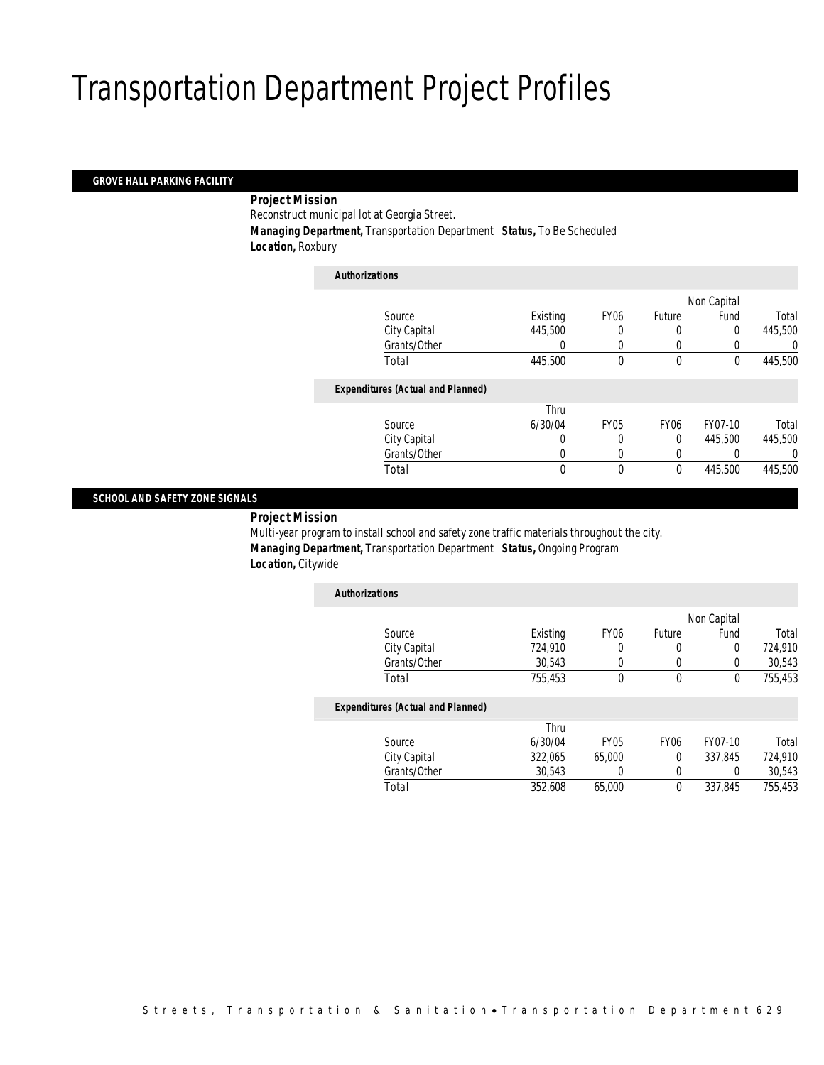# Transportation Department Project Profiles

## GROVE HALL PARKING FACILITY

***Project Mission***

Reconstruct municipal lot at Georgia Street.

***Managing Department,*** Transportation Department ***Status,*** To Be Scheduled

***Location,*** Roxbury

***Authorizations***

| Source | Existing | FY06 | Future | Non Capital Fund | Total |
|---|---|---|---|---|---|
| City Capital | 445,500 | 0 | 0 | 0 | 445,500 |
| Grants/Other | 0 | 0 | 0 | 0 | 0 |
| Total | 445,500 | 0 | 0 | 0 | 445,500 |

***Expenditures (Actual and Planned)***

| Source | Thru 6/30/04 | FY05 | FY06 | FY07-10 | Total |
|---|---|---|---|---|---|
| City Capital | 0 | 0 | 0 | 445,500 | 445,500 |
| Grants/Other | 0 | 0 | 0 | 0 | 0 |
| Total | 0 | 0 | 0 | 445,500 | 445,500 |

## SCHOOL AND SAFETY ZONE SIGNALS

***Project Mission***

Multi-year program to install school and safety zone traffic materials throughout the city.

***Managing Department,*** Transportation Department ***Status,*** Ongoing Program

***Location,*** Citywide

***Authorizations***

| Source | Existing | FY06 | Future | Non Capital Fund | Total |
|---|---|---|---|---|---|
| City Capital | 724,910 | 0 | 0 | 0 | 724,910 |
| Grants/Other | 30,543 | 0 | 0 | 0 | 30,543 |
| Total | 755,453 | 0 | 0 | 0 | 755,453 |

***Expenditures (Actual and Planned)***

| Source | Thru 6/30/04 | FY05 | FY06 | FY07-10 | Total |
|---|---|---|---|---|---|
| City Capital | 322,065 | 65,000 | 0 | 337,845 | 724,910 |
| Grants/Other | 30,543 | 0 | 0 | 0 | 30,543 |
| Total | 352,608 | 65,000 | 0 | 337,845 | 755,453 |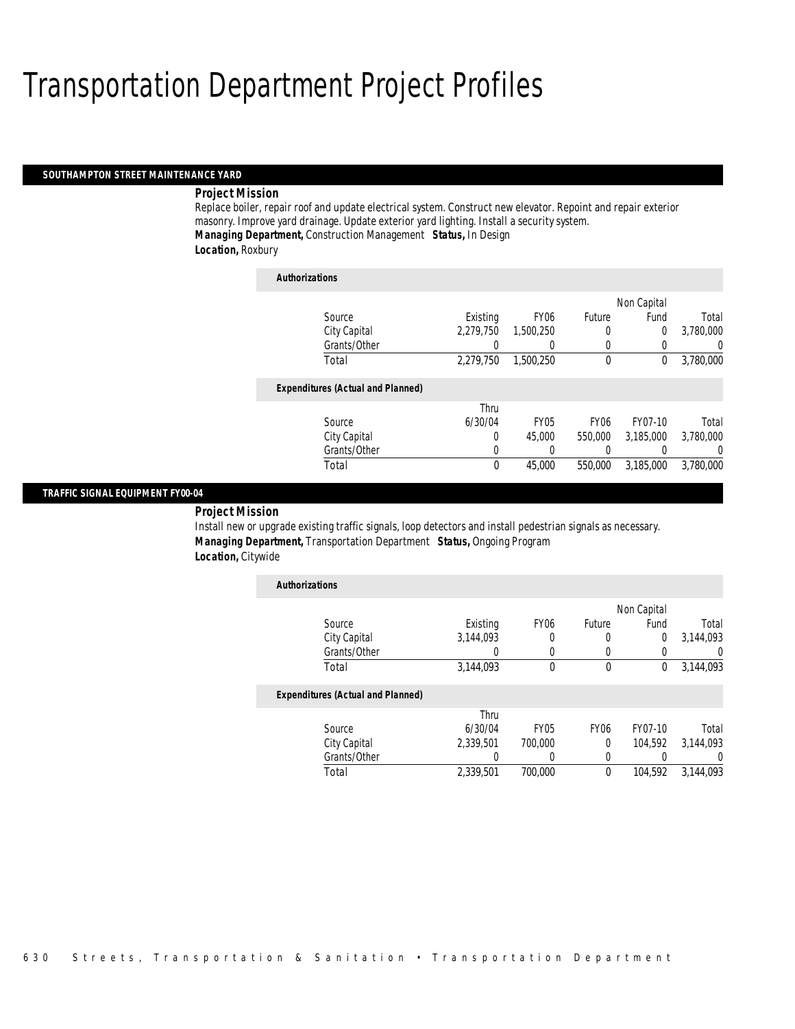# Transportation Department Project Profiles

## SOUTHAMPTON STREET MAINTENANCE YARD

***Project Mission***

Replace boiler, repair roof and update electrical system. Construct new elevator. Repoint and repair exterior masonry. Improve yard drainage. Update exterior yard lighting. Install a security system.

***Managing Department,*** Construction Management ***Status,*** In Design

***Location,*** Roxbury

***Authorizations***

| Source | Existing | FY06 | Future | Non Capital Fund | Total |
|---|---|---|---|---|---|
| City Capital | 2,279,750 | 1,500,250 | 0 | 0 | 3,780,000 |
| Grants/Other | 0 | 0 | 0 | 0 | 0 |
| Total | 2,279,750 | 1,500,250 | 0 | 0 | 3,780,000 |

***Expenditures (Actual and Planned)***

| Source | Thru 6/30/04 | FY05 | FY06 | FY07-10 | Total |
|---|---|---|---|---|---|
| City Capital | 0 | 45,000 | 550,000 | 3,185,000 | 3,780,000 |
| Grants/Other | 0 | 0 | 0 | 0 | 0 |
| Total | 0 | 45,000 | 550,000 | 3,185,000 | 3,780,000 |

## TRAFFIC SIGNAL EQUIPMENT FY00-04

***Project Mission***

Install new or upgrade existing traffic signals, loop detectors and install pedestrian signals as necessary.

***Managing Department,*** Transportation Department ***Status,*** Ongoing Program

***Location,*** Citywide

***Authorizations***

| Source | Existing | FY06 | Future | Non Capital Fund | Total |
|---|---|---|---|---|---|
| City Capital | 3,144,093 | 0 | 0 | 0 | 3,144,093 |
| Grants/Other | 0 | 0 | 0 | 0 | 0 |
| Total | 3,144,093 | 0 | 0 | 0 | 3,144,093 |

***Expenditures (Actual and Planned)***

| Source | Thru 6/30/04 | FY05 | FY06 | FY07-10 | Total |
|---|---|---|---|---|---|
| City Capital | 2,339,501 | 700,000 | 0 | 104,592 | 3,144,093 |
| Grants/Other | 0 | 0 | 0 | 0 | 0 |
| Total | 2,339,501 | 700,000 | 0 | 104,592 | 3,144,093 |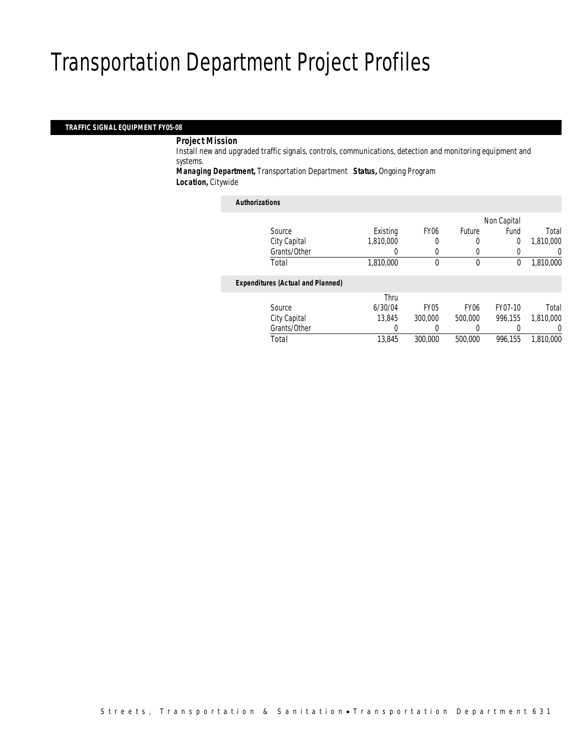# Transportation Department Project Profiles

### TRAFFIC SIGNAL EQUIPMENT FY05-08

**Project Mission**

Install new and upgraded traffic signals, controls, communications, detection and monitoring equipment and systems.

**Managing Department,** Transportation Department **Status,** Ongoing Program

**Location,** Citywide

***Authorizations***

| Source | Existing | FY06 | Future | Non Capital Fund | Total |
|---|---|---|---|---|---|
| City Capital | 1,810,000 | 0 | 0 | 0 | 1,810,000 |
| Grants/Other | 0 | 0 | 0 | 0 | 0 |
| Total | 1,810,000 | 0 | 0 | 0 | 1,810,000 |

***Expenditures (Actual and Planned)***

| Source | Thru 6/30/04 | FY05 | FY06 | FY07-10 | Total |
|---|---|---|---|---|---|
| City Capital | 13,845 | 300,000 | 500,000 | 996,155 | 1,810,000 |
| Grants/Other | 0 | 0 | 0 | 0 | 0 |
| Total | 13,845 | 300,000 | 500,000 | 996,155 | 1,810,000 |